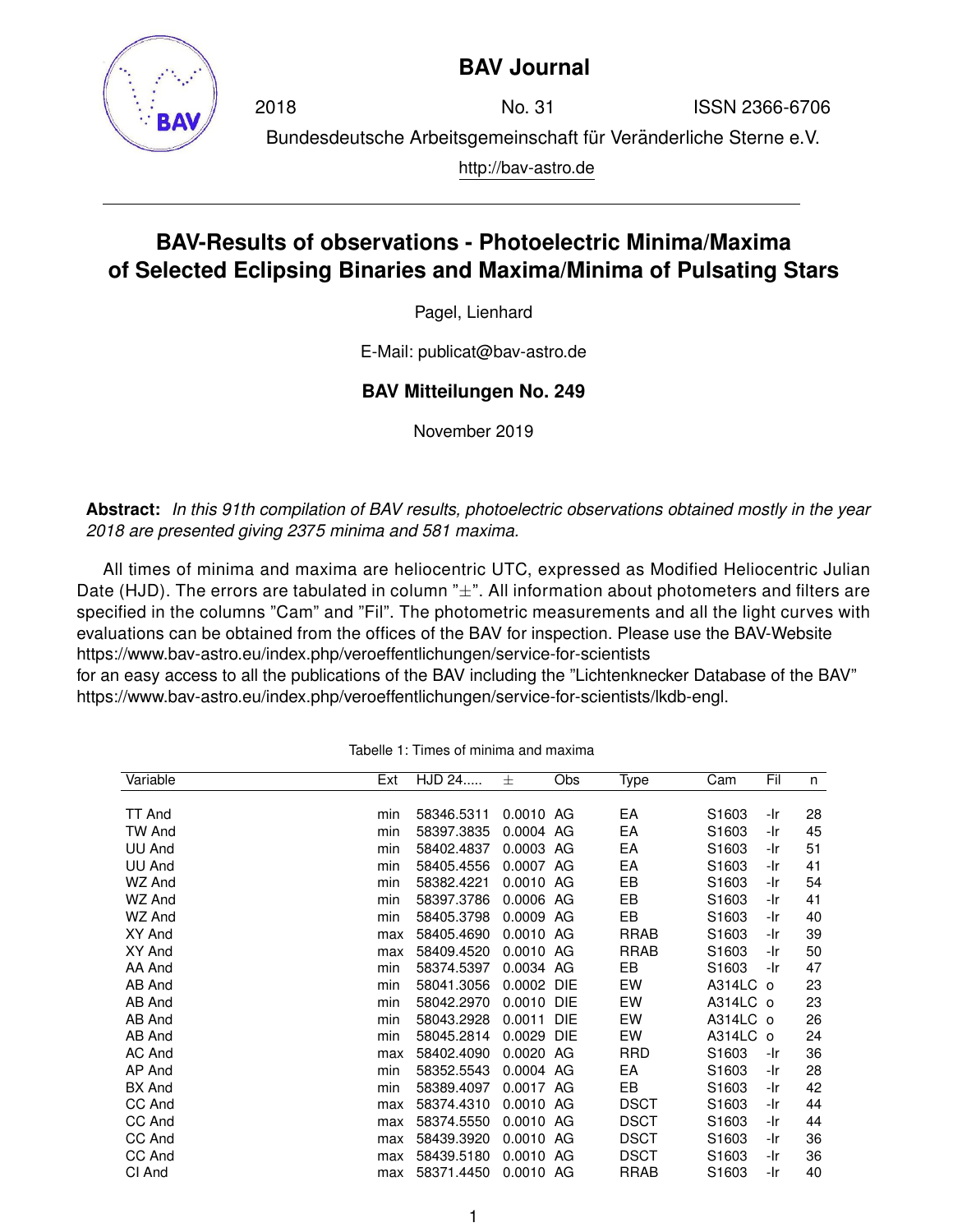# BAV Journal

2018 No. 31 ISSN 2366-6706

Bundesdeutsche Arbeitsgemeinschaft für Veränderliche Sterne e.V.

http://bav-astro.de

## BAV-Results of observations - Photoelectric Minima/Maxima of Selected Eclipsing Binaries and Maxima/Minima of Pulsating Stars

Pagel, Lienhard

E-Mail: publicat@bav-astro.de

**BAV Mitteilungen No. 249**

November 2019

**Abstract:** *In this 91th compilation of BAV results, photoelectric observations obtained mostly in the year 2018 are presented giving 2375 minima and 581 maxima.*

All times of minima and maxima are heliocentric UTC, expressed as Modified Heliocentric Julian Date (HJD). The errors are tabulated in column "±". All information about photometers and filters are specified in the columns "Cam" and "Fil". The photometric measurements and all the light curves with evaluations can be obtained from the offices of the BAV for inspection. Please use the BAV-Website https://www.bav-astro.eu/index.php/veroeffentlichungen/service-for-scientists for an easy access to all the publications of the BAV including the "Lichtenknecker Database of the BAV" https://www.bav-astro.eu/index.php/veroeffentlichungen/service-for-scientists/lkdb-engl.

Tabelle 1: Times of minima and maxima

| Variable | Ext | HJD 24..... | ± | Obs | Type | Cam | Fil | n |
|---|---|---|---|---|---|---|---|---|
| TT And | min | 58346.5311 | 0.0010 | AG | EA | S1603 | -Ir | 28 |
| TW And | min | 58397.3835 | 0.0004 | AG | EA | S1603 | -Ir | 45 |
| UU And | min | 58402.4837 | 0.0003 | AG | EA | S1603 | -Ir | 51 |
| UU And | min | 58405.4556 | 0.0007 | AG | EA | S1603 | -Ir | 41 |
| WZ And | min | 58382.4221 | 0.0010 | AG | EB | S1603 | -Ir | 54 |
| WZ And | min | 58397.3786 | 0.0006 | AG | EB | S1603 | -Ir | 41 |
| WZ And | min | 58405.3798 | 0.0009 | AG | EB | S1603 | -Ir | 40 |
| XY And | max | 58405.4690 | 0.0010 | AG | RRAB | S1603 | -Ir | 39 |
| XY And | max | 58409.4520 | 0.0010 | AG | RRAB | S1603 | -Ir | 50 |
| AA And | min | 58374.5397 | 0.0034 | AG | EB | S1603 | -Ir | 47 |
| AB And | min | 58041.3056 | 0.0002 | DIE | EW | A314LC | o | 23 |
| AB And | min | 58042.2970 | 0.0010 | DIE | EW | A314LC | o | 23 |
| AB And | min | 58043.2928 | 0.0011 | DIE | EW | A314LC | o | 26 |
| AB And | min | 58045.2814 | 0.0029 | DIE | EW | A314LC | o | 24 |
| AC And | max | 58402.4090 | 0.0020 | AG | RRD | S1603 | -Ir | 36 |
| AP And | min | 58352.5543 | 0.0004 | AG | EA | S1603 | -Ir | 28 |
| BX And | min | 58389.4097 | 0.0017 | AG | EB | S1603 | -Ir | 42 |
| CC And | max | 58374.4310 | 0.0010 | AG | DSCT | S1603 | -Ir | 44 |
| CC And | max | 58374.5550 | 0.0010 | AG | DSCT | S1603 | -Ir | 44 |
| CC And | max | 58439.3920 | 0.0010 | AG | DSCT | S1603 | -Ir | 36 |
| CC And | max | 58439.5180 | 0.0010 | AG | DSCT | S1603 | -Ir | 36 |
| CI And | max | 58371.4450 | 0.0010 | AG | RRAB | S1603 | -Ir | 40 |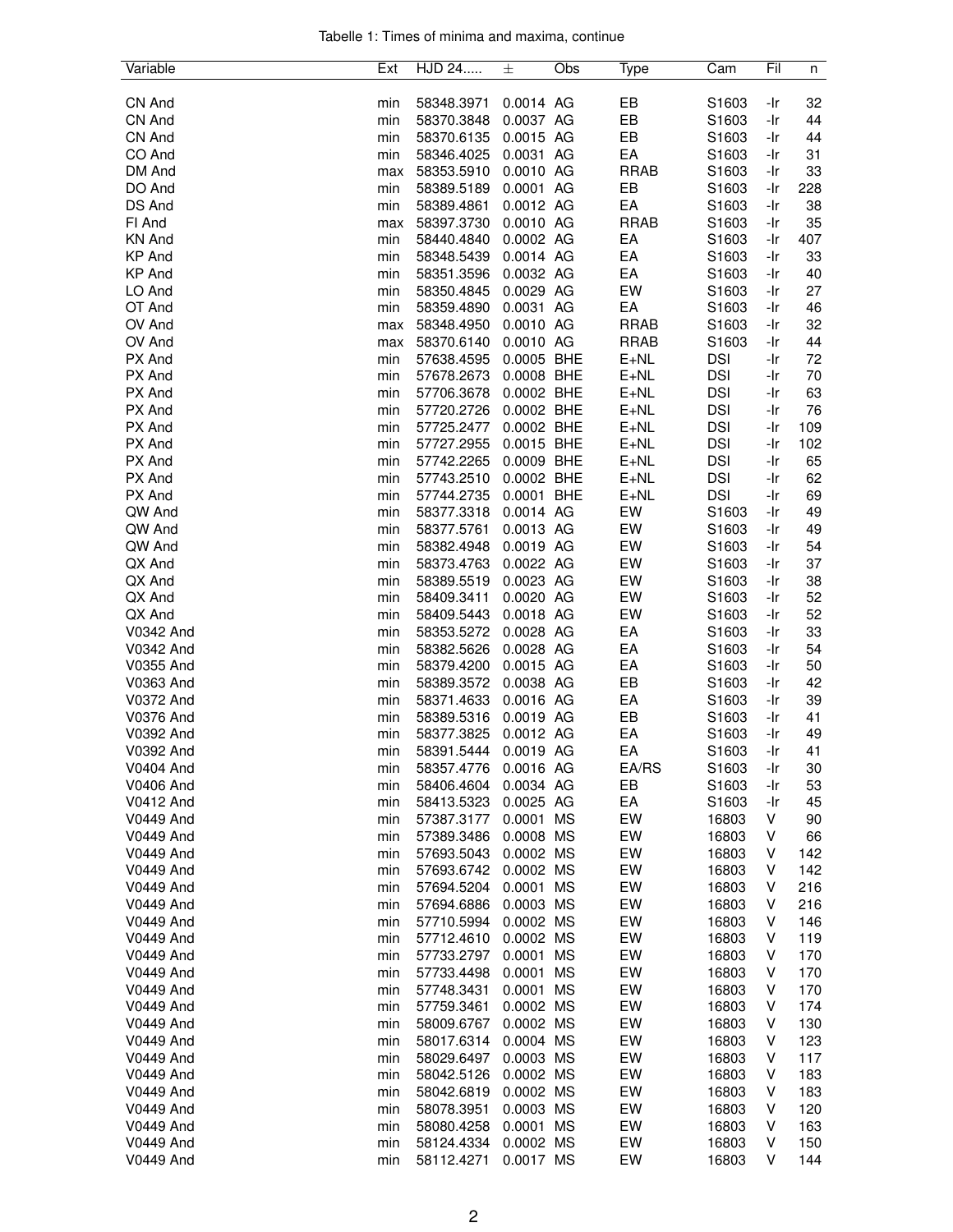Tabelle 1: Times of minima and maxima, continue

| Variable | Ext | HJD 24..... | ± | Obs | Type | Cam | Fil | n |
|---|---|---|---|---|---|---|---|---|
| CN And | min | 58348.3971 | 0.0014 | AG | EB | S1603 | -Ir | 32 |
| CN And | min | 58370.3848 | 0.0037 | AG | EB | S1603 | -Ir | 44 |
| CN And | min | 58370.6135 | 0.0015 | AG | EB | S1603 | -Ir | 44 |
| CO And | min | 58346.4025 | 0.0031 | AG | EA | S1603 | -Ir | 31 |
| DM And | max | 58353.5910 | 0.0010 | AG | RRAB | S1603 | -Ir | 33 |
| DO And | min | 58389.5189 | 0.0001 | AG | EB | S1603 | -Ir | 228 |
| DS And | min | 58389.4861 | 0.0012 | AG | EA | S1603 | -Ir | 38 |
| FI And | max | 58397.3730 | 0.0010 | AG | RRAB | S1603 | -Ir | 35 |
| KN And | min | 58440.4840 | 0.0002 | AG | EA | S1603 | -Ir | 407 |
| KP And | min | 58348.5439 | 0.0014 | AG | EA | S1603 | -Ir | 33 |
| KP And | min | 58351.3596 | 0.0032 | AG | EA | S1603 | -Ir | 40 |
| LO And | min | 58350.4845 | 0.0029 | AG | EW | S1603 | -Ir | 27 |
| OT And | min | 58359.4890 | 0.0031 | AG | EA | S1603 | -Ir | 46 |
| OV And | max | 58348.4950 | 0.0010 | AG | RRAB | S1603 | -Ir | 32 |
| OV And | max | 58370.6140 | 0.0010 | AG | RRAB | S1603 | -Ir | 44 |
| PX And | min | 57638.4595 | 0.0005 | BHE | E+NL | DSI | -Ir | 72 |
| PX And | min | 57678.2673 | 0.0008 | BHE | E+NL | DSI | -Ir | 70 |
| PX And | min | 57706.3678 | 0.0002 | BHE | E+NL | DSI | -Ir | 63 |
| PX And | min | 57720.2726 | 0.0002 | BHE | E+NL | DSI | -Ir | 76 |
| PX And | min | 57725.2477 | 0.0002 | BHE | E+NL | DSI | -Ir | 109 |
| PX And | min | 57727.2955 | 0.0015 | BHE | E+NL | DSI | -Ir | 102 |
| PX And | min | 57742.2265 | 0.0009 | BHE | E+NL | DSI | -Ir | 65 |
| PX And | min | 57743.2510 | 0.0002 | BHE | E+NL | DSI | -Ir | 62 |
| PX And | min | 57744.2735 | 0.0001 | BHE | E+NL | DSI | -Ir | 69 |
| QW And | min | 58377.3318 | 0.0014 | AG | EW | S1603 | -Ir | 49 |
| QW And | min | 58377.5761 | 0.0013 | AG | EW | S1603 | -Ir | 49 |
| QW And | min | 58382.4948 | 0.0019 | AG | EW | S1603 | -Ir | 54 |
| QX And | min | 58373.4763 | 0.0022 | AG | EW | S1603 | -Ir | 37 |
| QX And | min | 58389.5519 | 0.0023 | AG | EW | S1603 | -Ir | 38 |
| QX And | min | 58409.3411 | 0.0020 | AG | EW | S1603 | -Ir | 52 |
| QX And | min | 58409.5443 | 0.0018 | AG | EW | S1603 | -Ir | 52 |
| V0342 And | min | 58353.5272 | 0.0028 | AG | EA | S1603 | -Ir | 33 |
| V0342 And | min | 58382.5626 | 0.0028 | AG | EA | S1603 | -Ir | 54 |
| V0355 And | min | 58379.4200 | 0.0015 | AG | EA | S1603 | -Ir | 50 |
| V0363 And | min | 58389.3572 | 0.0038 | AG | EB | S1603 | -Ir | 42 |
| V0372 And | min | 58371.4633 | 0.0016 | AG | EA | S1603 | -Ir | 39 |
| V0376 And | min | 58389.5316 | 0.0019 | AG | EB | S1603 | -Ir | 41 |
| V0392 And | min | 58377.3825 | 0.0012 | AG | EA | S1603 | -Ir | 49 |
| V0392 And | min | 58391.5444 | 0.0019 | AG | EA | S1603 | -Ir | 41 |
| V0404 And | min | 58357.4776 | 0.0016 | AG | EA/RS | S1603 | -Ir | 30 |
| V0406 And | min | 58406.4604 | 0.0034 | AG | EB | S1603 | -Ir | 53 |
| V0412 And | min | 58413.5323 | 0.0025 | AG | EA | S1603 | -Ir | 45 |
| V0449 And | min | 57387.3177 | 0.0001 | MS | EW | 16803 | V | 90 |
| V0449 And | min | 57389.3486 | 0.0008 | MS | EW | 16803 | V | 66 |
| V0449 And | min | 57693.5043 | 0.0002 | MS | EW | 16803 | V | 142 |
| V0449 And | min | 57693.6742 | 0.0002 | MS | EW | 16803 | V | 142 |
| V0449 And | min | 57694.5204 | 0.0001 | MS | EW | 16803 | V | 216 |
| V0449 And | min | 57694.6886 | 0.0003 | MS | EW | 16803 | V | 216 |
| V0449 And | min | 57710.5994 | 0.0002 | MS | EW | 16803 | V | 146 |
| V0449 And | min | 57712.4610 | 0.0002 | MS | EW | 16803 | V | 119 |
| V0449 And | min | 57733.2797 | 0.0001 | MS | EW | 16803 | V | 170 |
| V0449 And | min | 57733.4498 | 0.0001 | MS | EW | 16803 | V | 170 |
| V0449 And | min | 57748.3431 | 0.0001 | MS | EW | 16803 | V | 170 |
| V0449 And | min | 57759.3461 | 0.0002 | MS | EW | 16803 | V | 174 |
| V0449 And | min | 58009.6767 | 0.0002 | MS | EW | 16803 | V | 130 |
| V0449 And | min | 58017.6314 | 0.0004 | MS | EW | 16803 | V | 123 |
| V0449 And | min | 58029.6497 | 0.0003 | MS | EW | 16803 | V | 117 |
| V0449 And | min | 58042.5126 | 0.0002 | MS | EW | 16803 | V | 183 |
| V0449 And | min | 58042.6819 | 0.0002 | MS | EW | 16803 | V | 183 |
| V0449 And | min | 58078.3951 | 0.0003 | MS | EW | 16803 | V | 120 |
| V0449 And | min | 58080.4258 | 0.0001 | MS | EW | 16803 | V | 163 |
| V0449 And | min | 58124.4334 | 0.0002 | MS | EW | 16803 | V | 150 |
| V0449 And | min | 58112.4271 | 0.0017 | MS | EW | 16803 | V | 144 |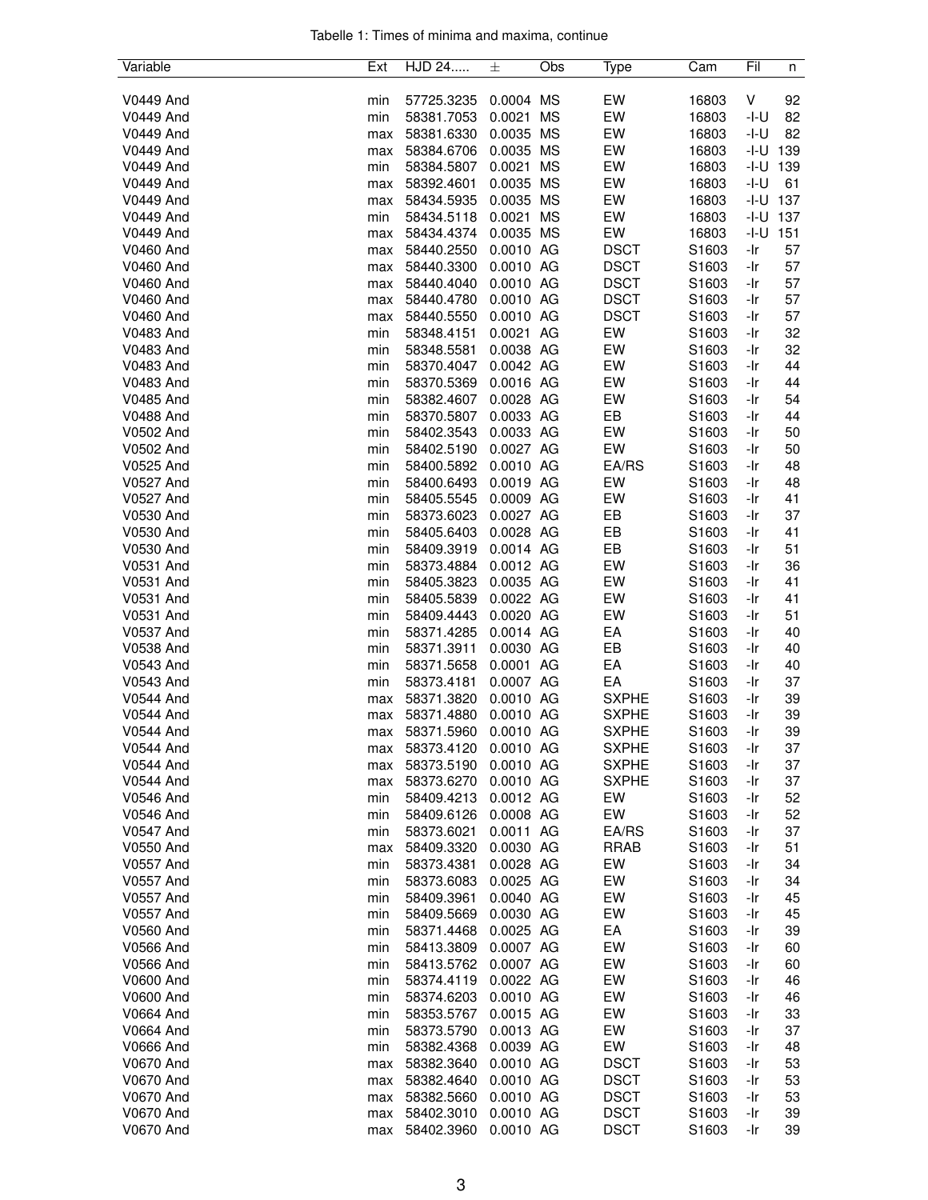Tabelle 1: Times of minima and maxima, continue

| Variable | Ext | HJD 24..... | ± | Obs | Type | Cam | Fil | n |
|---|---|---|---|---|---|---|---|---|
| V0449 And | min | 57725.3235 | 0.0004 | MS | EW | 16803 | V | 92 |
| V0449 And | min | 58381.7053 | 0.0021 | MS | EW | 16803 | -I-U | 82 |
| V0449 And | max | 58381.6330 | 0.0035 | MS | EW | 16803 | -I-U | 82 |
| V0449 And | max | 58384.6706 | 0.0035 | MS | EW | 16803 | -I-U | 139 |
| V0449 And | min | 58384.5807 | 0.0021 | MS | EW | 16803 | -I-U | 139 |
| V0449 And | max | 58392.4601 | 0.0035 | MS | EW | 16803 | -I-U | 61 |
| V0449 And | max | 58434.5935 | 0.0035 | MS | EW | 16803 | -I-U | 137 |
| V0449 And | min | 58434.5118 | 0.0021 | MS | EW | 16803 | -I-U | 137 |
| V0449 And | max | 58434.4374 | 0.0035 | MS | EW | 16803 | -I-U | 151 |
| V0460 And | max | 58440.2550 | 0.0010 | AG | DSCT | S1603 | -Ir | 57 |
| V0460 And | max | 58440.3300 | 0.0010 | AG | DSCT | S1603 | -Ir | 57 |
| V0460 And | max | 58440.4040 | 0.0010 | AG | DSCT | S1603 | -Ir | 57 |
| V0460 And | max | 58440.4780 | 0.0010 | AG | DSCT | S1603 | -Ir | 57 |
| V0460 And | max | 58440.5550 | 0.0010 | AG | DSCT | S1603 | -Ir | 57 |
| V0483 And | min | 58348.4151 | 0.0021 | AG | EW | S1603 | -Ir | 32 |
| V0483 And | min | 58348.5581 | 0.0038 | AG | EW | S1603 | -Ir | 32 |
| V0483 And | min | 58370.4047 | 0.0042 | AG | EW | S1603 | -Ir | 44 |
| V0483 And | min | 58370.5369 | 0.0016 | AG | EW | S1603 | -Ir | 44 |
| V0485 And | min | 58382.4607 | 0.0028 | AG | EW | S1603 | -Ir | 54 |
| V0488 And | min | 58370.5807 | 0.0033 | AG | EB | S1603 | -Ir | 44 |
| V0502 And | min | 58402.3543 | 0.0033 | AG | EW | S1603 | -Ir | 50 |
| V0502 And | min | 58402.5190 | 0.0027 | AG | EW | S1603 | -Ir | 50 |
| V0525 And | min | 58400.5892 | 0.0010 | AG | EA/RS | S1603 | -Ir | 48 |
| V0527 And | min | 58400.6493 | 0.0019 | AG | EW | S1603 | -Ir | 48 |
| V0527 And | min | 58405.5545 | 0.0009 | AG | EW | S1603 | -Ir | 41 |
| V0530 And | min | 58373.6023 | 0.0027 | AG | EB | S1603 | -Ir | 37 |
| V0530 And | min | 58405.6403 | 0.0028 | AG | EB | S1603 | -Ir | 41 |
| V0530 And | min | 58409.3919 | 0.0014 | AG | EB | S1603 | -Ir | 51 |
| V0531 And | min | 58373.4884 | 0.0012 | AG | EW | S1603 | -Ir | 36 |
| V0531 And | min | 58405.3823 | 0.0035 | AG | EW | S1603 | -Ir | 41 |
| V0531 And | min | 58405.5839 | 0.0022 | AG | EW | S1603 | -Ir | 41 |
| V0531 And | min | 58409.4443 | 0.0020 | AG | EW | S1603 | -Ir | 51 |
| V0537 And | min | 58371.4285 | 0.0014 | AG | EA | S1603 | -Ir | 40 |
| V0538 And | min | 58371.3911 | 0.0030 | AG | EB | S1603 | -Ir | 40 |
| V0543 And | min | 58371.5658 | 0.0001 | AG | EA | S1603 | -Ir | 40 |
| V0543 And | min | 58373.4181 | 0.0007 | AG | EA | S1603 | -Ir | 37 |
| V0544 And | max | 58371.3820 | 0.0010 | AG | SXPHE | S1603 | -Ir | 39 |
| V0544 And | max | 58371.4880 | 0.0010 | AG | SXPHE | S1603 | -Ir | 39 |
| V0544 And | max | 58371.5960 | 0.0010 | AG | SXPHE | S1603 | -Ir | 39 |
| V0544 And | max | 58373.4120 | 0.0010 | AG | SXPHE | S1603 | -Ir | 37 |
| V0544 And | max | 58373.5190 | 0.0010 | AG | SXPHE | S1603 | -Ir | 37 |
| V0544 And | max | 58373.6270 | 0.0010 | AG | SXPHE | S1603 | -Ir | 37 |
| V0546 And | min | 58409.4213 | 0.0012 | AG | EW | S1603 | -Ir | 52 |
| V0546 And | min | 58409.6126 | 0.0008 | AG | EW | S1603 | -Ir | 52 |
| V0547 And | min | 58373.6021 | 0.0011 | AG | EA/RS | S1603 | -Ir | 37 |
| V0550 And | max | 58409.3320 | 0.0030 | AG | RRAB | S1603 | -Ir | 51 |
| V0557 And | min | 58373.4381 | 0.0028 | AG | EW | S1603 | -Ir | 34 |
| V0557 And | min | 58373.6083 | 0.0025 | AG | EW | S1603 | -Ir | 34 |
| V0557 And | min | 58409.3961 | 0.0040 | AG | EW | S1603 | -Ir | 45 |
| V0557 And | min | 58409.5669 | 0.0030 | AG | EW | S1603 | -Ir | 45 |
| V0560 And | min | 58371.4468 | 0.0025 | AG | EA | S1603 | -Ir | 39 |
| V0566 And | min | 58413.3809 | 0.0007 | AG | EW | S1603 | -Ir | 60 |
| V0566 And | min | 58413.5762 | 0.0007 | AG | EW | S1603 | -Ir | 60 |
| V0600 And | min | 58374.4119 | 0.0022 | AG | EW | S1603 | -Ir | 46 |
| V0600 And | min | 58374.6203 | 0.0010 | AG | EW | S1603 | -Ir | 46 |
| V0664 And | min | 58353.5767 | 0.0015 | AG | EW | S1603 | -Ir | 33 |
| V0664 And | min | 58373.5790 | 0.0013 | AG | EW | S1603 | -Ir | 37 |
| V0666 And | min | 58382.4368 | 0.0039 | AG | EW | S1603 | -Ir | 48 |
| V0670 And | max | 58382.3640 | 0.0010 | AG | DSCT | S1603 | -Ir | 53 |
| V0670 And | max | 58382.4640 | 0.0010 | AG | DSCT | S1603 | -Ir | 53 |
| V0670 And | max | 58382.5660 | 0.0010 | AG | DSCT | S1603 | -Ir | 53 |
| V0670 And | max | 58402.3010 | 0.0010 | AG | DSCT | S1603 | -Ir | 39 |
| V0670 And | max | 58402.3960 | 0.0010 | AG | DSCT | S1603 | -Ir | 39 |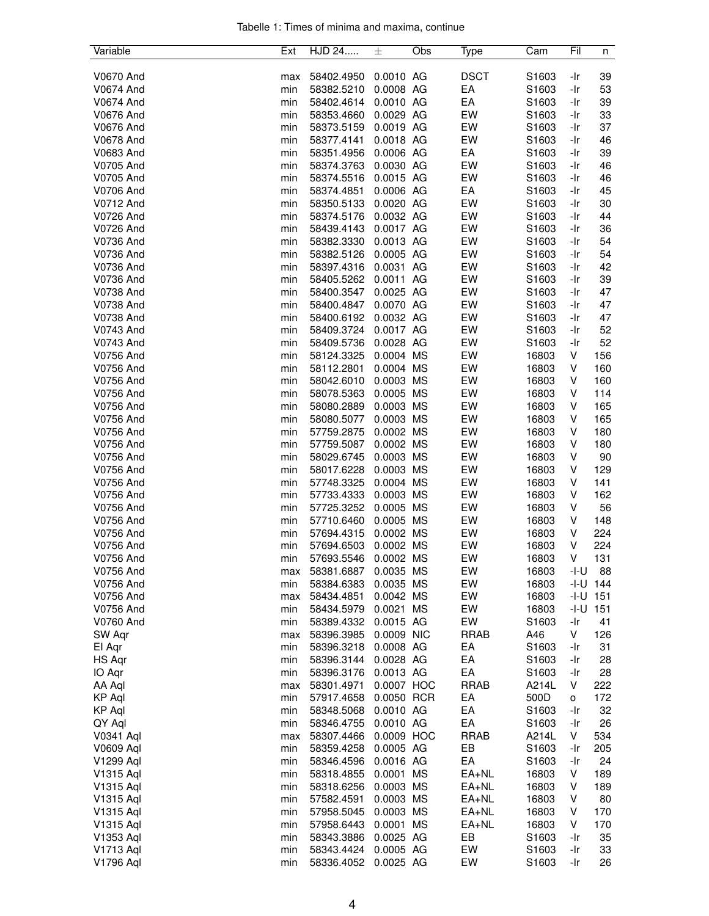Tabelle 1: Times of minima and maxima, continue

| Variable | Ext | HJD 24..... | ± | Obs | Type | Cam | Fil | n |
|---|---|---|---|---|---|---|---|---|
| V0670 And | max | 58402.4950 | 0.0010 | AG | DSCT | S1603 | -Ir | 39 |
| V0674 And | min | 58382.5210 | 0.0008 | AG | EA | S1603 | -Ir | 53 |
| V0674 And | min | 58402.4614 | 0.0010 | AG | EA | S1603 | -Ir | 39 |
| V0676 And | min | 58353.4660 | 0.0029 | AG | EW | S1603 | -Ir | 33 |
| V0676 And | min | 58373.5159 | 0.0019 | AG | EW | S1603 | -Ir | 37 |
| V0678 And | min | 58377.4141 | 0.0018 | AG | EW | S1603 | -Ir | 46 |
| V0683 And | min | 58351.4956 | 0.0006 | AG | EA | S1603 | -Ir | 39 |
| V0705 And | min | 58374.3763 | 0.0030 | AG | EW | S1603 | -Ir | 46 |
| V0705 And | min | 58374.5516 | 0.0015 | AG | EW | S1603 | -Ir | 46 |
| V0706 And | min | 58374.4851 | 0.0006 | AG | EA | S1603 | -Ir | 45 |
| V0712 And | min | 58350.5133 | 0.0020 | AG | EW | S1603 | -Ir | 30 |
| V0726 And | min | 58374.5176 | 0.0032 | AG | EW | S1603 | -Ir | 44 |
| V0726 And | min | 58439.4143 | 0.0017 | AG | EW | S1603 | -Ir | 36 |
| V0736 And | min | 58382.3330 | 0.0013 | AG | EW | S1603 | -Ir | 54 |
| V0736 And | min | 58382.5126 | 0.0005 | AG | EW | S1603 | -Ir | 54 |
| V0736 And | min | 58397.4316 | 0.0031 | AG | EW | S1603 | -Ir | 42 |
| V0736 And | min | 58405.5262 | 0.0011 | AG | EW | S1603 | -Ir | 39 |
| V0738 And | min | 58400.3547 | 0.0025 | AG | EW | S1603 | -Ir | 47 |
| V0738 And | min | 58400.4847 | 0.0070 | AG | EW | S1603 | -Ir | 47 |
| V0738 And | min | 58400.6192 | 0.0032 | AG | EW | S1603 | -Ir | 47 |
| V0743 And | min | 58409.3724 | 0.0017 | AG | EW | S1603 | -Ir | 52 |
| V0743 And | min | 58409.5736 | 0.0028 | AG | EW | S1603 | -Ir | 52 |
| V0756 And | min | 58124.3325 | 0.0004 | MS | EW | 16803 | V | 156 |
| V0756 And | min | 58112.2801 | 0.0004 | MS | EW | 16803 | V | 160 |
| V0756 And | min | 58042.6010 | 0.0003 | MS | EW | 16803 | V | 160 |
| V0756 And | min | 58078.5363 | 0.0005 | MS | EW | 16803 | V | 114 |
| V0756 And | min | 58080.2889 | 0.0003 | MS | EW | 16803 | V | 165 |
| V0756 And | min | 58080.5077 | 0.0003 | MS | EW | 16803 | V | 165 |
| V0756 And | min | 57759.2875 | 0.0002 | MS | EW | 16803 | V | 180 |
| V0756 And | min | 57759.5087 | 0.0002 | MS | EW | 16803 | V | 180 |
| V0756 And | min | 58029.6745 | 0.0003 | MS | EW | 16803 | V | 90 |
| V0756 And | min | 58017.6228 | 0.0003 | MS | EW | 16803 | V | 129 |
| V0756 And | min | 57748.3325 | 0.0004 | MS | EW | 16803 | V | 141 |
| V0756 And | min | 57733.4333 | 0.0003 | MS | EW | 16803 | V | 162 |
| V0756 And | min | 57725.3252 | 0.0005 | MS | EW | 16803 | V | 56 |
| V0756 And | min | 57710.6460 | 0.0005 | MS | EW | 16803 | V | 148 |
| V0756 And | min | 57694.4315 | 0.0002 | MS | EW | 16803 | V | 224 |
| V0756 And | min | 57694.6503 | 0.0002 | MS | EW | 16803 | V | 224 |
| V0756 And | min | 57693.5546 | 0.0002 | MS | EW | 16803 | V | 131 |
| V0756 And | max | 58381.6887 | 0.0035 | MS | EW | 16803 | -I-U | 88 |
| V0756 And | min | 58384.6383 | 0.0035 | MS | EW | 16803 | -I-U | 144 |
| V0756 And | max | 58434.4851 | 0.0042 | MS | EW | 16803 | -I-U | 151 |
| V0756 And | min | 58434.5979 | 0.0021 | MS | EW | 16803 | -I-U | 151 |
| V0760 And | min | 58389.4332 | 0.0015 | AG | EW | S1603 | -Ir | 41 |
| SW Aqr | max | 58396.3985 | 0.0009 | NIC | RRAB | A46 | V | 126 |
| EI Aqr | min | 58396.3218 | 0.0008 | AG | EA | S1603 | -Ir | 31 |
| HS Aqr | min | 58396.3144 | 0.0028 | AG | EA | S1603 | -Ir | 28 |
| IO Aqr | min | 58396.3176 | 0.0013 | AG | EA | S1603 | -Ir | 28 |
| AA Aql | max | 58301.4971 | 0.0007 | HOC | RRAB | A214L | V | 222 |
| KP Aql | min | 57917.4658 | 0.0050 | RCR | EA | 500D | o | 172 |
| KP Aql | min | 58348.5068 | 0.0010 | AG | EA | S1603 | -Ir | 32 |
| QY Aql | min | 58346.4755 | 0.0010 | AG | EA | S1603 | -Ir | 26 |
| V0341 Aql | max | 58307.4466 | 0.0009 | HOC | RRAB | A214L | V | 534 |
| V0609 Aql | min | 58359.4258 | 0.0005 | AG | EB | S1603 | -Ir | 205 |
| V1299 Aql | min | 58346.4596 | 0.0016 | AG | EA | S1603 | -Ir | 24 |
| V1315 Aql | min | 58318.4855 | 0.0001 | MS | EA+NL | 16803 | V | 189 |
| V1315 Aql | min | 58318.6256 | 0.0003 | MS | EA+NL | 16803 | V | 189 |
| V1315 Aql | min | 57582.4591 | 0.0003 | MS | EA+NL | 16803 | V | 80 |
| V1315 Aql | min | 57958.5045 | 0.0003 | MS | EA+NL | 16803 | V | 170 |
| V1315 Aql | min | 57958.6443 | 0.0001 | MS | EA+NL | 16803 | V | 170 |
| V1353 Aql | min | 58343.3886 | 0.0025 | AG | EB | S1603 | -Ir | 35 |
| V1713 Aql | min | 58343.4424 | 0.0005 | AG | EW | S1603 | -Ir | 33 |
| V1796 Aql | min | 58336.4052 | 0.0025 | AG | EW | S1603 | -Ir | 26 |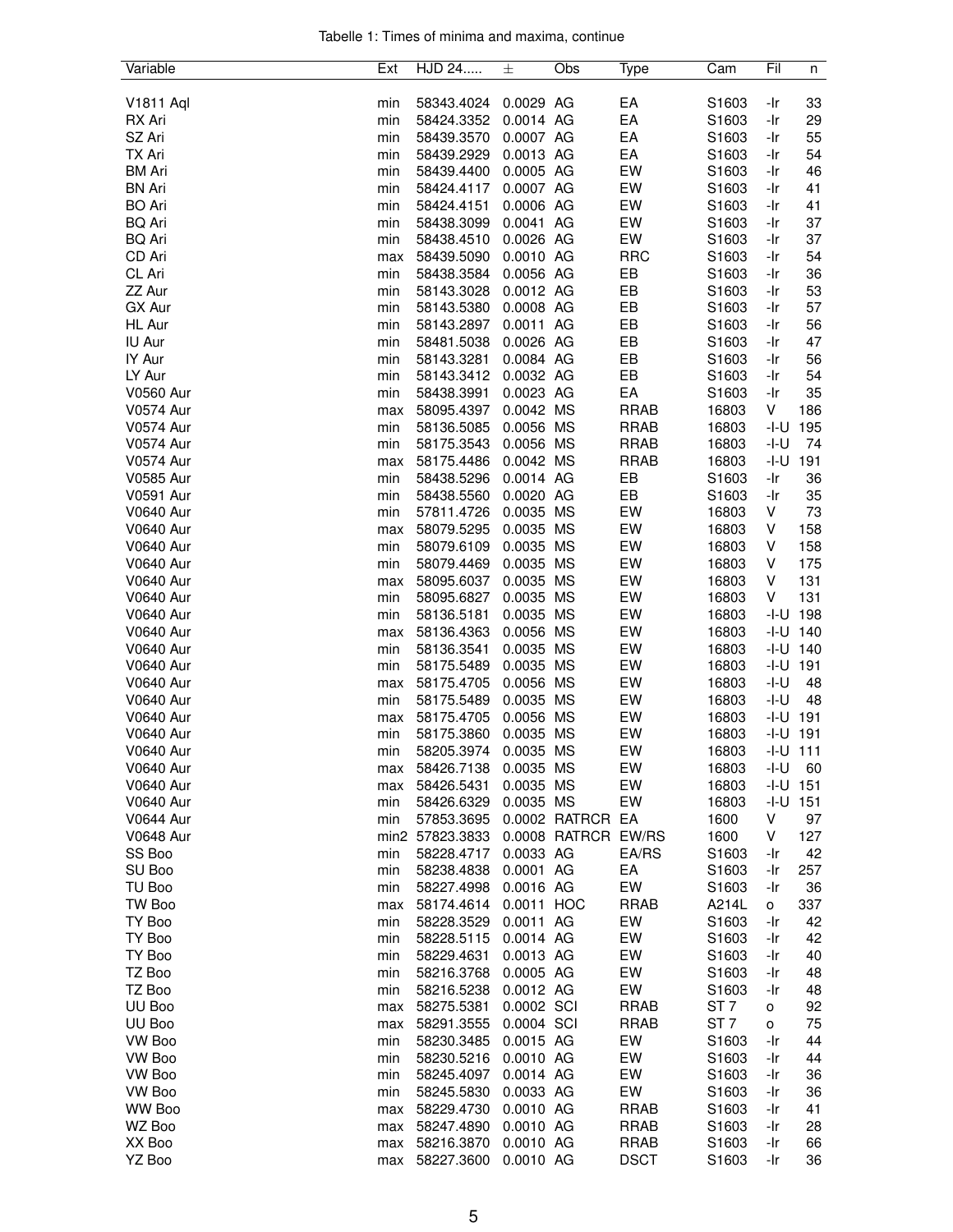Tabelle 1: Times of minima and maxima, continue

| Variable | Ext | HJD 24..... | ± | Obs | Type | Cam | Fil | n |
|---|---|---|---|---|---|---|---|---|
| V1811 Aql | min | 58343.4024 | 0.0029 | AG | EA | S1603 | -Ir | 33 |
| RX Ari | min | 58424.3352 | 0.0014 | AG | EA | S1603 | -Ir | 29 |
| SZ Ari | min | 58439.3570 | 0.0007 | AG | EA | S1603 | -Ir | 55 |
| TX Ari | min | 58439.2929 | 0.0013 | AG | EA | S1603 | -Ir | 54 |
| BM Ari | min | 58439.4400 | 0.0005 | AG | EW | S1603 | -Ir | 46 |
| BN Ari | min | 58424.4117 | 0.0007 | AG | EW | S1603 | -Ir | 41 |
| BO Ari | min | 58424.4151 | 0.0006 | AG | EW | S1603 | -Ir | 41 |
| BQ Ari | min | 58438.3099 | 0.0041 | AG | EW | S1603 | -Ir | 37 |
| BQ Ari | min | 58438.4510 | 0.0026 | AG | EW | S1603 | -Ir | 37 |
| CD Ari | max | 58439.5090 | 0.0010 | AG | RRC | S1603 | -Ir | 54 |
| CL Ari | min | 58438.3584 | 0.0056 | AG | EB | S1603 | -Ir | 36 |
| ZZ Aur | min | 58143.3028 | 0.0012 | AG | EB | S1603 | -Ir | 53 |
| GX Aur | min | 58143.5380 | 0.0008 | AG | EB | S1603 | -Ir | 57 |
| HL Aur | min | 58143.2897 | 0.0011 | AG | EB | S1603 | -Ir | 56 |
| IU Aur | min | 58481.5038 | 0.0026 | AG | EB | S1603 | -Ir | 47 |
| IY Aur | min | 58143.3281 | 0.0084 | AG | EB | S1603 | -Ir | 56 |
| LY Aur | min | 58143.3412 | 0.0032 | AG | EB | S1603 | -Ir | 54 |
| V0560 Aur | min | 58438.3991 | 0.0023 | AG | EA | S1603 | -Ir | 35 |
| V0574 Aur | max | 58095.4397 | 0.0042 | MS | RRAB | 16803 | V | 186 |
| V0574 Aur | min | 58136.5085 | 0.0056 | MS | RRAB | 16803 | -I-U | 195 |
| V0574 Aur | min | 58175.3543 | 0.0056 | MS | RRAB | 16803 | -I-U | 74 |
| V0574 Aur | max | 58175.4486 | 0.0042 | MS | RRAB | 16803 | -I-U | 191 |
| V0585 Aur | min | 58438.5296 | 0.0014 | AG | EB | S1603 | -Ir | 36 |
| V0591 Aur | min | 58438.5560 | 0.0020 | AG | EB | S1603 | -Ir | 35 |
| V0640 Aur | min | 57811.4726 | 0.0035 | MS | EW | 16803 | V | 73 |
| V0640 Aur | max | 58079.5295 | 0.0035 | MS | EW | 16803 | V | 158 |
| V0640 Aur | min | 58079.6109 | 0.0035 | MS | EW | 16803 | V | 158 |
| V0640 Aur | min | 58079.4469 | 0.0035 | MS | EW | 16803 | V | 175 |
| V0640 Aur | max | 58095.6037 | 0.0035 | MS | EW | 16803 | V | 131 |
| V0640 Aur | min | 58095.6827 | 0.0035 | MS | EW | 16803 | V | 131 |
| V0640 Aur | min | 58136.5181 | 0.0035 | MS | EW | 16803 | -I-U | 198 |
| V0640 Aur | max | 58136.4363 | 0.0056 | MS | EW | 16803 | -I-U | 140 |
| V0640 Aur | min | 58136.3541 | 0.0035 | MS | EW | 16803 | -I-U | 140 |
| V0640 Aur | min | 58175.5489 | 0.0035 | MS | EW | 16803 | -I-U | 191 |
| V0640 Aur | max | 58175.4705 | 0.0056 | MS | EW | 16803 | -I-U | 48 |
| V0640 Aur | min | 58175.5489 | 0.0035 | MS | EW | 16803 | -I-U | 48 |
| V0640 Aur | max | 58175.4705 | 0.0056 | MS | EW | 16803 | -I-U | 191 |
| V0640 Aur | min | 58175.3860 | 0.0035 | MS | EW | 16803 | -I-U | 191 |
| V0640 Aur | min | 58205.3974 | 0.0035 | MS | EW | 16803 | -I-U | 111 |
| V0640 Aur | max | 58426.7138 | 0.0035 | MS | EW | 16803 | -I-U | 60 |
| V0640 Aur | max | 58426.5431 | 0.0035 | MS | EW | 16803 | -I-U | 151 |
| V0640 Aur | min | 58426.6329 | 0.0035 | MS | EW | 16803 | -I-U | 151 |
| V0644 Aur | min | 57853.3695 | 0.0002 | RATRCR | EA | 1600 | V | 97 |
| V0648 Aur | min2 | 57823.3833 | 0.0008 | RATRCR | EW/RS | 1600 | V | 127 |
| SS Boo | min | 58228.4717 | 0.0033 | AG | EA/RS | S1603 | -Ir | 42 |
| SU Boo | min | 58238.4838 | 0.0001 | AG | EA | S1603 | -Ir | 257 |
| TU Boo | min | 58227.4998 | 0.0016 | AG | EW | S1603 | -Ir | 36 |
| TW Boo | max | 58174.4614 | 0.0011 | HOC | RRAB | A214L | o | 337 |
| TY Boo | min | 58228.3529 | 0.0011 | AG | EW | S1603 | -Ir | 42 |
| TY Boo | min | 58228.5115 | 0.0014 | AG | EW | S1603 | -Ir | 42 |
| TY Boo | min | 58229.4631 | 0.0013 | AG | EW | S1603 | -Ir | 40 |
| TZ Boo | min | 58216.3768 | 0.0005 | AG | EW | S1603 | -Ir | 48 |
| TZ Boo | min | 58216.5238 | 0.0012 | AG | EW | S1603 | -Ir | 48 |
| UU Boo | max | 58275.5381 | 0.0002 | SCI | RRAB | ST 7 | o | 92 |
| UU Boo | max | 58291.3555 | 0.0004 | SCI | RRAB | ST 7 | o | 75 |
| VW Boo | min | 58230.3485 | 0.0015 | AG | EW | S1603 | -Ir | 44 |
| VW Boo | min | 58230.5216 | 0.0010 | AG | EW | S1603 | -Ir | 44 |
| VW Boo | min | 58245.4097 | 0.0014 | AG | EW | S1603 | -Ir | 36 |
| VW Boo | min | 58245.5830 | 0.0033 | AG | EW | S1603 | -Ir | 36 |
| WW Boo | max | 58229.4730 | 0.0010 | AG | RRAB | S1603 | -Ir | 41 |
| WZ Boo | max | 58247.4890 | 0.0010 | AG | RRAB | S1603 | -Ir | 28 |
| XX Boo | max | 58216.3870 | 0.0010 | AG | RRAB | S1603 | -Ir | 66 |
| YZ Boo | max | 58227.3600 | 0.0010 | AG | DSCT | S1603 | -Ir | 36 |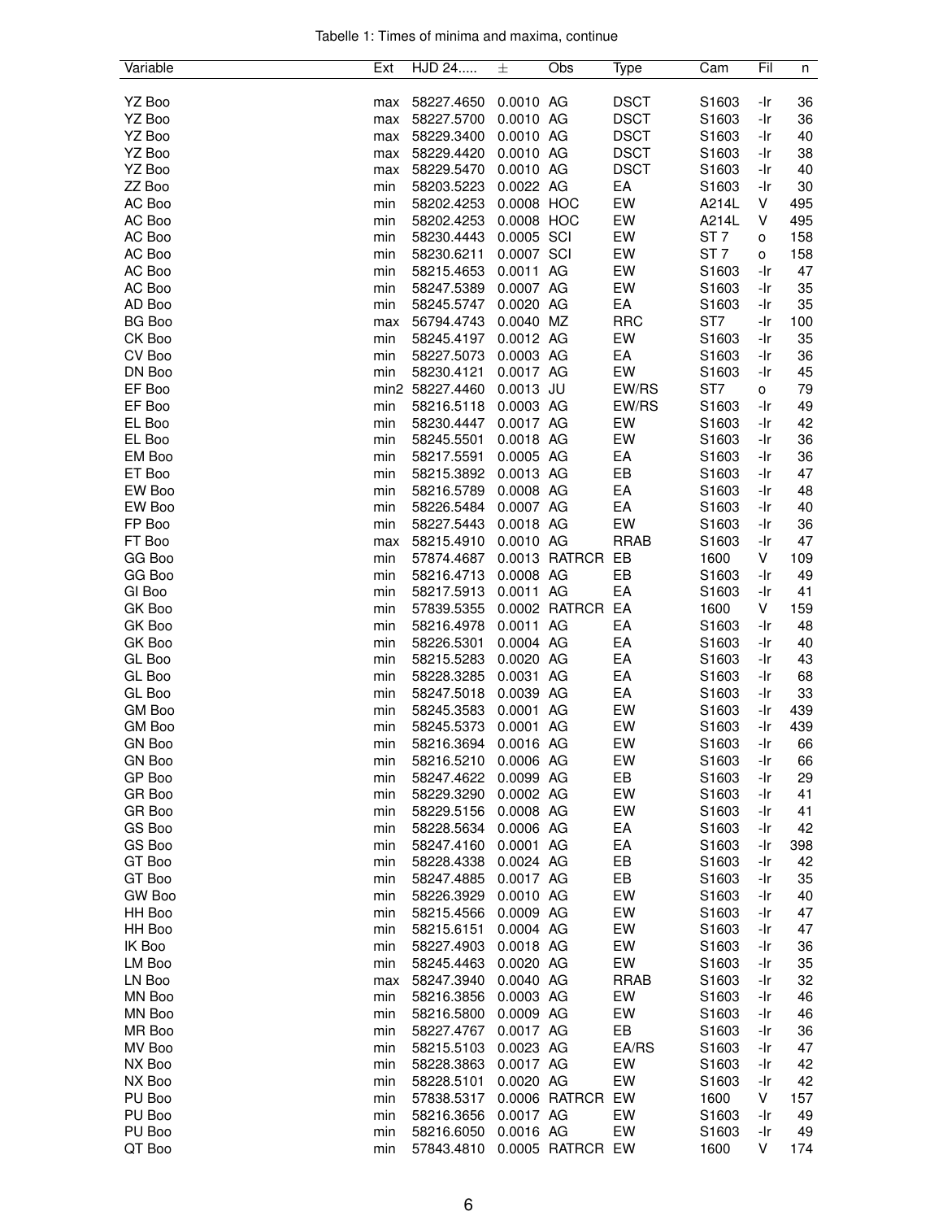Tabelle 1: Times of minima and maxima, continue

| Variable | Ext | HJD 24..... | ± | Obs | Type | Cam | Fil | n |
|---|---|---|---|---|---|---|---|---|
| YZ Boo | max | 58227.4650 | 0.0010 | AG | DSCT | S1603 | -Ir | 36 |
| YZ Boo | max | 58227.5700 | 0.0010 | AG | DSCT | S1603 | -Ir | 36 |
| YZ Boo | max | 58229.3400 | 0.0010 | AG | DSCT | S1603 | -Ir | 40 |
| YZ Boo | max | 58229.4420 | 0.0010 | AG | DSCT | S1603 | -Ir | 38 |
| YZ Boo | max | 58229.5470 | 0.0010 | AG | DSCT | S1603 | -Ir | 40 |
| ZZ Boo | min | 58203.5223 | 0.0022 | AG | EA | S1603 | -Ir | 30 |
| AC Boo | min | 58202.4253 | 0.0008 | HOC | EW | A214L | V | 495 |
| AC Boo | min | 58202.4253 | 0.0008 | HOC | EW | A214L | V | 495 |
| AC Boo | min | 58230.4443 | 0.0005 | SCI | EW | ST 7 | o | 158 |
| AC Boo | min | 58230.6211 | 0.0007 | SCI | EW | ST 7 | o | 158 |
| AC Boo | min | 58215.4653 | 0.0011 | AG | EW | S1603 | -Ir | 47 |
| AC Boo | min | 58247.5389 | 0.0007 | AG | EW | S1603 | -Ir | 35 |
| AD Boo | min | 58245.5747 | 0.0020 | AG | EA | S1603 | -Ir | 35 |
| BG Boo | max | 56794.4743 | 0.0040 | MZ | RRC | ST7 | -Ir | 100 |
| CK Boo | min | 58245.4197 | 0.0012 | AG | EW | S1603 | -Ir | 35 |
| CV Boo | min | 58227.5073 | 0.0003 | AG | EA | S1603 | -Ir | 36 |
| DN Boo | min | 58230.4121 | 0.0017 | AG | EW | S1603 | -Ir | 45 |
| EF Boo | min2 | 58227.4460 | 0.0013 | JU | EW/RS | ST7 | o | 79 |
| EF Boo | min | 58216.5118 | 0.0003 | AG | EW/RS | S1603 | -Ir | 49 |
| EL Boo | min | 58230.4447 | 0.0017 | AG | EW | S1603 | -Ir | 42 |
| EL Boo | min | 58245.5501 | 0.0018 | AG | EW | S1603 | -Ir | 36 |
| EM Boo | min | 58217.5591 | 0.0005 | AG | EA | S1603 | -Ir | 36 |
| ET Boo | min | 58215.3892 | 0.0013 | AG | EB | S1603 | -Ir | 47 |
| EW Boo | min | 58216.5789 | 0.0008 | AG | EA | S1603 | -Ir | 48 |
| EW Boo | min | 58226.5484 | 0.0007 | AG | EA | S1603 | -Ir | 40 |
| FP Boo | min | 58227.5443 | 0.0018 | AG | EW | S1603 | -Ir | 36 |
| FT Boo | max | 58215.4910 | 0.0010 | AG | RRAB | S1603 | -Ir | 47 |
| GG Boo | min | 57874.4687 | 0.0013 | RATRCR | EB | 1600 | V | 109 |
| GG Boo | min | 58216.4713 | 0.0008 | AG | EB | S1603 | -Ir | 49 |
| GI Boo | min | 58217.5913 | 0.0011 | AG | EA | S1603 | -Ir | 41 |
| GK Boo | min | 57839.5355 | 0.0002 | RATRCR | EA | 1600 | V | 159 |
| GK Boo | min | 58216.4978 | 0.0011 | AG | EA | S1603 | -Ir | 48 |
| GK Boo | min | 58226.5301 | 0.0004 | AG | EA | S1603 | -Ir | 40 |
| GL Boo | min | 58215.5283 | 0.0020 | AG | EA | S1603 | -Ir | 43 |
| GL Boo | min | 58228.3285 | 0.0031 | AG | EA | S1603 | -Ir | 68 |
| GL Boo | min | 58247.5018 | 0.0039 | AG | EA | S1603 | -Ir | 33 |
| GM Boo | min | 58245.3583 | 0.0001 | AG | EW | S1603 | -Ir | 439 |
| GM Boo | min | 58245.5373 | 0.0001 | AG | EW | S1603 | -Ir | 439 |
| GN Boo | min | 58216.3694 | 0.0016 | AG | EW | S1603 | -Ir | 66 |
| GN Boo | min | 58216.5210 | 0.0006 | AG | EW | S1603 | -Ir | 66 |
| GP Boo | min | 58247.4622 | 0.0099 | AG | EB | S1603 | -Ir | 29 |
| GR Boo | min | 58229.3290 | 0.0002 | AG | EW | S1603 | -Ir | 41 |
| GR Boo | min | 58229.5156 | 0.0008 | AG | EW | S1603 | -Ir | 41 |
| GS Boo | min | 58228.5634 | 0.0006 | AG | EA | S1603 | -Ir | 42 |
| GS Boo | min | 58247.4160 | 0.0001 | AG | EA | S1603 | -Ir | 398 |
| GT Boo | min | 58228.4338 | 0.0024 | AG | EB | S1603 | -Ir | 42 |
| GT Boo | min | 58247.4885 | 0.0017 | AG | EB | S1603 | -Ir | 35 |
| GW Boo | min | 58226.3929 | 0.0010 | AG | EW | S1603 | -Ir | 40 |
| HH Boo | min | 58215.4566 | 0.0009 | AG | EW | S1603 | -Ir | 47 |
| HH Boo | min | 58215.6151 | 0.0004 | AG | EW | S1603 | -Ir | 47 |
| IK Boo | min | 58227.4903 | 0.0018 | AG | EW | S1603 | -Ir | 36 |
| LM Boo | min | 58245.4463 | 0.0020 | AG | EW | S1603 | -Ir | 35 |
| LN Boo | max | 58247.3940 | 0.0040 | AG | RRAB | S1603 | -Ir | 32 |
| MN Boo | min | 58216.3856 | 0.0003 | AG | EW | S1603 | -Ir | 46 |
| MN Boo | min | 58216.5800 | 0.0009 | AG | EW | S1603 | -Ir | 46 |
| MR Boo | min | 58227.4767 | 0.0017 | AG | EB | S1603 | -Ir | 36 |
| MV Boo | min | 58215.5103 | 0.0023 | AG | EA/RS | S1603 | -Ir | 47 |
| NX Boo | min | 58228.3863 | 0.0017 | AG | EW | S1603 | -Ir | 42 |
| NX Boo | min | 58228.5101 | 0.0020 | AG | EW | S1603 | -Ir | 42 |
| PU Boo | min | 57838.5317 | 0.0006 | RATRCR | EW | 1600 | V | 157 |
| PU Boo | min | 58216.3656 | 0.0017 | AG | EW | S1603 | -Ir | 49 |
| PU Boo | min | 58216.6050 | 0.0016 | AG | EW | S1603 | -Ir | 49 |
| QT Boo | min | 57843.4810 | 0.0005 | RATRCR | EW | 1600 | V | 174 |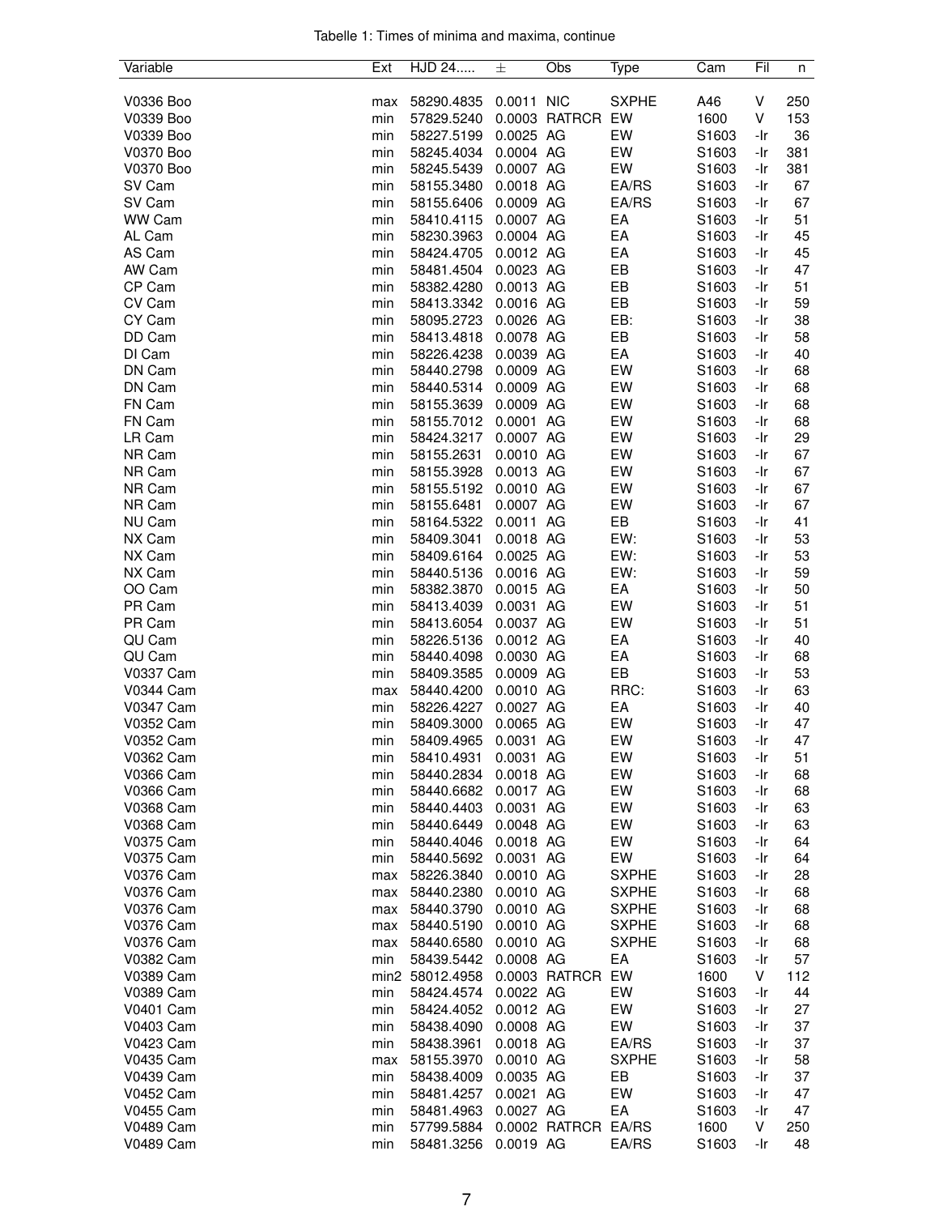Tabelle 1: Times of minima and maxima, continue

| Variable | Ext | HJD 24..... | ± | Obs | Type | Cam | Fil | n |
|---|---|---|---|---|---|---|---|---|
| V0336 Boo | max | 58290.4835 | 0.0011 | NIC | SXPHE | A46 | V | 250 |
| V0339 Boo | min | 57829.5240 | 0.0003 | RATRCR | EW | 1600 | V | 153 |
| V0339 Boo | min | 58227.5199 | 0.0025 | AG | EW | S1603 | -Ir | 36 |
| V0370 Boo | min | 58245.4034 | 0.0004 | AG | EW | S1603 | -Ir | 381 |
| V0370 Boo | min | 58245.5439 | 0.0007 | AG | EW | S1603 | -Ir | 381 |
| SV Cam | min | 58155.3480 | 0.0018 | AG | EA/RS | S1603 | -Ir | 67 |
| SV Cam | min | 58155.6406 | 0.0009 | AG | EA/RS | S1603 | -Ir | 67 |
| WW Cam | min | 58410.4115 | 0.0007 | AG | EA | S1603 | -Ir | 51 |
| AL Cam | min | 58230.3963 | 0.0004 | AG | EA | S1603 | -Ir | 45 |
| AS Cam | min | 58424.4705 | 0.0012 | AG | EA | S1603 | -Ir | 45 |
| AW Cam | min | 58481.4504 | 0.0023 | AG | EB | S1603 | -Ir | 47 |
| CP Cam | min | 58382.4280 | 0.0013 | AG | EB | S1603 | -Ir | 51 |
| CV Cam | min | 58413.3342 | 0.0016 | AG | EB | S1603 | -Ir | 59 |
| CY Cam | min | 58095.2723 | 0.0026 | AG | EB: | S1603 | -Ir | 38 |
| DD Cam | min | 58413.4818 | 0.0078 | AG | EB | S1603 | -Ir | 58 |
| DI Cam | min | 58226.4238 | 0.0039 | AG | EA | S1603 | -Ir | 40 |
| DN Cam | min | 58440.2798 | 0.0009 | AG | EW | S1603 | -Ir | 68 |
| DN Cam | min | 58440.5314 | 0.0009 | AG | EW | S1603 | -Ir | 68 |
| FN Cam | min | 58155.3639 | 0.0009 | AG | EW | S1603 | -Ir | 68 |
| FN Cam | min | 58155.7012 | 0.0001 | AG | EW | S1603 | -Ir | 68 |
| LR Cam | min | 58424.3217 | 0.0007 | AG | EW | S1603 | -Ir | 29 |
| NR Cam | min | 58155.2631 | 0.0010 | AG | EW | S1603 | -Ir | 67 |
| NR Cam | min | 58155.3928 | 0.0013 | AG | EW | S1603 | -Ir | 67 |
| NR Cam | min | 58155.5192 | 0.0010 | AG | EW | S1603 | -Ir | 67 |
| NR Cam | min | 58155.6481 | 0.0007 | AG | EW | S1603 | -Ir | 67 |
| NU Cam | min | 58164.5322 | 0.0011 | AG | EB | S1603 | -Ir | 41 |
| NX Cam | min | 58409.3041 | 0.0018 | AG | EW: | S1603 | -Ir | 53 |
| NX Cam | min | 58409.6164 | 0.0025 | AG | EW: | S1603 | -Ir | 53 |
| NX Cam | min | 58440.5136 | 0.0016 | AG | EW: | S1603 | -Ir | 59 |
| OO Cam | min | 58382.3870 | 0.0015 | AG | EA | S1603 | -Ir | 50 |
| PR Cam | min | 58413.4039 | 0.0031 | AG | EW | S1603 | -Ir | 51 |
| PR Cam | min | 58413.6054 | 0.0037 | AG | EW | S1603 | -Ir | 51 |
| QU Cam | min | 58226.5136 | 0.0012 | AG | EA | S1603 | -Ir | 40 |
| QU Cam | min | 58440.4098 | 0.0030 | AG | EA | S1603 | -Ir | 68 |
| V0337 Cam | min | 58409.3585 | 0.0009 | AG | EB | S1603 | -Ir | 53 |
| V0344 Cam | max | 58440.4200 | 0.0010 | AG | RRC: | S1603 | -Ir | 63 |
| V0347 Cam | min | 58226.4227 | 0.0027 | AG | EA | S1603 | -Ir | 40 |
| V0352 Cam | min | 58409.3000 | 0.0065 | AG | EW | S1603 | -Ir | 47 |
| V0352 Cam | min | 58409.4965 | 0.0031 | AG | EW | S1603 | -Ir | 47 |
| V0362 Cam | min | 58410.4931 | 0.0031 | AG | EW | S1603 | -Ir | 51 |
| V0366 Cam | min | 58440.2834 | 0.0018 | AG | EW | S1603 | -Ir | 68 |
| V0366 Cam | min | 58440.6682 | 0.0017 | AG | EW | S1603 | -Ir | 68 |
| V0368 Cam | min | 58440.4403 | 0.0031 | AG | EW | S1603 | -Ir | 63 |
| V0368 Cam | min | 58440.6449 | 0.0048 | AG | EW | S1603 | -Ir | 63 |
| V0375 Cam | min | 58440.4046 | 0.0018 | AG | EW | S1603 | -Ir | 64 |
| V0375 Cam | min | 58440.5692 | 0.0031 | AG | EW | S1603 | -Ir | 64 |
| V0376 Cam | max | 58226.3840 | 0.0010 | AG | SXPHE | S1603 | -Ir | 28 |
| V0376 Cam | max | 58440.2380 | 0.0010 | AG | SXPHE | S1603 | -Ir | 68 |
| V0376 Cam | max | 58440.3790 | 0.0010 | AG | SXPHE | S1603 | -Ir | 68 |
| V0376 Cam | max | 58440.5190 | 0.0010 | AG | SXPHE | S1603 | -Ir | 68 |
| V0376 Cam | max | 58440.6580 | 0.0010 | AG | SXPHE | S1603 | -Ir | 68 |
| V0382 Cam | min | 58439.5442 | 0.0008 | AG | EA | S1603 | -Ir | 57 |
| V0389 Cam | min2 | 58012.4958 | 0.0003 | RATRCR | EW | 1600 | V | 112 |
| V0389 Cam | min | 58424.4574 | 0.0022 | AG | EW | S1603 | -Ir | 44 |
| V0401 Cam | min | 58424.4052 | 0.0012 | AG | EW | S1603 | -Ir | 27 |
| V0403 Cam | min | 58438.4090 | 0.0008 | AG | EW | S1603 | -Ir | 37 |
| V0423 Cam | min | 58438.3961 | 0.0018 | AG | EA/RS | S1603 | -Ir | 37 |
| V0435 Cam | max | 58155.3970 | 0.0010 | AG | SXPHE | S1603 | -Ir | 58 |
| V0439 Cam | min | 58438.4009 | 0.0035 | AG | EB | S1603 | -Ir | 37 |
| V0452 Cam | min | 58481.4257 | 0.0021 | AG | EW | S1603 | -Ir | 47 |
| V0455 Cam | min | 58481.4963 | 0.0027 | AG | EA | S1603 | -Ir | 47 |
| V0489 Cam | min | 57799.5884 | 0.0002 | RATRCR | EA/RS | 1600 | V | 250 |
| V0489 Cam | min | 58481.3256 | 0.0019 | AG | EA/RS | S1603 | -Ir | 48 |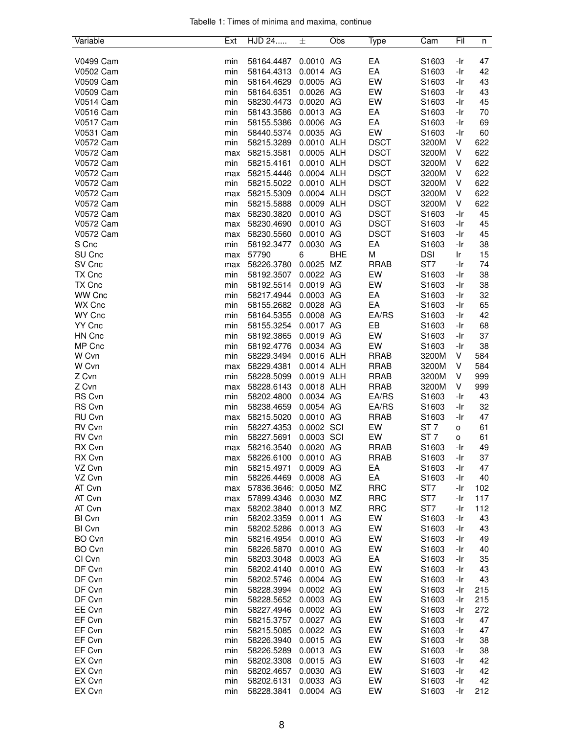Tabelle 1: Times of minima and maxima, continue

| Variable | Ext | HJD 24..... | ± | Obs | Type | Cam | Fil | n |
|---|---|---|---|---|---|---|---|---|
| V0499 Cam | min | 58164.4487 | 0.0010 | AG | EA | S1603 | -Ir | 47 |
| V0502 Cam | min | 58164.4313 | 0.0014 | AG | EA | S1603 | -Ir | 42 |
| V0509 Cam | min | 58164.4629 | 0.0005 | AG | EW | S1603 | -Ir | 43 |
| V0509 Cam | min | 58164.6351 | 0.0026 | AG | EW | S1603 | -Ir | 43 |
| V0514 Cam | min | 58230.4473 | 0.0020 | AG | EW | S1603 | -Ir | 45 |
| V0516 Cam | min | 58143.3586 | 0.0013 | AG | EA | S1603 | -Ir | 70 |
| V0517 Cam | min | 58155.5386 | 0.0006 | AG | EA | S1603 | -Ir | 69 |
| V0531 Cam | min | 58440.5374 | 0.0035 | AG | EW | S1603 | -Ir | 60 |
| V0572 Cam | min | 58215.3289 | 0.0010 | ALH | DSCT | 3200M | V | 622 |
| V0572 Cam | max | 58215.3581 | 0.0005 | ALH | DSCT | 3200M | V | 622 |
| V0572 Cam | min | 58215.4161 | 0.0010 | ALH | DSCT | 3200M | V | 622 |
| V0572 Cam | max | 58215.4446 | 0.0004 | ALH | DSCT | 3200M | V | 622 |
| V0572 Cam | min | 58215.5022 | 0.0010 | ALH | DSCT | 3200M | V | 622 |
| V0572 Cam | max | 58215.5309 | 0.0004 | ALH | DSCT | 3200M | V | 622 |
| V0572 Cam | min | 58215.5888 | 0.0009 | ALH | DSCT | 3200M | V | 622 |
| V0572 Cam | max | 58230.3820 | 0.0010 | AG | DSCT | S1603 | -Ir | 45 |
| V0572 Cam | max | 58230.4690 | 0.0010 | AG | DSCT | S1603 | -Ir | 45 |
| V0572 Cam | max | 58230.5560 | 0.0010 | AG | DSCT | S1603 | -Ir | 45 |
| S Cnc | min | 58192.3477 | 0.0030 | AG | EA | S1603 | -Ir | 38 |
| SU Cnc | max | 57790 | 6 | BHE | M | DSI | Ir | 15 |
| SV Cnc | max | 58226.3780 | 0.0025 | MZ | RRAB | ST7 | -Ir | 74 |
| TX Cnc | min | 58192.3507 | 0.0022 | AG | EW | S1603 | -Ir | 38 |
| TX Cnc | min | 58192.5514 | 0.0019 | AG | EW | S1603 | -Ir | 38 |
| WW Cnc | min | 58217.4944 | 0.0003 | AG | EA | S1603 | -Ir | 32 |
| WX Cnc | min | 58155.2682 | 0.0028 | AG | EA | S1603 | -Ir | 65 |
| WY Cnc | min | 58164.5355 | 0.0008 | AG | EA/RS | S1603 | -Ir | 42 |
| YY Cnc | min | 58155.3254 | 0.0017 | AG | EB | S1603 | -Ir | 68 |
| HN Cnc | min | 58192.3865 | 0.0019 | AG | EW | S1603 | -Ir | 37 |
| MP Cnc | min | 58192.4776 | 0.0034 | AG | EW | S1603 | -Ir | 38 |
| W Cvn | min | 58229.3494 | 0.0016 | ALH | RRAB | 3200M | V | 584 |
| W Cvn | max | 58229.4381 | 0.0014 | ALH | RRAB | 3200M | V | 584 |
| Z Cvn | min | 58228.5099 | 0.0019 | ALH | RRAB | 3200M | V | 999 |
| Z Cvn | max | 58228.6143 | 0.0018 | ALH | RRAB | 3200M | V | 999 |
| RS Cvn | min | 58202.4800 | 0.0034 | AG | EA/RS | S1603 | -Ir | 43 |
| RS Cvn | min | 58238.4659 | 0.0054 | AG | EA/RS | S1603 | -Ir | 32 |
| RU Cvn | max | 58215.5020 | 0.0010 | AG | RRAB | S1603 | -Ir | 47 |
| RV Cvn | min | 58227.4353 | 0.0002 | SCI | EW | ST 7 | o | 61 |
| RV Cvn | min | 58227.5691 | 0.0003 | SCI | EW | ST 7 | o | 61 |
| RX Cvn | max | 58216.3540 | 0.0020 | AG | RRAB | S1603 | -Ir | 49 |
| RX Cvn | max | 58226.6100 | 0.0010 | AG | RRAB | S1603 | -Ir | 37 |
| VZ Cvn | min | 58215.4971 | 0.0009 | AG | EA | S1603 | -Ir | 47 |
| VZ Cvn | min | 58226.4469 | 0.0008 | AG | EA | S1603 | -Ir | 40 |
| AT Cvn | max | 57836.3646: | 0.0050 | MZ | RRC | ST7 | -Ir | 102 |
| AT Cvn | max | 57899.4346 | 0.0030 | MZ | RRC | ST7 | -Ir | 117 |
| AT Cvn | max | 58202.3840 | 0.0013 | MZ | RRC | ST7 | -Ir | 112 |
| BI Cvn | min | 58202.3359 | 0.0011 | AG | EW | S1603 | -Ir | 43 |
| BI Cvn | min | 58202.5286 | 0.0013 | AG | EW | S1603 | -Ir | 43 |
| BO Cvn | min | 58216.4954 | 0.0010 | AG | EW | S1603 | -Ir | 49 |
| BO Cvn | min | 58226.5870 | 0.0010 | AG | EW | S1603 | -Ir | 40 |
| CI Cvn | min | 58203.3048 | 0.0003 | AG | EA | S1603 | -Ir | 35 |
| DF Cvn | min | 58202.4140 | 0.0010 | AG | EW | S1603 | -Ir | 43 |
| DF Cvn | min | 58202.5746 | 0.0004 | AG | EW | S1603 | -Ir | 43 |
| DF Cvn | min | 58228.3994 | 0.0002 | AG | EW | S1603 | -Ir | 215 |
| DF Cvn | min | 58228.5652 | 0.0003 | AG | EW | S1603 | -Ir | 215 |
| EE Cvn | min | 58227.4946 | 0.0002 | AG | EW | S1603 | -Ir | 272 |
| EF Cvn | min | 58215.3757 | 0.0027 | AG | EW | S1603 | -Ir | 47 |
| EF Cvn | min | 58215.5085 | 0.0022 | AG | EW | S1603 | -Ir | 47 |
| EF Cvn | min | 58226.3940 | 0.0015 | AG | EW | S1603 | -Ir | 38 |
| EF Cvn | min | 58226.5289 | 0.0013 | AG | EW | S1603 | -Ir | 38 |
| EX Cvn | min | 58202.3308 | 0.0015 | AG | EW | S1603 | -Ir | 42 |
| EX Cvn | min | 58202.4657 | 0.0030 | AG | EW | S1603 | -Ir | 42 |
| EX Cvn | min | 58202.6131 | 0.0033 | AG | EW | S1603 | -Ir | 42 |
| EX Cvn | min | 58228.3841 | 0.0004 | AG | EW | S1603 | -Ir | 212 |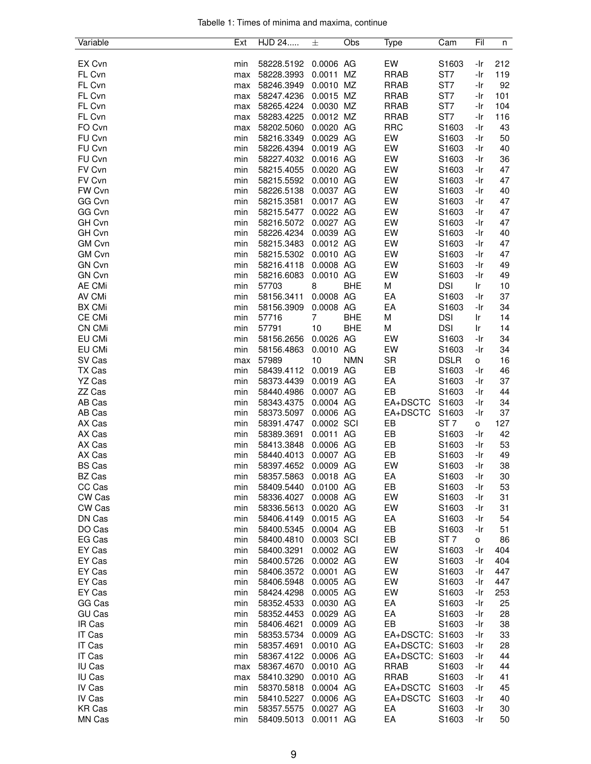Tabelle 1: Times of minima and maxima, continue

| Variable | Ext | HJD 24..... | ± | Obs | Type | Cam | Fil | n |
|---|---|---|---|---|---|---|---|---|
| EX Cvn | min | 58228.5192 | 0.0006 | AG | EW | S1603 | -Ir | 212 |
| FL Cvn | max | 58228.3993 | 0.0011 | MZ | RRAB | ST7 | -Ir | 119 |
| FL Cvn | max | 58246.3949 | 0.0010 | MZ | RRAB | ST7 | -Ir | 92 |
| FL Cvn | max | 58247.4236 | 0.0015 | MZ | RRAB | ST7 | -Ir | 101 |
| FL Cvn | max | 58265.4224 | 0.0030 | MZ | RRAB | ST7 | -Ir | 104 |
| FL Cvn | max | 58283.4225 | 0.0012 | MZ | RRAB | ST7 | -Ir | 116 |
| FO Cvn | max | 58202.5060 | 0.0020 | AG | RRC | S1603 | -Ir | 43 |
| FU Cvn | min | 58216.3349 | 0.0029 | AG | EW | S1603 | -Ir | 50 |
| FU Cvn | min | 58226.4394 | 0.0019 | AG | EW | S1603 | -Ir | 40 |
| FU Cvn | min | 58227.4032 | 0.0016 | AG | EW | S1603 | -Ir | 36 |
| FV Cvn | min | 58215.4055 | 0.0020 | AG | EW | S1603 | -Ir | 47 |
| FV Cvn | min | 58215.5592 | 0.0010 | AG | EW | S1603 | -Ir | 47 |
| FW Cvn | min | 58226.5138 | 0.0037 | AG | EW | S1603 | -Ir | 40 |
| GG Cvn | min | 58215.3581 | 0.0017 | AG | EW | S1603 | -Ir | 47 |
| GG Cvn | min | 58215.5477 | 0.0022 | AG | EW | S1603 | -Ir | 47 |
| GH Cvn | min | 58216.5072 | 0.0027 | AG | EW | S1603 | -Ir | 47 |
| GH Cvn | min | 58226.4234 | 0.0039 | AG | EW | S1603 | -Ir | 40 |
| GM Cvn | min | 58215.3483 | 0.0012 | AG | EW | S1603 | -Ir | 47 |
| GM Cvn | min | 58215.5302 | 0.0010 | AG | EW | S1603 | -Ir | 47 |
| GN Cvn | min | 58216.4118 | 0.0008 | AG | EW | S1603 | -Ir | 49 |
| GN Cvn | min | 58216.6083 | 0.0010 | AG | EW | S1603 | -Ir | 49 |
| AE CMi | min | 57703 | 8 | BHE | M | DSI | Ir | 10 |
| AV CMi | min | 58156.3411 | 0.0008 | AG | EA | S1603 | -Ir | 37 |
| BX CMi | min | 58156.3909 | 0.0008 | AG | EA | S1603 | -Ir | 34 |
| CE CMi | min | 57716 | 7 | BHE | M | DSI | Ir | 14 |
| CN CMi | min | 57791 | 10 | BHE | M | DSI | Ir | 14 |
| EU CMi | min | 58156.2656 | 0.0026 | AG | EW | S1603 | -Ir | 34 |
| EU CMi | min | 58156.4863 | 0.0010 | AG | EW | S1603 | -Ir | 34 |
| SV Cas | max | 57989 | 10 | NMN | SR | DSLR | o | 16 |
| TX Cas | min | 58439.4112 | 0.0019 | AG | EB | S1603 | -Ir | 46 |
| YZ Cas | min | 58373.4439 | 0.0019 | AG | EA | S1603 | -Ir | 37 |
| ZZ Cas | min | 58440.4986 | 0.0007 | AG | EB | S1603 | -Ir | 44 |
| AB Cas | min | 58343.4375 | 0.0004 | AG | EA+DSCTC | S1603 | -Ir | 34 |
| AB Cas | min | 58373.5097 | 0.0006 | AG | EA+DSCTC | S1603 | -Ir | 37 |
| AX Cas | min | 58391.4747 | 0.0002 | SCI | EB | ST 7 | o | 127 |
| AX Cas | min | 58389.3691 | 0.0011 | AG | EB | S1603 | -Ir | 42 |
| AX Cas | min | 58413.3848 | 0.0006 | AG | EB | S1603 | -Ir | 53 |
| AX Cas | min | 58440.4013 | 0.0007 | AG | EB | S1603 | -Ir | 49 |
| BS Cas | min | 58397.4652 | 0.0009 | AG | EW | S1603 | -Ir | 38 |
| BZ Cas | min | 58357.5863 | 0.0018 | AG | EA | S1603 | -Ir | 30 |
| CC Cas | min | 58409.5440 | 0.0100 | AG | EB | S1603 | -Ir | 53 |
| CW Cas | min | 58336.4027 | 0.0008 | AG | EW | S1603 | -Ir | 31 |
| CW Cas | min | 58336.5613 | 0.0020 | AG | EW | S1603 | -Ir | 31 |
| DN Cas | min | 58406.4149 | 0.0015 | AG | EA | S1603 | -Ir | 54 |
| DO Cas | min | 58400.5345 | 0.0004 | AG | EB | S1603 | -Ir | 51 |
| EG Cas | min | 58400.4810 | 0.0003 | SCI | EB | ST 7 | o | 86 |
| EY Cas | min | 58400.3291 | 0.0002 | AG | EW | S1603 | -Ir | 404 |
| EY Cas | min | 58400.5726 | 0.0002 | AG | EW | S1603 | -Ir | 404 |
| EY Cas | min | 58406.3572 | 0.0001 | AG | EW | S1603 | -Ir | 447 |
| EY Cas | min | 58406.5948 | 0.0005 | AG | EW | S1603 | -Ir | 447 |
| EY Cas | min | 58424.4298 | 0.0005 | AG | EW | S1603 | -Ir | 253 |
| GG Cas | min | 58352.4533 | 0.0030 | AG | EA | S1603 | -Ir | 25 |
| GU Cas | min | 58352.4453 | 0.0029 | AG | EA | S1603 | -Ir | 28 |
| IR Cas | min | 58406.4621 | 0.0009 | AG | EB | S1603 | -Ir | 38 |
| IT Cas | min | 58353.5734 | 0.0009 | AG | EA+DSCTC: | S1603 | -Ir | 33 |
| IT Cas | min | 58357.4691 | 0.0010 | AG | EA+DSCTC: | S1603 | -Ir | 28 |
| IT Cas | min | 58367.4122 | 0.0006 | AG | EA+DSCTC: | S1603 | -Ir | 44 |
| IU Cas | max | 58367.4670 | 0.0010 | AG | RRAB | S1603 | -Ir | 44 |
| IU Cas | max | 58410.3290 | 0.0010 | AG | RRAB | S1603 | -Ir | 41 |
| IV Cas | min | 58370.5818 | 0.0004 | AG | EA+DSCTC | S1603 | -Ir | 45 |
| IV Cas | min | 58410.5227 | 0.0006 | AG | EA+DSCTC | S1603 | -Ir | 40 |
| KR Cas | min | 58357.5575 | 0.0027 | AG | EA | S1603 | -Ir | 30 |
| MN Cas | min | 58409.5013 | 0.0011 | AG | EA | S1603 | -Ir | 50 |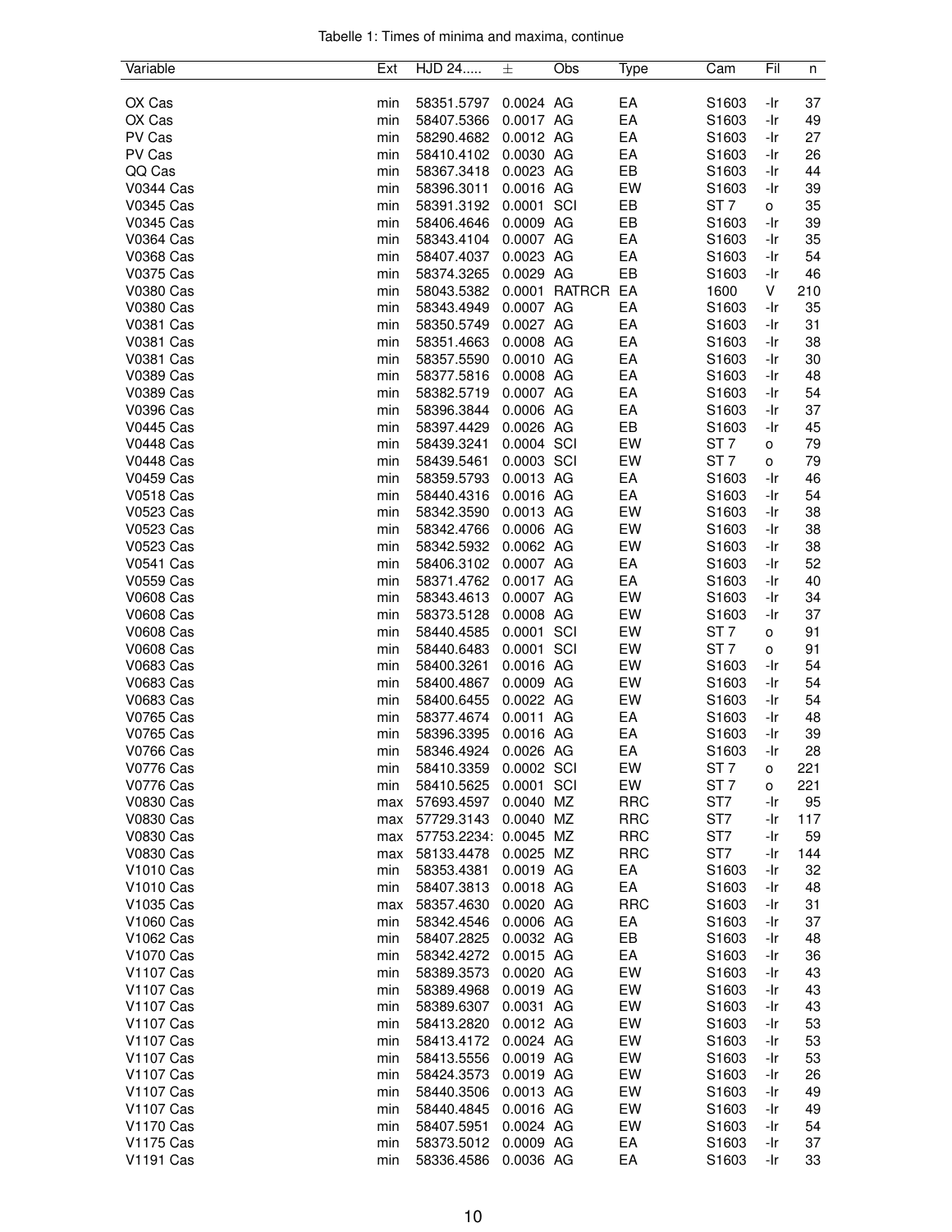Tabelle 1: Times of minima and maxima, continue

| Variable | Ext | HJD 24..... | ± | Obs | Type | Cam | Fil | n |
|---|---|---|---|---|---|---|---|---|
| OX Cas | min | 58351.5797 | 0.0024 | AG | EA | S1603 | -Ir | 37 |
| OX Cas | min | 58407.5366 | 0.0017 | AG | EA | S1603 | -Ir | 49 |
| PV Cas | min | 58290.4682 | 0.0012 | AG | EA | S1603 | -Ir | 27 |
| PV Cas | min | 58410.4102 | 0.0030 | AG | EA | S1603 | -Ir | 26 |
| QQ Cas | min | 58367.3418 | 0.0023 | AG | EB | S1603 | -Ir | 44 |
| V0344 Cas | min | 58396.3011 | 0.0016 | AG | EW | S1603 | -Ir | 39 |
| V0345 Cas | min | 58391.3192 | 0.0001 | SCI | EB | ST 7 | o | 35 |
| V0345 Cas | min | 58406.4646 | 0.0009 | AG | EB | S1603 | -Ir | 39 |
| V0364 Cas | min | 58343.4104 | 0.0007 | AG | EA | S1603 | -Ir | 35 |
| V0368 Cas | min | 58407.4037 | 0.0023 | AG | EA | S1603 | -Ir | 54 |
| V0375 Cas | min | 58374.3265 | 0.0029 | AG | EB | S1603 | -Ir | 46 |
| V0380 Cas | min | 58043.5382 | 0.0001 | RATRCR | EA | 1600 | V | 210 |
| V0380 Cas | min | 58343.4949 | 0.0007 | AG | EA | S1603 | -Ir | 35 |
| V0381 Cas | min | 58350.5749 | 0.0027 | AG | EA | S1603 | -Ir | 31 |
| V0381 Cas | min | 58351.4663 | 0.0008 | AG | EA | S1603 | -Ir | 38 |
| V0381 Cas | min | 58357.5590 | 0.0010 | AG | EA | S1603 | -Ir | 30 |
| V0389 Cas | min | 58377.5816 | 0.0008 | AG | EA | S1603 | -Ir | 48 |
| V0389 Cas | min | 58382.5719 | 0.0007 | AG | EA | S1603 | -Ir | 54 |
| V0396 Cas | min | 58396.3844 | 0.0006 | AG | EA | S1603 | -Ir | 37 |
| V0445 Cas | min | 58397.4429 | 0.0026 | AG | EB | S1603 | -Ir | 45 |
| V0448 Cas | min | 58439.3241 | 0.0004 | SCI | EW | ST 7 | o | 79 |
| V0448 Cas | min | 58439.5461 | 0.0003 | SCI | EW | ST 7 | o | 79 |
| V0459 Cas | min | 58359.5793 | 0.0013 | AG | EA | S1603 | -Ir | 46 |
| V0518 Cas | min | 58440.4316 | 0.0016 | AG | EA | S1603 | -Ir | 54 |
| V0523 Cas | min | 58342.3590 | 0.0013 | AG | EW | S1603 | -Ir | 38 |
| V0523 Cas | min | 58342.4766 | 0.0006 | AG | EW | S1603 | -Ir | 38 |
| V0523 Cas | min | 58342.5932 | 0.0062 | AG | EW | S1603 | -Ir | 38 |
| V0541 Cas | min | 58406.3102 | 0.0007 | AG | EA | S1603 | -Ir | 52 |
| V0559 Cas | min | 58371.4762 | 0.0017 | AG | EA | S1603 | -Ir | 40 |
| V0608 Cas | min | 58343.4613 | 0.0007 | AG | EW | S1603 | -Ir | 34 |
| V0608 Cas | min | 58373.5128 | 0.0008 | AG | EW | S1603 | -Ir | 37 |
| V0608 Cas | min | 58440.4585 | 0.0001 | SCI | EW | ST 7 | o | 91 |
| V0608 Cas | min | 58440.6483 | 0.0001 | SCI | EW | ST 7 | o | 91 |
| V0683 Cas | min | 58400.3261 | 0.0016 | AG | EW | S1603 | -Ir | 54 |
| V0683 Cas | min | 58400.4867 | 0.0009 | AG | EW | S1603 | -Ir | 54 |
| V0683 Cas | min | 58400.6455 | 0.0022 | AG | EW | S1603 | -Ir | 54 |
| V0765 Cas | min | 58377.4674 | 0.0011 | AG | EA | S1603 | -Ir | 48 |
| V0765 Cas | min | 58396.3395 | 0.0016 | AG | EA | S1603 | -Ir | 39 |
| V0766 Cas | min | 58346.4924 | 0.0026 | AG | EA | S1603 | -Ir | 28 |
| V0776 Cas | min | 58410.3359 | 0.0002 | SCI | EW | ST 7 | o | 221 |
| V0776 Cas | min | 58410.5625 | 0.0001 | SCI | EW | ST 7 | o | 221 |
| V0830 Cas | max | 57693.4597 | 0.0040 | MZ | RRC | ST7 | -Ir | 95 |
| V0830 Cas | max | 57729.3143 | 0.0040 | MZ | RRC | ST7 | -Ir | 117 |
| V0830 Cas | max | 57753.2234: | 0.0045 | MZ | RRC | ST7 | -Ir | 59 |
| V0830 Cas | max | 58133.4478 | 0.0025 | MZ | RRC | ST7 | -Ir | 144 |
| V1010 Cas | min | 58353.4381 | 0.0019 | AG | EA | S1603 | -Ir | 32 |
| V1010 Cas | min | 58407.3813 | 0.0018 | AG | EA | S1603 | -Ir | 48 |
| V1035 Cas | max | 58357.4630 | 0.0020 | AG | RRC | S1603 | -Ir | 31 |
| V1060 Cas | min | 58342.4546 | 0.0006 | AG | EA | S1603 | -Ir | 37 |
| V1062 Cas | min | 58407.2825 | 0.0032 | AG | EB | S1603 | -Ir | 48 |
| V1070 Cas | min | 58342.4272 | 0.0015 | AG | EA | S1603 | -Ir | 36 |
| V1107 Cas | min | 58389.3573 | 0.0020 | AG | EW | S1603 | -Ir | 43 |
| V1107 Cas | min | 58389.4968 | 0.0019 | AG | EW | S1603 | -Ir | 43 |
| V1107 Cas | min | 58389.6307 | 0.0031 | AG | EW | S1603 | -Ir | 43 |
| V1107 Cas | min | 58413.2820 | 0.0012 | AG | EW | S1603 | -Ir | 53 |
| V1107 Cas | min | 58413.4172 | 0.0024 | AG | EW | S1603 | -Ir | 53 |
| V1107 Cas | min | 58413.5556 | 0.0019 | AG | EW | S1603 | -Ir | 53 |
| V1107 Cas | min | 58424.3573 | 0.0019 | AG | EW | S1603 | -Ir | 26 |
| V1107 Cas | min | 58440.3506 | 0.0013 | AG | EW | S1603 | -Ir | 49 |
| V1107 Cas | min | 58440.4845 | 0.0016 | AG | EW | S1603 | -Ir | 49 |
| V1170 Cas | min | 58407.5951 | 0.0024 | AG | EW | S1603 | -Ir | 54 |
| V1175 Cas | min | 58373.5012 | 0.0009 | AG | EA | S1603 | -Ir | 37 |
| V1191 Cas | min | 58336.4586 | 0.0036 | AG | EA | S1603 | -Ir | 33 |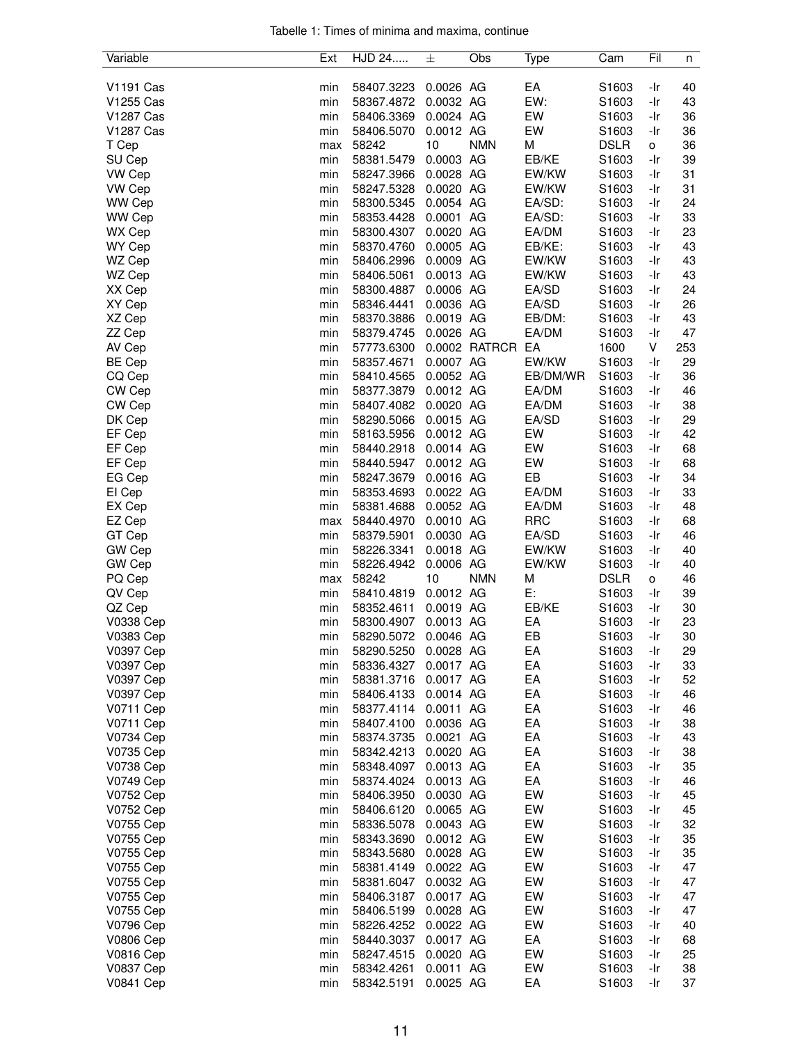Tabelle 1: Times of minima and maxima, continue

| Variable | Ext | HJD 24..... | ± | Obs | Type | Cam | Fil | n |
|---|---|---|---|---|---|---|---|---|
| V1191 Cas | min | 58407.3223 | 0.0026 | AG | EA | S1603 | -Ir | 40 |
| V1255 Cas | min | 58367.4872 | 0.0032 | AG | EW: | S1603 | -Ir | 43 |
| V1287 Cas | min | 58406.3369 | 0.0024 | AG | EW | S1603 | -Ir | 36 |
| V1287 Cas | min | 58406.5070 | 0.0012 | AG | EW | S1603 | -Ir | 36 |
| T Cep | max | 58242 | 10 | NMN | M | DSLR | o | 36 |
| SU Cep | min | 58381.5479 | 0.0003 | AG | EB/KE | S1603 | -Ir | 39 |
| VW Cep | min | 58247.3966 | 0.0028 | AG | EW/KW | S1603 | -Ir | 31 |
| VW Cep | min | 58247.5328 | 0.0020 | AG | EW/KW | S1603 | -Ir | 31 |
| WW Cep | min | 58300.5345 | 0.0054 | AG | EA/SD: | S1603 | -Ir | 24 |
| WW Cep | min | 58353.4428 | 0.0001 | AG | EA/SD: | S1603 | -Ir | 33 |
| WX Cep | min | 58300.4307 | 0.0020 | AG | EA/DM | S1603 | -Ir | 23 |
| WY Cep | min | 58370.4760 | 0.0005 | AG | EB/KE: | S1603 | -Ir | 43 |
| WZ Cep | min | 58406.2996 | 0.0009 | AG | EW/KW | S1603 | -Ir | 43 |
| WZ Cep | min | 58406.5061 | 0.0013 | AG | EW/KW | S1603 | -Ir | 43 |
| XX Cep | min | 58300.4887 | 0.0006 | AG | EA/SD | S1603 | -Ir | 24 |
| XY Cep | min | 58346.4441 | 0.0036 | AG | EA/SD | S1603 | -Ir | 26 |
| XZ Cep | min | 58370.3886 | 0.0019 | AG | EB/DM: | S1603 | -Ir | 43 |
| ZZ Cep | min | 58379.4745 | 0.0026 | AG | EA/DM | S1603 | -Ir | 47 |
| AV Cep | min | 57773.6300 | 0.0002 | RATRCR | EA | 1600 | V | 253 |
| BE Cep | min | 58357.4671 | 0.0007 | AG | EW/KW | S1603 | -Ir | 29 |
| CQ Cep | min | 58410.4565 | 0.0052 | AG | EB/DM/WR | S1603 | -Ir | 36 |
| CW Cep | min | 58377.3879 | 0.0012 | AG | EA/DM | S1603 | -Ir | 46 |
| CW Cep | min | 58407.4082 | 0.0020 | AG | EA/DM | S1603 | -Ir | 38 |
| DK Cep | min | 58290.5066 | 0.0015 | AG | EA/SD | S1603 | -Ir | 29 |
| EF Cep | min | 58163.5956 | 0.0012 | AG | EW | S1603 | -Ir | 42 |
| EF Cep | min | 58440.2918 | 0.0014 | AG | EW | S1603 | -Ir | 68 |
| EF Cep | min | 58440.5947 | 0.0012 | AG | EW | S1603 | -Ir | 68 |
| EG Cep | min | 58247.3679 | 0.0016 | AG | EB | S1603 | -Ir | 34 |
| EI Cep | min | 58353.4693 | 0.0022 | AG | EA/DM | S1603 | -Ir | 33 |
| EX Cep | min | 58381.4688 | 0.0052 | AG | EA/DM | S1603 | -Ir | 48 |
| EZ Cep | max | 58440.4970 | 0.0010 | AG | RRC | S1603 | -Ir | 68 |
| GT Cep | min | 58379.5901 | 0.0030 | AG | EA/SD | S1603 | -Ir | 46 |
| GW Cep | min | 58226.3341 | 0.0018 | AG | EW/KW | S1603 | -Ir | 40 |
| GW Cep | min | 58226.4942 | 0.0006 | AG | EW/KW | S1603 | -Ir | 40 |
| PQ Cep | max | 58242 | 10 | NMN | M | DSLR | o | 46 |
| QV Cep | min | 58410.4819 | 0.0012 | AG | E: | S1603 | -Ir | 39 |
| QZ Cep | min | 58352.4611 | 0.0019 | AG | EB/KE | S1603 | -Ir | 30 |
| V0338 Cep | min | 58300.4907 | 0.0013 | AG | EA | S1603 | -Ir | 23 |
| V0383 Cep | min | 58290.5072 | 0.0046 | AG | EB | S1603 | -Ir | 30 |
| V0397 Cep | min | 58290.5250 | 0.0028 | AG | EA | S1603 | -Ir | 29 |
| V0397 Cep | min | 58336.4327 | 0.0017 | AG | EA | S1603 | -Ir | 33 |
| V0397 Cep | min | 58381.3716 | 0.0017 | AG | EA | S1603 | -Ir | 52 |
| V0397 Cep | min | 58406.4133 | 0.0014 | AG | EA | S1603 | -Ir | 46 |
| V0711 Cep | min | 58377.4114 | 0.0011 | AG | EA | S1603 | -Ir | 46 |
| V0711 Cep | min | 58407.4100 | 0.0036 | AG | EA | S1603 | -Ir | 38 |
| V0734 Cep | min | 58374.3735 | 0.0021 | AG | EA | S1603 | -Ir | 43 |
| V0735 Cep | min | 58342.4213 | 0.0020 | AG | EA | S1603 | -Ir | 38 |
| V0738 Cep | min | 58348.4097 | 0.0013 | AG | EA | S1603 | -Ir | 35 |
| V0749 Cep | min | 58374.4024 | 0.0013 | AG | EA | S1603 | -Ir | 46 |
| V0752 Cep | min | 58406.3950 | 0.0030 | AG | EW | S1603 | -Ir | 45 |
| V0752 Cep | min | 58406.6120 | 0.0065 | AG | EW | S1603 | -Ir | 45 |
| V0755 Cep | min | 58336.5078 | 0.0043 | AG | EW | S1603 | -Ir | 32 |
| V0755 Cep | min | 58343.3690 | 0.0012 | AG | EW | S1603 | -Ir | 35 |
| V0755 Cep | min | 58343.5680 | 0.0028 | AG | EW | S1603 | -Ir | 35 |
| V0755 Cep | min | 58381.4149 | 0.0022 | AG | EW | S1603 | -Ir | 47 |
| V0755 Cep | min | 58381.6047 | 0.0032 | AG | EW | S1603 | -Ir | 47 |
| V0755 Cep | min | 58406.3187 | 0.0017 | AG | EW | S1603 | -Ir | 47 |
| V0755 Cep | min | 58406.5199 | 0.0028 | AG | EW | S1603 | -Ir | 47 |
| V0796 Cep | min | 58226.4252 | 0.0022 | AG | EW | S1603 | -Ir | 40 |
| V0806 Cep | min | 58440.3037 | 0.0017 | AG | EA | S1603 | -Ir | 68 |
| V0816 Cep | min | 58247.4515 | 0.0020 | AG | EW | S1603 | -Ir | 25 |
| V0837 Cep | min | 58342.4261 | 0.0011 | AG | EW | S1603 | -Ir | 38 |
| V0841 Cep | min | 58342.5191 | 0.0025 | AG | EA | S1603 | -Ir | 37 |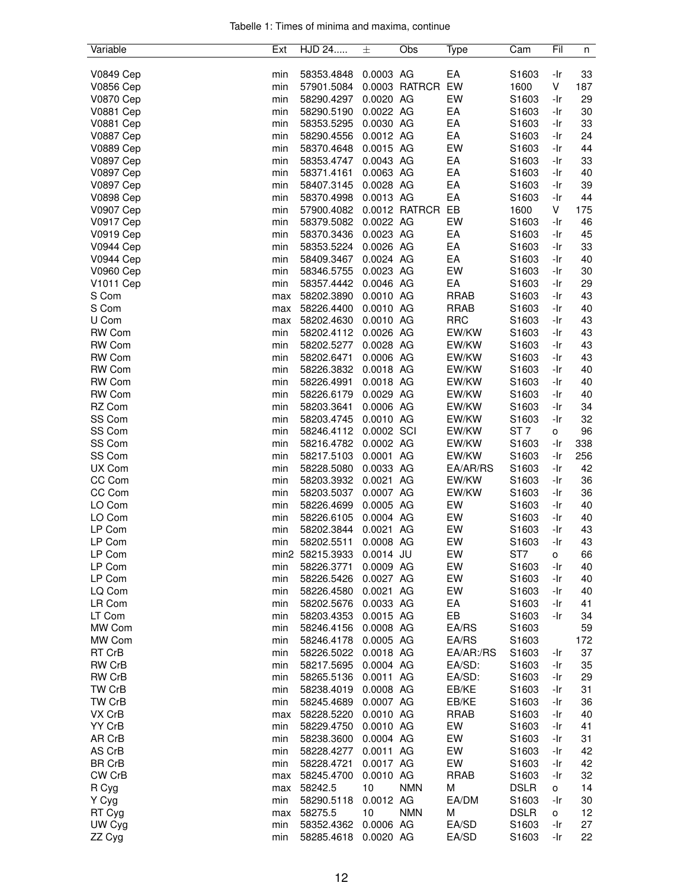Tabelle 1: Times of minima and maxima, continue

| Variable | Ext | HJD 24..... | ± | Obs | Type | Cam | Fil | n |
|---|---|---|---|---|---|---|---|---|
| V0849 Cep | min | 58353.4848 | 0.0003 | AG | EA | S1603 | -Ir | 33 |
| V0856 Cep | min | 57901.5084 | 0.0003 | RATRCR | EW | 1600 | V | 187 |
| V0870 Cep | min | 58290.4297 | 0.0020 | AG | EW | S1603 | -Ir | 29 |
| V0881 Cep | min | 58290.5190 | 0.0022 | AG | EA | S1603 | -Ir | 30 |
| V0881 Cep | min | 58353.5295 | 0.0030 | AG | EA | S1603 | -Ir | 33 |
| V0887 Cep | min | 58290.4556 | 0.0012 | AG | EA | S1603 | -Ir | 24 |
| V0889 Cep | min | 58370.4648 | 0.0015 | AG | EW | S1603 | -Ir | 44 |
| V0897 Cep | min | 58353.4747 | 0.0043 | AG | EA | S1603 | -Ir | 33 |
| V0897 Cep | min | 58371.4161 | 0.0063 | AG | EA | S1603 | -Ir | 40 |
| V0897 Cep | min | 58407.3145 | 0.0028 | AG | EA | S1603 | -Ir | 39 |
| V0898 Cep | min | 58370.4998 | 0.0013 | AG | EA | S1603 | -Ir | 44 |
| V0907 Cep | min | 57900.4082 | 0.0012 | RATRCR | EB | 1600 | V | 175 |
| V0917 Cep | min | 58379.5082 | 0.0022 | AG | EW | S1603 | -Ir | 46 |
| V0919 Cep | min | 58370.3436 | 0.0023 | AG | EA | S1603 | -Ir | 45 |
| V0944 Cep | min | 58353.5224 | 0.0026 | AG | EA | S1603 | -Ir | 33 |
| V0944 Cep | min | 58409.3467 | 0.0024 | AG | EA | S1603 | -Ir | 40 |
| V0960 Cep | min | 58346.5755 | 0.0023 | AG | EW | S1603 | -Ir | 30 |
| V1011 Cep | min | 58357.4442 | 0.0046 | AG | EA | S1603 | -Ir | 29 |
| S Com | max | 58202.3890 | 0.0010 | AG | RRAB | S1603 | -Ir | 43 |
| S Com | max | 58226.4400 | 0.0010 | AG | RRAB | S1603 | -Ir | 40 |
| U Com | max | 58202.4630 | 0.0010 | AG | RRC | S1603 | -Ir | 43 |
| RW Com | min | 58202.4112 | 0.0026 | AG | EW/KW | S1603 | -Ir | 43 |
| RW Com | min | 58202.5277 | 0.0028 | AG | EW/KW | S1603 | -Ir | 43 |
| RW Com | min | 58202.6471 | 0.0006 | AG | EW/KW | S1603 | -Ir | 43 |
| RW Com | min | 58226.3832 | 0.0018 | AG | EW/KW | S1603 | -Ir | 40 |
| RW Com | min | 58226.4991 | 0.0018 | AG | EW/KW | S1603 | -Ir | 40 |
| RW Com | min | 58226.6179 | 0.0029 | AG | EW/KW | S1603 | -Ir | 40 |
| RZ Com | min | 58203.3641 | 0.0006 | AG | EW/KW | S1603 | -Ir | 34 |
| SS Com | min | 58203.4745 | 0.0010 | AG | EW/KW | S1603 | -Ir | 32 |
| SS Com | min | 58246.4112 | 0.0002 | SCI | EW/KW | ST 7 | o | 96 |
| SS Com | min | 58216.4782 | 0.0002 | AG | EW/KW | S1603 | -Ir | 338 |
| SS Com | min | 58217.5103 | 0.0001 | AG | EW/KW | S1603 | -Ir | 256 |
| UX Com | min | 58228.5080 | 0.0033 | AG | EA/AR/RS | S1603 | -Ir | 42 |
| CC Com | min | 58203.3932 | 0.0021 | AG | EW/KW | S1603 | -Ir | 36 |
| CC Com | min | 58203.5037 | 0.0007 | AG | EW/KW | S1603 | -Ir | 36 |
| LO Com | min | 58226.4699 | 0.0005 | AG | EW | S1603 | -Ir | 40 |
| LO Com | min | 58226.6105 | 0.0004 | AG | EW | S1603 | -Ir | 40 |
| LP Com | min | 58202.3844 | 0.0021 | AG | EW | S1603 | -Ir | 43 |
| LP Com | min | 58202.5511 | 0.0008 | AG | EW | S1603 | -Ir | 43 |
| LP Com | min2 | 58215.3933 | 0.0014 | JU | EW | ST7 | o | 66 |
| LP Com | min | 58226.3771 | 0.0009 | AG | EW | S1603 | -Ir | 40 |
| LP Com | min | 58226.5426 | 0.0027 | AG | EW | S1603 | -Ir | 40 |
| LQ Com | min | 58226.4580 | 0.0021 | AG | EW | S1603 | -Ir | 40 |
| LR Com | min | 58202.5676 | 0.0033 | AG | EA | S1603 | -Ir | 41 |
| LT Com | min | 58203.4353 | 0.0015 | AG | EB | S1603 | -Ir | 34 |
| MW Com | min | 58246.4156 | 0.0008 | AG | EA/RS | S1603 | | 59 |
| MW Com | min | 58246.4178 | 0.0005 | AG | EA/RS | S1603 | | 172 |
| RT CrB | min | 58226.5022 | 0.0018 | AG | EA/AR:/RS | S1603 | -Ir | 37 |
| RW CrB | min | 58217.5695 | 0.0004 | AG | EA/SD: | S1603 | -Ir | 35 |
| RW CrB | min | 58265.5136 | 0.0011 | AG | EA/SD: | S1603 | -Ir | 29 |
| TW CrB | min | 58238.4019 | 0.0008 | AG | EB/KE | S1603 | -Ir | 31 |
| TW CrB | min | 58245.4689 | 0.0007 | AG | EB/KE | S1603 | -Ir | 36 |
| VX CrB | max | 58228.5220 | 0.0010 | AG | RRAB | S1603 | -Ir | 40 |
| YY CrB | min | 58229.4750 | 0.0010 | AG | EW | S1603 | -Ir | 41 |
| AR CrB | min | 58238.3600 | 0.0004 | AG | EW | S1603 | -Ir | 31 |
| AS CrB | min | 58228.4277 | 0.0011 | AG | EW | S1603 | -Ir | 42 |
| BR CrB | min | 58228.4721 | 0.0017 | AG | EW | S1603 | -Ir | 42 |
| CW CrB | max | 58245.4700 | 0.0010 | AG | RRAB | S1603 | -Ir | 32 |
| R Cyg | max | 58242.5 | 10 | NMN | M | DSLR | o | 14 |
| Y Cyg | min | 58290.5118 | 0.0012 | AG | EA/DM | S1603 | -Ir | 30 |
| RT Cyg | max | 58275.5 | 10 | NMN | M | DSLR | o | 12 |
| UW Cyg | min | 58352.4362 | 0.0006 | AG | EA/SD | S1603 | -Ir | 27 |
| ZZ Cyg | min | 58285.4618 | 0.0020 | AG | EA/SD | S1603 | -Ir | 22 |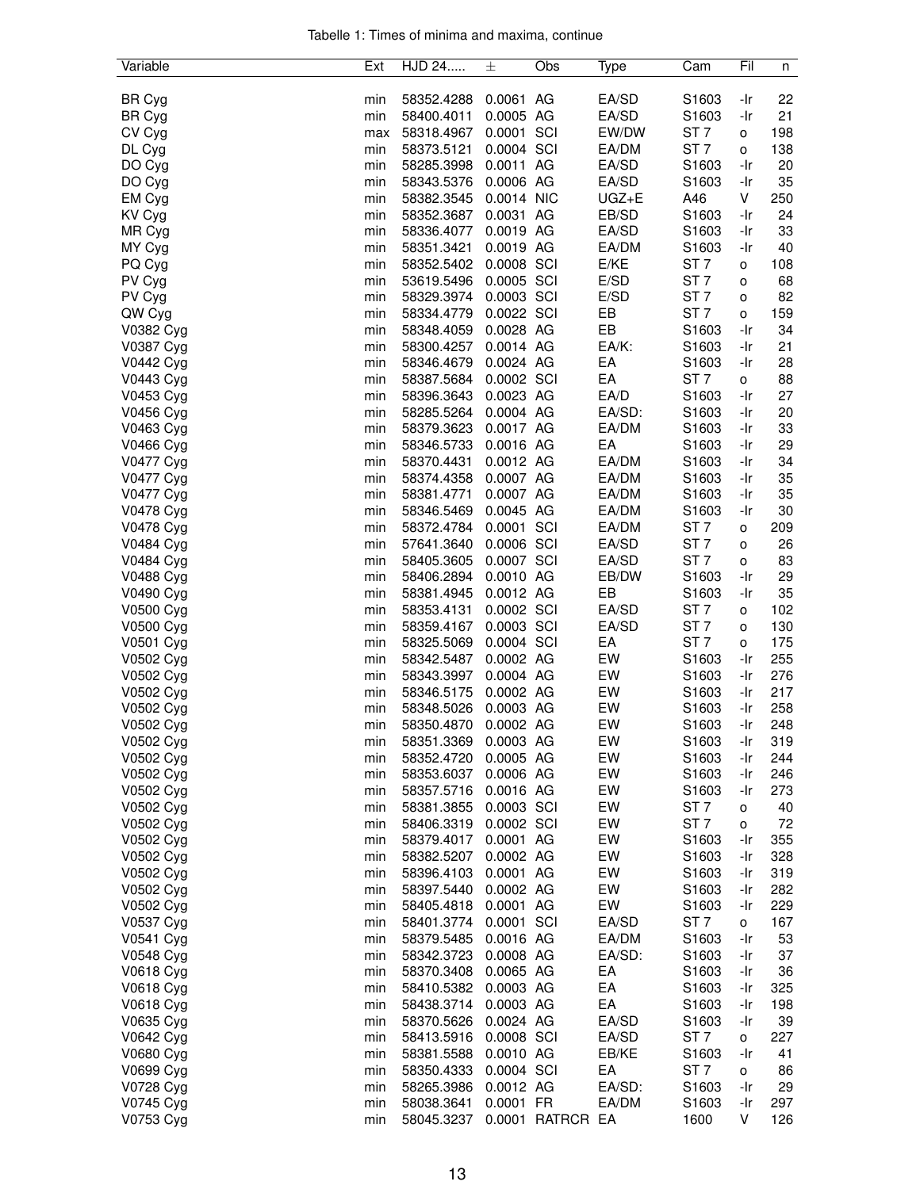Tabelle 1: Times of minima and maxima, continue

| Variable | Ext | HJD 24..... | ± | Obs | Type | Cam | Fil | n |
|---|---|---|---|---|---|---|---|---|
| BR Cyg | min | 58352.4288 | 0.0061 | AG | EA/SD | S1603 | -Ir | 22 |
| BR Cyg | min | 58400.4011 | 0.0005 | AG | EA/SD | S1603 | -Ir | 21 |
| CV Cyg | max | 58318.4967 | 0.0001 | SCI | EW/DW | ST 7 | o | 198 |
| DL Cyg | min | 58373.5121 | 0.0004 | SCI | EA/DM | ST 7 | o | 138 |
| DO Cyg | min | 58285.3998 | 0.0011 | AG | EA/SD | S1603 | -Ir | 20 |
| DO Cyg | min | 58343.5376 | 0.0006 | AG | EA/SD | S1603 | -Ir | 35 |
| EM Cyg | min | 58382.3545 | 0.0014 | NIC | UGZ+E | A46 | V | 250 |
| KV Cyg | min | 58352.3687 | 0.0031 | AG | EB/SD | S1603 | -Ir | 24 |
| MR Cyg | min | 58336.4077 | 0.0019 | AG | EA/SD | S1603 | -Ir | 33 |
| MY Cyg | min | 58351.3421 | 0.0019 | AG | EA/DM | S1603 | -Ir | 40 |
| PQ Cyg | min | 58352.5402 | 0.0008 | SCI | E/KE | ST 7 | o | 108 |
| PV Cyg | min | 53619.5496 | 0.0005 | SCI | E/SD | ST 7 | o | 68 |
| PV Cyg | min | 58329.3974 | 0.0003 | SCI | E/SD | ST 7 | o | 82 |
| QW Cyg | min | 58334.4779 | 0.0022 | SCI | EB | ST 7 | o | 159 |
| V0382 Cyg | min | 58348.4059 | 0.0028 | AG | EB | S1603 | -Ir | 34 |
| V0387 Cyg | min | 58300.4257 | 0.0014 | AG | EA/K: | S1603 | -Ir | 21 |
| V0442 Cyg | min | 58346.4679 | 0.0024 | AG | EA | S1603 | -Ir | 28 |
| V0443 Cyg | min | 58387.5684 | 0.0002 | SCI | EA | ST 7 | o | 88 |
| V0453 Cyg | min | 58396.3643 | 0.0023 | AG | EA/D | S1603 | -Ir | 27 |
| V0456 Cyg | min | 58285.5264 | 0.0004 | AG | EA/SD: | S1603 | -Ir | 20 |
| V0463 Cyg | min | 58379.3623 | 0.0017 | AG | EA/DM | S1603 | -Ir | 33 |
| V0466 Cyg | min | 58346.5733 | 0.0016 | AG | EA | S1603 | -Ir | 29 |
| V0477 Cyg | min | 58370.4431 | 0.0012 | AG | EA/DM | S1603 | -Ir | 34 |
| V0477 Cyg | min | 58374.4358 | 0.0007 | AG | EA/DM | S1603 | -Ir | 35 |
| V0477 Cyg | min | 58381.4771 | 0.0007 | AG | EA/DM | S1603 | -Ir | 35 |
| V0478 Cyg | min | 58346.5469 | 0.0045 | AG | EA/DM | S1603 | -Ir | 30 |
| V0478 Cyg | min | 58372.4784 | 0.0001 | SCI | EA/DM | ST 7 | o | 209 |
| V0484 Cyg | min | 57641.3640 | 0.0006 | SCI | EA/SD | ST 7 | o | 26 |
| V0484 Cyg | min | 58405.3605 | 0.0007 | SCI | EA/SD | ST 7 | o | 83 |
| V0488 Cyg | min | 58406.2894 | 0.0010 | AG | EB/DW | S1603 | -Ir | 29 |
| V0490 Cyg | min | 58381.4945 | 0.0012 | AG | EB | S1603 | -Ir | 35 |
| V0500 Cyg | min | 58353.4131 | 0.0002 | SCI | EA/SD | ST 7 | o | 102 |
| V0500 Cyg | min | 58359.4167 | 0.0003 | SCI | EA/SD | ST 7 | o | 130 |
| V0501 Cyg | min | 58325.5069 | 0.0004 | SCI | EA | ST 7 | o | 175 |
| V0502 Cyg | min | 58342.5487 | 0.0002 | AG | EW | S1603 | -Ir | 255 |
| V0502 Cyg | min | 58343.3997 | 0.0004 | AG | EW | S1603 | -Ir | 276 |
| V0502 Cyg | min | 58346.5175 | 0.0002 | AG | EW | S1603 | -Ir | 217 |
| V0502 Cyg | min | 58348.5026 | 0.0003 | AG | EW | S1603 | -Ir | 258 |
| V0502 Cyg | min | 58350.4870 | 0.0002 | AG | EW | S1603 | -Ir | 248 |
| V0502 Cyg | min | 58351.3369 | 0.0003 | AG | EW | S1603 | -Ir | 319 |
| V0502 Cyg | min | 58352.4720 | 0.0005 | AG | EW | S1603 | -Ir | 244 |
| V0502 Cyg | min | 58353.6037 | 0.0006 | AG | EW | S1603 | -Ir | 246 |
| V0502 Cyg | min | 58357.5716 | 0.0016 | AG | EW | S1603 | -Ir | 273 |
| V0502 Cyg | min | 58381.3855 | 0.0003 | SCI | EW | ST 7 | o | 40 |
| V0502 Cyg | min | 58406.3319 | 0.0002 | SCI | EW | ST 7 | o | 72 |
| V0502 Cyg | min | 58379.4017 | 0.0001 | AG | EW | S1603 | -Ir | 355 |
| V0502 Cyg | min | 58382.5207 | 0.0002 | AG | EW | S1603 | -Ir | 328 |
| V0502 Cyg | min | 58396.4103 | 0.0001 | AG | EW | S1603 | -Ir | 319 |
| V0502 Cyg | min | 58397.5440 | 0.0002 | AG | EW | S1603 | -Ir | 282 |
| V0502 Cyg | min | 58405.4818 | 0.0001 | AG | EW | S1603 | -Ir | 229 |
| V0537 Cyg | min | 58401.3774 | 0.0001 | SCI | EA/SD | ST 7 | o | 167 |
| V0541 Cyg | min | 58379.5485 | 0.0016 | AG | EA/DM | S1603 | -Ir | 53 |
| V0548 Cyg | min | 58342.3723 | 0.0008 | AG | EA/SD: | S1603 | -Ir | 37 |
| V0618 Cyg | min | 58370.3408 | 0.0065 | AG | EA | S1603 | -Ir | 36 |
| V0618 Cyg | min | 58410.5382 | 0.0003 | AG | EA | S1603 | -Ir | 325 |
| V0618 Cyg | min | 58438.3714 | 0.0003 | AG | EA | S1603 | -Ir | 198 |
| V0635 Cyg | min | 58370.5626 | 0.0024 | AG | EA/SD | S1603 | -Ir | 39 |
| V0642 Cyg | min | 58413.5916 | 0.0008 | SCI | EA/SD | ST 7 | o | 227 |
| V0680 Cyg | min | 58381.5588 | 0.0010 | AG | EB/KE | S1603 | -Ir | 41 |
| V0699 Cyg | min | 58350.4333 | 0.0004 | SCI | EA | ST 7 | o | 86 |
| V0728 Cyg | min | 58265.3986 | 0.0012 | AG | EA/SD: | S1603 | -Ir | 29 |
| V0745 Cyg | min | 58038.3641 | 0.0001 | FR | EA/DM | S1603 | -Ir | 297 |
| V0753 Cyg | min | 58045.3237 | 0.0001 | RATRCR | EA | 1600 | V | 126 |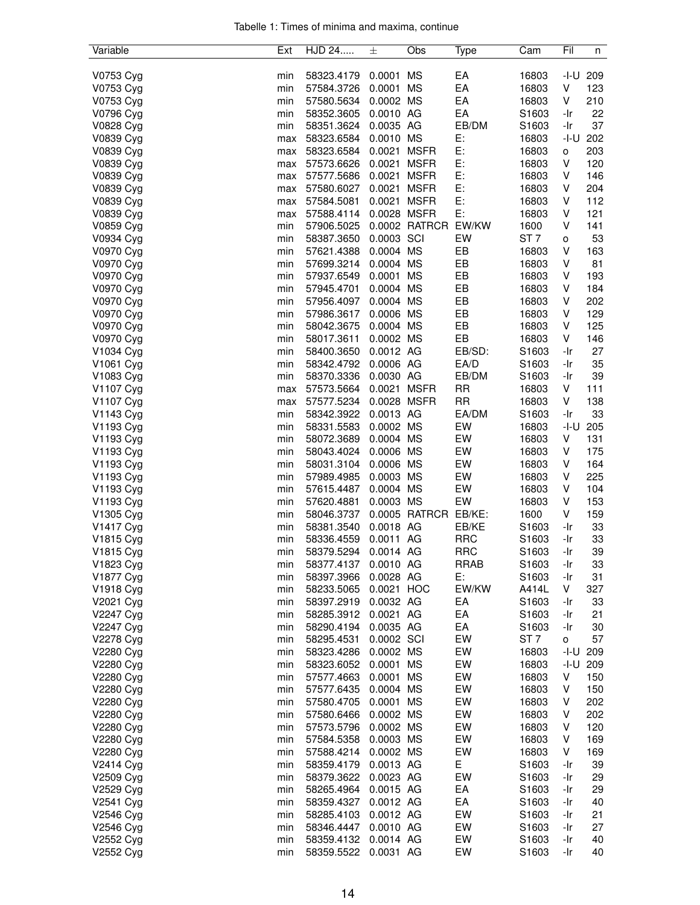Tabelle 1: Times of minima and maxima, continue

| Variable | Ext | HJD 24..... | ± | Obs | Type | Cam | Fil | n |
|---|---|---|---|---|---|---|---|---|
| V0753 Cyg | min | 58323.4179 | 0.0001 | MS | EA | 16803 | -I-U | 209 |
| V0753 Cyg | min | 57584.3726 | 0.0001 | MS | EA | 16803 | V | 123 |
| V0753 Cyg | min | 57580.5634 | 0.0002 | MS | EA | 16803 | V | 210 |
| V0796 Cyg | min | 58352.3605 | 0.0010 | AG | EA | S1603 | -Ir | 22 |
| V0828 Cyg | min | 58351.3624 | 0.0035 | AG | EB/DM | S1603 | -Ir | 37 |
| V0839 Cyg | max | 58323.6584 | 0.0010 | MS | E: | 16803 | -I-U | 202 |
| V0839 Cyg | max | 58323.6584 | 0.0021 | MSFR | E: | 16803 | o | 203 |
| V0839 Cyg | max | 57573.6626 | 0.0021 | MSFR | E: | 16803 | V | 120 |
| V0839 Cyg | max | 57577.5686 | 0.0021 | MSFR | E: | 16803 | V | 146 |
| V0839 Cyg | max | 57580.6027 | 0.0021 | MSFR | E: | 16803 | V | 204 |
| V0839 Cyg | max | 57584.5081 | 0.0021 | MSFR | E: | 16803 | V | 112 |
| V0839 Cyg | max | 57588.4114 | 0.0028 | MSFR | E: | 16803 | V | 121 |
| V0859 Cyg | min | 57906.5025 | 0.0002 | RATRCR | EW/KW | 1600 | V | 141 |
| V0934 Cyg | min | 58387.3650 | 0.0003 | SCI | EW | ST 7 | o | 53 |
| V0970 Cyg | min | 57621.4388 | 0.0004 | MS | EB | 16803 | V | 163 |
| V0970 Cyg | min | 57699.3214 | 0.0004 | MS | EB | 16803 | V | 81 |
| V0970 Cyg | min | 57937.6549 | 0.0001 | MS | EB | 16803 | V | 193 |
| V0970 Cyg | min | 57945.4701 | 0.0004 | MS | EB | 16803 | V | 184 |
| V0970 Cyg | min | 57956.4097 | 0.0004 | MS | EB | 16803 | V | 202 |
| V0970 Cyg | min | 57986.3617 | 0.0006 | MS | EB | 16803 | V | 129 |
| V0970 Cyg | min | 58042.3675 | 0.0004 | MS | EB | 16803 | V | 125 |
| V0970 Cyg | min | 58017.3611 | 0.0002 | MS | EB | 16803 | V | 146 |
| V1034 Cyg | min | 58400.3650 | 0.0012 | AG | EB/SD: | S1603 | -Ir | 27 |
| V1061 Cyg | min | 58342.4792 | 0.0006 | AG | EA/D | S1603 | -Ir | 35 |
| V1083 Cyg | min | 58370.3336 | 0.0030 | AG | EB/DM | S1603 | -Ir | 39 |
| V1107 Cyg | max | 57573.5664 | 0.0021 | MSFR | RR | 16803 | V | 111 |
| V1107 Cyg | max | 57577.5234 | 0.0028 | MSFR | RR | 16803 | V | 138 |
| V1143 Cyg | min | 58342.3922 | 0.0013 | AG | EA/DM | S1603 | -Ir | 33 |
| V1193 Cyg | min | 58331.5583 | 0.0002 | MS | EW | 16803 | -I-U | 205 |
| V1193 Cyg | min | 58072.3689 | 0.0004 | MS | EW | 16803 | V | 131 |
| V1193 Cyg | min | 58043.4024 | 0.0006 | MS | EW | 16803 | V | 175 |
| V1193 Cyg | min | 58031.3104 | 0.0006 | MS | EW | 16803 | V | 164 |
| V1193 Cyg | min | 57989.4985 | 0.0003 | MS | EW | 16803 | V | 225 |
| V1193 Cyg | min | 57615.4487 | 0.0004 | MS | EW | 16803 | V | 104 |
| V1193 Cyg | min | 57620.4881 | 0.0003 | MS | EW | 16803 | V | 153 |
| V1305 Cyg | min | 58046.3737 | 0.0005 | RATRCR | EB/KE: | 1600 | V | 159 |
| V1417 Cyg | min | 58381.3540 | 0.0018 | AG | EB/KE | S1603 | -Ir | 33 |
| V1815 Cyg | min | 58336.4559 | 0.0011 | AG | RRC | S1603 | -Ir | 33 |
| V1815 Cyg | min | 58379.5294 | 0.0014 | AG | RRC | S1603 | -Ir | 39 |
| V1823 Cyg | min | 58377.4137 | 0.0010 | AG | RRAB | S1603 | -Ir | 33 |
| V1877 Cyg | min | 58397.3966 | 0.0028 | AG | E: | S1603 | -Ir | 31 |
| V1918 Cyg | min | 58233.5065 | 0.0021 | HOC | EW/KW | A414L | V | 327 |
| V2021 Cyg | min | 58397.2919 | 0.0032 | AG | EA | S1603 | -Ir | 33 |
| V2247 Cyg | min | 58285.3912 | 0.0021 | AG | EA | S1603 | -Ir | 21 |
| V2247 Cyg | min | 58290.4194 | 0.0035 | AG | EA | S1603 | -Ir | 30 |
| V2278 Cyg | min | 58295.4531 | 0.0002 | SCI | EW | ST 7 | o | 57 |
| V2280 Cyg | min | 58323.4286 | 0.0002 | MS | EW | 16803 | -I-U | 209 |
| V2280 Cyg | min | 58323.6052 | 0.0001 | MS | EW | 16803 | -I-U | 209 |
| V2280 Cyg | min | 57577.4663 | 0.0001 | MS | EW | 16803 | V | 150 |
| V2280 Cyg | min | 57577.6435 | 0.0004 | MS | EW | 16803 | V | 150 |
| V2280 Cyg | min | 57580.4705 | 0.0001 | MS | EW | 16803 | V | 202 |
| V2280 Cyg | min | 57580.6466 | 0.0002 | MS | EW | 16803 | V | 202 |
| V2280 Cyg | min | 57573.5796 | 0.0002 | MS | EW | 16803 | V | 120 |
| V2280 Cyg | min | 57584.5358 | 0.0003 | MS | EW | 16803 | V | 169 |
| V2280 Cyg | min | 57588.4214 | 0.0002 | MS | EW | 16803 | V | 169 |
| V2414 Cyg | min | 58359.4179 | 0.0013 | AG | E | S1603 | -Ir | 39 |
| V2509 Cyg | min | 58379.3622 | 0.0023 | AG | EW | S1603 | -Ir | 29 |
| V2529 Cyg | min | 58265.4964 | 0.0015 | AG | EA | S1603 | -Ir | 29 |
| V2541 Cyg | min | 58359.4327 | 0.0012 | AG | EA | S1603 | -Ir | 40 |
| V2546 Cyg | min | 58285.4103 | 0.0012 | AG | EW | S1603 | -Ir | 21 |
| V2546 Cyg | min | 58346.4447 | 0.0010 | AG | EW | S1603 | -Ir | 27 |
| V2552 Cyg | min | 58359.4132 | 0.0014 | AG | EW | S1603 | -Ir | 40 |
| V2552 Cyg | min | 58359.5522 | 0.0031 | AG | EW | S1603 | -Ir | 40 |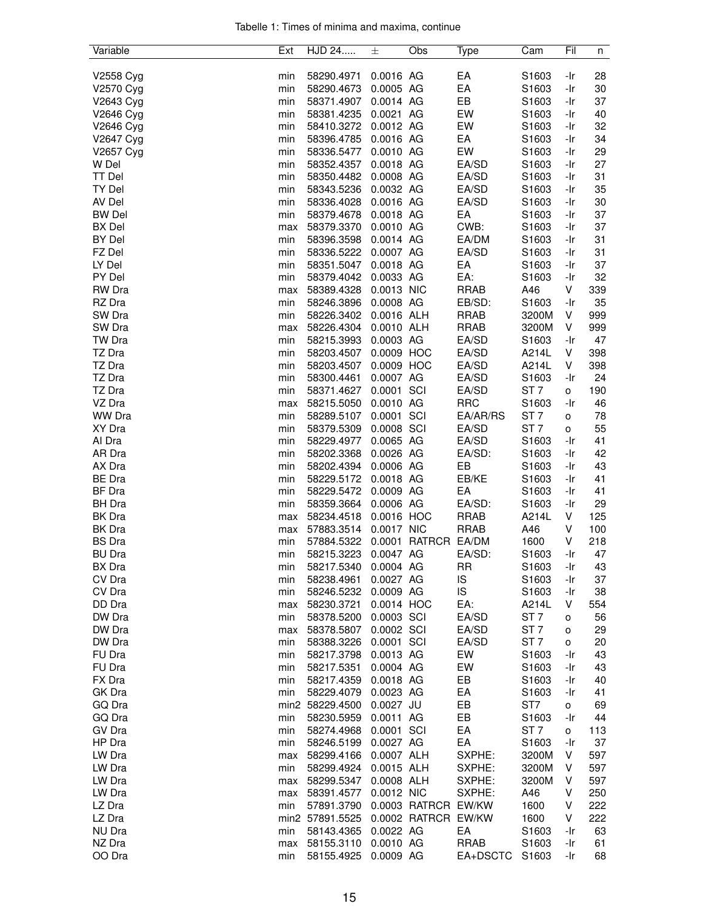Tabelle 1: Times of minima and maxima, continue

| Variable | Ext | HJD 24..... | ± | Obs | Type | Cam | Fil | n |
|---|---|---|---|---|---|---|---|---|
| V2558 Cyg | min | 58290.4971 | 0.0016 | AG | EA | S1603 | -Ir | 28 |
| V2570 Cyg | min | 58290.4673 | 0.0005 | AG | EA | S1603 | -Ir | 30 |
| V2643 Cyg | min | 58371.4907 | 0.0014 | AG | EB | S1603 | -Ir | 37 |
| V2646 Cyg | min | 58381.4235 | 0.0021 | AG | EW | S1603 | -Ir | 40 |
| V2646 Cyg | min | 58410.3272 | 0.0012 | AG | EW | S1603 | -Ir | 32 |
| V2647 Cyg | min | 58396.4785 | 0.0016 | AG | EA | S1603 | -Ir | 34 |
| V2657 Cyg | min | 58336.5477 | 0.0010 | AG | EW | S1603 | -Ir | 29 |
| W Del | min | 58352.4357 | 0.0018 | AG | EA/SD | S1603 | -Ir | 27 |
| TT Del | min | 58350.4482 | 0.0008 | AG | EA/SD | S1603 | -Ir | 31 |
| TY Del | min | 58343.5236 | 0.0032 | AG | EA/SD | S1603 | -Ir | 35 |
| AV Del | min | 58336.4028 | 0.0016 | AG | EA/SD | S1603 | -Ir | 30 |
| BW Del | min | 58379.4678 | 0.0018 | AG | EA | S1603 | -Ir | 37 |
| BX Del | max | 58379.3370 | 0.0010 | AG | CWB: | S1603 | -Ir | 37 |
| BY Del | min | 58396.3598 | 0.0014 | AG | EA/DM | S1603 | -Ir | 31 |
| FZ Del | min | 58336.5222 | 0.0007 | AG | EA/SD | S1603 | -Ir | 31 |
| LY Del | min | 58351.5047 | 0.0018 | AG | EA | S1603 | -Ir | 37 |
| PY Del | min | 58379.4042 | 0.0033 | AG | EA: | S1603 | -Ir | 32 |
| RW Dra | max | 58389.4328 | 0.0013 | NIC | RRAB | A46 | V | 339 |
| RZ Dra | min | 58246.3896 | 0.0008 | AG | EB/SD: | S1603 | -Ir | 35 |
| SW Dra | min | 58226.3402 | 0.0016 | ALH | RRAB | 3200M | V | 999 |
| SW Dra | max | 58226.4304 | 0.0010 | ALH | RRAB | 3200M | V | 999 |
| TW Dra | min | 58215.3993 | 0.0003 | AG | EA/SD | S1603 | -Ir | 47 |
| TZ Dra | min | 58203.4507 | 0.0009 | HOC | EA/SD | A214L | V | 398 |
| TZ Dra | min | 58203.4507 | 0.0009 | HOC | EA/SD | A214L | V | 398 |
| TZ Dra | min | 58300.4461 | 0.0007 | AG | EA/SD | S1603 | -Ir | 24 |
| TZ Dra | min | 58371.4627 | 0.0001 | SCI | EA/SD | ST 7 | o | 190 |
| VZ Dra | max | 58215.5050 | 0.0010 | AG | RRC | S1603 | -Ir | 46 |
| WW Dra | min | 58289.5107 | 0.0001 | SCI | EA/AR/RS | ST 7 | o | 78 |
| XY Dra | min | 58379.5309 | 0.0008 | SCI | EA/SD | ST 7 | o | 55 |
| AI Dra | min | 58229.4977 | 0.0065 | AG | EA/SD | S1603 | -Ir | 41 |
| AR Dra | min | 58202.3368 | 0.0026 | AG | EA/SD: | S1603 | -Ir | 42 |
| AX Dra | min | 58202.4394 | 0.0006 | AG | EB | S1603 | -Ir | 43 |
| BE Dra | min | 58229.5172 | 0.0018 | AG | EB/KE | S1603 | -Ir | 41 |
| BF Dra | min | 58229.5472 | 0.0009 | AG | EA | S1603 | -Ir | 41 |
| BH Dra | min | 58359.3664 | 0.0006 | AG | EA/SD: | S1603 | -Ir | 29 |
| BK Dra | max | 58234.4518 | 0.0016 | HOC | RRAB | A214L | V | 125 |
| BK Dra | max | 57883.3514 | 0.0017 | NIC | RRAB | A46 | V | 100 |
| BS Dra | min | 57884.5322 | 0.0001 | RATRCR | EA/DM | 1600 | V | 218 |
| BU Dra | min | 58215.3223 | 0.0047 | AG | EA/SD: | S1603 | -Ir | 47 |
| BX Dra | min | 58217.5340 | 0.0004 | AG | RR | S1603 | -Ir | 43 |
| CV Dra | min | 58238.4961 | 0.0027 | AG | IS | S1603 | -Ir | 37 |
| CV Dra | min | 58246.5232 | 0.0009 | AG | IS | S1603 | -Ir | 38 |
| DD Dra | max | 58230.3721 | 0.0014 | HOC | EA: | A214L | V | 554 |
| DW Dra | min | 58378.5200 | 0.0003 | SCI | EA/SD | ST 7 | o | 56 |
| DW Dra | max | 58378.5807 | 0.0002 | SCI | EA/SD | ST 7 | o | 29 |
| DW Dra | min | 58388.3226 | 0.0001 | SCI | EA/SD | ST 7 | o | 20 |
| FU Dra | min | 58217.3798 | 0.0013 | AG | EW | S1603 | -Ir | 43 |
| FU Dra | min | 58217.5351 | 0.0004 | AG | EW | S1603 | -Ir | 43 |
| FX Dra | min | 58217.4359 | 0.0018 | AG | EB | S1603 | -Ir | 40 |
| GK Dra | min | 58229.4079 | 0.0023 | AG | EA | S1603 | -Ir | 41 |
| GQ Dra | min2 | 58229.4500 | 0.0027 | JU | EB | ST7 | o | 69 |
| GQ Dra | min | 58230.5959 | 0.0011 | AG | EB | S1603 | -Ir | 44 |
| GV Dra | min | 58274.4968 | 0.0001 | SCI | EA | ST 7 | o | 113 |
| HP Dra | min | 58246.5199 | 0.0027 | AG | EA | S1603 | -Ir | 37 |
| LW Dra | max | 58299.4166 | 0.0007 | ALH | SXPHE: | 3200M | V | 597 |
| LW Dra | min | 58299.4924 | 0.0015 | ALH | SXPHE: | 3200M | V | 597 |
| LW Dra | max | 58299.5347 | 0.0008 | ALH | SXPHE: | 3200M | V | 597 |
| LW Dra | max | 58391.4577 | 0.0012 | NIC | SXPHE: | A46 | V | 250 |
| LZ Dra | min | 57891.3790 | 0.0003 | RATRCR | EW/KW | 1600 | V | 222 |
| LZ Dra | min2 | 57891.5525 | 0.0002 | RATRCR | EW/KW | 1600 | V | 222 |
| NU Dra | min | 58143.4365 | 0.0022 | AG | EA | S1603 | -Ir | 63 |
| NZ Dra | max | 58155.3110 | 0.0010 | AG | RRAB | S1603 | -Ir | 61 |
| OO Dra | min | 58155.4925 | 0.0009 | AG | EA+DSCTC | S1603 | -Ir | 68 |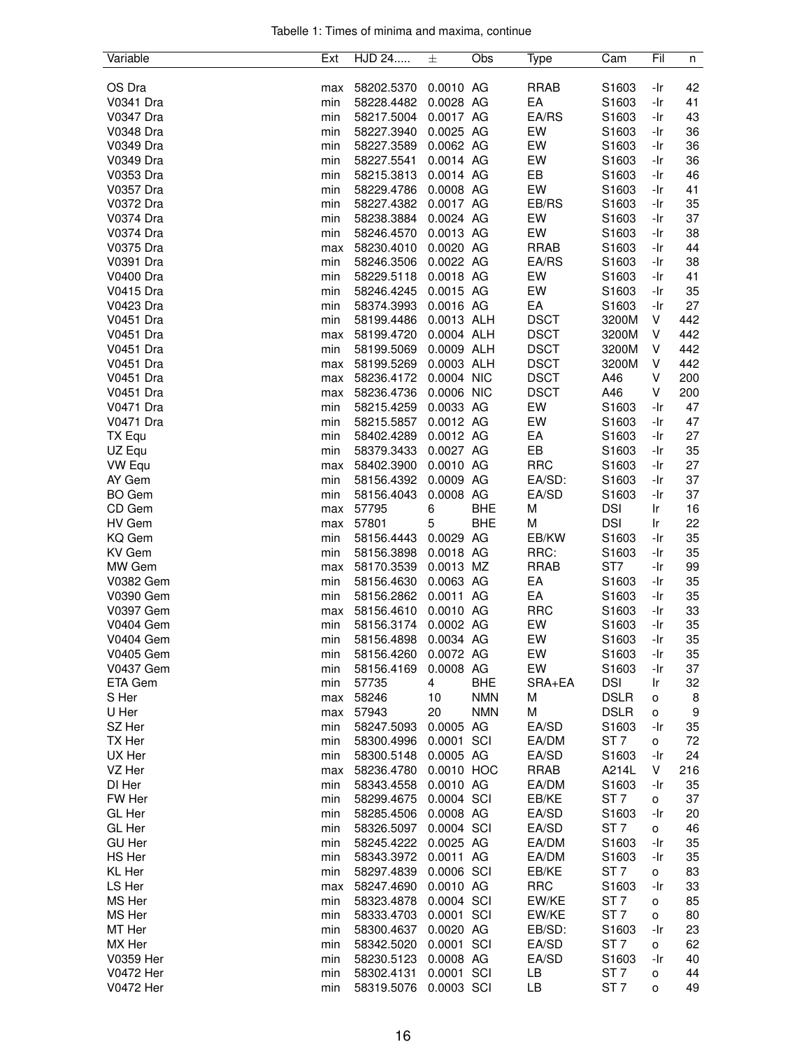Tabelle 1: Times of minima and maxima, continue

| Variable | Ext | HJD 24..... | ± | Obs | Type | Cam | Fil | n |
|---|---|---|---|---|---|---|---|---|
| OS Dra | max | 58202.5370 | 0.0010 | AG | RRAB | S1603 | -Ir | 42 |
| V0341 Dra | min | 58228.4482 | 0.0028 | AG | EA | S1603 | -Ir | 41 |
| V0347 Dra | min | 58217.5004 | 0.0017 | AG | EA/RS | S1603 | -Ir | 43 |
| V0348 Dra | min | 58227.3940 | 0.0025 | AG | EW | S1603 | -Ir | 36 |
| V0349 Dra | min | 58227.3589 | 0.0062 | AG | EW | S1603 | -Ir | 36 |
| V0349 Dra | min | 58227.5541 | 0.0014 | AG | EW | S1603 | -Ir | 36 |
| V0353 Dra | min | 58215.3813 | 0.0014 | AG | EB | S1603 | -Ir | 46 |
| V0357 Dra | min | 58229.4786 | 0.0008 | AG | EW | S1603 | -Ir | 41 |
| V0372 Dra | min | 58227.4382 | 0.0017 | AG | EB/RS | S1603 | -Ir | 35 |
| V0374 Dra | min | 58238.3884 | 0.0024 | AG | EW | S1603 | -Ir | 37 |
| V0374 Dra | min | 58246.4570 | 0.0013 | AG | EW | S1603 | -Ir | 38 |
| V0375 Dra | max | 58230.4010 | 0.0020 | AG | RRAB | S1603 | -Ir | 44 |
| V0391 Dra | min | 58246.3506 | 0.0022 | AG | EA/RS | S1603 | -Ir | 38 |
| V0400 Dra | min | 58229.5118 | 0.0018 | AG | EW | S1603 | -Ir | 41 |
| V0415 Dra | min | 58246.4245 | 0.0015 | AG | EW | S1603 | -Ir | 35 |
| V0423 Dra | min | 58374.3993 | 0.0016 | AG | EA | S1603 | -Ir | 27 |
| V0451 Dra | min | 58199.4486 | 0.0013 | ALH | DSCT | 3200M | V | 442 |
| V0451 Dra | max | 58199.4720 | 0.0004 | ALH | DSCT | 3200M | V | 442 |
| V0451 Dra | min | 58199.5069 | 0.0009 | ALH | DSCT | 3200M | V | 442 |
| V0451 Dra | max | 58199.5269 | 0.0003 | ALH | DSCT | 3200M | V | 442 |
| V0451 Dra | max | 58236.4172 | 0.0004 | NIC | DSCT | A46 | V | 200 |
| V0451 Dra | max | 58236.4736 | 0.0006 | NIC | DSCT | A46 | V | 200 |
| V0471 Dra | min | 58215.4259 | 0.0033 | AG | EW | S1603 | -Ir | 47 |
| V0471 Dra | min | 58215.5857 | 0.0012 | AG | EW | S1603 | -Ir | 47 |
| TX Equ | min | 58402.4289 | 0.0012 | AG | EA | S1603 | -Ir | 27 |
| UZ Equ | min | 58379.3433 | 0.0027 | AG | EB | S1603 | -Ir | 35 |
| VW Equ | max | 58402.3900 | 0.0010 | AG | RRC | S1603 | -Ir | 27 |
| AY Gem | min | 58156.4392 | 0.0009 | AG | EA/SD: | S1603 | -Ir | 37 |
| BO Gem | min | 58156.4043 | 0.0008 | AG | EA/SD | S1603 | -Ir | 37 |
| CD Gem | max | 57795 | 6 | BHE | M | DSI | Ir | 16 |
| HV Gem | max | 57801 | 5 | BHE | M | DSI | Ir | 22 |
| KQ Gem | min | 58156.4443 | 0.0029 | AG | EB/KW | S1603 | -Ir | 35 |
| KV Gem | min | 58156.3898 | 0.0018 | AG | RRC: | S1603 | -Ir | 35 |
| MW Gem | max | 58170.3539 | 0.0013 | MZ | RRAB | ST7 | -Ir | 99 |
| V0382 Gem | min | 58156.4630 | 0.0063 | AG | EA | S1603 | -Ir | 35 |
| V0390 Gem | min | 58156.2862 | 0.0011 | AG | EA | S1603 | -Ir | 35 |
| V0397 Gem | max | 58156.4610 | 0.0010 | AG | RRC | S1603 | -Ir | 33 |
| V0404 Gem | min | 58156.3174 | 0.0002 | AG | EW | S1603 | -Ir | 35 |
| V0404 Gem | min | 58156.4898 | 0.0034 | AG | EW | S1603 | -Ir | 35 |
| V0405 Gem | min | 58156.4260 | 0.0072 | AG | EW | S1603 | -Ir | 35 |
| V0437 Gem | min | 58156.4169 | 0.0008 | AG | EW | S1603 | -Ir | 37 |
| ETA Gem | min | 57735 | 4 | BHE | SRA+EA | DSI | Ir | 32 |
| S Her | max | 58246 | 10 | NMN | M | DSLR | o | 8 |
| U Her | max | 57943 | 20 | NMN | M | DSLR | o | 9 |
| SZ Her | min | 58247.5093 | 0.0005 | AG | EA/SD | S1603 | -Ir | 35 |
| TX Her | min | 58300.4996 | 0.0001 | SCI | EA/DM | ST 7 | o | 72 |
| UX Her | min | 58300.5148 | 0.0005 | AG | EA/SD | S1603 | -Ir | 24 |
| VZ Her | max | 58236.4780 | 0.0010 | HOC | RRAB | A214L | V | 216 |
| DI Her | min | 58343.4558 | 0.0010 | AG | EA/DM | S1603 | -Ir | 35 |
| FW Her | min | 58299.4675 | 0.0004 | SCI | EB/KE | ST 7 | o | 37 |
| GL Her | min | 58285.4506 | 0.0008 | AG | EA/SD | S1603 | -Ir | 20 |
| GL Her | min | 58326.5097 | 0.0004 | SCI | EA/SD | ST 7 | o | 46 |
| GU Her | min | 58245.4222 | 0.0025 | AG | EA/DM | S1603 | -Ir | 35 |
| HS Her | min | 58343.3972 | 0.0011 | AG | EA/DM | S1603 | -Ir | 35 |
| KL Her | min | 58297.4839 | 0.0006 | SCI | EB/KE | ST 7 | o | 83 |
| LS Her | max | 58247.4690 | 0.0010 | AG | RRC | S1603 | -Ir | 33 |
| MS Her | min | 58323.4878 | 0.0004 | SCI | EW/KE | ST 7 | o | 85 |
| MS Her | min | 58333.4703 | 0.0001 | SCI | EW/KE | ST 7 | o | 80 |
| MT Her | min | 58300.4637 | 0.0020 | AG | EB/SD: | S1603 | -Ir | 23 |
| MX Her | min | 58342.5020 | 0.0001 | SCI | EA/SD | ST 7 | o | 62 |
| V0359 Her | min | 58230.5123 | 0.0008 | AG | EA/SD | S1603 | -Ir | 40 |
| V0472 Her | min | 58302.4131 | 0.0001 | SCI | LB | ST 7 | o | 44 |
| V0472 Her | min | 58319.5076 | 0.0003 | SCI | LB | ST 7 | o | 49 |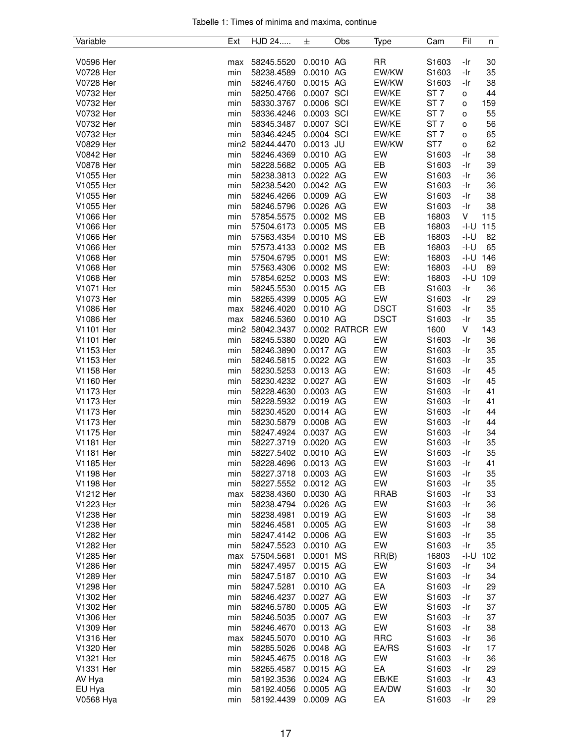Tabelle 1: Times of minima and maxima, continue

| Variable | Ext | HJD 24..... | ± | Obs | Type | Cam | Fil | n |
|---|---|---|---|---|---|---|---|---|
| V0596 Her | max | 58245.5520 | 0.0010 | AG | RR | S1603 | -Ir | 30 |
| V0728 Her | min | 58238.4589 | 0.0010 | AG | EW/KW | S1603 | -Ir | 35 |
| V0728 Her | min | 58246.4760 | 0.0015 | AG | EW/KW | S1603 | -Ir | 38 |
| V0732 Her | min | 58250.4766 | 0.0007 | SCI | EW/KE | ST 7 | o | 44 |
| V0732 Her | min | 58330.3767 | 0.0006 | SCI | EW/KE | ST 7 | o | 159 |
| V0732 Her | min | 58336.4246 | 0.0003 | SCI | EW/KE | ST 7 | o | 55 |
| V0732 Her | min | 58345.3487 | 0.0007 | SCI | EW/KE | ST 7 | o | 56 |
| V0732 Her | min | 58346.4245 | 0.0004 | SCI | EW/KE | ST 7 | o | 65 |
| V0829 Her | min2 | 58244.4470 | 0.0013 | JU | EW/KW | ST7 | o | 62 |
| V0842 Her | min | 58246.4369 | 0.0010 | AG | EW | S1603 | -Ir | 38 |
| V0878 Her | min | 58228.5682 | 0.0005 | AG | EB | S1603 | -Ir | 39 |
| V1055 Her | min | 58238.3813 | 0.0022 | AG | EW | S1603 | -Ir | 36 |
| V1055 Her | min | 58238.5420 | 0.0042 | AG | EW | S1603 | -Ir | 36 |
| V1055 Her | min | 58246.4266 | 0.0009 | AG | EW | S1603 | -Ir | 38 |
| V1055 Her | min | 58246.5796 | 0.0026 | AG | EW | S1603 | -Ir | 38 |
| V1066 Her | min | 57854.5575 | 0.0002 | MS | EB | 16803 | V | 115 |
| V1066 Her | min | 57504.6173 | 0.0005 | MS | EB | 16803 | -I-U | 115 |
| V1066 Her | min | 57563.4354 | 0.0010 | MS | EB | 16803 | -I-U | 82 |
| V1066 Her | min | 57573.4133 | 0.0002 | MS | EB | 16803 | -I-U | 65 |
| V1068 Her | min | 57504.6795 | 0.0001 | MS | EW: | 16803 | -I-U | 146 |
| V1068 Her | min | 57563.4306 | 0.0002 | MS | EW: | 16803 | -I-U | 89 |
| V1068 Her | min | 57854.6252 | 0.0003 | MS | EW: | 16803 | -I-U | 109 |
| V1071 Her | min | 58245.5530 | 0.0015 | AG | EB | S1603 | -Ir | 36 |
| V1073 Her | min | 58265.4399 | 0.0005 | AG | EW | S1603 | -Ir | 29 |
| V1086 Her | max | 58246.4020 | 0.0010 | AG | DSCT | S1603 | -Ir | 35 |
| V1086 Her | max | 58246.5360 | 0.0010 | AG | DSCT | S1603 | -Ir | 35 |
| V1101 Her | min2 | 58042.3437 | 0.0002 | RATRCR | EW | 1600 | V | 143 |
| V1101 Her | min | 58245.5380 | 0.0020 | AG | EW | S1603 | -Ir | 36 |
| V1153 Her | min | 58246.3890 | 0.0017 | AG | EW | S1603 | -Ir | 35 |
| V1153 Her | min | 58246.5815 | 0.0022 | AG | EW | S1603 | -Ir | 35 |
| V1158 Her | min | 58230.5253 | 0.0013 | AG | EW: | S1603 | -Ir | 45 |
| V1160 Her | min | 58230.4232 | 0.0027 | AG | EW | S1603 | -Ir | 45 |
| V1173 Her | min | 58228.4630 | 0.0003 | AG | EW | S1603 | -Ir | 41 |
| V1173 Her | min | 58228.5932 | 0.0019 | AG | EW | S1603 | -Ir | 41 |
| V1173 Her | min | 58230.4520 | 0.0014 | AG | EW | S1603 | -Ir | 44 |
| V1173 Her | min | 58230.5879 | 0.0008 | AG | EW | S1603 | -Ir | 44 |
| V1175 Her | min | 58247.4924 | 0.0037 | AG | EW | S1603 | -Ir | 34 |
| V1181 Her | min | 58227.3719 | 0.0020 | AG | EW | S1603 | -Ir | 35 |
| V1181 Her | min | 58227.5402 | 0.0010 | AG | EW | S1603 | -Ir | 35 |
| V1185 Her | min | 58228.4696 | 0.0013 | AG | EW | S1603 | -Ir | 41 |
| V1198 Her | min | 58227.3718 | 0.0003 | AG | EW | S1603 | -Ir | 35 |
| V1198 Her | min | 58227.5552 | 0.0012 | AG | EW | S1603 | -Ir | 35 |
| V1212 Her | max | 58238.4360 | 0.0030 | AG | RRAB | S1603 | -Ir | 33 |
| V1223 Her | min | 58238.4794 | 0.0026 | AG | EW | S1603 | -Ir | 36 |
| V1238 Her | min | 58238.4981 | 0.0019 | AG | EW | S1603 | -Ir | 38 |
| V1238 Her | min | 58246.4581 | 0.0005 | AG | EW | S1603 | -Ir | 38 |
| V1282 Her | min | 58247.4142 | 0.0006 | AG | EW | S1603 | -Ir | 35 |
| V1282 Her | min | 58247.5523 | 0.0010 | AG | EW | S1603 | -Ir | 35 |
| V1285 Her | max | 57504.5681 | 0.0001 | MS | RR(B) | 16803 | -I-U | 102 |
| V1286 Her | min | 58247.4957 | 0.0015 | AG | EW | S1603 | -Ir | 34 |
| V1289 Her | min | 58247.5187 | 0.0010 | AG | EW | S1603 | -Ir | 34 |
| V1298 Her | min | 58247.5281 | 0.0010 | AG | EA | S1603 | -Ir | 29 |
| V1302 Her | min | 58246.4237 | 0.0027 | AG | EW | S1603 | -Ir | 37 |
| V1302 Her | min | 58246.5780 | 0.0005 | AG | EW | S1603 | -Ir | 37 |
| V1306 Her | min | 58246.5035 | 0.0007 | AG | EW | S1603 | -Ir | 37 |
| V1309 Her | min | 58246.4670 | 0.0013 | AG | EW | S1603 | -Ir | 38 |
| V1316 Her | max | 58245.5070 | 0.0010 | AG | RRC | S1603 | -Ir | 36 |
| V1320 Her | min | 58285.5026 | 0.0048 | AG | EA/RS | S1603 | -Ir | 17 |
| V1321 Her | min | 58245.4675 | 0.0018 | AG | EW | S1603 | -Ir | 36 |
| V1331 Her | min | 58265.4587 | 0.0015 | AG | EA | S1603 | -Ir | 29 |
| AV Hya | min | 58192.3536 | 0.0024 | AG | EB/KE | S1603 | -Ir | 43 |
| EU Hya | min | 58192.4056 | 0.0005 | AG | EA/DW | S1603 | -Ir | 30 |
| V0568 Hya | min | 58192.4439 | 0.0009 | AG | EA | S1603 | -Ir | 29 |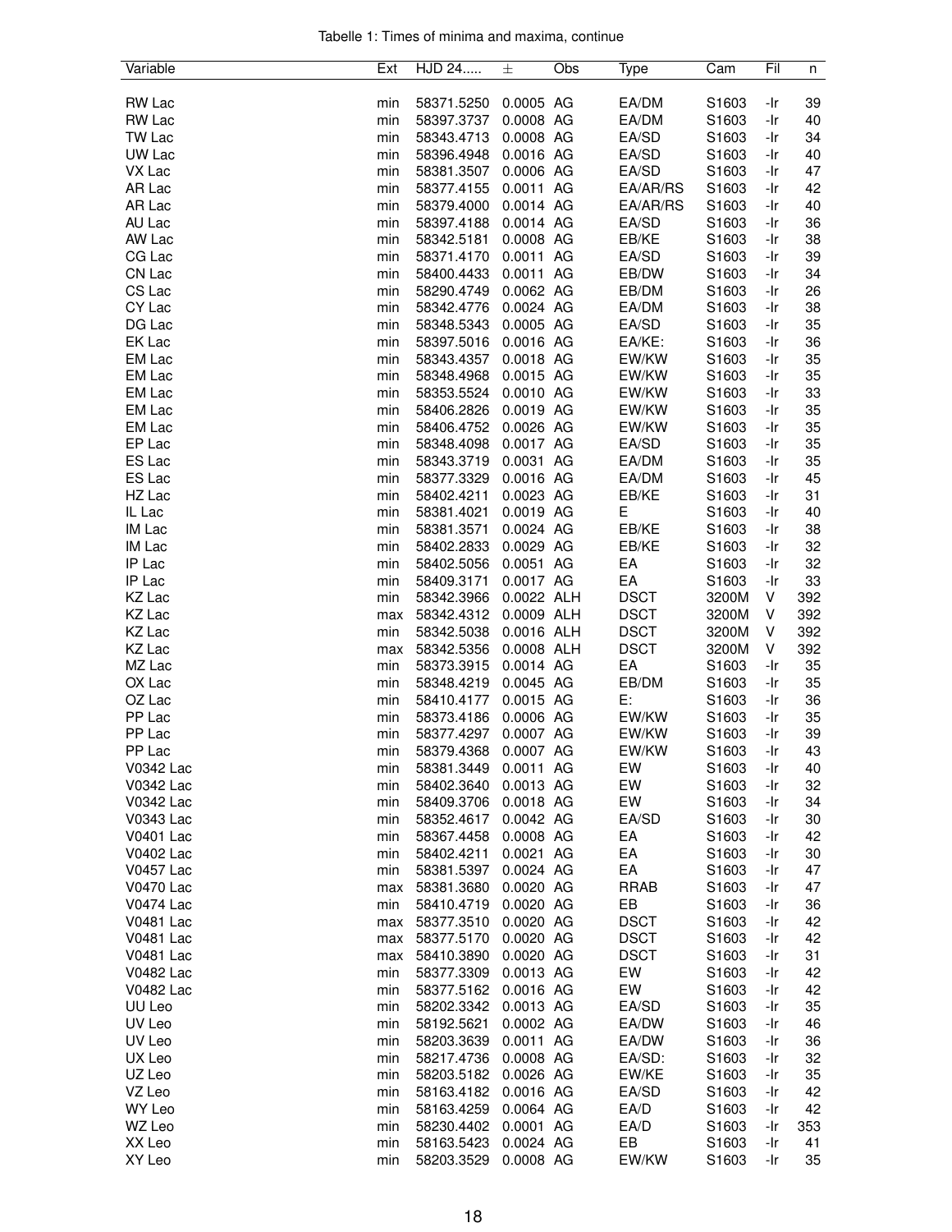Tabelle 1: Times of minima and maxima, continue

| Variable | Ext | HJD 24..... | ± | Obs | Type | Cam | Fil | n |
|---|---|---|---|---|---|---|---|---|
| RW Lac | min | 58371.5250 | 0.0005 | AG | EA/DM | S1603 | -Ir | 39 |
| RW Lac | min | 58397.3737 | 0.0008 | AG | EA/DM | S1603 | -Ir | 40 |
| TW Lac | min | 58343.4713 | 0.0008 | AG | EA/SD | S1603 | -Ir | 34 |
| UW Lac | min | 58396.4948 | 0.0016 | AG | EA/SD | S1603 | -Ir | 40 |
| VX Lac | min | 58381.3507 | 0.0006 | AG | EA/SD | S1603 | -Ir | 47 |
| AR Lac | min | 58377.4155 | 0.0011 | AG | EA/AR/RS | S1603 | -Ir | 42 |
| AR Lac | min | 58379.4000 | 0.0014 | AG | EA/AR/RS | S1603 | -Ir | 40 |
| AU Lac | min | 58397.4188 | 0.0014 | AG | EA/SD | S1603 | -Ir | 36 |
| AW Lac | min | 58342.5181 | 0.0008 | AG | EB/KE | S1603 | -Ir | 38 |
| CG Lac | min | 58371.4170 | 0.0011 | AG | EA/SD | S1603 | -Ir | 39 |
| CN Lac | min | 58400.4433 | 0.0011 | AG | EB/DW | S1603 | -Ir | 34 |
| CS Lac | min | 58290.4749 | 0.0062 | AG | EB/DM | S1603 | -Ir | 26 |
| CY Lac | min | 58342.4776 | 0.0024 | AG | EA/DM | S1603 | -Ir | 38 |
| DG Lac | min | 58348.5343 | 0.0005 | AG | EA/SD | S1603 | -Ir | 35 |
| EK Lac | min | 58397.5016 | 0.0016 | AG | EA/KE: | S1603 | -Ir | 36 |
| EM Lac | min | 58343.4357 | 0.0018 | AG | EW/KW | S1603 | -Ir | 35 |
| EM Lac | min | 58348.4968 | 0.0015 | AG | EW/KW | S1603 | -Ir | 35 |
| EM Lac | min | 58353.5524 | 0.0010 | AG | EW/KW | S1603 | -Ir | 33 |
| EM Lac | min | 58406.2826 | 0.0019 | AG | EW/KW | S1603 | -Ir | 35 |
| EM Lac | min | 58406.4752 | 0.0026 | AG | EW/KW | S1603 | -Ir | 35 |
| EP Lac | min | 58348.4098 | 0.0017 | AG | EA/SD | S1603 | -Ir | 35 |
| ES Lac | min | 58343.3719 | 0.0031 | AG | EA/DM | S1603 | -Ir | 35 |
| ES Lac | min | 58377.3329 | 0.0016 | AG | EA/DM | S1603 | -Ir | 45 |
| HZ Lac | min | 58402.4211 | 0.0023 | AG | EB/KE | S1603 | -Ir | 31 |
| IL Lac | min | 58381.4021 | 0.0019 | AG | E | S1603 | -Ir | 40 |
| IM Lac | min | 58381.3571 | 0.0024 | AG | EB/KE | S1603 | -Ir | 38 |
| IM Lac | min | 58402.2833 | 0.0029 | AG | EB/KE | S1603 | -Ir | 32 |
| IP Lac | min | 58402.5056 | 0.0051 | AG | EA | S1603 | -Ir | 32 |
| IP Lac | min | 58409.3171 | 0.0017 | AG | EA | S1603 | -Ir | 33 |
| KZ Lac | min | 58342.3966 | 0.0022 | ALH | DSCT | 3200M | V | 392 |
| KZ Lac | max | 58342.4312 | 0.0009 | ALH | DSCT | 3200M | V | 392 |
| KZ Lac | min | 58342.5038 | 0.0016 | ALH | DSCT | 3200M | V | 392 |
| KZ Lac | max | 58342.5356 | 0.0008 | ALH | DSCT | 3200M | V | 392 |
| MZ Lac | min | 58373.3915 | 0.0014 | AG | EA | S1603 | -Ir | 35 |
| OX Lac | min | 58348.4219 | 0.0045 | AG | EB/DM | S1603 | -Ir | 35 |
| OZ Lac | min | 58410.4177 | 0.0015 | AG | E: | S1603 | -Ir | 36 |
| PP Lac | min | 58373.4186 | 0.0006 | AG | EW/KW | S1603 | -Ir | 35 |
| PP Lac | min | 58377.4297 | 0.0007 | AG | EW/KW | S1603 | -Ir | 39 |
| PP Lac | min | 58379.4368 | 0.0007 | AG | EW/KW | S1603 | -Ir | 43 |
| V0342 Lac | min | 58381.3449 | 0.0011 | AG | EW | S1603 | -Ir | 40 |
| V0342 Lac | min | 58402.3640 | 0.0013 | AG | EW | S1603 | -Ir | 32 |
| V0342 Lac | min | 58409.3706 | 0.0018 | AG | EW | S1603 | -Ir | 34 |
| V0343 Lac | min | 58352.4617 | 0.0042 | AG | EA/SD | S1603 | -Ir | 30 |
| V0401 Lac | min | 58367.4458 | 0.0008 | AG | EA | S1603 | -Ir | 42 |
| V0402 Lac | min | 58402.4211 | 0.0021 | AG | EA | S1603 | -Ir | 30 |
| V0457 Lac | min | 58381.5397 | 0.0024 | AG | EA | S1603 | -Ir | 47 |
| V0470 Lac | max | 58381.3680 | 0.0020 | AG | RRAB | S1603 | -Ir | 47 |
| V0474 Lac | min | 58410.4719 | 0.0020 | AG | EB | S1603 | -Ir | 36 |
| V0481 Lac | max | 58377.3510 | 0.0020 | AG | DSCT | S1603 | -Ir | 42 |
| V0481 Lac | max | 58377.5170 | 0.0020 | AG | DSCT | S1603 | -Ir | 42 |
| V0481 Lac | max | 58410.3890 | 0.0020 | AG | DSCT | S1603 | -Ir | 31 |
| V0482 Lac | min | 58377.3309 | 0.0013 | AG | EW | S1603 | -Ir | 42 |
| V0482 Lac | min | 58377.5162 | 0.0016 | AG | EW | S1603 | -Ir | 42 |
| UU Leo | min | 58202.3342 | 0.0013 | AG | EA/SD | S1603 | -Ir | 35 |
| UV Leo | min | 58192.5621 | 0.0002 | AG | EA/DW | S1603 | -Ir | 46 |
| UV Leo | min | 58203.3639 | 0.0011 | AG | EA/DW | S1603 | -Ir | 36 |
| UX Leo | min | 58217.4736 | 0.0008 | AG | EA/SD: | S1603 | -Ir | 32 |
| UZ Leo | min | 58203.5182 | 0.0026 | AG | EW/KE | S1603 | -Ir | 35 |
| VZ Leo | min | 58163.4182 | 0.0016 | AG | EA/SD | S1603 | -Ir | 42 |
| WY Leo | min | 58163.4259 | 0.0064 | AG | EA/D | S1603 | -Ir | 42 |
| WZ Leo | min | 58230.4402 | 0.0001 | AG | EA/D | S1603 | -Ir | 353 |
| XX Leo | min | 58163.5423 | 0.0024 | AG | EB | S1603 | -Ir | 41 |
| XY Leo | min | 58203.3529 | 0.0008 | AG | EW/KW | S1603 | -Ir | 35 |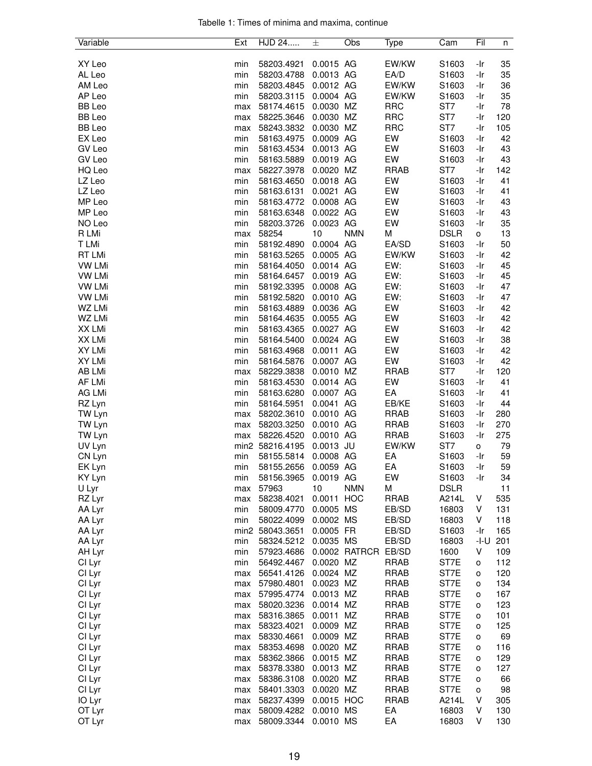Tabelle 1: Times of minima and maxima, continue

| Variable | Ext | HJD 24..... | ± | Obs | Type | Cam | Fil | n |
|---|---|---|---|---|---|---|---|---|
| XY Leo | min | 58203.4921 | 0.0015 | AG | EW/KW | S1603 | -Ir | 35 |
| AL Leo | min | 58203.4788 | 0.0013 | AG | EA/D | S1603 | -Ir | 35 |
| AM Leo | min | 58203.4845 | 0.0012 | AG | EW/KW | S1603 | -Ir | 36 |
| AP Leo | min | 58203.3115 | 0.0004 | AG | EW/KW | S1603 | -Ir | 35 |
| BB Leo | max | 58174.4615 | 0.0030 | MZ | RRC | ST7 | -Ir | 78 |
| BB Leo | max | 58225.3646 | 0.0030 | MZ | RRC | ST7 | -Ir | 120 |
| BB Leo | max | 58243.3832 | 0.0030 | MZ | RRC | ST7 | -Ir | 105 |
| EX Leo | min | 58163.4975 | 0.0009 | AG | EW | S1603 | -Ir | 42 |
| GV Leo | min | 58163.4534 | 0.0013 | AG | EW | S1603 | -Ir | 43 |
| GV Leo | min | 58163.5889 | 0.0019 | AG | EW | S1603 | -Ir | 43 |
| HQ Leo | max | 58227.3978 | 0.0020 | MZ | RRAB | ST7 | -Ir | 142 |
| LZ Leo | min | 58163.4650 | 0.0018 | AG | EW | S1603 | -Ir | 41 |
| LZ Leo | min | 58163.6131 | 0.0021 | AG | EW | S1603 | -Ir | 41 |
| MP Leo | min | 58163.4772 | 0.0008 | AG | EW | S1603 | -Ir | 43 |
| MP Leo | min | 58163.6348 | 0.0022 | AG | EW | S1603 | -Ir | 43 |
| NO Leo | min | 58203.3726 | 0.0023 | AG | EW | S1603 | -Ir | 35 |
| R LMi | max | 58254 | 10 | NMN | M | DSLR | o | 13 |
| T LMi | min | 58192.4890 | 0.0004 | AG | EA/SD | S1603 | -Ir | 50 |
| RT LMi | min | 58163.5265 | 0.0005 | AG | EW/KW | S1603 | -Ir | 42 |
| VW LMi | min | 58164.4050 | 0.0014 | AG | EW: | S1603 | -Ir | 45 |
| VW LMi | min | 58164.6457 | 0.0019 | AG | EW: | S1603 | -Ir | 45 |
| VW LMi | min | 58192.3395 | 0.0008 | AG | EW: | S1603 | -Ir | 47 |
| VW LMi | min | 58192.5820 | 0.0010 | AG | EW: | S1603 | -Ir | 47 |
| WZ LMi | min | 58163.4889 | 0.0036 | AG | EW | S1603 | -Ir | 42 |
| WZ LMi | min | 58164.4635 | 0.0055 | AG | EW | S1603 | -Ir | 42 |
| XX LMi | min | 58163.4365 | 0.0027 | AG | EW | S1603 | -Ir | 42 |
| XX LMi | min | 58164.5400 | 0.0024 | AG | EW | S1603 | -Ir | 38 |
| XY LMi | min | 58163.4968 | 0.0011 | AG | EW | S1603 | -Ir | 42 |
| XY LMi | min | 58164.5876 | 0.0007 | AG | EW | S1603 | -Ir | 42 |
| AB LMi | max | 58229.3838 | 0.0010 | MZ | RRAB | ST7 | -Ir | 120 |
| AF LMi | min | 58163.4530 | 0.0014 | AG | EW | S1603 | -Ir | 41 |
| AG LMi | min | 58163.6280 | 0.0007 | AG | EA | S1603 | -Ir | 41 |
| RZ Lyn | min | 58164.5951 | 0.0041 | AG | EB/KE | S1603 | -Ir | 44 |
| TW Lyn | max | 58202.3610 | 0.0010 | AG | RRAB | S1603 | -Ir | 280 |
| TW Lyn | max | 58203.3250 | 0.0010 | AG | RRAB | S1603 | -Ir | 270 |
| TW Lyn | max | 58226.4520 | 0.0010 | AG | RRAB | S1603 | -Ir | 275 |
| UV Lyn | min2 | 58216.4195 | 0.0013 | JU | EW/KW | ST7 | o | 79 |
| CN Lyn | min | 58155.5814 | 0.0008 | AG | EA | S1603 | -Ir | 59 |
| EK Lyn | min | 58155.2656 | 0.0059 | AG | EA | S1603 | -Ir | 59 |
| KY Lyn | min | 58156.3965 | 0.0019 | AG | EW | S1603 | -Ir | 34 |
| U Lyr | max | 57963 | 10 | NMN | M | DSLR | | 11 |
| RZ Lyr | max | 58238.4021 | 0.0011 | HOC | RRAB | A214L | V | 535 |
| AA Lyr | min | 58009.4770 | 0.0005 | MS | EB/SD | 16803 | V | 131 |
| AA Lyr | min | 58022.4099 | 0.0002 | MS | EB/SD | 16803 | V | 118 |
| AA Lyr | min2 | 58043.3651 | 0.0005 | FR | EB/SD | S1603 | -Ir | 165 |
| AA Lyr | min | 58324.5212 | 0.0035 | MS | EB/SD | 16803 | -I-U | 201 |
| AH Lyr | min | 57923.4686 | 0.0002 | RATRCR | EB/SD | 1600 | V | 109 |
| CI Lyr | min | 56492.4467 | 0.0020 | MZ | RRAB | ST7E | o | 112 |
| CI Lyr | max | 56541.4126 | 0.0024 | MZ | RRAB | ST7E | o | 120 |
| CI Lyr | max | 57980.4801 | 0.0023 | MZ | RRAB | ST7E | o | 134 |
| CI Lyr | max | 57995.4774 | 0.0013 | MZ | RRAB | ST7E | o | 167 |
| CI Lyr | max | 58020.3236 | 0.0014 | MZ | RRAB | ST7E | o | 123 |
| CI Lyr | max | 58316.3865 | 0.0011 | MZ | RRAB | ST7E | o | 101 |
| CI Lyr | max | 58323.4021 | 0.0009 | MZ | RRAB | ST7E | o | 125 |
| CI Lyr | max | 58330.4661 | 0.0009 | MZ | RRAB | ST7E | o | 69 |
| CI Lyr | max | 58353.4698 | 0.0020 | MZ | RRAB | ST7E | o | 116 |
| CI Lyr | max | 58362.3866 | 0.0015 | MZ | RRAB | ST7E | o | 129 |
| CI Lyr | max | 58378.3380 | 0.0013 | MZ | RRAB | ST7E | o | 127 |
| CI Lyr | max | 58386.3108 | 0.0020 | MZ | RRAB | ST7E | o | 66 |
| CI Lyr | max | 58401.3303 | 0.0020 | MZ | RRAB | ST7E | o | 98 |
| IO Lyr | max | 58237.4399 | 0.0015 | HOC | RRAB | A214L | V | 305 |
| OT Lyr | max | 58009.4282 | 0.0010 | MS | EA | 16803 | V | 130 |
| OT Lyr | max | 58009.3344 | 0.0010 | MS | EA | 16803 | V | 130 |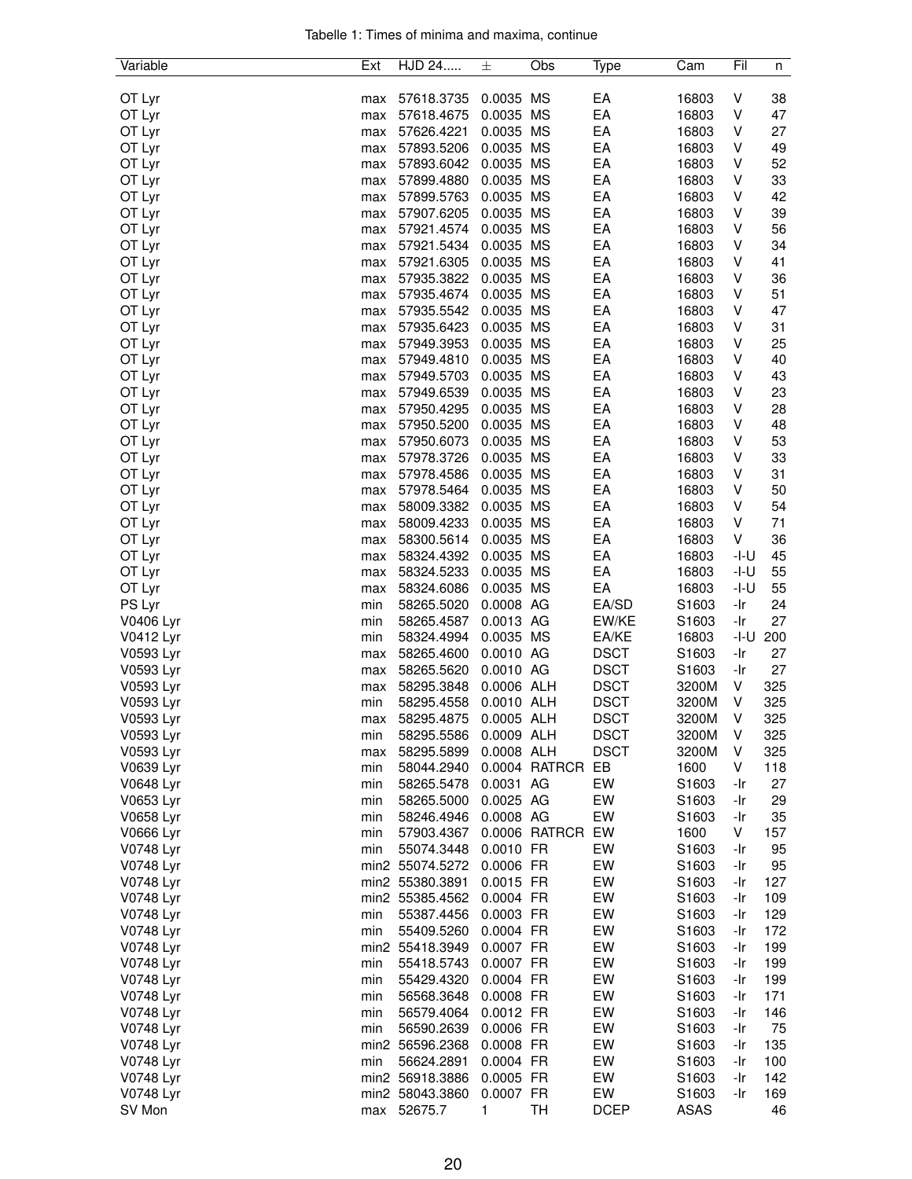Tabelle 1: Times of minima and maxima, continue

| Variable | Ext | HJD 24..... | ± | Obs | Type | Cam | Fil | n |
|---|---|---|---|---|---|---|---|---|
| OT Lyr | max | 57618.3735 | 0.0035 | MS | EA | 16803 | V | 38 |
| OT Lyr | max | 57618.4675 | 0.0035 | MS | EA | 16803 | V | 47 |
| OT Lyr | max | 57626.4221 | 0.0035 | MS | EA | 16803 | V | 27 |
| OT Lyr | max | 57893.5206 | 0.0035 | MS | EA | 16803 | V | 49 |
| OT Lyr | max | 57893.6042 | 0.0035 | MS | EA | 16803 | V | 52 |
| OT Lyr | max | 57899.4880 | 0.0035 | MS | EA | 16803 | V | 33 |
| OT Lyr | max | 57899.5763 | 0.0035 | MS | EA | 16803 | V | 42 |
| OT Lyr | max | 57907.6205 | 0.0035 | MS | EA | 16803 | V | 39 |
| OT Lyr | max | 57921.4574 | 0.0035 | MS | EA | 16803 | V | 56 |
| OT Lyr | max | 57921.5434 | 0.0035 | MS | EA | 16803 | V | 34 |
| OT Lyr | max | 57921.6305 | 0.0035 | MS | EA | 16803 | V | 41 |
| OT Lyr | max | 57935.3822 | 0.0035 | MS | EA | 16803 | V | 36 |
| OT Lyr | max | 57935.4674 | 0.0035 | MS | EA | 16803 | V | 51 |
| OT Lyr | max | 57935.5542 | 0.0035 | MS | EA | 16803 | V | 47 |
| OT Lyr | max | 57935.6423 | 0.0035 | MS | EA | 16803 | V | 31 |
| OT Lyr | max | 57949.3953 | 0.0035 | MS | EA | 16803 | V | 25 |
| OT Lyr | max | 57949.4810 | 0.0035 | MS | EA | 16803 | V | 40 |
| OT Lyr | max | 57949.5703 | 0.0035 | MS | EA | 16803 | V | 43 |
| OT Lyr | max | 57949.6539 | 0.0035 | MS | EA | 16803 | V | 23 |
| OT Lyr | max | 57950.4295 | 0.0035 | MS | EA | 16803 | V | 28 |
| OT Lyr | max | 57950.5200 | 0.0035 | MS | EA | 16803 | V | 48 |
| OT Lyr | max | 57950.6073 | 0.0035 | MS | EA | 16803 | V | 53 |
| OT Lyr | max | 57978.3726 | 0.0035 | MS | EA | 16803 | V | 33 |
| OT Lyr | max | 57978.4586 | 0.0035 | MS | EA | 16803 | V | 31 |
| OT Lyr | max | 57978.5464 | 0.0035 | MS | EA | 16803 | V | 50 |
| OT Lyr | max | 58009.3382 | 0.0035 | MS | EA | 16803 | V | 54 |
| OT Lyr | max | 58009.4233 | 0.0035 | MS | EA | 16803 | V | 71 |
| OT Lyr | max | 58300.5614 | 0.0035 | MS | EA | 16803 | V | 36 |
| OT Lyr | max | 58324.4392 | 0.0035 | MS | EA | 16803 | -I-U | 45 |
| OT Lyr | max | 58324.5233 | 0.0035 | MS | EA | 16803 | -I-U | 55 |
| OT Lyr | max | 58324.6086 | 0.0035 | MS | EA | 16803 | -I-U | 55 |
| PS Lyr | min | 58265.5020 | 0.0008 | AG | EA/SD | S1603 | -Ir | 24 |
| V0406 Lyr | min | 58265.4587 | 0.0013 | AG | EW/KE | S1603 | -Ir | 27 |
| V0412 Lyr | min | 58324.4994 | 0.0035 | MS | EA/KE | 16803 | -I-U | 200 |
| V0593 Lyr | max | 58265.4600 | 0.0010 | AG | DSCT | S1603 | -Ir | 27 |
| V0593 Lyr | max | 58265.5620 | 0.0010 | AG | DSCT | S1603 | -Ir | 27 |
| V0593 Lyr | max | 58295.3848 | 0.0006 | ALH | DSCT | 3200M | V | 325 |
| V0593 Lyr | min | 58295.4558 | 0.0010 | ALH | DSCT | 3200M | V | 325 |
| V0593 Lyr | max | 58295.4875 | 0.0005 | ALH | DSCT | 3200M | V | 325 |
| V0593 Lyr | min | 58295.5586 | 0.0009 | ALH | DSCT | 3200M | V | 325 |
| V0593 Lyr | max | 58295.5899 | 0.0008 | ALH | DSCT | 3200M | V | 325 |
| V0639 Lyr | min | 58044.2940 | 0.0004 | RATRCR | EB | 1600 | V | 118 |
| V0648 Lyr | min | 58265.5478 | 0.0031 | AG | EW | S1603 | -Ir | 27 |
| V0653 Lyr | min | 58265.5000 | 0.0025 | AG | EW | S1603 | -Ir | 29 |
| V0658 Lyr | min | 58246.4946 | 0.0008 | AG | EW | S1603 | -Ir | 35 |
| V0666 Lyr | min | 57903.4367 | 0.0006 | RATRCR | EW | 1600 | V | 157 |
| V0748 Lyr | min | 55074.3448 | 0.0010 | FR | EW | S1603 | -Ir | 95 |
| V0748 Lyr | min2 | 55074.5272 | 0.0006 | FR | EW | S1603 | -Ir | 95 |
| V0748 Lyr | min2 | 55380.3891 | 0.0015 | FR | EW | S1603 | -Ir | 127 |
| V0748 Lyr | min2 | 55385.4562 | 0.0004 | FR | EW | S1603 | -Ir | 109 |
| V0748 Lyr | min | 55387.4456 | 0.0003 | FR | EW | S1603 | -Ir | 129 |
| V0748 Lyr | min | 55409.5260 | 0.0004 | FR | EW | S1603 | -Ir | 172 |
| V0748 Lyr | min2 | 55418.3949 | 0.0007 | FR | EW | S1603 | -Ir | 199 |
| V0748 Lyr | min | 55418.5743 | 0.0007 | FR | EW | S1603 | -Ir | 199 |
| V0748 Lyr | min | 55429.4320 | 0.0004 | FR | EW | S1603 | -Ir | 199 |
| V0748 Lyr | min | 56568.3648 | 0.0008 | FR | EW | S1603 | -Ir | 171 |
| V0748 Lyr | min | 56579.4064 | 0.0012 | FR | EW | S1603 | -Ir | 146 |
| V0748 Lyr | min | 56590.2639 | 0.0006 | FR | EW | S1603 | -Ir | 75 |
| V0748 Lyr | min2 | 56596.2368 | 0.0008 | FR | EW | S1603 | -Ir | 135 |
| V0748 Lyr | min | 56624.2891 | 0.0004 | FR | EW | S1603 | -Ir | 100 |
| V0748 Lyr | min2 | 56918.3886 | 0.0005 | FR | EW | S1603 | -Ir | 142 |
| V0748 Lyr | min2 | 58043.3860 | 0.0007 | FR | EW | S1603 | -Ir | 169 |
| SV Mon | max | 52675.7 | 1 | TH | DCEP | ASAS | | 46 |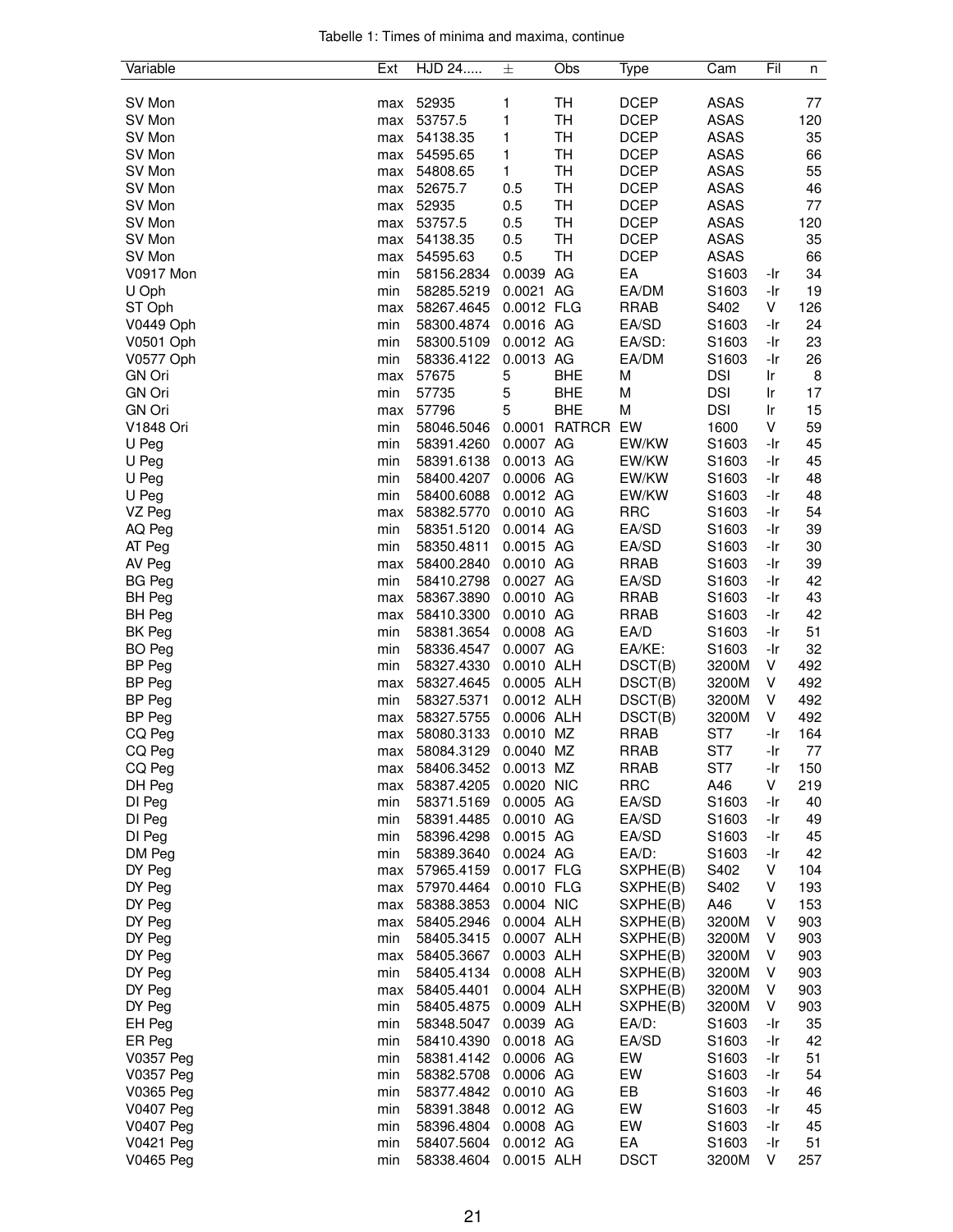Tabelle 1: Times of minima and maxima, continue

| Variable | Ext | HJD 24..... | ± | Obs | Type | Cam | Fil | n |
|---|---|---|---|---|---|---|---|---|
| SV Mon | max | 52935 | 1 | TH | DCEP | ASAS | | 77 |
| SV Mon | max | 53757.5 | 1 | TH | DCEP | ASAS | | 120 |
| SV Mon | max | 54138.35 | 1 | TH | DCEP | ASAS | | 35 |
| SV Mon | max | 54595.65 | 1 | TH | DCEP | ASAS | | 66 |
| SV Mon | max | 54808.65 | 1 | TH | DCEP | ASAS | | 55 |
| SV Mon | max | 52675.7 | 0.5 | TH | DCEP | ASAS | | 46 |
| SV Mon | max | 52935 | 0.5 | TH | DCEP | ASAS | | 77 |
| SV Mon | max | 53757.5 | 0.5 | TH | DCEP | ASAS | | 120 |
| SV Mon | max | 54138.35 | 0.5 | TH | DCEP | ASAS | | 35 |
| SV Mon | max | 54595.63 | 0.5 | TH | DCEP | ASAS | | 66 |
| V0917 Mon | min | 58156.2834 | 0.0039 | AG | EA | S1603 | -Ir | 34 |
| U Oph | min | 58285.5219 | 0.0021 | AG | EA/DM | S1603 | -Ir | 19 |
| ST Oph | max | 58267.4645 | 0.0012 | FLG | RRAB | S402 | V | 126 |
| V0449 Oph | min | 58300.4874 | 0.0016 | AG | EA/SD | S1603 | -Ir | 24 |
| V0501 Oph | min | 58300.5109 | 0.0012 | AG | EA/SD: | S1603 | -Ir | 23 |
| V0577 Oph | min | 58336.4122 | 0.0013 | AG | EA/DM | S1603 | -Ir | 26 |
| GN Ori | max | 57675 | 5 | BHE | M | DSI | Ir | 8 |
| GN Ori | min | 57735 | 5 | BHE | M | DSI | Ir | 17 |
| GN Ori | max | 57796 | 5 | BHE | M | DSI | Ir | 15 |
| V1848 Ori | min | 58046.5046 | 0.0001 | RATRCR | EW | 1600 | V | 59 |
| U Peg | min | 58391.4260 | 0.0007 | AG | EW/KW | S1603 | -Ir | 45 |
| U Peg | min | 58391.6138 | 0.0013 | AG | EW/KW | S1603 | -Ir | 45 |
| U Peg | min | 58400.4207 | 0.0006 | AG | EW/KW | S1603 | -Ir | 48 |
| U Peg | min | 58400.6088 | 0.0012 | AG | EW/KW | S1603 | -Ir | 48 |
| VZ Peg | max | 58382.5770 | 0.0010 | AG | RRC | S1603 | -Ir | 54 |
| AQ Peg | min | 58351.5120 | 0.0014 | AG | EA/SD | S1603 | -Ir | 39 |
| AT Peg | min | 58350.4811 | 0.0015 | AG | EA/SD | S1603 | -Ir | 30 |
| AV Peg | max | 58400.2840 | 0.0010 | AG | RRAB | S1603 | -Ir | 39 |
| BG Peg | min | 58410.2798 | 0.0027 | AG | EA/SD | S1603 | -Ir | 42 |
| BH Peg | max | 58367.3890 | 0.0010 | AG | RRAB | S1603 | -Ir | 43 |
| BH Peg | max | 58410.3300 | 0.0010 | AG | RRAB | S1603 | -Ir | 42 |
| BK Peg | min | 58381.3654 | 0.0008 | AG | EA/D | S1603 | -Ir | 51 |
| BO Peg | min | 58336.4547 | 0.0007 | AG | EA/KE: | S1603 | -Ir | 32 |
| BP Peg | min | 58327.4330 | 0.0010 | ALH | DSCT(B) | 3200M | V | 492 |
| BP Peg | max | 58327.4645 | 0.0005 | ALH | DSCT(B) | 3200M | V | 492 |
| BP Peg | min | 58327.5371 | 0.0012 | ALH | DSCT(B) | 3200M | V | 492 |
| BP Peg | max | 58327.5755 | 0.0006 | ALH | DSCT(B) | 3200M | V | 492 |
| CQ Peg | max | 58080.3133 | 0.0010 | MZ | RRAB | ST7 | -Ir | 164 |
| CQ Peg | max | 58084.3129 | 0.0040 | MZ | RRAB | ST7 | -Ir | 77 |
| CQ Peg | max | 58406.3452 | 0.0013 | MZ | RRAB | ST7 | -Ir | 150 |
| DH Peg | max | 58387.4205 | 0.0020 | NIC | RRC | A46 | V | 219 |
| DI Peg | min | 58371.5169 | 0.0005 | AG | EA/SD | S1603 | -Ir | 40 |
| DI Peg | min | 58391.4485 | 0.0010 | AG | EA/SD | S1603 | -Ir | 49 |
| DI Peg | min | 58396.4298 | 0.0015 | AG | EA/SD | S1603 | -Ir | 45 |
| DM Peg | min | 58389.3640 | 0.0024 | AG | EA/D: | S1603 | -Ir | 42 |
| DY Peg | max | 57965.4159 | 0.0017 | FLG | SXPHE(B) | S402 | V | 104 |
| DY Peg | max | 57970.4464 | 0.0010 | FLG | SXPHE(B) | S402 | V | 193 |
| DY Peg | max | 58388.3853 | 0.0004 | NIC | SXPHE(B) | A46 | V | 153 |
| DY Peg | max | 58405.2946 | 0.0004 | ALH | SXPHE(B) | 3200M | V | 903 |
| DY Peg | min | 58405.3415 | 0.0007 | ALH | SXPHE(B) | 3200M | V | 903 |
| DY Peg | max | 58405.3667 | 0.0003 | ALH | SXPHE(B) | 3200M | V | 903 |
| DY Peg | min | 58405.4134 | 0.0008 | ALH | SXPHE(B) | 3200M | V | 903 |
| DY Peg | max | 58405.4401 | 0.0004 | ALH | SXPHE(B) | 3200M | V | 903 |
| DY Peg | min | 58405.4875 | 0.0009 | ALH | SXPHE(B) | 3200M | V | 903 |
| EH Peg | min | 58348.5047 | 0.0039 | AG | EA/D: | S1603 | -Ir | 35 |
| ER Peg | min | 58410.4390 | 0.0018 | AG | EA/SD | S1603 | -Ir | 42 |
| V0357 Peg | min | 58381.4142 | 0.0006 | AG | EW | S1603 | -Ir | 51 |
| V0357 Peg | min | 58382.5708 | 0.0006 | AG | EW | S1603 | -Ir | 54 |
| V0365 Peg | min | 58377.4842 | 0.0010 | AG | EB | S1603 | -Ir | 46 |
| V0407 Peg | min | 58391.3848 | 0.0012 | AG | EW | S1603 | -Ir | 45 |
| V0407 Peg | min | 58396.4804 | 0.0008 | AG | EW | S1603 | -Ir | 45 |
| V0421 Peg | min | 58407.5604 | 0.0012 | AG | EA | S1603 | -Ir | 51 |
| V0465 Peg | min | 58338.4604 | 0.0015 | ALH | DSCT | 3200M | V | 257 |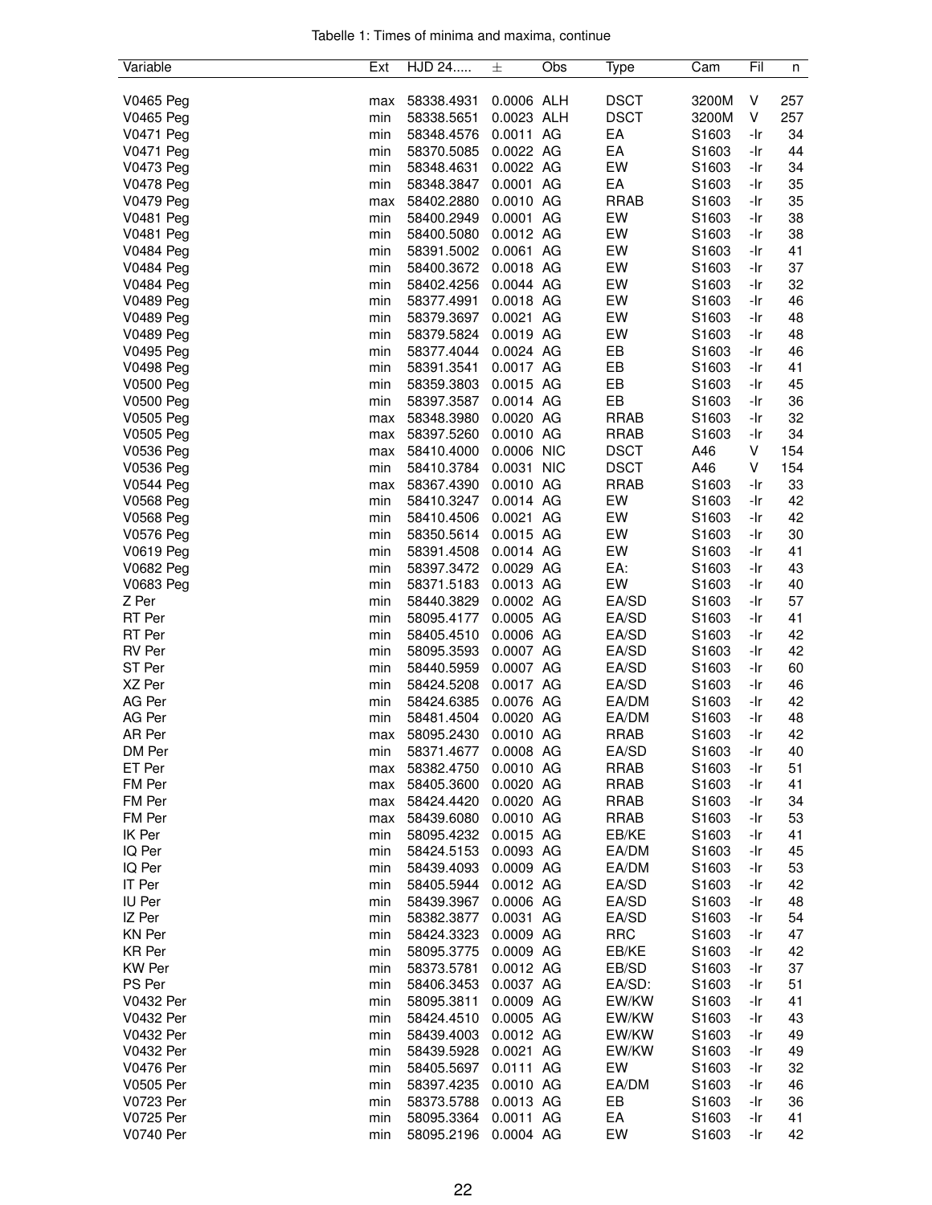Tabelle 1: Times of minima and maxima, continue

| Variable | Ext | HJD 24..... | ± | Obs | Type | Cam | Fil | n |
|---|---|---|---|---|---|---|---|---|
| V0465 Peg | max | 58338.4931 | 0.0006 | ALH | DSCT | 3200M | V | 257 |
| V0465 Peg | min | 58338.5651 | 0.0023 | ALH | DSCT | 3200M | V | 257 |
| V0471 Peg | min | 58348.4576 | 0.0011 | AG | EA | S1603 | -Ir | 34 |
| V0471 Peg | min | 58370.5085 | 0.0022 | AG | EA | S1603 | -Ir | 44 |
| V0473 Peg | min | 58348.4631 | 0.0022 | AG | EW | S1603 | -Ir | 34 |
| V0478 Peg | min | 58348.3847 | 0.0001 | AG | EA | S1603 | -Ir | 35 |
| V0479 Peg | max | 58402.2880 | 0.0010 | AG | RRAB | S1603 | -Ir | 35 |
| V0481 Peg | min | 58400.2949 | 0.0001 | AG | EW | S1603 | -Ir | 38 |
| V0481 Peg | min | 58400.5080 | 0.0012 | AG | EW | S1603 | -Ir | 38 |
| V0484 Peg | min | 58391.5002 | 0.0061 | AG | EW | S1603 | -Ir | 41 |
| V0484 Peg | min | 58400.3672 | 0.0018 | AG | EW | S1603 | -Ir | 37 |
| V0484 Peg | min | 58402.4256 | 0.0044 | AG | EW | S1603 | -Ir | 32 |
| V0489 Peg | min | 58377.4991 | 0.0018 | AG | EW | S1603 | -Ir | 46 |
| V0489 Peg | min | 58379.3697 | 0.0021 | AG | EW | S1603 | -Ir | 48 |
| V0489 Peg | min | 58379.5824 | 0.0019 | AG | EW | S1603 | -Ir | 48 |
| V0495 Peg | min | 58377.4044 | 0.0024 | AG | EB | S1603 | -Ir | 46 |
| V0498 Peg | min | 58391.3541 | 0.0017 | AG | EB | S1603 | -Ir | 41 |
| V0500 Peg | min | 58359.3803 | 0.0015 | AG | EB | S1603 | -Ir | 45 |
| V0500 Peg | min | 58397.3587 | 0.0014 | AG | EB | S1603 | -Ir | 36 |
| V0505 Peg | max | 58348.3980 | 0.0020 | AG | RRAB | S1603 | -Ir | 32 |
| V0505 Peg | max | 58397.5260 | 0.0010 | AG | RRAB | S1603 | -Ir | 34 |
| V0536 Peg | max | 58410.4000 | 0.0006 | NIC | DSCT | A46 | V | 154 |
| V0536 Peg | min | 58410.3784 | 0.0031 | NIC | DSCT | A46 | V | 154 |
| V0544 Peg | max | 58367.4390 | 0.0010 | AG | RRAB | S1603 | -Ir | 33 |
| V0568 Peg | min | 58410.3247 | 0.0014 | AG | EW | S1603 | -Ir | 42 |
| V0568 Peg | min | 58410.4506 | 0.0021 | AG | EW | S1603 | -Ir | 42 |
| V0576 Peg | min | 58350.5614 | 0.0015 | AG | EW | S1603 | -Ir | 30 |
| V0619 Peg | min | 58391.4508 | 0.0014 | AG | EW | S1603 | -Ir | 41 |
| V0682 Peg | min | 58397.3472 | 0.0029 | AG | EA: | S1603 | -Ir | 43 |
| V0683 Peg | min | 58371.5183 | 0.0013 | AG | EW | S1603 | -Ir | 40 |
| Z Per | min | 58440.3829 | 0.0002 | AG | EA/SD | S1603 | -Ir | 57 |
| RT Per | min | 58095.4177 | 0.0005 | AG | EA/SD | S1603 | -Ir | 41 |
| RT Per | min | 58405.4510 | 0.0006 | AG | EA/SD | S1603 | -Ir | 42 |
| RV Per | min | 58095.3593 | 0.0007 | AG | EA/SD | S1603 | -Ir | 42 |
| ST Per | min | 58440.5959 | 0.0007 | AG | EA/SD | S1603 | -Ir | 60 |
| XZ Per | min | 58424.5208 | 0.0017 | AG | EA/SD | S1603 | -Ir | 46 |
| AG Per | min | 58424.6385 | 0.0076 | AG | EA/DM | S1603 | -Ir | 42 |
| AG Per | min | 58481.4504 | 0.0020 | AG | EA/DM | S1603 | -Ir | 48 |
| AR Per | max | 58095.2430 | 0.0010 | AG | RRAB | S1603 | -Ir | 42 |
| DM Per | min | 58371.4677 | 0.0008 | AG | EA/SD | S1603 | -Ir | 40 |
| ET Per | max | 58382.4750 | 0.0010 | AG | RRAB | S1603 | -Ir | 51 |
| FM Per | max | 58405.3600 | 0.0020 | AG | RRAB | S1603 | -Ir | 41 |
| FM Per | max | 58424.4420 | 0.0020 | AG | RRAB | S1603 | -Ir | 34 |
| FM Per | max | 58439.6080 | 0.0010 | AG | RRAB | S1603 | -Ir | 53 |
| IK Per | min | 58095.4232 | 0.0015 | AG | EB/KE | S1603 | -Ir | 41 |
| IQ Per | min | 58424.5153 | 0.0093 | AG | EA/DM | S1603 | -Ir | 45 |
| IQ Per | min | 58439.4093 | 0.0009 | AG | EA/DM | S1603 | -Ir | 53 |
| IT Per | min | 58405.5944 | 0.0012 | AG | EA/SD | S1603 | -Ir | 42 |
| IU Per | min | 58439.3967 | 0.0006 | AG | EA/SD | S1603 | -Ir | 48 |
| IZ Per | min | 58382.3877 | 0.0031 | AG | EA/SD | S1603 | -Ir | 54 |
| KN Per | min | 58424.3323 | 0.0009 | AG | RRC | S1603 | -Ir | 47 |
| KR Per | min | 58095.3775 | 0.0009 | AG | EB/KE | S1603 | -Ir | 42 |
| KW Per | min | 58373.5781 | 0.0012 | AG | EB/SD | S1603 | -Ir | 37 |
| PS Per | min | 58406.3453 | 0.0037 | AG | EA/SD: | S1603 | -Ir | 51 |
| V0432 Per | min | 58095.3811 | 0.0009 | AG | EW/KW | S1603 | -Ir | 41 |
| V0432 Per | min | 58424.4510 | 0.0005 | AG | EW/KW | S1603 | -Ir | 43 |
| V0432 Per | min | 58439.4003 | 0.0012 | AG | EW/KW | S1603 | -Ir | 49 |
| V0432 Per | min | 58439.5928 | 0.0021 | AG | EW/KW | S1603 | -Ir | 49 |
| V0476 Per | min | 58405.5697 | 0.0111 | AG | EW | S1603 | -Ir | 32 |
| V0505 Per | min | 58397.4235 | 0.0010 | AG | EA/DM | S1603 | -Ir | 46 |
| V0723 Per | min | 58373.5788 | 0.0013 | AG | EB | S1603 | -Ir | 36 |
| V0725 Per | min | 58095.3364 | 0.0011 | AG | EA | S1603 | -Ir | 41 |
| V0740 Per | min | 58095.2196 | 0.0004 | AG | EW | S1603 | -Ir | 42 |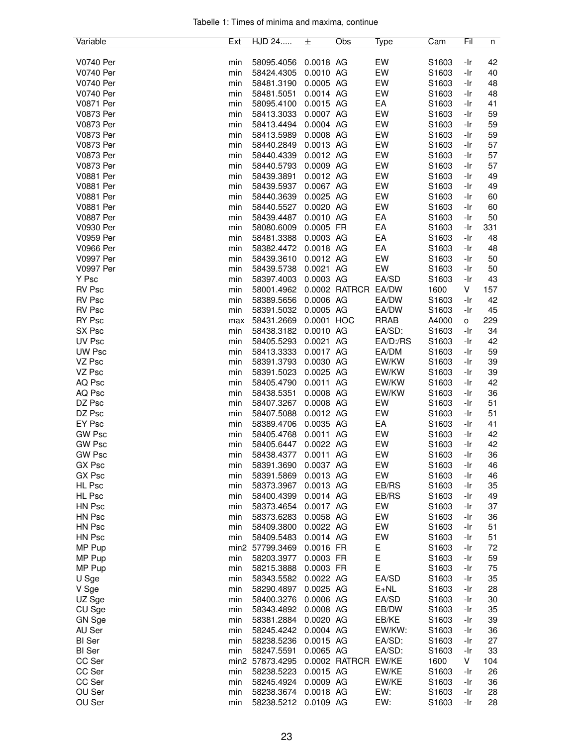Tabelle 1: Times of minima and maxima, continue

| Variable | Ext | HJD 24..... | ± | Obs | Type | Cam | Fil | n |
|---|---|---|---|---|---|---|---|---|
| V0740 Per | min | 58095.4056 | 0.0018 | AG | EW | S1603 | -Ir | 42 |
| V0740 Per | min | 58424.4305 | 0.0010 | AG | EW | S1603 | -Ir | 40 |
| V0740 Per | min | 58481.3190 | 0.0005 | AG | EW | S1603 | -Ir | 48 |
| V0740 Per | min | 58481.5051 | 0.0014 | AG | EW | S1603 | -Ir | 48 |
| V0871 Per | min | 58095.4100 | 0.0015 | AG | EA | S1603 | -Ir | 41 |
| V0873 Per | min | 58413.3033 | 0.0007 | AG | EW | S1603 | -Ir | 59 |
| V0873 Per | min | 58413.4494 | 0.0004 | AG | EW | S1603 | -Ir | 59 |
| V0873 Per | min | 58413.5989 | 0.0008 | AG | EW | S1603 | -Ir | 59 |
| V0873 Per | min | 58440.2849 | 0.0013 | AG | EW | S1603 | -Ir | 57 |
| V0873 Per | min | 58440.4339 | 0.0012 | AG | EW | S1603 | -Ir | 57 |
| V0873 Per | min | 58440.5793 | 0.0009 | AG | EW | S1603 | -Ir | 57 |
| V0881 Per | min | 58439.3891 | 0.0012 | AG | EW | S1603 | -Ir | 49 |
| V0881 Per | min | 58439.5937 | 0.0067 | AG | EW | S1603 | -Ir | 49 |
| V0881 Per | min | 58440.3639 | 0.0025 | AG | EW | S1603 | -Ir | 60 |
| V0881 Per | min | 58440.5527 | 0.0020 | AG | EW | S1603 | -Ir | 60 |
| V0887 Per | min | 58439.4487 | 0.0010 | AG | EA | S1603 | -Ir | 50 |
| V0930 Per | min | 58080.6009 | 0.0005 | FR | EA | S1603 | -Ir | 331 |
| V0959 Per | min | 58481.3388 | 0.0003 | AG | EA | S1603 | -Ir | 48 |
| V0966 Per | min | 58382.4472 | 0.0018 | AG | EA | S1603 | -Ir | 48 |
| V0997 Per | min | 58439.3610 | 0.0012 | AG | EW | S1603 | -Ir | 50 |
| V0997 Per | min | 58439.5738 | 0.0021 | AG | EW | S1603 | -Ir | 50 |
| Y Psc | min | 58397.4003 | 0.0003 | AG | EA/SD | S1603 | -Ir | 43 |
| RV Psc | min | 58001.4962 | 0.0002 | RATRCR | EA/DW | 1600 | V | 157 |
| RV Psc | min | 58389.5656 | 0.0006 | AG | EA/DW | S1603 | -Ir | 42 |
| RV Psc | min | 58391.5032 | 0.0005 | AG | EA/DW | S1603 | -Ir | 45 |
| RY Psc | max | 58431.2669 | 0.0001 | HOC | RRAB | A4000 | o | 229 |
| SX Psc | min | 58438.3182 | 0.0010 | AG | EA/SD: | S1603 | -Ir | 34 |
| UV Psc | min | 58405.5293 | 0.0021 | AG | EA/D:/RS | S1603 | -Ir | 42 |
| UW Psc | min | 58413.3333 | 0.0017 | AG | EA/DM | S1603 | -Ir | 59 |
| VZ Psc | min | 58391.3793 | 0.0030 | AG | EW/KW | S1603 | -Ir | 39 |
| VZ Psc | min | 58391.5023 | 0.0025 | AG | EW/KW | S1603 | -Ir | 39 |
| AQ Psc | min | 58405.4790 | 0.0011 | AG | EW/KW | S1603 | -Ir | 42 |
| AQ Psc | min | 58438.5351 | 0.0008 | AG | EW/KW | S1603 | -Ir | 36 |
| DZ Psc | min | 58407.3267 | 0.0008 | AG | EW | S1603 | -Ir | 51 |
| DZ Psc | min | 58407.5088 | 0.0012 | AG | EW | S1603 | -Ir | 51 |
| EY Psc | min | 58389.4706 | 0.0035 | AG | EA | S1603 | -Ir | 41 |
| GW Psc | min | 58405.4768 | 0.0011 | AG | EW | S1603 | -Ir | 42 |
| GW Psc | min | 58405.6447 | 0.0022 | AG | EW | S1603 | -Ir | 42 |
| GW Psc | min | 58438.4377 | 0.0011 | AG | EW | S1603 | -Ir | 36 |
| GX Psc | min | 58391.3690 | 0.0037 | AG | EW | S1603 | -Ir | 46 |
| GX Psc | min | 58391.5869 | 0.0013 | AG | EW | S1603 | -Ir | 46 |
| HL Psc | min | 58373.3967 | 0.0013 | AG | EB/RS | S1603 | -Ir | 35 |
| HL Psc | min | 58400.4399 | 0.0014 | AG | EB/RS | S1603 | -Ir | 49 |
| HN Psc | min | 58373.4654 | 0.0017 | AG | EW | S1603 | -Ir | 37 |
| HN Psc | min | 58373.6283 | 0.0058 | AG | EW | S1603 | -Ir | 36 |
| HN Psc | min | 58409.3800 | 0.0022 | AG | EW | S1603 | -Ir | 51 |
| HN Psc | min | 58409.5483 | 0.0014 | AG | EW | S1603 | -Ir | 51 |
| MP Pup | min2 | 57799.3469 | 0.0016 | FR | E | S1603 | -Ir | 72 |
| MP Pup | min | 58203.3977 | 0.0003 | FR | E | S1603 | -Ir | 59 |
| MP Pup | min | 58215.3888 | 0.0003 | FR | E | S1603 | -Ir | 75 |
| U Sge | min | 58343.5582 | 0.0022 | AG | EA/SD | S1603 | -Ir | 35 |
| V Sge | min | 58290.4897 | 0.0025 | AG | E+NL | S1603 | -Ir | 28 |
| UZ Sge | min | 58400.3276 | 0.0006 | AG | EA/SD | S1603 | -Ir | 30 |
| CU Sge | min | 58343.4892 | 0.0008 | AG | EB/DW | S1603 | -Ir | 35 |
| GN Sge | min | 58381.2884 | 0.0020 | AG | EB/KE | S1603 | -Ir | 39 |
| AU Ser | min | 58245.4242 | 0.0004 | AG | EW/KW: | S1603 | -Ir | 36 |
| BI Ser | min | 58238.5236 | 0.0015 | AG | EA/SD: | S1603 | -Ir | 27 |
| BI Ser | min | 58247.5591 | 0.0065 | AG | EA/SD: | S1603 | -Ir | 33 |
| CC Ser | min2 | 57873.4295 | 0.0002 | RATRCR | EW/KE | 1600 | V | 104 |
| CC Ser | min | 58238.5223 | 0.0015 | AG | EW/KE | S1603 | -Ir | 26 |
| CC Ser | min | 58245.4924 | 0.0009 | AG | EW/KE | S1603 | -Ir | 36 |
| OU Ser | min | 58238.3674 | 0.0018 | AG | EW: | S1603 | -Ir | 28 |
| OU Ser | min | 58238.5212 | 0.0109 | AG | EW: | S1603 | -Ir | 28 |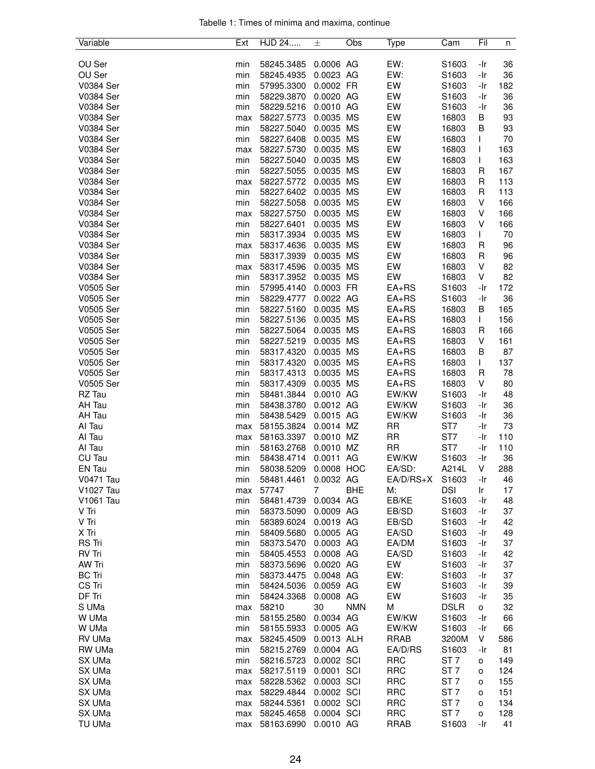Tabelle 1: Times of minima and maxima, continue

| Variable | Ext | HJD 24..... | ± | Obs | Type | Cam | Fil | n |
|---|---|---|---|---|---|---|---|---|
| OU Ser | min | 58245.3485 | 0.0006 | AG | EW: | S1603 | -Ir | 36 |
| OU Ser | min | 58245.4935 | 0.0023 | AG | EW: | S1603 | -Ir | 36 |
| V0384 Ser | min | 57995.3300 | 0.0002 | FR | EW | S1603 | -Ir | 182 |
| V0384 Ser | min | 58229.3870 | 0.0020 | AG | EW | S1603 | -Ir | 36 |
| V0384 Ser | min | 58229.5216 | 0.0010 | AG | EW | S1603 | -Ir | 36 |
| V0384 Ser | max | 58227.5773 | 0.0035 | MS | EW | 16803 | B | 93 |
| V0384 Ser | min | 58227.5040 | 0.0035 | MS | EW | 16803 | B | 93 |
| V0384 Ser | min | 58227.6408 | 0.0035 | MS | EW | 16803 | I | 70 |
| V0384 Ser | max | 58227.5730 | 0.0035 | MS | EW | 16803 | I | 163 |
| V0384 Ser | min | 58227.5040 | 0.0035 | MS | EW | 16803 | I | 163 |
| V0384 Ser | min | 58227.5055 | 0.0035 | MS | EW | 16803 | R | 167 |
| V0384 Ser | max | 58227.5772 | 0.0035 | MS | EW | 16803 | R | 113 |
| V0384 Ser | min | 58227.6402 | 0.0035 | MS | EW | 16803 | R | 113 |
| V0384 Ser | min | 58227.5058 | 0.0035 | MS | EW | 16803 | V | 166 |
| V0384 Ser | max | 58227.5750 | 0.0035 | MS | EW | 16803 | V | 166 |
| V0384 Ser | min | 58227.6401 | 0.0035 | MS | EW | 16803 | V | 166 |
| V0384 Ser | min | 58317.3934 | 0.0035 | MS | EW | 16803 | I | 70 |
| V0384 Ser | max | 58317.4636 | 0.0035 | MS | EW | 16803 | R | 96 |
| V0384 Ser | min | 58317.3939 | 0.0035 | MS | EW | 16803 | R | 96 |
| V0384 Ser | max | 58317.4596 | 0.0035 | MS | EW | 16803 | V | 82 |
| V0384 Ser | min | 58317.3952 | 0.0035 | MS | EW | 16803 | V | 82 |
| V0505 Ser | min | 57995.4140 | 0.0003 | FR | EA+RS | S1603 | -Ir | 172 |
| V0505 Ser | min | 58229.4777 | 0.0022 | AG | EA+RS | S1603 | -Ir | 36 |
| V0505 Ser | min | 58227.5160 | 0.0035 | MS | EA+RS | 16803 | B | 165 |
| V0505 Ser | min | 58227.5136 | 0.0035 | MS | EA+RS | 16803 | I | 156 |
| V0505 Ser | min | 58227.5064 | 0.0035 | MS | EA+RS | 16803 | R | 166 |
| V0505 Ser | min | 58227.5219 | 0.0035 | MS | EA+RS | 16803 | V | 161 |
| V0505 Ser | min | 58317.4320 | 0.0035 | MS | EA+RS | 16803 | B | 87 |
| V0505 Ser | min | 58317.4320 | 0.0035 | MS | EA+RS | 16803 | I | 137 |
| V0505 Ser | min | 58317.4313 | 0.0035 | MS | EA+RS | 16803 | R | 78 |
| V0505 Ser | min | 58317.4309 | 0.0035 | MS | EA+RS | 16803 | V | 80 |
| RZ Tau | min | 58481.3844 | 0.0010 | AG | EW/KW | S1603 | -Ir | 48 |
| AH Tau | min | 58438.3780 | 0.0012 | AG | EW/KW | S1603 | -Ir | 36 |
| AH Tau | min | 58438.5429 | 0.0015 | AG | EW/KW | S1603 | -Ir | 36 |
| AI Tau | max | 58155.3824 | 0.0014 | MZ | RR | ST7 | -Ir | 73 |
| AI Tau | max | 58163.3397 | 0.0010 | MZ | RR | ST7 | -Ir | 110 |
| AI Tau | min | 58163.2768 | 0.0010 | MZ | RR | ST7 | -Ir | 110 |
| CU Tau | min | 58438.4714 | 0.0011 | AG | EW/KW | S1603 | -Ir | 36 |
| EN Tau | min | 58038.5209 | 0.0008 | HOC | EA/SD: | A214L | V | 288 |
| V0471 Tau | min | 58481.4461 | 0.0032 | AG | EA/D/RS+X | S1603 | -Ir | 46 |
| V1027 Tau | max | 57747 | 7 | BHE | M: | DSI | Ir | 17 |
| V1061 Tau | min | 58481.4739 | 0.0034 | AG | EB/KE | S1603 | -Ir | 48 |
| V Tri | min | 58373.5090 | 0.0009 | AG | EB/SD | S1603 | -Ir | 37 |
| V Tri | min | 58389.6024 | 0.0019 | AG | EB/SD | S1603 | -Ir | 42 |
| X Tri | min | 58409.5680 | 0.0005 | AG | EA/SD | S1603 | -Ir | 49 |
| RS Tri | min | 58373.5470 | 0.0003 | AG | EA/DM | S1603 | -Ir | 37 |
| RV Tri | min | 58405.4553 | 0.0008 | AG | EA/SD | S1603 | -Ir | 42 |
| AW Tri | min | 58373.5696 | 0.0020 | AG | EW | S1603 | -Ir | 37 |
| BC Tri | min | 58373.4475 | 0.0048 | AG | EW: | S1603 | -Ir | 37 |
| CS Tri | min | 58424.5036 | 0.0059 | AG | EW | S1603 | -Ir | 39 |
| DF Tri | min | 58424.3368 | 0.0008 | AG | EW | S1603 | -Ir | 35 |
| S UMa | max | 58210 | 30 | NMN | M | DSLR | o | 32 |
| W UMa | min | 58155.2580 | 0.0034 | AG | EW/KW | S1603 | -Ir | 66 |
| W UMa | min | 58155.5933 | 0.0005 | AG | EW/KW | S1603 | -Ir | 66 |
| RV UMa | max | 58245.4509 | 0.0013 | ALH | RRAB | 3200M | V | 586 |
| RW UMa | min | 58215.2769 | 0.0004 | AG | EA/D/RS | S1603 | -Ir | 81 |
| SX UMa | min | 58216.5723 | 0.0002 | SCI | RRC | ST 7 | o | 149 |
| SX UMa | max | 58217.5119 | 0.0001 | SCI | RRC | ST 7 | o | 124 |
| SX UMa | max | 58228.5362 | 0.0003 | SCI | RRC | ST 7 | o | 155 |
| SX UMa | max | 58229.4844 | 0.0002 | SCI | RRC | ST 7 | o | 151 |
| SX UMa | max | 58244.5361 | 0.0002 | SCI | RRC | ST 7 | o | 134 |
| SX UMa | max | 58245.4658 | 0.0004 | SCI | RRC | ST 7 | o | 128 |
| TU UMa | max | 58163.6990 | 0.0010 | AG | RRAB | S1603 | -Ir | 41 |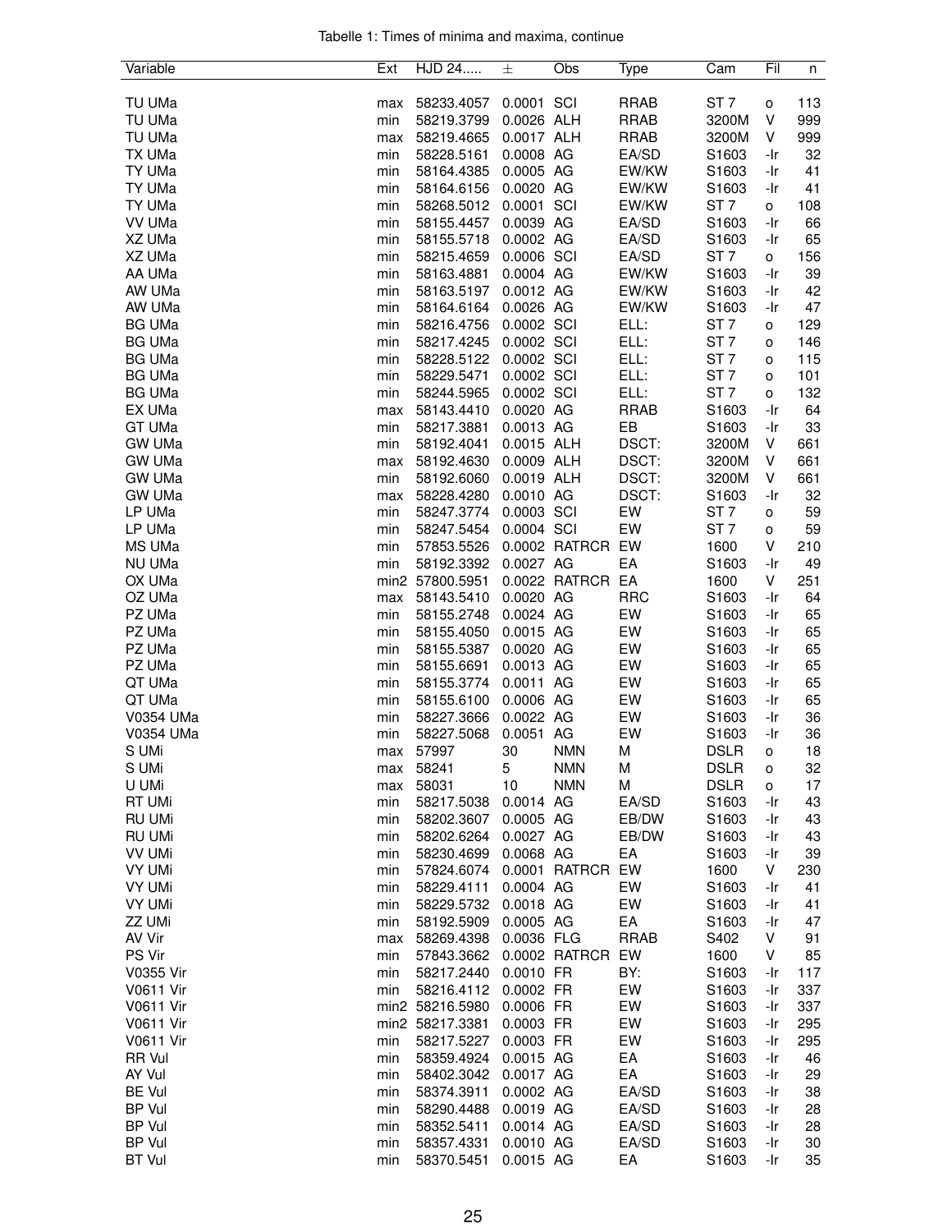Tabelle 1: Times of minima and maxima, continue

| Variable | Ext | HJD 24..... | ± | Obs | Type | Cam | Fil | n |
|---|---|---|---|---|---|---|---|---|
| TU UMa | max | 58233.4057 | 0.0001 | SCI | RRAB | ST 7 | o | 113 |
| TU UMa | min | 58219.3799 | 0.0026 | ALH | RRAB | 3200M | V | 999 |
| TU UMa | max | 58219.4665 | 0.0017 | ALH | RRAB | 3200M | V | 999 |
| TX UMa | min | 58228.5161 | 0.0008 | AG | EA/SD | S1603 | -Ir | 32 |
| TY UMa | min | 58164.4385 | 0.0005 | AG | EW/KW | S1603 | -Ir | 41 |
| TY UMa | min | 58164.6156 | 0.0020 | AG | EW/KW | S1603 | -Ir | 41 |
| TY UMa | min | 58268.5012 | 0.0001 | SCI | EW/KW | ST 7 | o | 108 |
| VV UMa | min | 58155.4457 | 0.0039 | AG | EA/SD | S1603 | -Ir | 66 |
| XZ UMa | min | 58155.5718 | 0.0002 | AG | EA/SD | S1603 | -Ir | 65 |
| XZ UMa | min | 58215.4659 | 0.0006 | SCI | EA/SD | ST 7 | o | 156 |
| AA UMa | min | 58163.4881 | 0.0004 | AG | EW/KW | S1603 | -Ir | 39 |
| AW UMa | min | 58163.5197 | 0.0012 | AG | EW/KW | S1603 | -Ir | 42 |
| AW UMa | min | 58164.6164 | 0.0026 | AG | EW/KW | S1603 | -Ir | 47 |
| BG UMa | min | 58216.4756 | 0.0002 | SCI | ELL: | ST 7 | o | 129 |
| BG UMa | min | 58217.4245 | 0.0002 | SCI | ELL: | ST 7 | o | 146 |
| BG UMa | min | 58228.5122 | 0.0002 | SCI | ELL: | ST 7 | o | 115 |
| BG UMa | min | 58229.5471 | 0.0002 | SCI | ELL: | ST 7 | o | 101 |
| BG UMa | min | 58244.5965 | 0.0002 | SCI | ELL: | ST 7 | o | 132 |
| EX UMa | max | 58143.4410 | 0.0020 | AG | RRAB | S1603 | -Ir | 64 |
| GT UMa | min | 58217.3881 | 0.0013 | AG | EB | S1603 | -Ir | 33 |
| GW UMa | min | 58192.4041 | 0.0015 | ALH | DSCT: | 3200M | V | 661 |
| GW UMa | max | 58192.4630 | 0.0009 | ALH | DSCT: | 3200M | V | 661 |
| GW UMa | min | 58192.6060 | 0.0019 | ALH | DSCT: | 3200M | V | 661 |
| GW UMa | max | 58228.4280 | 0.0010 | AG | DSCT: | S1603 | -Ir | 32 |
| LP UMa | min | 58247.3774 | 0.0003 | SCI | EW | ST 7 | o | 59 |
| LP UMa | min | 58247.5454 | 0.0004 | SCI | EW | ST 7 | o | 59 |
| MS UMa | min | 57853.5526 | 0.0002 | RATRCR | EW | 1600 | V | 210 |
| NU UMa | min | 58192.3392 | 0.0027 | AG | EA | S1603 | -Ir | 49 |
| OX UMa | min2 | 57800.5951 | 0.0022 | RATRCR | EA | 1600 | V | 251 |
| OZ UMa | max | 58143.5410 | 0.0020 | AG | RRC | S1603 | -Ir | 64 |
| PZ UMa | min | 58155.2748 | 0.0024 | AG | EW | S1603 | -Ir | 65 |
| PZ UMa | min | 58155.4050 | 0.0015 | AG | EW | S1603 | -Ir | 65 |
| PZ UMa | min | 58155.5387 | 0.0020 | AG | EW | S1603 | -Ir | 65 |
| PZ UMa | min | 58155.6691 | 0.0013 | AG | EW | S1603 | -Ir | 65 |
| QT UMa | min | 58155.3774 | 0.0011 | AG | EW | S1603 | -Ir | 65 |
| QT UMa | min | 58155.6100 | 0.0006 | AG | EW | S1603 | -Ir | 65 |
| V0354 UMa | min | 58227.3666 | 0.0022 | AG | EW | S1603 | -Ir | 36 |
| V0354 UMa | min | 58227.5068 | 0.0051 | AG | EW | S1603 | -Ir | 36 |
| S UMi | max | 57997 | 30 | NMN | M | DSLR | o | 18 |
| S UMi | max | 58241 | 5 | NMN | M | DSLR | o | 32 |
| U UMi | max | 58031 | 10 | NMN | M | DSLR | o | 17 |
| RT UMi | min | 58217.5038 | 0.0014 | AG | EA/SD | S1603 | -Ir | 43 |
| RU UMi | min | 58202.3607 | 0.0005 | AG | EB/DW | S1603 | -Ir | 43 |
| RU UMi | min | 58202.6264 | 0.0027 | AG | EB/DW | S1603 | -Ir | 43 |
| VV UMi | min | 58230.4699 | 0.0068 | AG | EA | S1603 | -Ir | 39 |
| VY UMi | min | 57824.6074 | 0.0001 | RATRCR | EW | 1600 | V | 230 |
| VY UMi | min | 58229.4111 | 0.0004 | AG | EW | S1603 | -Ir | 41 |
| VY UMi | min | 58229.5732 | 0.0018 | AG | EW | S1603 | -Ir | 41 |
| ZZ UMi | min | 58192.5909 | 0.0005 | AG | EA | S1603 | -Ir | 47 |
| AV Vir | max | 58269.4398 | 0.0036 | FLG | RRAB | S402 | V | 91 |
| PS Vir | min | 57843.3662 | 0.0002 | RATRCR | EW | 1600 | V | 85 |
| V0355 Vir | min | 58217.2440 | 0.0010 | FR | BY: | S1603 | -Ir | 117 |
| V0611 Vir | min | 58216.4112 | 0.0002 | FR | EW | S1603 | -Ir | 337 |
| V0611 Vir | min2 | 58216.5980 | 0.0006 | FR | EW | S1603 | -Ir | 337 |
| V0611 Vir | min2 | 58217.3381 | 0.0003 | FR | EW | S1603 | -Ir | 295 |
| V0611 Vir | min | 58217.5227 | 0.0003 | FR | EW | S1603 | -Ir | 295 |
| RR Vul | min | 58359.4924 | 0.0015 | AG | EA | S1603 | -Ir | 46 |
| AY Vul | min | 58402.3042 | 0.0017 | AG | EA | S1603 | -Ir | 29 |
| BE Vul | min | 58374.3911 | 0.0002 | AG | EA/SD | S1603 | -Ir | 38 |
| BP Vul | min | 58290.4488 | 0.0019 | AG | EA/SD | S1603 | -Ir | 28 |
| BP Vul | min | 58352.5411 | 0.0014 | AG | EA/SD | S1603 | -Ir | 28 |
| BP Vul | min | 58357.4331 | 0.0010 | AG | EA/SD | S1603 | -Ir | 30 |
| BT Vul | min | 58370.5451 | 0.0015 | AG | EA | S1603 | -Ir | 35 |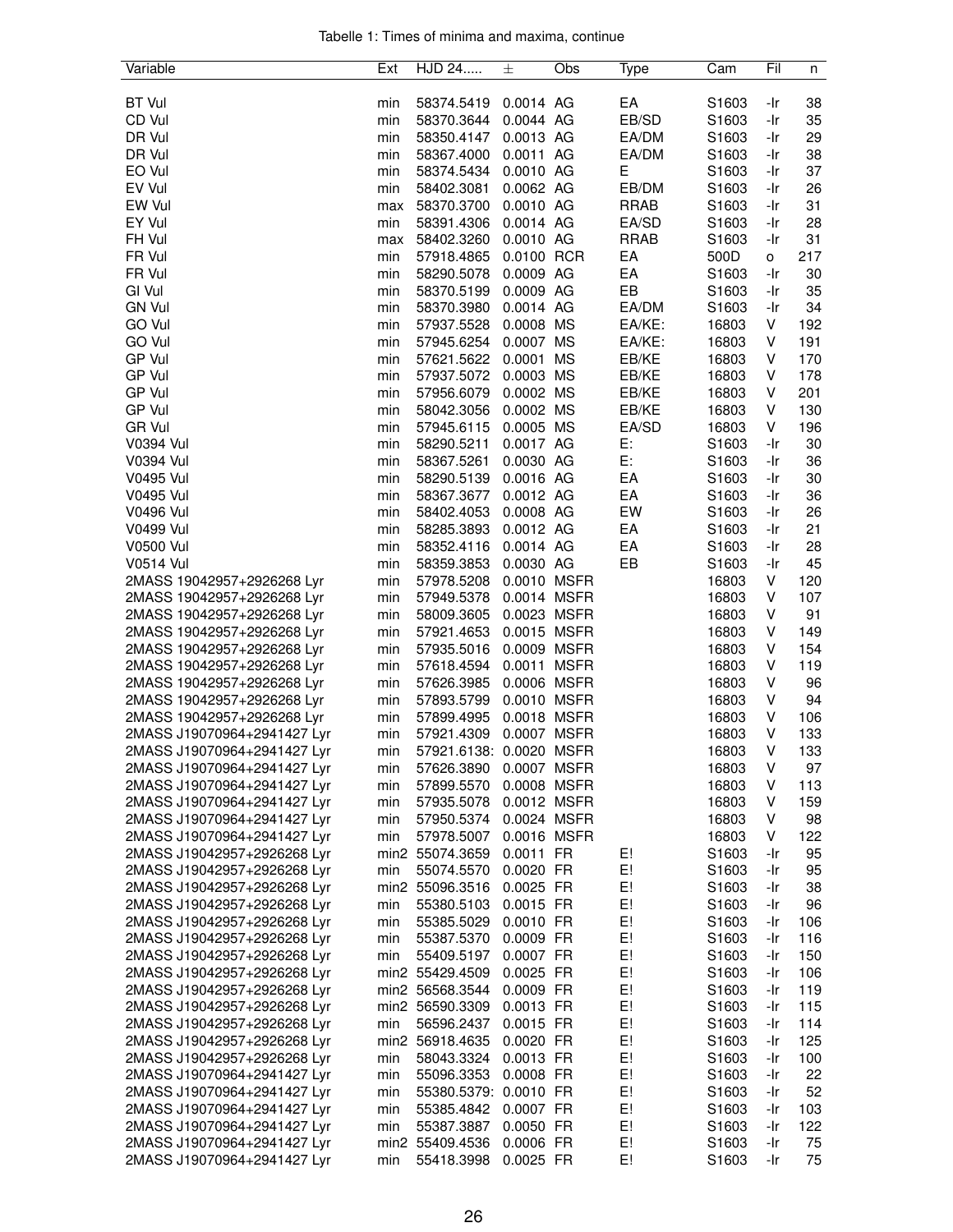Tabelle 1: Times of minima and maxima, continue

| Variable | Ext | HJD 24..... | ± | Obs | Type | Cam | Fil | n |
|---|---|---|---|---|---|---|---|---|
| BT Vul | min | 58374.5419 | 0.0014 | AG | EA | S1603 | -Ir | 38 |
| CD Vul | min | 58370.3644 | 0.0044 | AG | EB/SD | S1603 | -Ir | 35 |
| DR Vul | min | 58350.4147 | 0.0013 | AG | EA/DM | S1603 | -Ir | 29 |
| DR Vul | min | 58367.4000 | 0.0011 | AG | EA/DM | S1603 | -Ir | 38 |
| EO Vul | min | 58374.5434 | 0.0010 | AG | E | S1603 | -Ir | 37 |
| EV Vul | min | 58402.3081 | 0.0062 | AG | EB/DM | S1603 | -Ir | 26 |
| EW Vul | max | 58370.3700 | 0.0010 | AG | RRAB | S1603 | -Ir | 31 |
| EY Vul | min | 58391.4306 | 0.0014 | AG | EA/SD | S1603 | -Ir | 28 |
| FH Vul | max | 58402.3260 | 0.0010 | AG | RRAB | S1603 | -Ir | 31 |
| FR Vul | min | 57918.4865 | 0.0100 | RCR | EA | 500D | o | 217 |
| FR Vul | min | 58290.5078 | 0.0009 | AG | EA | S1603 | -Ir | 30 |
| GI Vul | min | 58370.5199 | 0.0009 | AG | EB | S1603 | -Ir | 35 |
| GN Vul | min | 58370.3980 | 0.0014 | AG | EA/DM | S1603 | -Ir | 34 |
| GO Vul | min | 57937.5528 | 0.0008 | MS | EA/KE: | 16803 | V | 192 |
| GO Vul | min | 57945.6254 | 0.0007 | MS | EA/KE: | 16803 | V | 191 |
| GP Vul | min | 57621.5622 | 0.0001 | MS | EB/KE | 16803 | V | 170 |
| GP Vul | min | 57937.5072 | 0.0003 | MS | EB/KE | 16803 | V | 178 |
| GP Vul | min | 57956.6079 | 0.0002 | MS | EB/KE | 16803 | V | 201 |
| GP Vul | min | 58042.3056 | 0.0002 | MS | EB/KE | 16803 | V | 130 |
| GR Vul | min | 57945.6115 | 0.0005 | MS | EA/SD | 16803 | V | 196 |
| V0394 Vul | min | 58290.5211 | 0.0017 | AG | E: | S1603 | -Ir | 30 |
| V0394 Vul | min | 58367.5261 | 0.0030 | AG | E: | S1603 | -Ir | 36 |
| V0495 Vul | min | 58290.5139 | 0.0016 | AG | EA | S1603 | -Ir | 30 |
| V0495 Vul | min | 58367.3677 | 0.0012 | AG | EA | S1603 | -Ir | 36 |
| V0496 Vul | min | 58402.4053 | 0.0008 | AG | EW | S1603 | -Ir | 26 |
| V0499 Vul | min | 58285.3893 | 0.0012 | AG | EA | S1603 | -Ir | 21 |
| V0500 Vul | min | 58352.4116 | 0.0014 | AG | EA | S1603 | -Ir | 28 |
| V0514 Vul | min | 58359.3853 | 0.0030 | AG | EB | S1603 | -Ir | 45 |
| 2MASS 19042957+2926268 Lyr | min | 57978.5208 | 0.0010 | MSFR | | 16803 | V | 120 |
| 2MASS 19042957+2926268 Lyr | min | 57949.5378 | 0.0014 | MSFR | | 16803 | V | 107 |
| 2MASS 19042957+2926268 Lyr | min | 58009.3605 | 0.0023 | MSFR | | 16803 | V | 91 |
| 2MASS 19042957+2926268 Lyr | min | 57921.4653 | 0.0015 | MSFR | | 16803 | V | 149 |
| 2MASS 19042957+2926268 Lyr | min | 57935.5016 | 0.0009 | MSFR | | 16803 | V | 154 |
| 2MASS 19042957+2926268 Lyr | min | 57618.4594 | 0.0011 | MSFR | | 16803 | V | 119 |
| 2MASS 19042957+2926268 Lyr | min | 57626.3985 | 0.0006 | MSFR | | 16803 | V | 96 |
| 2MASS 19042957+2926268 Lyr | min | 57893.5799 | 0.0010 | MSFR | | 16803 | V | 94 |
| 2MASS 19042957+2926268 Lyr | min | 57899.4995 | 0.0018 | MSFR | | 16803 | V | 106 |
| 2MASS J19070964+2941427 Lyr | min | 57921.4309 | 0.0007 | MSFR | | 16803 | V | 133 |
| 2MASS J19070964+2941427 Lyr | min | 57921.6138: | 0.0020 | MSFR | | 16803 | V | 133 |
| 2MASS J19070964+2941427 Lyr | min | 57626.3890 | 0.0007 | MSFR | | 16803 | V | 97 |
| 2MASS J19070964+2941427 Lyr | min | 57899.5570 | 0.0008 | MSFR | | 16803 | V | 113 |
| 2MASS J19070964+2941427 Lyr | min | 57935.5078 | 0.0012 | MSFR | | 16803 | V | 159 |
| 2MASS J19070964+2941427 Lyr | min | 57950.5374 | 0.0024 | MSFR | | 16803 | V | 98 |
| 2MASS J19070964+2941427 Lyr | min | 57978.5007 | 0.0016 | MSFR | | 16803 | V | 122 |
| 2MASS J19042957+2926268 Lyr | min2 | 55074.3659 | 0.0011 | FR | E! | S1603 | -Ir | 95 |
| 2MASS J19042957+2926268 Lyr | min | 55074.5570 | 0.0020 | FR | E! | S1603 | -Ir | 95 |
| 2MASS J19042957+2926268 Lyr | min2 | 55096.3516 | 0.0025 | FR | E! | S1603 | -Ir | 38 |
| 2MASS J19042957+2926268 Lyr | min | 55380.5103 | 0.0015 | FR | E! | S1603 | -Ir | 96 |
| 2MASS J19042957+2926268 Lyr | min | 55385.5029 | 0.0010 | FR | E! | S1603 | -Ir | 106 |
| 2MASS J19042957+2926268 Lyr | min | 55387.5370 | 0.0009 | FR | E! | S1603 | -Ir | 116 |
| 2MASS J19042957+2926268 Lyr | min | 55409.5197 | 0.0007 | FR | E! | S1603 | -Ir | 150 |
| 2MASS J19042957+2926268 Lyr | min2 | 55429.4509 | 0.0025 | FR | E! | S1603 | -Ir | 106 |
| 2MASS J19042957+2926268 Lyr | min2 | 56568.3544 | 0.0009 | FR | E! | S1603 | -Ir | 119 |
| 2MASS J19042957+2926268 Lyr | min2 | 56590.3309 | 0.0013 | FR | E! | S1603 | -Ir | 115 |
| 2MASS J19042957+2926268 Lyr | min | 56596.2437 | 0.0015 | FR | E! | S1603 | -Ir | 114 |
| 2MASS J19042957+2926268 Lyr | min2 | 56918.4635 | 0.0020 | FR | E! | S1603 | -Ir | 125 |
| 2MASS J19042957+2926268 Lyr | min | 58043.3324 | 0.0013 | FR | E! | S1603 | -Ir | 100 |
| 2MASS J19070964+2941427 Lyr | min | 55096.3353 | 0.0008 | FR | E! | S1603 | -Ir | 22 |
| 2MASS J19070964+2941427 Lyr | min | 55380.5379: | 0.0010 | FR | E! | S1603 | -Ir | 52 |
| 2MASS J19070964+2941427 Lyr | min | 55385.4842 | 0.0007 | FR | E! | S1603 | -Ir | 103 |
| 2MASS J19070964+2941427 Lyr | min | 55387.3887 | 0.0050 | FR | E! | S1603 | -Ir | 122 |
| 2MASS J19070964+2941427 Lyr | min2 | 55409.4536 | 0.0006 | FR | E! | S1603 | -Ir | 75 |
| 2MASS J19070964+2941427 Lyr | min | 55418.3998 | 0.0025 | FR | E! | S1603 | -Ir | 75 |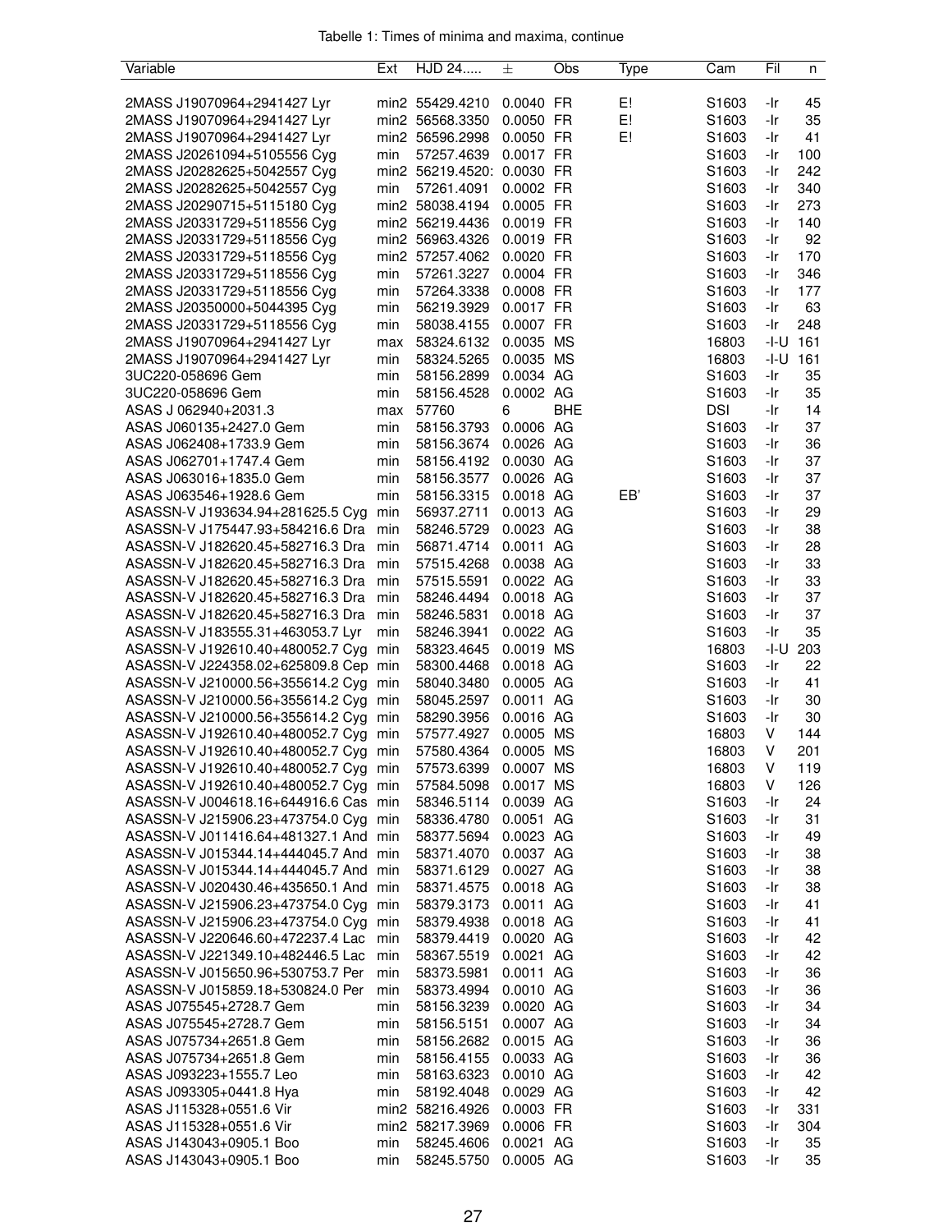Tabelle 1: Times of minima and maxima, continue

| Variable | Ext | HJD 24..... | ± | Obs | Type | Cam | Fil | n |
|---|---|---|---|---|---|---|---|---|
| 2MASS J19070964+2941427 Lyr | min2 | 55429.4210 | 0.0040 | FR | E! | S1603 | -Ir | 45 |
| 2MASS J19070964+2941427 Lyr | min2 | 56568.3350 | 0.0050 | FR | E! | S1603 | -Ir | 35 |
| 2MASS J19070964+2941427 Lyr | min2 | 56596.2998 | 0.0050 | FR | E! | S1603 | -Ir | 41 |
| 2MASS J20261094+5105556 Cyg | min | 57257.4639 | 0.0017 | FR | | S1603 | -Ir | 100 |
| 2MASS J20282625+5042557 Cyg | min2 | 56219.4520: | 0.0030 | FR | | S1603 | -Ir | 242 |
| 2MASS J20282625+5042557 Cyg | min | 57261.4091 | 0.0002 | FR | | S1603 | -Ir | 340 |
| 2MASS J20290715+5115180 Cyg | min2 | 58038.4194 | 0.0005 | FR | | S1603 | -Ir | 273 |
| 2MASS J20331729+5118556 Cyg | min2 | 56219.4436 | 0.0019 | FR | | S1603 | -Ir | 140 |
| 2MASS J20331729+5118556 Cyg | min2 | 56963.4326 | 0.0019 | FR | | S1603 | -Ir | 92 |
| 2MASS J20331729+5118556 Cyg | min2 | 57257.4062 | 0.0020 | FR | | S1603 | -Ir | 170 |
| 2MASS J20331729+5118556 Cyg | min | 57261.3227 | 0.0004 | FR | | S1603 | -Ir | 346 |
| 2MASS J20331729+5118556 Cyg | min | 57264.3338 | 0.0008 | FR | | S1603 | -Ir | 177 |
| 2MASS J20350000+5044395 Cyg | min | 56219.3929 | 0.0017 | FR | | S1603 | -Ir | 63 |
| 2MASS J20331729+5118556 Cyg | min | 58038.4155 | 0.0007 | FR | | S1603 | -Ir | 248 |
| 2MASS J19070964+2941427 Lyr | max | 58324.6132 | 0.0035 | MS | | 16803 | -I-U | 161 |
| 2MASS J19070964+2941427 Lyr | min | 58324.5265 | 0.0035 | MS | | 16803 | -I-U | 161 |
| 3UC220-058696 Gem | min | 58156.2899 | 0.0034 | AG | | S1603 | -Ir | 35 |
| 3UC220-058696 Gem | min | 58156.4528 | 0.0002 | AG | | S1603 | -Ir | 35 |
| ASAS J 062940+2031.3 | max | 57760 | 6 | BHE | | DSI | -Ir | 14 |
| ASAS J060135+2427.0 Gem | min | 58156.3793 | 0.0006 | AG | | S1603 | -Ir | 37 |
| ASAS J062408+1733.9 Gem | min | 58156.3674 | 0.0026 | AG | | S1603 | -Ir | 36 |
| ASAS J062701+1747.4 Gem | min | 58156.4192 | 0.0030 | AG | | S1603 | -Ir | 37 |
| ASAS J063016+1835.0 Gem | min | 58156.3577 | 0.0026 | AG | | S1603 | -Ir | 37 |
| ASAS J063546+1928.6 Gem | min | 58156.3315 | 0.0018 | AG | EB' | S1603 | -Ir | 37 |
| ASASSN-V J193634.94+281625.5 Cyg | min | 56937.2711 | 0.0013 | AG | | S1603 | -Ir | 29 |
| ASASSN-V J175447.93+584216.6 Dra | min | 58246.5729 | 0.0023 | AG | | S1603 | -Ir | 38 |
| ASASSN-V J182620.45+582716.3 Dra | min | 56871.4714 | 0.0011 | AG | | S1603 | -Ir | 28 |
| ASASSN-V J182620.45+582716.3 Dra | min | 57515.4268 | 0.0038 | AG | | S1603 | -Ir | 33 |
| ASASSN-V J182620.45+582716.3 Dra | min | 57515.5591 | 0.0022 | AG | | S1603 | -Ir | 33 |
| ASASSN-V J182620.45+582716.3 Dra | min | 58246.4494 | 0.0018 | AG | | S1603 | -Ir | 37 |
| ASASSN-V J182620.45+582716.3 Dra | min | 58246.5831 | 0.0018 | AG | | S1603 | -Ir | 37 |
| ASASSN-V J183555.31+463053.7 Lyr | min | 58246.3941 | 0.0022 | AG | | S1603 | -Ir | 35 |
| ASASSN-V J192610.40+480052.7 Cyg | min | 58323.4645 | 0.0019 | MS | | 16803 | -I-U | 203 |
| ASASSN-V J224358.02+625809.8 Cep | min | 58300.4468 | 0.0018 | AG | | S1603 | -Ir | 22 |
| ASASSN-V J210000.56+355614.2 Cyg | min | 58040.3480 | 0.0005 | AG | | S1603 | -Ir | 41 |
| ASASSN-V J210000.56+355614.2 Cyg | min | 58045.2597 | 0.0011 | AG | | S1603 | -Ir | 30 |
| ASASSN-V J210000.56+355614.2 Cyg | min | 58290.3956 | 0.0016 | AG | | S1603 | -Ir | 30 |
| ASASSN-V J192610.40+480052.7 Cyg | min | 57577.4927 | 0.0005 | MS | | 16803 | V | 144 |
| ASASSN-V J192610.40+480052.7 Cyg | min | 57580.4364 | 0.0005 | MS | | 16803 | V | 201 |
| ASASSN-V J192610.40+480052.7 Cyg | min | 57573.6399 | 0.0007 | MS | | 16803 | V | 119 |
| ASASSN-V J192610.40+480052.7 Cyg | min | 57584.5098 | 0.0017 | MS | | 16803 | V | 126 |
| ASASSN-V J004618.16+644916.6 Cas | min | 58346.5114 | 0.0039 | AG | | S1603 | -Ir | 24 |
| ASASSN-V J215906.23+473754.0 Cyg | min | 58336.4780 | 0.0051 | AG | | S1603 | -Ir | 31 |
| ASASSN-V J011416.64+481327.1 And | min | 58377.5694 | 0.0023 | AG | | S1603 | -Ir | 49 |
| ASASSN-V J015344.14+444045.7 And | min | 58371.4070 | 0.0037 | AG | | S1603 | -Ir | 38 |
| ASASSN-V J015344.14+444045.7 And | min | 58371.6129 | 0.0027 | AG | | S1603 | -Ir | 38 |
| ASASSN-V J020430.46+435650.1 And | min | 58371.4575 | 0.0018 | AG | | S1603 | -Ir | 38 |
| ASASSN-V J215906.23+473754.0 Cyg | min | 58379.3173 | 0.0011 | AG | | S1603 | -Ir | 41 |
| ASASSN-V J215906.23+473754.0 Cyg | min | 58379.4938 | 0.0018 | AG | | S1603 | -Ir | 41 |
| ASASSN-V J220646.60+472237.4 Lac | min | 58379.4419 | 0.0020 | AG | | S1603 | -Ir | 42 |
| ASASSN-V J221349.10+482446.5 Lac | min | 58367.5519 | 0.0021 | AG | | S1603 | -Ir | 42 |
| ASASSN-V J015650.96+530753.7 Per | min | 58373.5981 | 0.0011 | AG | | S1603 | -Ir | 36 |
| ASASSN-V J015859.18+530824.0 Per | min | 58373.4994 | 0.0010 | AG | | S1603 | -Ir | 36 |
| ASAS J075545+2728.7 Gem | min | 58156.3239 | 0.0020 | AG | | S1603 | -Ir | 34 |
| ASAS J075545+2728.7 Gem | min | 58156.5151 | 0.0007 | AG | | S1603 | -Ir | 34 |
| ASAS J075734+2651.8 Gem | min | 58156.2682 | 0.0015 | AG | | S1603 | -Ir | 36 |
| ASAS J075734+2651.8 Gem | min | 58156.4155 | 0.0033 | AG | | S1603 | -Ir | 36 |
| ASAS J093223+1555.7 Leo | min | 58163.6323 | 0.0010 | AG | | S1603 | -Ir | 42 |
| ASAS J093305+0441.8 Hya | min | 58192.4048 | 0.0029 | AG | | S1603 | -Ir | 42 |
| ASAS J115328+0551.6 Vir | min2 | 58216.4926 | 0.0003 | FR | | S1603 | -Ir | 331 |
| ASAS J115328+0551.6 Vir | min2 | 58217.3969 | 0.0006 | FR | | S1603 | -Ir | 304 |
| ASAS J143043+0905.1 Boo | min | 58245.4606 | 0.0021 | AG | | S1603 | -Ir | 35 |
| ASAS J143043+0905.1 Boo | min | 58245.5750 | 0.0005 | AG | | S1603 | -Ir | 35 |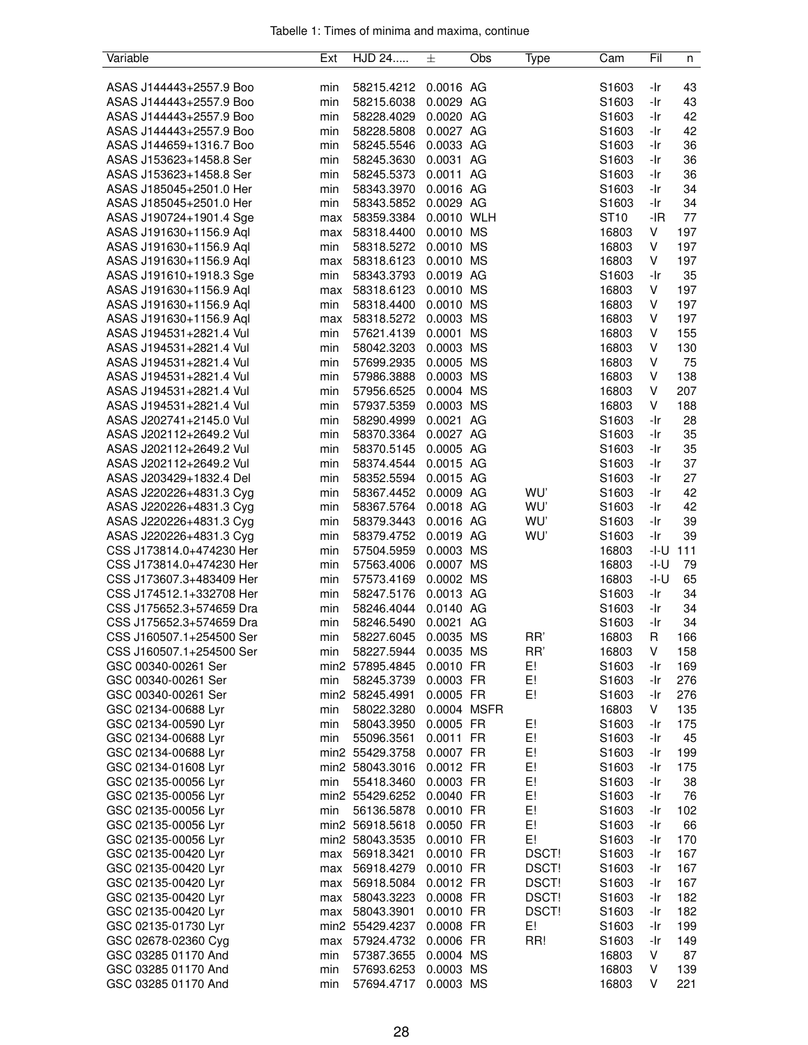Tabelle 1: Times of minima and maxima, continue

| Variable | Ext | HJD 24..... | ± | Obs | Type | Cam | Fil | n |
|---|---|---|---|---|---|---|---|---|
| ASAS J144443+2557.9 Boo | min | 58215.4212 | 0.0016 | AG | | S1603 | -Ir | 43 |
| ASAS J144443+2557.9 Boo | min | 58215.6038 | 0.0029 | AG | | S1603 | -Ir | 43 |
| ASAS J144443+2557.9 Boo | min | 58228.4029 | 0.0020 | AG | | S1603 | -Ir | 42 |
| ASAS J144443+2557.9 Boo | min | 58228.5808 | 0.0027 | AG | | S1603 | -Ir | 42 |
| ASAS J144659+1316.7 Boo | min | 58245.5546 | 0.0033 | AG | | S1603 | -Ir | 36 |
| ASAS J153623+1458.8 Ser | min | 58245.3630 | 0.0031 | AG | | S1603 | -Ir | 36 |
| ASAS J153623+1458.8 Ser | min | 58245.5373 | 0.0011 | AG | | S1603 | -Ir | 36 |
| ASAS J185045+2501.0 Her | min | 58343.3970 | 0.0016 | AG | | S1603 | -Ir | 34 |
| ASAS J185045+2501.0 Her | min | 58343.5852 | 0.0029 | AG | | S1603 | -Ir | 34 |
| ASAS J190724+1901.4 Sge | max | 58359.3384 | 0.0010 | WLH | | ST10 | -IR | 77 |
| ASAS J191630+1156.9 Aql | max | 58318.4400 | 0.0010 | MS | | 16803 | V | 197 |
| ASAS J191630+1156.9 Aql | min | 58318.5272 | 0.0010 | MS | | 16803 | V | 197 |
| ASAS J191630+1156.9 Aql | max | 58318.6123 | 0.0010 | MS | | 16803 | V | 197 |
| ASAS J191610+1918.3 Sge | min | 58343.3793 | 0.0019 | AG | | S1603 | -Ir | 35 |
| ASAS J191630+1156.9 Aql | max | 58318.6123 | 0.0010 | MS | | 16803 | V | 197 |
| ASAS J191630+1156.9 Aql | min | 58318.4400 | 0.0010 | MS | | 16803 | V | 197 |
| ASAS J191630+1156.9 Aql | max | 58318.5272 | 0.0003 | MS | | 16803 | V | 197 |
| ASAS J194531+2821.4 Vul | min | 57621.4139 | 0.0001 | MS | | 16803 | V | 155 |
| ASAS J194531+2821.4 Vul | min | 58042.3203 | 0.0003 | MS | | 16803 | V | 130 |
| ASAS J194531+2821.4 Vul | min | 57699.2935 | 0.0005 | MS | | 16803 | V | 75 |
| ASAS J194531+2821.4 Vul | min | 57986.3888 | 0.0003 | MS | | 16803 | V | 138 |
| ASAS J194531+2821.4 Vul | min | 57956.6525 | 0.0004 | MS | | 16803 | V | 207 |
| ASAS J194531+2821.4 Vul | min | 57937.5359 | 0.0003 | MS | | 16803 | V | 188 |
| ASAS J202741+2145.0 Vul | min | 58290.4999 | 0.0021 | AG | | S1603 | -Ir | 28 |
| ASAS J202112+2649.2 Vul | min | 58370.3364 | 0.0027 | AG | | S1603 | -Ir | 35 |
| ASAS J202112+2649.2 Vul | min | 58370.5145 | 0.0005 | AG | | S1603 | -Ir | 35 |
| ASAS J202112+2649.2 Vul | min | 58374.4544 | 0.0015 | AG | | S1603 | -Ir | 37 |
| ASAS J203429+1832.4 Del | min | 58352.5594 | 0.0015 | AG | | S1603 | -Ir | 27 |
| ASAS J220226+4831.3 Cyg | min | 58367.4452 | 0.0009 | AG | WU' | S1603 | -Ir | 42 |
| ASAS J220226+4831.3 Cyg | min | 58367.5764 | 0.0018 | AG | WU' | S1603 | -Ir | 42 |
| ASAS J220226+4831.3 Cyg | min | 58379.3443 | 0.0016 | AG | WU' | S1603 | -Ir | 39 |
| ASAS J220226+4831.3 Cyg | min | 58379.4752 | 0.0019 | AG | WU' | S1603 | -Ir | 39 |
| CSS J173814.0+474230 Her | min | 57504.5959 | 0.0003 | MS | | 16803 | -I-U | 111 |
| CSS J173814.0+474230 Her | min | 57563.4006 | 0.0007 | MS | | 16803 | -I-U | 79 |
| CSS J173607.3+483409 Her | min | 57573.4169 | 0.0002 | MS | | 16803 | -I-U | 65 |
| CSS J174512.1+332708 Her | min | 58247.5176 | 0.0013 | AG | | S1603 | -Ir | 34 |
| CSS J175652.3+574659 Dra | min | 58246.4044 | 0.0140 | AG | | S1603 | -Ir | 34 |
| CSS J175652.3+574659 Dra | min | 58246.5490 | 0.0021 | AG | | S1603 | -Ir | 34 |
| CSS J160507.1+254500 Ser | min | 58227.6045 | 0.0035 | MS | RR' | 16803 | R | 166 |
| CSS J160507.1+254500 Ser | min | 58227.5944 | 0.0035 | MS | RR' | 16803 | V | 158 |
| GSC 00340-00261 Ser | min2 | 57895.4845 | 0.0010 | FR | E! | S1603 | -Ir | 169 |
| GSC 00340-00261 Ser | min | 58245.3739 | 0.0003 | FR | E! | S1603 | -Ir | 276 |
| GSC 00340-00261 Ser | min2 | 58245.4991 | 0.0005 | FR | E! | S1603 | -Ir | 276 |
| GSC 02134-00688 Lyr | min | 58022.3280 | 0.0004 | MSFR | | 16803 | V | 135 |
| GSC 02134-00590 Lyr | min | 58043.3950 | 0.0005 | FR | E! | S1603 | -Ir | 175 |
| GSC 02134-00688 Lyr | min | 55096.3561 | 0.0011 | FR | E! | S1603 | -Ir | 45 |
| GSC 02134-00688 Lyr | min2 | 55429.3758 | 0.0007 | FR | E! | S1603 | -Ir | 199 |
| GSC 02134-01608 Lyr | min2 | 58043.3016 | 0.0012 | FR | E! | S1603 | -Ir | 175 |
| GSC 02135-00056 Lyr | min | 55418.3460 | 0.0003 | FR | E! | S1603 | -Ir | 38 |
| GSC 02135-00056 Lyr | min2 | 55429.6252 | 0.0040 | FR | E! | S1603 | -Ir | 76 |
| GSC 02135-00056 Lyr | min | 56136.5878 | 0.0010 | FR | E! | S1603 | -Ir | 102 |
| GSC 02135-00056 Lyr | min2 | 56918.5618 | 0.0050 | FR | E! | S1603 | -Ir | 66 |
| GSC 02135-00056 Lyr | min2 | 58043.3535 | 0.0010 | FR | E! | S1603 | -Ir | 170 |
| GSC 02135-00420 Lyr | max | 56918.3421 | 0.0010 | FR | DSCT! | S1603 | -Ir | 167 |
| GSC 02135-00420 Lyr | max | 56918.4279 | 0.0010 | FR | DSCT! | S1603 | -Ir | 167 |
| GSC 02135-00420 Lyr | max | 56918.5084 | 0.0012 | FR | DSCT! | S1603 | -Ir | 167 |
| GSC 02135-00420 Lyr | max | 58043.3223 | 0.0008 | FR | DSCT! | S1603 | -Ir | 182 |
| GSC 02135-00420 Lyr | max | 58043.3901 | 0.0010 | FR | DSCT! | S1603 | -Ir | 182 |
| GSC 02135-01730 Lyr | min2 | 55429.4237 | 0.0008 | FR | E! | S1603 | -Ir | 199 |
| GSC 02678-02360 Cyg | max | 57924.4732 | 0.0006 | FR | RR! | S1603 | -Ir | 149 |
| GSC 03285 01170 And | min | 57387.3655 | 0.0004 | MS | | 16803 | V | 87 |
| GSC 03285 01170 And | min | 57693.6253 | 0.0003 | MS | | 16803 | V | 139 |
| GSC 03285 01170 And | min | 57694.4717 | 0.0003 | MS | | 16803 | V | 221 |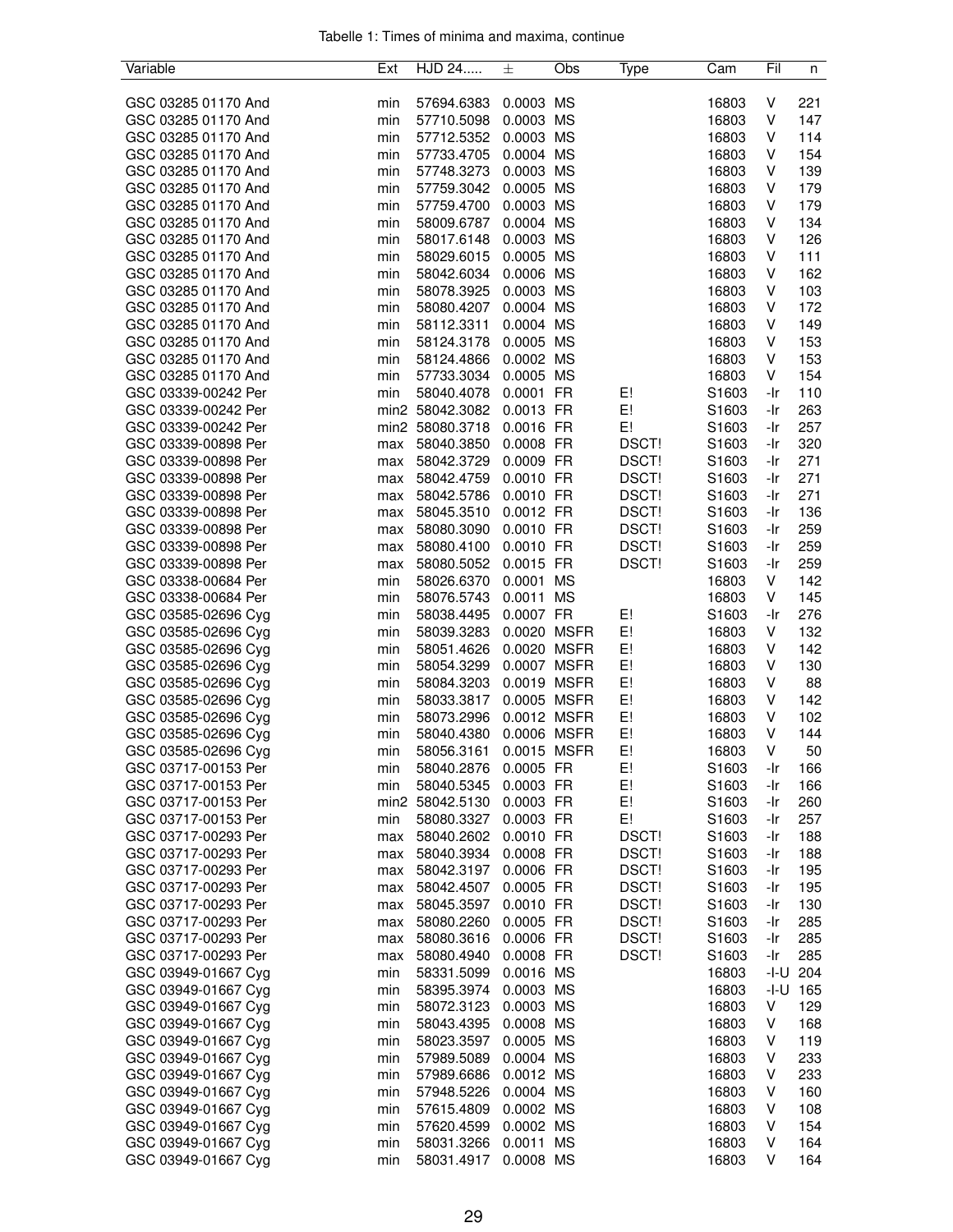Tabelle 1: Times of minima and maxima, continue

| Variable | Ext | HJD 24..... | ± | Obs | Type | Cam | Fil | n |
|---|---|---|---|---|---|---|---|---|
| GSC 03285 01170 And | min | 57694.6383 | 0.0003 | MS | | 16803 | V | 221 |
| GSC 03285 01170 And | min | 57710.5098 | 0.0003 | MS | | 16803 | V | 147 |
| GSC 03285 01170 And | min | 57712.5352 | 0.0003 | MS | | 16803 | V | 114 |
| GSC 03285 01170 And | min | 57733.4705 | 0.0004 | MS | | 16803 | V | 154 |
| GSC 03285 01170 And | min | 57748.3273 | 0.0003 | MS | | 16803 | V | 139 |
| GSC 03285 01170 And | min | 57759.3042 | 0.0005 | MS | | 16803 | V | 179 |
| GSC 03285 01170 And | min | 57759.4700 | 0.0003 | MS | | 16803 | V | 179 |
| GSC 03285 01170 And | min | 58009.6787 | 0.0004 | MS | | 16803 | V | 134 |
| GSC 03285 01170 And | min | 58017.6148 | 0.0003 | MS | | 16803 | V | 126 |
| GSC 03285 01170 And | min | 58029.6015 | 0.0005 | MS | | 16803 | V | 111 |
| GSC 03285 01170 And | min | 58042.6034 | 0.0006 | MS | | 16803 | V | 162 |
| GSC 03285 01170 And | min | 58078.3925 | 0.0003 | MS | | 16803 | V | 103 |
| GSC 03285 01170 And | min | 58080.4207 | 0.0004 | MS | | 16803 | V | 172 |
| GSC 03285 01170 And | min | 58112.3311 | 0.0004 | MS | | 16803 | V | 149 |
| GSC 03285 01170 And | min | 58124.3178 | 0.0005 | MS | | 16803 | V | 153 |
| GSC 03285 01170 And | min | 58124.4866 | 0.0002 | MS | | 16803 | V | 153 |
| GSC 03285 01170 And | min | 57733.3034 | 0.0005 | MS | | 16803 | V | 154 |
| GSC 03339-00242 Per | min | 58040.4078 | 0.0001 | FR | E! | S1603 | -Ir | 110 |
| GSC 03339-00242 Per | min2 | 58042.3082 | 0.0013 | FR | E! | S1603 | -Ir | 263 |
| GSC 03339-00242 Per | min2 | 58080.3718 | 0.0016 | FR | E! | S1603 | -Ir | 257 |
| GSC 03339-00898 Per | max | 58040.3850 | 0.0008 | FR | DSCT! | S1603 | -Ir | 320 |
| GSC 03339-00898 Per | max | 58042.3729 | 0.0009 | FR | DSCT! | S1603 | -Ir | 271 |
| GSC 03339-00898 Per | max | 58042.4759 | 0.0010 | FR | DSCT! | S1603 | -Ir | 271 |
| GSC 03339-00898 Per | max | 58042.5786 | 0.0010 | FR | DSCT! | S1603 | -Ir | 271 |
| GSC 03339-00898 Per | max | 58045.3510 | 0.0012 | FR | DSCT! | S1603 | -Ir | 136 |
| GSC 03339-00898 Per | max | 58080.3090 | 0.0010 | FR | DSCT! | S1603 | -Ir | 259 |
| GSC 03339-00898 Per | max | 58080.4100 | 0.0010 | FR | DSCT! | S1603 | -Ir | 259 |
| GSC 03339-00898 Per | max | 58080.5052 | 0.0015 | FR | DSCT! | S1603 | -Ir | 259 |
| GSC 03338-00684 Per | min | 58026.6370 | 0.0001 | MS | | 16803 | V | 142 |
| GSC 03338-00684 Per | min | 58076.5743 | 0.0011 | MS | | 16803 | V | 145 |
| GSC 03585-02696 Cyg | min | 58038.4495 | 0.0007 | FR | E! | S1603 | -Ir | 276 |
| GSC 03585-02696 Cyg | min | 58039.3283 | 0.0020 | MSFR | E! | 16803 | V | 132 |
| GSC 03585-02696 Cyg | min | 58051.4626 | 0.0020 | MSFR | E! | 16803 | V | 142 |
| GSC 03585-02696 Cyg | min | 58054.3299 | 0.0007 | MSFR | E! | 16803 | V | 130 |
| GSC 03585-02696 Cyg | min | 58084.3203 | 0.0019 | MSFR | E! | 16803 | V | 88 |
| GSC 03585-02696 Cyg | min | 58033.3817 | 0.0005 | MSFR | E! | 16803 | V | 142 |
| GSC 03585-02696 Cyg | min | 58073.2996 | 0.0012 | MSFR | E! | 16803 | V | 102 |
| GSC 03585-02696 Cyg | min | 58040.4380 | 0.0006 | MSFR | E! | 16803 | V | 144 |
| GSC 03585-02696 Cyg | min | 58056.3161 | 0.0015 | MSFR | E! | 16803 | V | 50 |
| GSC 03717-00153 Per | min | 58040.2876 | 0.0005 | FR | E! | S1603 | -Ir | 166 |
| GSC 03717-00153 Per | min | 58040.5345 | 0.0003 | FR | E! | S1603 | -Ir | 166 |
| GSC 03717-00153 Per | min2 | 58042.5130 | 0.0003 | FR | E! | S1603 | -Ir | 260 |
| GSC 03717-00153 Per | min | 58080.3327 | 0.0003 | FR | E! | S1603 | -Ir | 257 |
| GSC 03717-00293 Per | max | 58040.2602 | 0.0010 | FR | DSCT! | S1603 | -Ir | 188 |
| GSC 03717-00293 Per | max | 58040.3934 | 0.0008 | FR | DSCT! | S1603 | -Ir | 188 |
| GSC 03717-00293 Per | max | 58042.3197 | 0.0006 | FR | DSCT! | S1603 | -Ir | 195 |
| GSC 03717-00293 Per | max | 58042.4507 | 0.0005 | FR | DSCT! | S1603 | -Ir | 195 |
| GSC 03717-00293 Per | max | 58045.3597 | 0.0010 | FR | DSCT! | S1603 | -Ir | 130 |
| GSC 03717-00293 Per | max | 58080.2260 | 0.0005 | FR | DSCT! | S1603 | -Ir | 285 |
| GSC 03717-00293 Per | max | 58080.3616 | 0.0006 | FR | DSCT! | S1603 | -Ir | 285 |
| GSC 03717-00293 Per | max | 58080.4940 | 0.0008 | FR | DSCT! | S1603 | -Ir | 285 |
| GSC 03949-01667 Cyg | min | 58331.5099 | 0.0016 | MS | | 16803 | -I-U | 204 |
| GSC 03949-01667 Cyg | min | 58395.3974 | 0.0003 | MS | | 16803 | -I-U | 165 |
| GSC 03949-01667 Cyg | min | 58072.3123 | 0.0003 | MS | | 16803 | V | 129 |
| GSC 03949-01667 Cyg | min | 58043.4395 | 0.0008 | MS | | 16803 | V | 168 |
| GSC 03949-01667 Cyg | min | 58023.3597 | 0.0005 | MS | | 16803 | V | 119 |
| GSC 03949-01667 Cyg | min | 57989.5089 | 0.0004 | MS | | 16803 | V | 233 |
| GSC 03949-01667 Cyg | min | 57989.6686 | 0.0012 | MS | | 16803 | V | 233 |
| GSC 03949-01667 Cyg | min | 57948.5226 | 0.0004 | MS | | 16803 | V | 160 |
| GSC 03949-01667 Cyg | min | 57615.4809 | 0.0002 | MS | | 16803 | V | 108 |
| GSC 03949-01667 Cyg | min | 57620.4599 | 0.0002 | MS | | 16803 | V | 154 |
| GSC 03949-01667 Cyg | min | 58031.3266 | 0.0011 | MS | | 16803 | V | 164 |
| GSC 03949-01667 Cyg | min | 58031.4917 | 0.0008 | MS | | 16803 | V | 164 |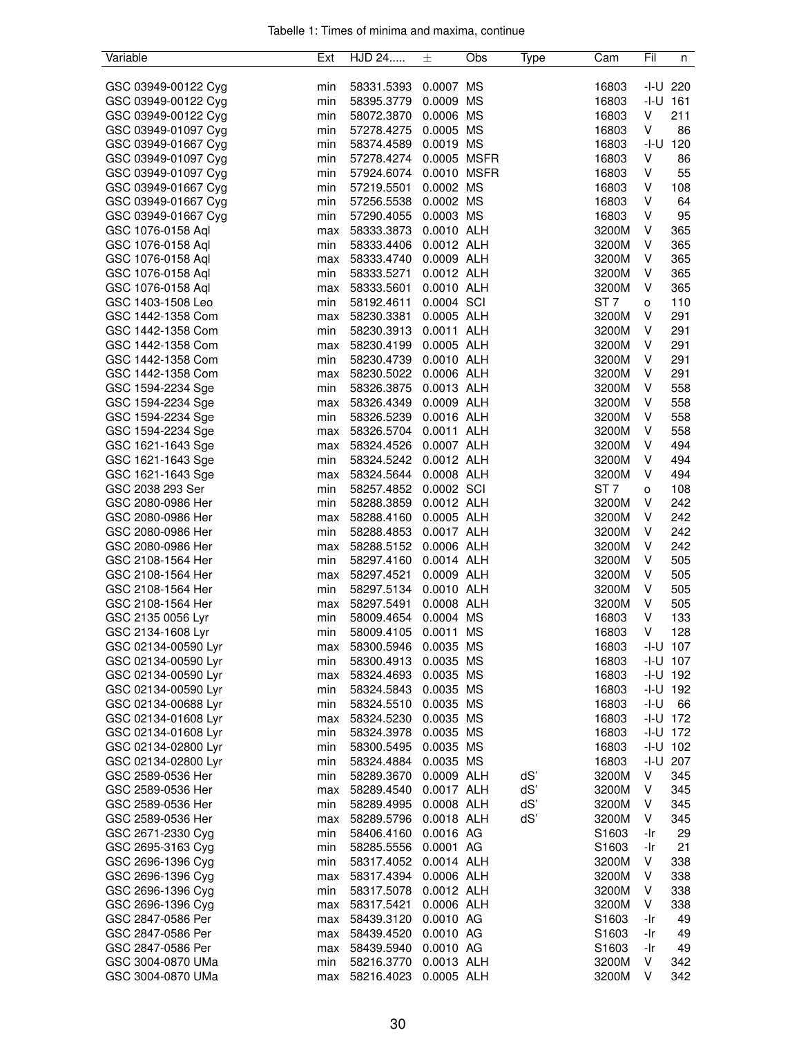Tabelle 1: Times of minima and maxima, continue

| Variable | Ext | HJD 24..... | ± | Obs | Type | Cam | Fil | n |
|---|---|---|---|---|---|---|---|---|
| GSC 03949-00122 Cyg | min | 58331.5393 | 0.0007 | MS | | 16803 | -I-U | 220 |
| GSC 03949-00122 Cyg | min | 58395.3779 | 0.0009 | MS | | 16803 | -I-U | 161 |
| GSC 03949-00122 Cyg | min | 58072.3870 | 0.0006 | MS | | 16803 | V | 211 |
| GSC 03949-01097 Cyg | min | 57278.4275 | 0.0005 | MS | | 16803 | V | 86 |
| GSC 03949-01667 Cyg | min | 58374.4589 | 0.0019 | MS | | 16803 | -I-U | 120 |
| GSC 03949-01097 Cyg | min | 57278.4274 | 0.0005 | MSFR | | 16803 | V | 86 |
| GSC 03949-01097 Cyg | min | 57924.6074 | 0.0010 | MSFR | | 16803 | V | 55 |
| GSC 03949-01667 Cyg | min | 57219.5501 | 0.0002 | MS | | 16803 | V | 108 |
| GSC 03949-01667 Cyg | min | 57256.5538 | 0.0002 | MS | | 16803 | V | 64 |
| GSC 03949-01667 Cyg | min | 57290.4055 | 0.0003 | MS | | 16803 | V | 95 |
| GSC 1076-0158 Aql | max | 58333.3873 | 0.0010 | ALH | | 3200M | V | 365 |
| GSC 1076-0158 Aql | min | 58333.4406 | 0.0012 | ALH | | 3200M | V | 365 |
| GSC 1076-0158 Aql | max | 58333.4740 | 0.0009 | ALH | | 3200M | V | 365 |
| GSC 1076-0158 Aql | min | 58333.5271 | 0.0012 | ALH | | 3200M | V | 365 |
| GSC 1076-0158 Aql | max | 58333.5601 | 0.0010 | ALH | | 3200M | V | 365 |
| GSC 1403-1508 Leo | min | 58192.4611 | 0.0004 | SCI | | ST 7 | o | 110 |
| GSC 1442-1358 Com | max | 58230.3381 | 0.0005 | ALH | | 3200M | V | 291 |
| GSC 1442-1358 Com | min | 58230.3913 | 0.0011 | ALH | | 3200M | V | 291 |
| GSC 1442-1358 Com | max | 58230.4199 | 0.0005 | ALH | | 3200M | V | 291 |
| GSC 1442-1358 Com | min | 58230.4739 | 0.0010 | ALH | | 3200M | V | 291 |
| GSC 1442-1358 Com | max | 58230.5022 | 0.0006 | ALH | | 3200M | V | 291 |
| GSC 1594-2234 Sge | min | 58326.3875 | 0.0013 | ALH | | 3200M | V | 558 |
| GSC 1594-2234 Sge | max | 58326.4349 | 0.0009 | ALH | | 3200M | V | 558 |
| GSC 1594-2234 Sge | min | 58326.5239 | 0.0016 | ALH | | 3200M | V | 558 |
| GSC 1594-2234 Sge | max | 58326.5704 | 0.0011 | ALH | | 3200M | V | 558 |
| GSC 1621-1643 Sge | max | 58324.4526 | 0.0007 | ALH | | 3200M | V | 494 |
| GSC 1621-1643 Sge | min | 58324.5242 | 0.0012 | ALH | | 3200M | V | 494 |
| GSC 1621-1643 Sge | max | 58324.5644 | 0.0008 | ALH | | 3200M | V | 494 |
| GSC 2038 293 Ser | min | 58257.4852 | 0.0002 | SCI | | ST 7 | o | 108 |
| GSC 2080-0986 Her | min | 58288.3859 | 0.0012 | ALH | | 3200M | V | 242 |
| GSC 2080-0986 Her | max | 58288.4160 | 0.0005 | ALH | | 3200M | V | 242 |
| GSC 2080-0986 Her | min | 58288.4853 | 0.0017 | ALH | | 3200M | V | 242 |
| GSC 2080-0986 Her | max | 58288.5152 | 0.0006 | ALH | | 3200M | V | 242 |
| GSC 2108-1564 Her | min | 58297.4160 | 0.0014 | ALH | | 3200M | V | 505 |
| GSC 2108-1564 Her | max | 58297.4521 | 0.0009 | ALH | | 3200M | V | 505 |
| GSC 2108-1564 Her | min | 58297.5134 | 0.0010 | ALH | | 3200M | V | 505 |
| GSC 2108-1564 Her | max | 58297.5491 | 0.0008 | ALH | | 3200M | V | 505 |
| GSC 2135 0056 Lyr | min | 58009.4654 | 0.0004 | MS | | 16803 | V | 133 |
| GSC 2134-1608 Lyr | min | 58009.4105 | 0.0011 | MS | | 16803 | V | 128 |
| GSC 02134-00590 Lyr | max | 58300.5946 | 0.0035 | MS | | 16803 | -I-U | 107 |
| GSC 02134-00590 Lyr | min | 58300.4913 | 0.0035 | MS | | 16803 | -I-U | 107 |
| GSC 02134-00590 Lyr | max | 58324.4693 | 0.0035 | MS | | 16803 | -I-U | 192 |
| GSC 02134-00590 Lyr | min | 58324.5843 | 0.0035 | MS | | 16803 | -I-U | 192 |
| GSC 02134-00688 Lyr | min | 58324.5510 | 0.0035 | MS | | 16803 | -I-U | 66 |
| GSC 02134-01608 Lyr | max | 58324.5230 | 0.0035 | MS | | 16803 | -I-U | 172 |
| GSC 02134-01608 Lyr | min | 58324.3978 | 0.0035 | MS | | 16803 | -I-U | 172 |
| GSC 02134-02800 Lyr | min | 58300.5495 | 0.0035 | MS | | 16803 | -I-U | 102 |
| GSC 02134-02800 Lyr | min | 58324.4884 | 0.0035 | MS | | 16803 | -I-U | 207 |
| GSC 2589-0536 Her | min | 58289.3670 | 0.0009 | ALH | dS' | 3200M | V | 345 |
| GSC 2589-0536 Her | max | 58289.4540 | 0.0017 | ALH | dS' | 3200M | V | 345 |
| GSC 2589-0536 Her | min | 58289.4995 | 0.0008 | ALH | dS' | 3200M | V | 345 |
| GSC 2589-0536 Her | max | 58289.5796 | 0.0018 | ALH | dS' | 3200M | V | 345 |
| GSC 2671-2330 Cyg | min | 58406.4160 | 0.0016 | AG | | S1603 | -Ir | 29 |
| GSC 2695-3163 Cyg | min | 58285.5556 | 0.0001 | AG | | S1603 | -Ir | 21 |
| GSC 2696-1396 Cyg | min | 58317.4052 | 0.0014 | ALH | | 3200M | V | 338 |
| GSC 2696-1396 Cyg | max | 58317.4394 | 0.0006 | ALH | | 3200M | V | 338 |
| GSC 2696-1396 Cyg | min | 58317.5078 | 0.0012 | ALH | | 3200M | V | 338 |
| GSC 2696-1396 Cyg | max | 58317.5421 | 0.0006 | ALH | | 3200M | V | 338 |
| GSC 2847-0586 Per | max | 58439.3120 | 0.0010 | AG | | S1603 | -Ir | 49 |
| GSC 2847-0586 Per | max | 58439.4520 | 0.0010 | AG | | S1603 | -Ir | 49 |
| GSC 2847-0586 Per | max | 58439.5940 | 0.0010 | AG | | S1603 | -Ir | 49 |
| GSC 3004-0870 UMa | min | 58216.3770 | 0.0013 | ALH | | 3200M | V | 342 |
| GSC 3004-0870 UMa | max | 58216.4023 | 0.0005 | ALH | | 3200M | V | 342 |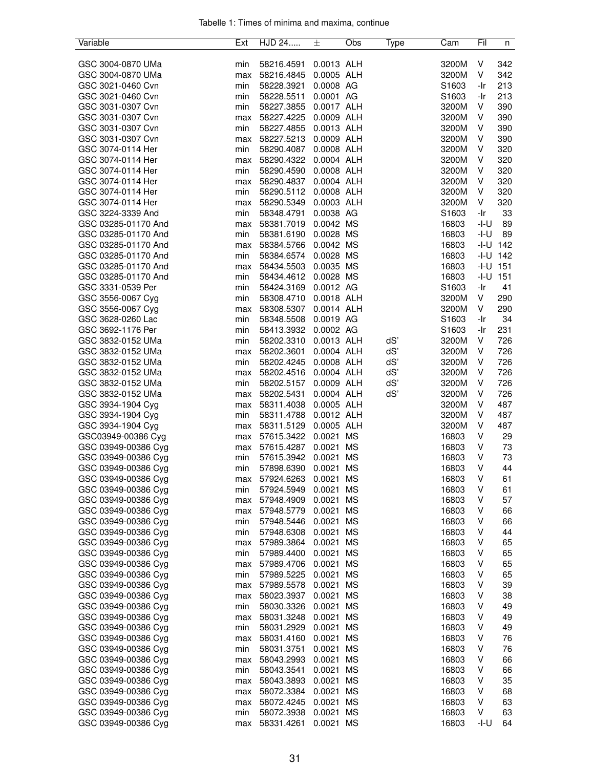Tabelle 1: Times of minima and maxima, continue

| Variable | Ext | HJD 24..... | ± | Obs | Type | Cam | Fil | n |
|---|---|---|---|---|---|---|---|---|
| GSC 3004-0870 UMa | min | 58216.4591 | 0.0013 | ALH | | 3200M | V | 342 |
| GSC 3004-0870 UMa | max | 58216.4845 | 0.0005 | ALH | | 3200M | V | 342 |
| GSC 3021-0460 Cvn | min | 58228.3921 | 0.0008 | AG | | S1603 | -Ir | 213 |
| GSC 3021-0460 Cvn | min | 58228.5511 | 0.0001 | AG | | S1603 | -Ir | 213 |
| GSC 3031-0307 Cvn | min | 58227.3855 | 0.0017 | ALH | | 3200M | V | 390 |
| GSC 3031-0307 Cvn | max | 58227.4225 | 0.0009 | ALH | | 3200M | V | 390 |
| GSC 3031-0307 Cvn | min | 58227.4855 | 0.0013 | ALH | | 3200M | V | 390 |
| GSC 3031-0307 Cvn | max | 58227.5213 | 0.0009 | ALH | | 3200M | V | 390 |
| GSC 3074-0114 Her | min | 58290.4087 | 0.0008 | ALH | | 3200M | V | 320 |
| GSC 3074-0114 Her | max | 58290.4322 | 0.0004 | ALH | | 3200M | V | 320 |
| GSC 3074-0114 Her | min | 58290.4590 | 0.0008 | ALH | | 3200M | V | 320 |
| GSC 3074-0114 Her | max | 58290.4837 | 0.0004 | ALH | | 3200M | V | 320 |
| GSC 3074-0114 Her | min | 58290.5112 | 0.0008 | ALH | | 3200M | V | 320 |
| GSC 3074-0114 Her | max | 58290.5349 | 0.0003 | ALH | | 3200M | V | 320 |
| GSC 3224-3339 And | min | 58348.4791 | 0.0038 | AG | | S1603 | -Ir | 33 |
| GSC 03285-01170 And | max | 58381.7019 | 0.0042 | MS | | 16803 | -I-U | 89 |
| GSC 03285-01170 And | min | 58381.6190 | 0.0028 | MS | | 16803 | -I-U | 89 |
| GSC 03285-01170 And | max | 58384.5766 | 0.0042 | MS | | 16803 | -I-U | 142 |
| GSC 03285-01170 And | min | 58384.6574 | 0.0028 | MS | | 16803 | -I-U | 142 |
| GSC 03285-01170 And | max | 58434.5503 | 0.0035 | MS | | 16803 | -I-U | 151 |
| GSC 03285-01170 And | min | 58434.4612 | 0.0028 | MS | | 16803 | -I-U | 151 |
| GSC 3331-0539 Per | min | 58424.3169 | 0.0012 | AG | | S1603 | -Ir | 41 |
| GSC 3556-0067 Cyg | min | 58308.4710 | 0.0018 | ALH | | 3200M | V | 290 |
| GSC 3556-0067 Cyg | max | 58308.5307 | 0.0014 | ALH | | 3200M | V | 290 |
| GSC 3628-0260 Lac | min | 58348.5508 | 0.0019 | AG | | S1603 | -Ir | 34 |
| GSC 3692-1176 Per | min | 58413.3932 | 0.0002 | AG | | S1603 | -Ir | 231 |
| GSC 3832-0152 UMa | min | 58202.3310 | 0.0013 | ALH | dS' | 3200M | V | 726 |
| GSC 3832-0152 UMa | max | 58202.3601 | 0.0004 | ALH | dS' | 3200M | V | 726 |
| GSC 3832-0152 UMa | min | 58202.4245 | 0.0008 | ALH | dS' | 3200M | V | 726 |
| GSC 3832-0152 UMa | max | 58202.4516 | 0.0004 | ALH | dS' | 3200M | V | 726 |
| GSC 3832-0152 UMa | min | 58202.5157 | 0.0009 | ALH | dS' | 3200M | V | 726 |
| GSC 3832-0152 UMa | max | 58202.5431 | 0.0004 | ALH | dS' | 3200M | V | 726 |
| GSC 3934-1904 Cyg | max | 58311.4038 | 0.0005 | ALH | | 3200M | V | 487 |
| GSC 3934-1904 Cyg | min | 58311.4788 | 0.0012 | ALH | | 3200M | V | 487 |
| GSC 3934-1904 Cyg | max | 58311.5129 | 0.0005 | ALH | | 3200M | V | 487 |
| GSC03949-00386 Cyg | max | 57615.3422 | 0.0021 | MS | | 16803 | V | 29 |
| GSC 03949-00386 Cyg | max | 57615.4287 | 0.0021 | MS | | 16803 | V | 73 |
| GSC 03949-00386 Cyg | min | 57615.3942 | 0.0021 | MS | | 16803 | V | 73 |
| GSC 03949-00386 Cyg | min | 57898.6390 | 0.0021 | MS | | 16803 | V | 44 |
| GSC 03949-00386 Cyg | max | 57924.6263 | 0.0021 | MS | | 16803 | V | 61 |
| GSC 03949-00386 Cyg | min | 57924.5949 | 0.0021 | MS | | 16803 | V | 61 |
| GSC 03949-00386 Cyg | max | 57948.4909 | 0.0021 | MS | | 16803 | V | 57 |
| GSC 03949-00386 Cyg | max | 57948.5779 | 0.0021 | MS | | 16803 | V | 66 |
| GSC 03949-00386 Cyg | min | 57948.5446 | 0.0021 | MS | | 16803 | V | 66 |
| GSC 03949-00386 Cyg | min | 57948.6308 | 0.0021 | MS | | 16803 | V | 44 |
| GSC 03949-00386 Cyg | max | 57989.3864 | 0.0021 | MS | | 16803 | V | 65 |
| GSC 03949-00386 Cyg | min | 57989.4400 | 0.0021 | MS | | 16803 | V | 65 |
| GSC 03949-00386 Cyg | max | 57989.4706 | 0.0021 | MS | | 16803 | V | 65 |
| GSC 03949-00386 Cyg | min | 57989.5225 | 0.0021 | MS | | 16803 | V | 65 |
| GSC 03949-00386 Cyg | max | 57989.5578 | 0.0021 | MS | | 16803 | V | 39 |
| GSC 03949-00386 Cyg | max | 58023.3937 | 0.0021 | MS | | 16803 | V | 38 |
| GSC 03949-00386 Cyg | min | 58030.3326 | 0.0021 | MS | | 16803 | V | 49 |
| GSC 03949-00386 Cyg | max | 58031.3248 | 0.0021 | MS | | 16803 | V | 49 |
| GSC 03949-00386 Cyg | min | 58031.2929 | 0.0021 | MS | | 16803 | V | 49 |
| GSC 03949-00386 Cyg | max | 58031.4160 | 0.0021 | MS | | 16803 | V | 76 |
| GSC 03949-00386 Cyg | min | 58031.3751 | 0.0021 | MS | | 16803 | V | 76 |
| GSC 03949-00386 Cyg | max | 58043.2993 | 0.0021 | MS | | 16803 | V | 66 |
| GSC 03949-00386 Cyg | min | 58043.3541 | 0.0021 | MS | | 16803 | V | 66 |
| GSC 03949-00386 Cyg | max | 58043.3893 | 0.0021 | MS | | 16803 | V | 35 |
| GSC 03949-00386 Cyg | max | 58072.3384 | 0.0021 | MS | | 16803 | V | 68 |
| GSC 03949-00386 Cyg | max | 58072.4245 | 0.0021 | MS | | 16803 | V | 63 |
| GSC 03949-00386 Cyg | min | 58072.3938 | 0.0021 | MS | | 16803 | V | 63 |
| GSC 03949-00386 Cyg | max | 58331.4261 | 0.0021 | MS | | 16803 | -I-U | 64 |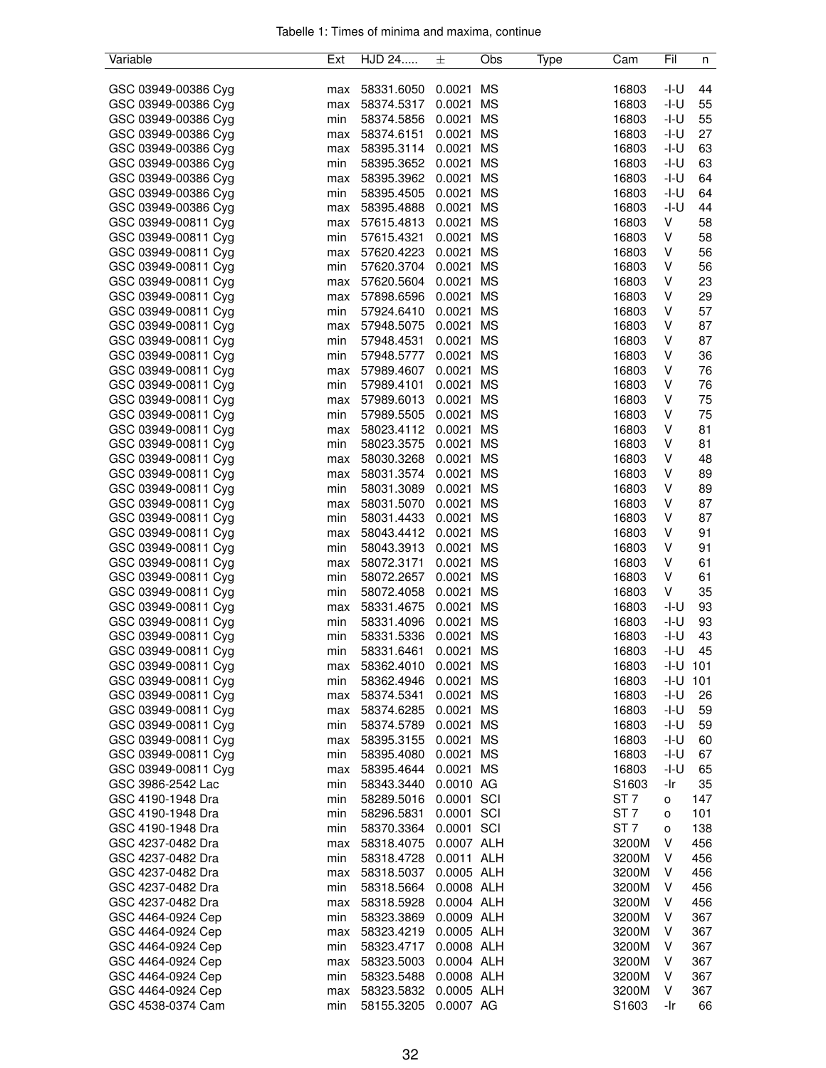Tabelle 1: Times of minima and maxima, continue

| Variable | Ext | HJD 24..... | ± | Obs | Type | Cam | Fil | n |
|---|---|---|---|---|---|---|---|---|
| GSC 03949-00386 Cyg | max | 58331.6050 | 0.0021 | MS | | 16803 | -I-U | 44 |
| GSC 03949-00386 Cyg | max | 58374.5317 | 0.0021 | MS | | 16803 | -I-U | 55 |
| GSC 03949-00386 Cyg | min | 58374.5856 | 0.0021 | MS | | 16803 | -I-U | 55 |
| GSC 03949-00386 Cyg | max | 58374.6151 | 0.0021 | MS | | 16803 | -I-U | 27 |
| GSC 03949-00386 Cyg | max | 58395.3114 | 0.0021 | MS | | 16803 | -I-U | 63 |
| GSC 03949-00386 Cyg | min | 58395.3652 | 0.0021 | MS | | 16803 | -I-U | 63 |
| GSC 03949-00386 Cyg | max | 58395.3962 | 0.0021 | MS | | 16803 | -I-U | 64 |
| GSC 03949-00386 Cyg | min | 58395.4505 | 0.0021 | MS | | 16803 | -I-U | 64 |
| GSC 03949-00386 Cyg | max | 58395.4888 | 0.0021 | MS | | 16803 | -I-U | 44 |
| GSC 03949-00811 Cyg | max | 57615.4813 | 0.0021 | MS | | 16803 | V | 58 |
| GSC 03949-00811 Cyg | min | 57615.4321 | 0.0021 | MS | | 16803 | V | 58 |
| GSC 03949-00811 Cyg | max | 57620.4223 | 0.0021 | MS | | 16803 | V | 56 |
| GSC 03949-00811 Cyg | min | 57620.3704 | 0.0021 | MS | | 16803 | V | 56 |
| GSC 03949-00811 Cyg | max | 57620.5604 | 0.0021 | MS | | 16803 | V | 23 |
| GSC 03949-00811 Cyg | max | 57898.6596 | 0.0021 | MS | | 16803 | V | 29 |
| GSC 03949-00811 Cyg | min | 57924.6410 | 0.0021 | MS | | 16803 | V | 57 |
| GSC 03949-00811 Cyg | max | 57948.5075 | 0.0021 | MS | | 16803 | V | 87 |
| GSC 03949-00811 Cyg | min | 57948.4531 | 0.0021 | MS | | 16803 | V | 87 |
| GSC 03949-00811 Cyg | min | 57948.5777 | 0.0021 | MS | | 16803 | V | 36 |
| GSC 03949-00811 Cyg | max | 57989.4607 | 0.0021 | MS | | 16803 | V | 76 |
| GSC 03949-00811 Cyg | min | 57989.4101 | 0.0021 | MS | | 16803 | V | 76 |
| GSC 03949-00811 Cyg | max | 57989.6013 | 0.0021 | MS | | 16803 | V | 75 |
| GSC 03949-00811 Cyg | min | 57989.5505 | 0.0021 | MS | | 16803 | V | 75 |
| GSC 03949-00811 Cyg | max | 58023.4112 | 0.0021 | MS | | 16803 | V | 81 |
| GSC 03949-00811 Cyg | min | 58023.3575 | 0.0021 | MS | | 16803 | V | 81 |
| GSC 03949-00811 Cyg | max | 58030.3268 | 0.0021 | MS | | 16803 | V | 48 |
| GSC 03949-00811 Cyg | max | 58031.3574 | 0.0021 | MS | | 16803 | V | 89 |
| GSC 03949-00811 Cyg | min | 58031.3089 | 0.0021 | MS | | 16803 | V | 89 |
| GSC 03949-00811 Cyg | max | 58031.5070 | 0.0021 | MS | | 16803 | V | 87 |
| GSC 03949-00811 Cyg | min | 58031.4433 | 0.0021 | MS | | 16803 | V | 87 |
| GSC 03949-00811 Cyg | max | 58043.4412 | 0.0021 | MS | | 16803 | V | 91 |
| GSC 03949-00811 Cyg | min | 58043.3913 | 0.0021 | MS | | 16803 | V | 91 |
| GSC 03949-00811 Cyg | max | 58072.3171 | 0.0021 | MS | | 16803 | V | 61 |
| GSC 03949-00811 Cyg | min | 58072.2657 | 0.0021 | MS | | 16803 | V | 61 |
| GSC 03949-00811 Cyg | min | 58072.4058 | 0.0021 | MS | | 16803 | V | 35 |
| GSC 03949-00811 Cyg | max | 58331.4675 | 0.0021 | MS | | 16803 | -I-U | 93 |
| GSC 03949-00811 Cyg | min | 58331.4096 | 0.0021 | MS | | 16803 | -I-U | 93 |
| GSC 03949-00811 Cyg | min | 58331.5336 | 0.0021 | MS | | 16803 | -I-U | 43 |
| GSC 03949-00811 Cyg | min | 58331.6461 | 0.0021 | MS | | 16803 | -I-U | 45 |
| GSC 03949-00811 Cyg | max | 58362.4010 | 0.0021 | MS | | 16803 | -I-U | 101 |
| GSC 03949-00811 Cyg | min | 58362.4946 | 0.0021 | MS | | 16803 | -I-U | 101 |
| GSC 03949-00811 Cyg | max | 58374.5341 | 0.0021 | MS | | 16803 | -I-U | 26 |
| GSC 03949-00811 Cyg | max | 58374.6285 | 0.0021 | MS | | 16803 | -I-U | 59 |
| GSC 03949-00811 Cyg | min | 58374.5789 | 0.0021 | MS | | 16803 | -I-U | 59 |
| GSC 03949-00811 Cyg | max | 58395.3155 | 0.0021 | MS | | 16803 | -I-U | 60 |
| GSC 03949-00811 Cyg | min | 58395.4080 | 0.0021 | MS | | 16803 | -I-U | 67 |
| GSC 03949-00811 Cyg | max | 58395.4644 | 0.0021 | MS | | 16803 | -I-U | 65 |
| GSC 3986-2542 Lac | min | 58343.3440 | 0.0010 | AG | | S1603 | -Ir | 35 |
| GSC 4190-1948 Dra | min | 58289.5016 | 0.0001 | SCI | | ST 7 | o | 147 |
| GSC 4190-1948 Dra | min | 58296.5831 | 0.0001 | SCI | | ST 7 | o | 101 |
| GSC 4190-1948 Dra | min | 58370.3364 | 0.0001 | SCI | | ST 7 | o | 138 |
| GSC 4237-0482 Dra | max | 58318.4075 | 0.0007 | ALH | | 3200M | V | 456 |
| GSC 4237-0482 Dra | min | 58318.4728 | 0.0011 | ALH | | 3200M | V | 456 |
| GSC 4237-0482 Dra | max | 58318.5037 | 0.0005 | ALH | | 3200M | V | 456 |
| GSC 4237-0482 Dra | min | 58318.5664 | 0.0008 | ALH | | 3200M | V | 456 |
| GSC 4237-0482 Dra | max | 58318.5928 | 0.0004 | ALH | | 3200M | V | 456 |
| GSC 4464-0924 Cep | min | 58323.3869 | 0.0009 | ALH | | 3200M | V | 367 |
| GSC 4464-0924 Cep | max | 58323.4219 | 0.0005 | ALH | | 3200M | V | 367 |
| GSC 4464-0924 Cep | min | 58323.4717 | 0.0008 | ALH | | 3200M | V | 367 |
| GSC 4464-0924 Cep | max | 58323.5003 | 0.0004 | ALH | | 3200M | V | 367 |
| GSC 4464-0924 Cep | min | 58323.5488 | 0.0008 | ALH | | 3200M | V | 367 |
| GSC 4464-0924 Cep | max | 58323.5832 | 0.0005 | ALH | | 3200M | V | 367 |
| GSC 4538-0374 Cam | min | 58155.3205 | 0.0007 | AG | | S1603 | -Ir | 66 |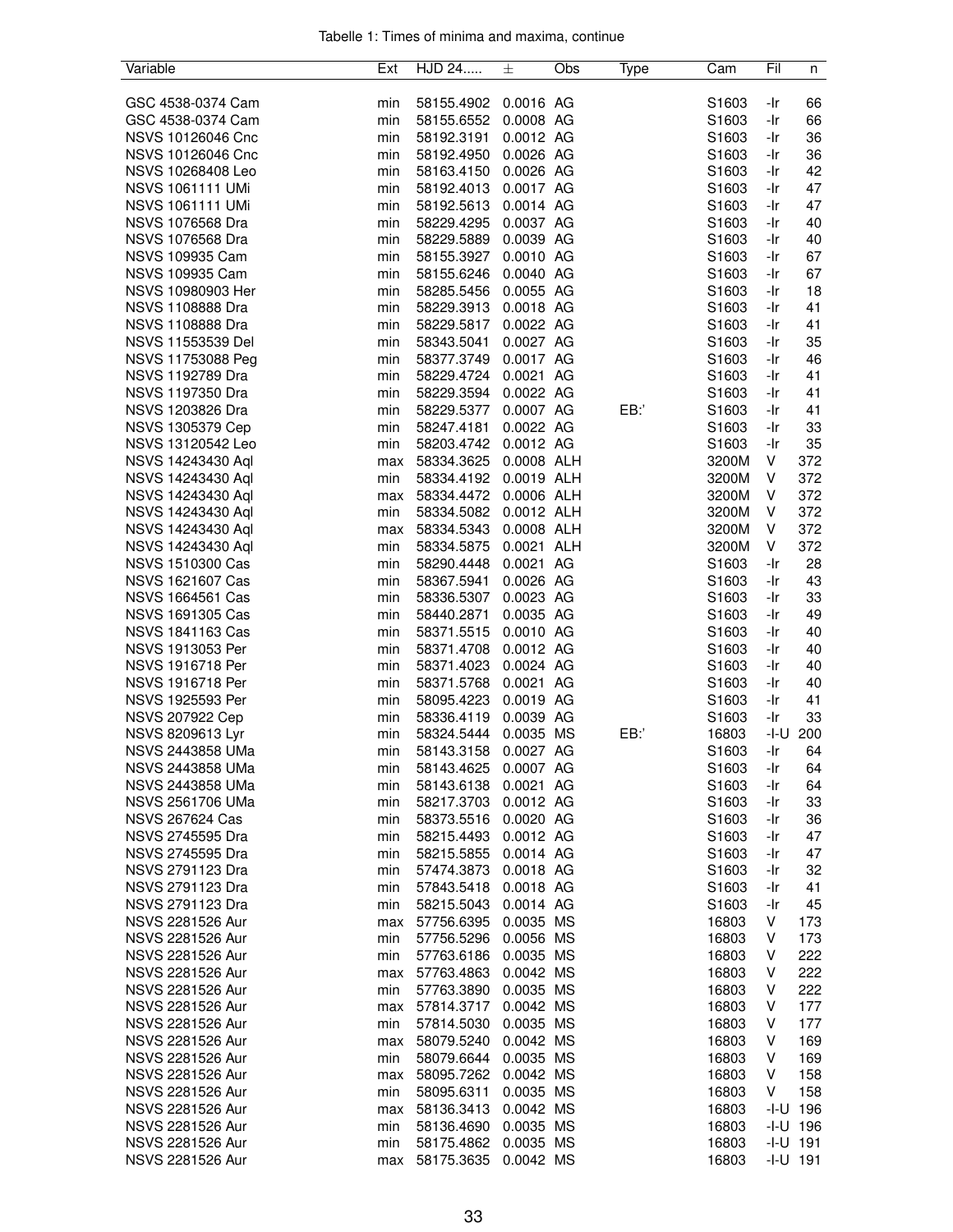Tabelle 1: Times of minima and maxima, continue

| Variable | Ext | HJD 24..... | ± | Obs | Type | Cam | Fil | n |
|---|---|---|---|---|---|---|---|---|
| GSC 4538-0374 Cam | min | 58155.4902 | 0.0016 | AG | | S1603 | -Ir | 66 |
| GSC 4538-0374 Cam | min | 58155.6552 | 0.0008 | AG | | S1603 | -Ir | 66 |
| NSVS 10126046 Cnc | min | 58192.3191 | 0.0012 | AG | | S1603 | -Ir | 36 |
| NSVS 10126046 Cnc | min | 58192.4950 | 0.0026 | AG | | S1603 | -Ir | 36 |
| NSVS 10268408 Leo | min | 58163.4150 | 0.0026 | AG | | S1603 | -Ir | 42 |
| NSVS 1061111 UMi | min | 58192.4013 | 0.0017 | AG | | S1603 | -Ir | 47 |
| NSVS 1061111 UMi | min | 58192.5613 | 0.0014 | AG | | S1603 | -Ir | 47 |
| NSVS 1076568 Dra | min | 58229.4295 | 0.0037 | AG | | S1603 | -Ir | 40 |
| NSVS 1076568 Dra | min | 58229.5889 | 0.0039 | AG | | S1603 | -Ir | 40 |
| NSVS 109935 Cam | min | 58155.3927 | 0.0010 | AG | | S1603 | -Ir | 67 |
| NSVS 109935 Cam | min | 58155.6246 | 0.0040 | AG | | S1603 | -Ir | 67 |
| NSVS 10980903 Her | min | 58285.5456 | 0.0055 | AG | | S1603 | -Ir | 18 |
| NSVS 1108888 Dra | min | 58229.3913 | 0.0018 | AG | | S1603 | -Ir | 41 |
| NSVS 1108888 Dra | min | 58229.5817 | 0.0022 | AG | | S1603 | -Ir | 41 |
| NSVS 11553539 Del | min | 58343.5041 | 0.0027 | AG | | S1603 | -Ir | 35 |
| NSVS 11753088 Peg | min | 58377.3749 | 0.0017 | AG | | S1603 | -Ir | 46 |
| NSVS 1192789 Dra | min | 58229.4724 | 0.0021 | AG | | S1603 | -Ir | 41 |
| NSVS 1197350 Dra | min | 58229.3594 | 0.0022 | AG | | S1603 | -Ir | 41 |
| NSVS 1203826 Dra | min | 58229.5377 | 0.0007 | AG | EB:' | S1603 | -Ir | 41 |
| NSVS 1305379 Cep | min | 58247.4181 | 0.0022 | AG | | S1603 | -Ir | 33 |
| NSVS 13120542 Leo | min | 58203.4742 | 0.0012 | AG | | S1603 | -Ir | 35 |
| NSVS 14243430 Aql | max | 58334.3625 | 0.0008 | ALH | | 3200M | V | 372 |
| NSVS 14243430 Aql | min | 58334.4192 | 0.0019 | ALH | | 3200M | V | 372 |
| NSVS 14243430 Aql | max | 58334.4472 | 0.0006 | ALH | | 3200M | V | 372 |
| NSVS 14243430 Aql | min | 58334.5082 | 0.0012 | ALH | | 3200M | V | 372 |
| NSVS 14243430 Aql | max | 58334.5343 | 0.0008 | ALH | | 3200M | V | 372 |
| NSVS 14243430 Aql | min | 58334.5875 | 0.0021 | ALH | | 3200M | V | 372 |
| NSVS 1510300 Cas | min | 58290.4448 | 0.0021 | AG | | S1603 | -Ir | 28 |
| NSVS 1621607 Cas | min | 58367.5941 | 0.0026 | AG | | S1603 | -Ir | 43 |
| NSVS 1664561 Cas | min | 58336.5307 | 0.0023 | AG | | S1603 | -Ir | 33 |
| NSVS 1691305 Cas | min | 58440.2871 | 0.0035 | AG | | S1603 | -Ir | 49 |
| NSVS 1841163 Cas | min | 58371.5515 | 0.0010 | AG | | S1603 | -Ir | 40 |
| NSVS 1913053 Per | min | 58371.4708 | 0.0012 | AG | | S1603 | -Ir | 40 |
| NSVS 1916718 Per | min | 58371.4023 | 0.0024 | AG | | S1603 | -Ir | 40 |
| NSVS 1916718 Per | min | 58371.5768 | 0.0021 | AG | | S1603 | -Ir | 40 |
| NSVS 1925593 Per | min | 58095.4223 | 0.0019 | AG | | S1603 | -Ir | 41 |
| NSVS 207922 Cep | min | 58336.4119 | 0.0039 | AG | | S1603 | -Ir | 33 |
| NSVS 8209613 Lyr | min | 58324.5444 | 0.0035 | MS | EB:' | 16803 | -I-U | 200 |
| NSVS 2443858 UMa | min | 58143.3158 | 0.0027 | AG | | S1603 | -Ir | 64 |
| NSVS 2443858 UMa | min | 58143.4625 | 0.0007 | AG | | S1603 | -Ir | 64 |
| NSVS 2443858 UMa | min | 58143.6138 | 0.0021 | AG | | S1603 | -Ir | 64 |
| NSVS 2561706 UMa | min | 58217.3703 | 0.0012 | AG | | S1603 | -Ir | 33 |
| NSVS 267624 Cas | min | 58373.5516 | 0.0020 | AG | | S1603 | -Ir | 36 |
| NSVS 2745595 Dra | min | 58215.4493 | 0.0012 | AG | | S1603 | -Ir | 47 |
| NSVS 2745595 Dra | min | 58215.5855 | 0.0014 | AG | | S1603 | -Ir | 47 |
| NSVS 2791123 Dra | min | 57474.3873 | 0.0018 | AG | | S1603 | -Ir | 32 |
| NSVS 2791123 Dra | min | 57843.5418 | 0.0018 | AG | | S1603 | -Ir | 41 |
| NSVS 2791123 Dra | min | 58215.5043 | 0.0014 | AG | | S1603 | -Ir | 45 |
| NSVS 2281526 Aur | max | 57756.6395 | 0.0035 | MS | | 16803 | V | 173 |
| NSVS 2281526 Aur | min | 57756.5296 | 0.0056 | MS | | 16803 | V | 173 |
| NSVS 2281526 Aur | min | 57763.6186 | 0.0035 | MS | | 16803 | V | 222 |
| NSVS 2281526 Aur | max | 57763.4863 | 0.0042 | MS | | 16803 | V | 222 |
| NSVS 2281526 Aur | min | 57763.3890 | 0.0035 | MS | | 16803 | V | 222 |
| NSVS 2281526 Aur | max | 57814.3717 | 0.0042 | MS | | 16803 | V | 177 |
| NSVS 2281526 Aur | min | 57814.5030 | 0.0035 | MS | | 16803 | V | 177 |
| NSVS 2281526 Aur | max | 58079.5240 | 0.0042 | MS | | 16803 | V | 169 |
| NSVS 2281526 Aur | min | 58079.6644 | 0.0035 | MS | | 16803 | V | 169 |
| NSVS 2281526 Aur | max | 58095.7262 | 0.0042 | MS | | 16803 | V | 158 |
| NSVS 2281526 Aur | min | 58095.6311 | 0.0035 | MS | | 16803 | V | 158 |
| NSVS 2281526 Aur | max | 58136.3413 | 0.0042 | MS | | 16803 | -I-U | 196 |
| NSVS 2281526 Aur | min | 58136.4690 | 0.0035 | MS | | 16803 | -I-U | 196 |
| NSVS 2281526 Aur | min | 58175.4862 | 0.0035 | MS | | 16803 | -I-U | 191 |
| NSVS 2281526 Aur | max | 58175.3635 | 0.0042 | MS | | 16803 | -I-U | 191 |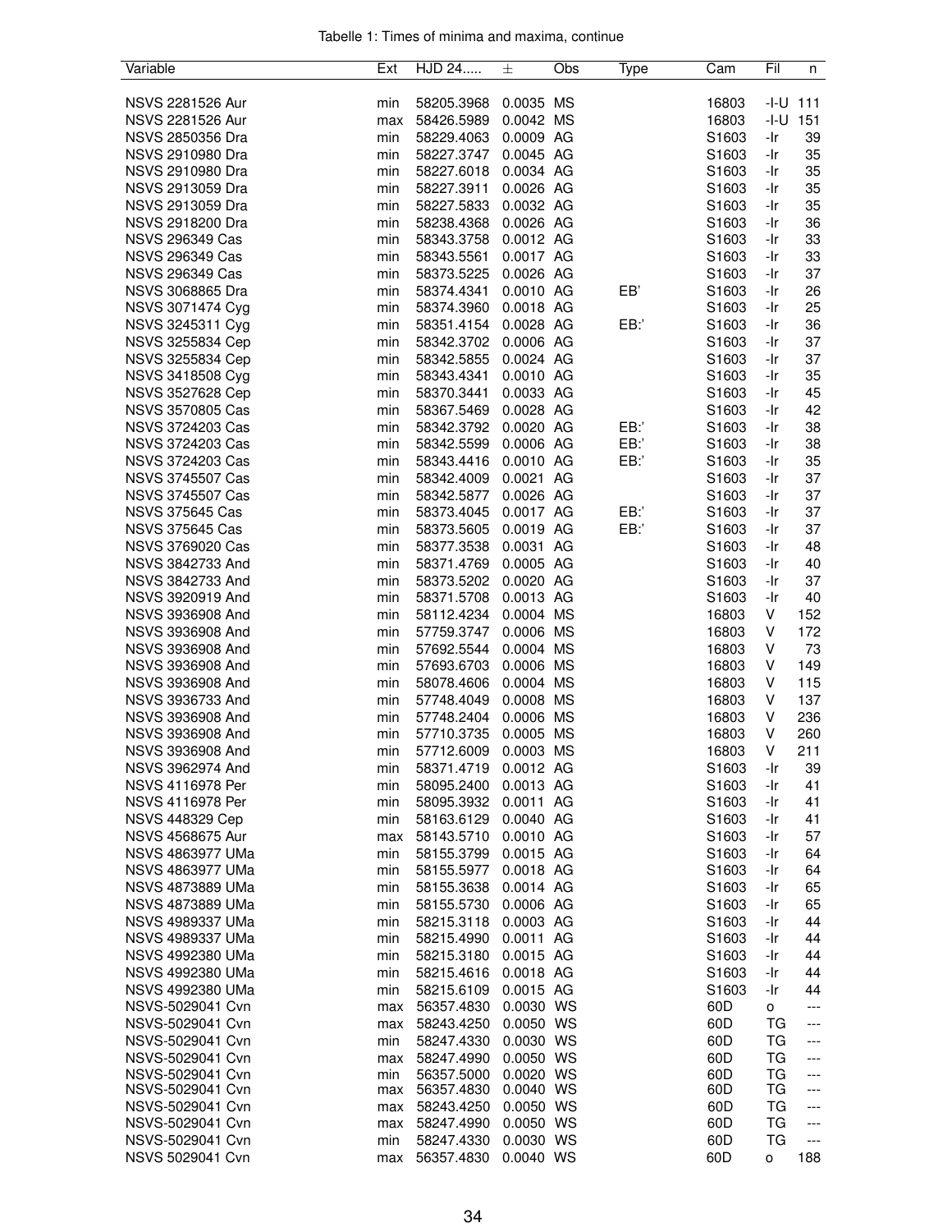Tabelle 1: Times of minima and maxima, continue

| Variable | Ext | HJD 24..... | ± | Obs | Type | Cam | Fil | n |
|---|---|---|---|---|---|---|---|---|
| NSVS 2281526 Aur | min | 58205.3968 | 0.0035 | MS | | 16803 | -I-U | 111 |
| NSVS 2281526 Aur | max | 58426.5989 | 0.0042 | MS | | 16803 | -I-U | 151 |
| NSVS 2850356 Dra | min | 58229.4063 | 0.0009 | AG | | S1603 | -Ir | 39 |
| NSVS 2910980 Dra | min | 58227.3747 | 0.0045 | AG | | S1603 | -Ir | 35 |
| NSVS 2910980 Dra | min | 58227.6018 | 0.0034 | AG | | S1603 | -Ir | 35 |
| NSVS 2913059 Dra | min | 58227.3911 | 0.0026 | AG | | S1603 | -Ir | 35 |
| NSVS 2913059 Dra | min | 58227.5833 | 0.0032 | AG | | S1603 | -Ir | 35 |
| NSVS 2918200 Dra | min | 58238.4368 | 0.0026 | AG | | S1603 | -Ir | 36 |
| NSVS 296349 Cas | min | 58343.3758 | 0.0012 | AG | | S1603 | -Ir | 33 |
| NSVS 296349 Cas | min | 58343.5561 | 0.0017 | AG | | S1603 | -Ir | 33 |
| NSVS 296349 Cas | min | 58373.5225 | 0.0026 | AG | | S1603 | -Ir | 37 |
| NSVS 3068865 Dra | min | 58374.4341 | 0.0010 | AG | EB' | S1603 | -Ir | 26 |
| NSVS 3071474 Cyg | min | 58374.3960 | 0.0018 | AG | | S1603 | -Ir | 25 |
| NSVS 3245311 Cyg | min | 58351.4154 | 0.0028 | AG | EB:' | S1603 | -Ir | 36 |
| NSVS 3255834 Cep | min | 58342.3702 | 0.0006 | AG | | S1603 | -Ir | 37 |
| NSVS 3255834 Cep | min | 58342.5855 | 0.0024 | AG | | S1603 | -Ir | 37 |
| NSVS 3418508 Cyg | min | 58343.4341 | 0.0010 | AG | | S1603 | -Ir | 35 |
| NSVS 3527628 Cep | min | 58370.3441 | 0.0033 | AG | | S1603 | -Ir | 45 |
| NSVS 3570805 Cas | min | 58367.5469 | 0.0028 | AG | | S1603 | -Ir | 42 |
| NSVS 3724203 Cas | min | 58342.3792 | 0.0020 | AG | EB:' | S1603 | -Ir | 38 |
| NSVS 3724203 Cas | min | 58342.5599 | 0.0006 | AG | EB:' | S1603 | -Ir | 38 |
| NSVS 3724203 Cas | min | 58343.4416 | 0.0010 | AG | EB:' | S1603 | -Ir | 35 |
| NSVS 3745507 Cas | min | 58342.4009 | 0.0021 | AG | | S1603 | -Ir | 37 |
| NSVS 3745507 Cas | min | 58342.5877 | 0.0026 | AG | | S1603 | -Ir | 37 |
| NSVS 375645 Cas | min | 58373.4045 | 0.0017 | AG | EB:' | S1603 | -Ir | 37 |
| NSVS 375645 Cas | min | 58373.5605 | 0.0019 | AG | EB:' | S1603 | -Ir | 37 |
| NSVS 3769020 Cas | min | 58377.3538 | 0.0031 | AG | | S1603 | -Ir | 48 |
| NSVS 3842733 And | min | 58371.4769 | 0.0005 | AG | | S1603 | -Ir | 40 |
| NSVS 3842733 And | min | 58373.5202 | 0.0020 | AG | | S1603 | -Ir | 37 |
| NSVS 3920919 And | min | 58371.5708 | 0.0013 | AG | | S1603 | -Ir | 40 |
| NSVS 3936908 And | min | 58112.4234 | 0.0004 | MS | | 16803 | V | 152 |
| NSVS 3936908 And | min | 57759.3747 | 0.0006 | MS | | 16803 | V | 172 |
| NSVS 3936908 And | min | 57692.5544 | 0.0004 | MS | | 16803 | V | 73 |
| NSVS 3936908 And | min | 57693.6703 | 0.0006 | MS | | 16803 | V | 149 |
| NSVS 3936908 And | min | 58078.4606 | 0.0004 | MS | | 16803 | V | 115 |
| NSVS 3936733 And | min | 57748.4049 | 0.0008 | MS | | 16803 | V | 137 |
| NSVS 3936908 And | min | 57748.2404 | 0.0006 | MS | | 16803 | V | 236 |
| NSVS 3936908 And | min | 57710.3735 | 0.0005 | MS | | 16803 | V | 260 |
| NSVS 3936908 And | min | 57712.6009 | 0.0003 | MS | | 16803 | V | 211 |
| NSVS 3962974 And | min | 58371.4719 | 0.0012 | AG | | S1603 | -Ir | 39 |
| NSVS 4116978 Per | min | 58095.2400 | 0.0013 | AG | | S1603 | -Ir | 41 |
| NSVS 4116978 Per | min | 58095.3932 | 0.0011 | AG | | S1603 | -Ir | 41 |
| NSVS 448329 Cep | min | 58163.6129 | 0.0040 | AG | | S1603 | -Ir | 41 |
| NSVS 4568675 Aur | max | 58143.5710 | 0.0010 | AG | | S1603 | -Ir | 57 |
| NSVS 4863977 UMa | min | 58155.3799 | 0.0015 | AG | | S1603 | -Ir | 64 |
| NSVS 4863977 UMa | min | 58155.5977 | 0.0018 | AG | | S1603 | -Ir | 64 |
| NSVS 4873889 UMa | min | 58155.3638 | 0.0014 | AG | | S1603 | -Ir | 65 |
| NSVS 4873889 UMa | min | 58155.5730 | 0.0006 | AG | | S1603 | -Ir | 65 |
| NSVS 4989337 UMa | min | 58215.3118 | 0.0003 | AG | | S1603 | -Ir | 44 |
| NSVS 4989337 UMa | min | 58215.4990 | 0.0011 | AG | | S1603 | -Ir | 44 |
| NSVS 4992380 UMa | min | 58215.3180 | 0.0015 | AG | | S1603 | -Ir | 44 |
| NSVS 4992380 UMa | min | 58215.4616 | 0.0018 | AG | | S1603 | -Ir | 44 |
| NSVS 4992380 UMa | min | 58215.6109 | 0.0015 | AG | | S1603 | -Ir | 44 |
| NSVS-5029041 Cvn | max | 56357.4830 | 0.0030 | WS | | 60D | o | --- |
| NSVS-5029041 Cvn | max | 58243.4250 | 0.0050 | WS | | 60D | TG | --- |
| NSVS-5029041 Cvn | min | 58247.4330 | 0.0030 | WS | | 60D | TG | --- |
| NSVS-5029041 Cvn | max | 58247.4990 | 0.0050 | WS | | 60D | TG | --- |
| NSVS-5029041 Cvn | min | 56357.5000 | 0.0020 | WS | | 60D | TG | --- |
| NSVS-5029041 Cvn | max | 56357.4830 | 0.0040 | WS | | 60D | TG | --- |
| NSVS-5029041 Cvn | max | 58243.4250 | 0.0050 | WS | | 60D | TG | --- |
| NSVS-5029041 Cvn | max | 58247.4990 | 0.0050 | WS | | 60D | TG | --- |
| NSVS-5029041 Cvn | min | 58247.4330 | 0.0030 | WS | | 60D | TG | --- |
| NSVS 5029041 Cvn | max | 56357.4830 | 0.0040 | WS | | 60D | o | 188 |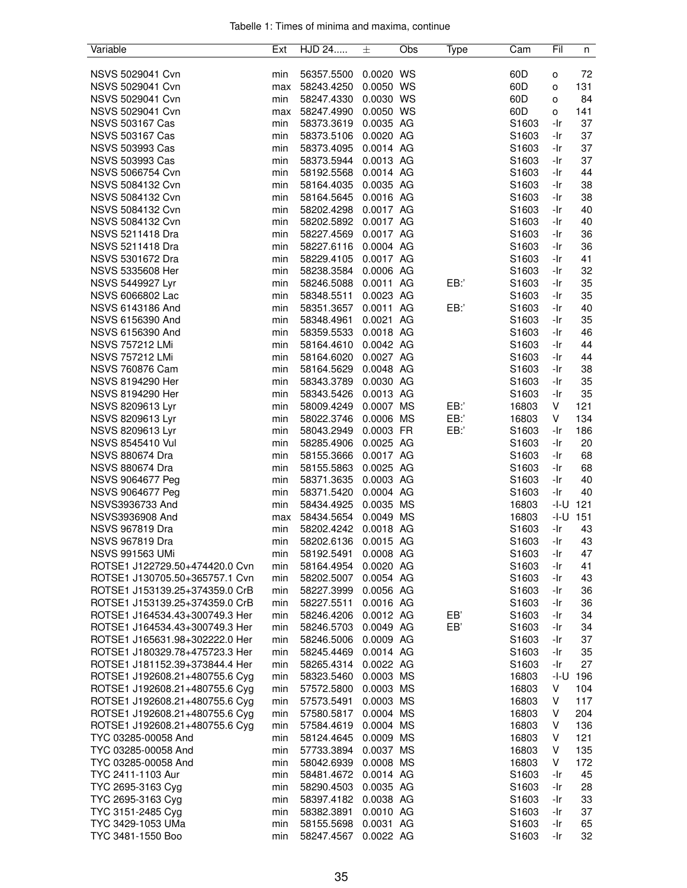Tabelle 1: Times of minima and maxima, continue

| Variable | Ext | HJD 24..... | ± | Obs | Type | Cam | Fil | n |
|---|---|---|---|---|---|---|---|---|
| NSVS 5029041 Cvn | min | 56357.5500 | 0.0020 | WS | | 60D | o | 72 |
| NSVS 5029041 Cvn | max | 58243.4250 | 0.0050 | WS | | 60D | o | 131 |
| NSVS 5029041 Cvn | min | 58247.4330 | 0.0030 | WS | | 60D | o | 84 |
| NSVS 5029041 Cvn | max | 58247.4990 | 0.0050 | WS | | 60D | o | 141 |
| NSVS 503167 Cas | min | 58373.3619 | 0.0035 | AG | | S1603 | -Ir | 37 |
| NSVS 503167 Cas | min | 58373.5106 | 0.0020 | AG | | S1603 | -Ir | 37 |
| NSVS 503993 Cas | min | 58373.4095 | 0.0014 | AG | | S1603 | -Ir | 37 |
| NSVS 503993 Cas | min | 58373.5944 | 0.0013 | AG | | S1603 | -Ir | 37 |
| NSVS 5066754 Cvn | min | 58192.5568 | 0.0014 | AG | | S1603 | -Ir | 44 |
| NSVS 5084132 Cvn | min | 58164.4035 | 0.0035 | AG | | S1603 | -Ir | 38 |
| NSVS 5084132 Cvn | min | 58164.5645 | 0.0016 | AG | | S1603 | -Ir | 38 |
| NSVS 5084132 Cvn | min | 58202.4298 | 0.0017 | AG | | S1603 | -Ir | 40 |
| NSVS 5084132 Cvn | min | 58202.5892 | 0.0017 | AG | | S1603 | -Ir | 40 |
| NSVS 5211418 Dra | min | 58227.4569 | 0.0017 | AG | | S1603 | -Ir | 36 |
| NSVS 5211418 Dra | min | 58227.6116 | 0.0004 | AG | | S1603 | -Ir | 36 |
| NSVS 5301672 Dra | min | 58229.4105 | 0.0017 | AG | | S1603 | -Ir | 41 |
| NSVS 5335608 Her | min | 58238.3584 | 0.0006 | AG | | S1603 | -Ir | 32 |
| NSVS 5449927 Lyr | min | 58246.5088 | 0.0011 | AG | EB:' | S1603 | -Ir | 35 |
| NSVS 6066802 Lac | min | 58348.5511 | 0.0023 | AG | | S1603 | -Ir | 35 |
| NSVS 6143186 And | min | 58351.3657 | 0.0011 | AG | EB:' | S1603 | -Ir | 40 |
| NSVS 6156390 And | min | 58348.4961 | 0.0021 | AG | | S1603 | -Ir | 35 |
| NSVS 6156390 And | min | 58359.5533 | 0.0018 | AG | | S1603 | -Ir | 46 |
| NSVS 757212 LMi | min | 58164.4610 | 0.0042 | AG | | S1603 | -Ir | 44 |
| NSVS 757212 LMi | min | 58164.6020 | 0.0027 | AG | | S1603 | -Ir | 44 |
| NSVS 760876 Cam | min | 58164.5629 | 0.0048 | AG | | S1603 | -Ir | 38 |
| NSVS 8194290 Her | min | 58343.3789 | 0.0030 | AG | | S1603 | -Ir | 35 |
| NSVS 8194290 Her | min | 58343.5426 | 0.0013 | AG | | S1603 | -Ir | 35 |
| NSVS 8209613 Lyr | min | 58009.4249 | 0.0007 | MS | EB:' | 16803 | V | 121 |
| NSVS 8209613 Lyr | min | 58022.3746 | 0.0006 | MS | EB:' | 16803 | V | 134 |
| NSVS 8209613 Lyr | min | 58043.2949 | 0.0003 | FR | EB:' | S1603 | -Ir | 186 |
| NSVS 8545410 Vul | min | 58285.4906 | 0.0025 | AG | | S1603 | -Ir | 20 |
| NSVS 880674 Dra | min | 58155.3666 | 0.0017 | AG | | S1603 | -Ir | 68 |
| NSVS 880674 Dra | min | 58155.5863 | 0.0025 | AG | | S1603 | -Ir | 68 |
| NSVS 9064677 Peg | min | 58371.3635 | 0.0003 | AG | | S1603 | -Ir | 40 |
| NSVS 9064677 Peg | min | 58371.5420 | 0.0004 | AG | | S1603 | -Ir | 40 |
| NSVS3936733 And | min | 58434.4925 | 0.0035 | MS | | 16803 | -I-U | 121 |
| NSVS3936908 And | max | 58434.5654 | 0.0049 | MS | | 16803 | -I-U | 151 |
| NSVS 967819 Dra | min | 58202.4242 | 0.0018 | AG | | S1603 | -Ir | 43 |
| NSVS 967819 Dra | min | 58202.6136 | 0.0015 | AG | | S1603 | -Ir | 43 |
| NSVS 991563 UMi | min | 58192.5491 | 0.0008 | AG | | S1603 | -Ir | 47 |
| ROTSE1 J122729.50+474420.0 Cvn | min | 58164.4954 | 0.0020 | AG | | S1603 | -Ir | 41 |
| ROTSE1 J130705.50+365757.1 Cvn | min | 58202.5007 | 0.0054 | AG | | S1603 | -Ir | 43 |
| ROTSE1 J153139.25+374359.0 CrB | min | 58227.3999 | 0.0056 | AG | | S1603 | -Ir | 36 |
| ROTSE1 J153139.25+374359.0 CrB | min | 58227.5511 | 0.0016 | AG | | S1603 | -Ir | 36 |
| ROTSE1 J164534.43+300749.3 Her | min | 58246.4206 | 0.0012 | AG | EB' | S1603 | -Ir | 34 |
| ROTSE1 J164534.43+300749.3 Her | min | 58246.5703 | 0.0049 | AG | EB' | S1603 | -Ir | 34 |
| ROTSE1 J165631.98+302222.0 Her | min | 58246.5006 | 0.0009 | AG | | S1603 | -Ir | 37 |
| ROTSE1 J180329.78+475723.3 Her | min | 58245.4469 | 0.0014 | AG | | S1603 | -Ir | 35 |
| ROTSE1 J181152.39+373844.4 Her | min | 58265.4314 | 0.0022 | AG | | S1603 | -Ir | 27 |
| ROTSE1 J192608.21+480755.6 Cyg | min | 58323.5460 | 0.0003 | MS | | 16803 | -I-U | 196 |
| ROTSE1 J192608.21+480755.6 Cyg | min | 57572.5800 | 0.0003 | MS | | 16803 | V | 104 |
| ROTSE1 J192608.21+480755.6 Cyg | min | 57573.5491 | 0.0003 | MS | | 16803 | V | 117 |
| ROTSE1 J192608.21+480755.6 Cyg | min | 57580.5817 | 0.0004 | MS | | 16803 | V | 204 |
| ROTSE1 J192608.21+480755.6 Cyg | min | 57584.4619 | 0.0004 | MS | | 16803 | V | 136 |
| TYC 03285-00058 And | min | 58124.4645 | 0.0009 | MS | | 16803 | V | 121 |
| TYC 03285-00058 And | min | 57733.3894 | 0.0037 | MS | | 16803 | V | 135 |
| TYC 03285-00058 And | min | 58042.6939 | 0.0008 | MS | | 16803 | V | 172 |
| TYC 2411-1103 Aur | min | 58481.4672 | 0.0014 | AG | | S1603 | -Ir | 45 |
| TYC 2695-3163 Cyg | min | 58290.4503 | 0.0035 | AG | | S1603 | -Ir | 28 |
| TYC 2695-3163 Cyg | min | 58397.4182 | 0.0038 | AG | | S1603 | -Ir | 33 |
| TYC 3151-2485 Cyg | min | 58382.3891 | 0.0010 | AG | | S1603 | -Ir | 37 |
| TYC 3429-1053 UMa | min | 58155.5698 | 0.0031 | AG | | S1603 | -Ir | 65 |
| TYC 3481-1550 Boo | min | 58247.4567 | 0.0022 | AG | | S1603 | -Ir | 32 |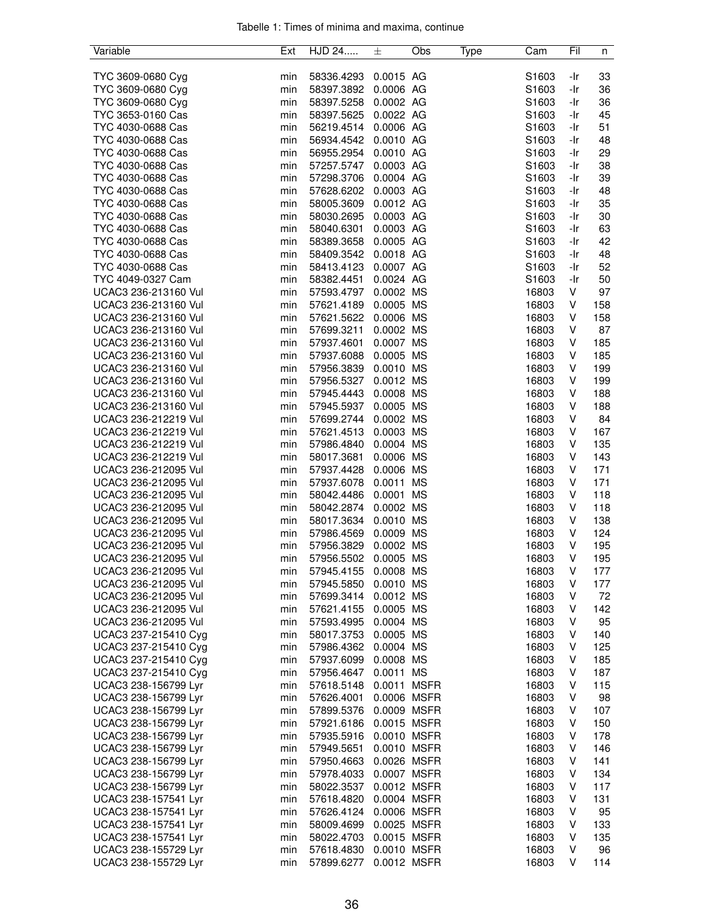Tabelle 1: Times of minima and maxima, continue

| Variable | Ext | HJD 24..... | ± | Obs | Type | Cam | Fil | n |
|---|---|---|---|---|---|---|---|---|
| TYC 3609-0680 Cyg | min | 58336.4293 | 0.0015 | AG | | S1603 | -Ir | 33 |
| TYC 3609-0680 Cyg | min | 58397.3892 | 0.0006 | AG | | S1603 | -Ir | 36 |
| TYC 3609-0680 Cyg | min | 58397.5258 | 0.0002 | AG | | S1603 | -Ir | 36 |
| TYC 3653-0160 Cas | min | 58397.5625 | 0.0022 | AG | | S1603 | -Ir | 45 |
| TYC 4030-0688 Cas | min | 56219.4514 | 0.0006 | AG | | S1603 | -Ir | 51 |
| TYC 4030-0688 Cas | min | 56934.4542 | 0.0010 | AG | | S1603 | -Ir | 48 |
| TYC 4030-0688 Cas | min | 56955.2954 | 0.0010 | AG | | S1603 | -Ir | 29 |
| TYC 4030-0688 Cas | min | 57257.5747 | 0.0003 | AG | | S1603 | -Ir | 38 |
| TYC 4030-0688 Cas | min | 57298.3706 | 0.0004 | AG | | S1603 | -Ir | 39 |
| TYC 4030-0688 Cas | min | 57628.6202 | 0.0003 | AG | | S1603 | -Ir | 48 |
| TYC 4030-0688 Cas | min | 58005.3609 | 0.0012 | AG | | S1603 | -Ir | 35 |
| TYC 4030-0688 Cas | min | 58030.2695 | 0.0003 | AG | | S1603 | -Ir | 30 |
| TYC 4030-0688 Cas | min | 58040.6301 | 0.0003 | AG | | S1603 | -Ir | 63 |
| TYC 4030-0688 Cas | min | 58389.3658 | 0.0005 | AG | | S1603 | -Ir | 42 |
| TYC 4030-0688 Cas | min | 58409.3542 | 0.0018 | AG | | S1603 | -Ir | 48 |
| TYC 4030-0688 Cas | min | 58413.4123 | 0.0007 | AG | | S1603 | -Ir | 52 |
| TYC 4049-0327 Cam | min | 58382.4451 | 0.0024 | AG | | S1603 | -Ir | 50 |
| UCAC3 236-213160 Vul | min | 57593.4797 | 0.0002 | MS | | 16803 | V | 97 |
| UCAC3 236-213160 Vul | min | 57621.4189 | 0.0005 | MS | | 16803 | V | 158 |
| UCAC3 236-213160 Vul | min | 57621.5622 | 0.0006 | MS | | 16803 | V | 158 |
| UCAC3 236-213160 Vul | min | 57699.3211 | 0.0002 | MS | | 16803 | V | 87 |
| UCAC3 236-213160 Vul | min | 57937.4601 | 0.0007 | MS | | 16803 | V | 185 |
| UCAC3 236-213160 Vul | min | 57937.6088 | 0.0005 | MS | | 16803 | V | 185 |
| UCAC3 236-213160 Vul | min | 57956.3839 | 0.0010 | MS | | 16803 | V | 199 |
| UCAC3 236-213160 Vul | min | 57956.5327 | 0.0012 | MS | | 16803 | V | 199 |
| UCAC3 236-213160 Vul | min | 57945.4443 | 0.0008 | MS | | 16803 | V | 188 |
| UCAC3 236-213160 Vul | min | 57945.5937 | 0.0005 | MS | | 16803 | V | 188 |
| UCAC3 236-212219 Vul | min | 57699.2744 | 0.0002 | MS | | 16803 | V | 84 |
| UCAC3 236-212219 Vul | min | 57621.4513 | 0.0003 | MS | | 16803 | V | 167 |
| UCAC3 236-212219 Vul | min | 57986.4840 | 0.0004 | MS | | 16803 | V | 135 |
| UCAC3 236-212219 Vul | min | 58017.3681 | 0.0006 | MS | | 16803 | V | 143 |
| UCAC3 236-212095 Vul | min | 57937.4428 | 0.0006 | MS | | 16803 | V | 171 |
| UCAC3 236-212095 Vul | min | 57937.6078 | 0.0011 | MS | | 16803 | V | 171 |
| UCAC3 236-212095 Vul | min | 58042.4486 | 0.0001 | MS | | 16803 | V | 118 |
| UCAC3 236-212095 Vul | min | 58042.2874 | 0.0002 | MS | | 16803 | V | 118 |
| UCAC3 236-212095 Vul | min | 58017.3634 | 0.0010 | MS | | 16803 | V | 138 |
| UCAC3 236-212095 Vul | min | 57986.4569 | 0.0009 | MS | | 16803 | V | 124 |
| UCAC3 236-212095 Vul | min | 57956.3829 | 0.0002 | MS | | 16803 | V | 195 |
| UCAC3 236-212095 Vul | min | 57956.5502 | 0.0005 | MS | | 16803 | V | 195 |
| UCAC3 236-212095 Vul | min | 57945.4155 | 0.0008 | MS | | 16803 | V | 177 |
| UCAC3 236-212095 Vul | min | 57945.5850 | 0.0010 | MS | | 16803 | V | 177 |
| UCAC3 236-212095 Vul | min | 57699.3414 | 0.0012 | MS | | 16803 | V | 72 |
| UCAC3 236-212095 Vul | min | 57621.4155 | 0.0005 | MS | | 16803 | V | 142 |
| UCAC3 236-212095 Vul | min | 57593.4995 | 0.0004 | MS | | 16803 | V | 95 |
| UCAC3 237-215410 Cyg | min | 58017.3753 | 0.0005 | MS | | 16803 | V | 140 |
| UCAC3 237-215410 Cyg | min | 57986.4362 | 0.0004 | MS | | 16803 | V | 125 |
| UCAC3 237-215410 Cyg | min | 57937.6099 | 0.0008 | MS | | 16803 | V | 185 |
| UCAC3 237-215410 Cyg | min | 57956.4647 | 0.0011 | MS | | 16803 | V | 187 |
| UCAC3 238-156799 Lyr | min | 57618.5148 | 0.0011 | MSFR | | 16803 | V | 115 |
| UCAC3 238-156799 Lyr | min | 57626.4001 | 0.0006 | MSFR | | 16803 | V | 98 |
| UCAC3 238-156799 Lyr | min | 57899.5376 | 0.0009 | MSFR | | 16803 | V | 107 |
| UCAC3 238-156799 Lyr | min | 57921.6186 | 0.0015 | MSFR | | 16803 | V | 150 |
| UCAC3 238-156799 Lyr | min | 57935.5916 | 0.0010 | MSFR | | 16803 | V | 178 |
| UCAC3 238-156799 Lyr | min | 57949.5651 | 0.0010 | MSFR | | 16803 | V | 146 |
| UCAC3 238-156799 Lyr | min | 57950.4663 | 0.0026 | MSFR | | 16803 | V | 141 |
| UCAC3 238-156799 Lyr | min | 57978.4033 | 0.0007 | MSFR | | 16803 | V | 134 |
| UCAC3 238-156799 Lyr | min | 58022.3537 | 0.0012 | MSFR | | 16803 | V | 117 |
| UCAC3 238-157541 Lyr | min | 57618.4820 | 0.0004 | MSFR | | 16803 | V | 131 |
| UCAC3 238-157541 Lyr | min | 57626.4124 | 0.0006 | MSFR | | 16803 | V | 95 |
| UCAC3 238-157541 Lyr | min | 58009.4699 | 0.0025 | MSFR | | 16803 | V | 133 |
| UCAC3 238-157541 Lyr | min | 58022.4703 | 0.0015 | MSFR | | 16803 | V | 135 |
| UCAC3 238-155729 Lyr | min | 57618.4830 | 0.0010 | MSFR | | 16803 | V | 96 |
| UCAC3 238-155729 Lyr | min | 57899.6277 | 0.0012 | MSFR | | 16803 | V | 114 |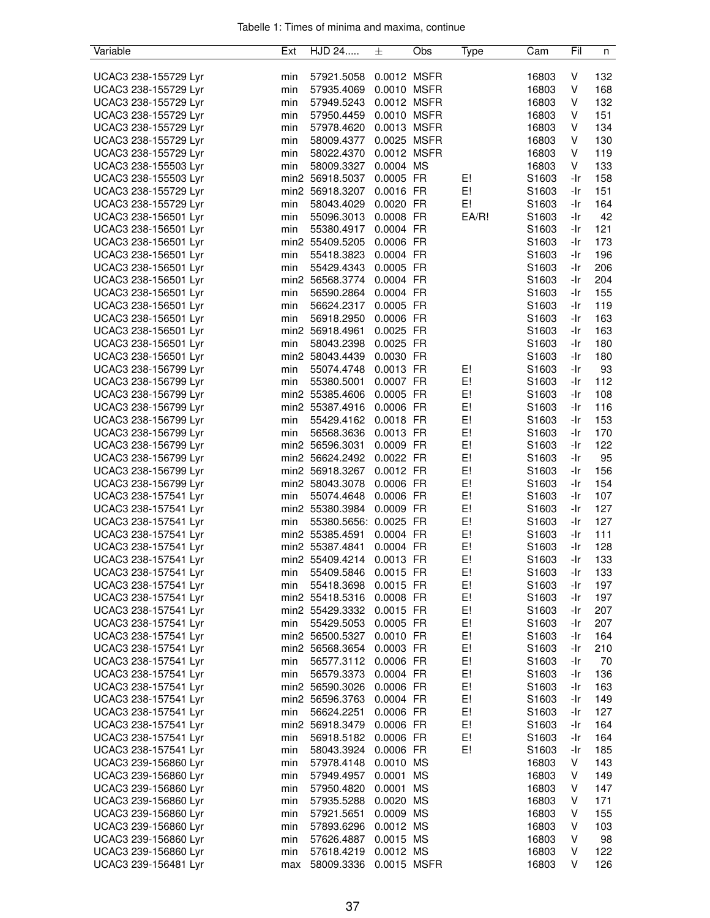Tabelle 1: Times of minima and maxima, continue

| Variable | Ext | HJD 24..... | ± | Obs | Type | Cam | Fil | n |
|---|---|---|---|---|---|---|---|---|
| UCAC3 238-155729 Lyr | min | 57921.5058 | 0.0012 | MSFR | | 16803 | V | 132 |
| UCAC3 238-155729 Lyr | min | 57935.4069 | 0.0010 | MSFR | | 16803 | V | 168 |
| UCAC3 238-155729 Lyr | min | 57949.5243 | 0.0012 | MSFR | | 16803 | V | 132 |
| UCAC3 238-155729 Lyr | min | 57950.4459 | 0.0010 | MSFR | | 16803 | V | 151 |
| UCAC3 238-155729 Lyr | min | 57978.4620 | 0.0013 | MSFR | | 16803 | V | 134 |
| UCAC3 238-155729 Lyr | min | 58009.4377 | 0.0025 | MSFR | | 16803 | V | 130 |
| UCAC3 238-155729 Lyr | min | 58022.4370 | 0.0012 | MSFR | | 16803 | V | 119 |
| UCAC3 238-155503 Lyr | min | 58009.3327 | 0.0004 | MS | | 16803 | V | 133 |
| UCAC3 238-155503 Lyr | min2 | 56918.5037 | 0.0005 | FR | E! | S1603 | -Ir | 158 |
| UCAC3 238-155729 Lyr | min2 | 56918.3207 | 0.0016 | FR | E! | S1603 | -Ir | 151 |
| UCAC3 238-155729 Lyr | min | 58043.4029 | 0.0020 | FR | E! | S1603 | -Ir | 164 |
| UCAC3 238-156501 Lyr | min | 55096.3013 | 0.0008 | FR | EA/R! | S1603 | -Ir | 42 |
| UCAC3 238-156501 Lyr | min | 55380.4917 | 0.0004 | FR | | S1603 | -Ir | 121 |
| UCAC3 238-156501 Lyr | min2 | 55409.5205 | 0.0006 | FR | | S1603 | -Ir | 173 |
| UCAC3 238-156501 Lyr | min | 55418.3823 | 0.0004 | FR | | S1603 | -Ir | 196 |
| UCAC3 238-156501 Lyr | min | 55429.4343 | 0.0005 | FR | | S1603 | -Ir | 206 |
| UCAC3 238-156501 Lyr | min2 | 56568.3774 | 0.0004 | FR | | S1603 | -Ir | 204 |
| UCAC3 238-156501 Lyr | min | 56590.2864 | 0.0004 | FR | | S1603 | -Ir | 155 |
| UCAC3 238-156501 Lyr | min | 56624.2317 | 0.0005 | FR | | S1603 | -Ir | 119 |
| UCAC3 238-156501 Lyr | min | 56918.2950 | 0.0006 | FR | | S1603 | -Ir | 163 |
| UCAC3 238-156501 Lyr | min2 | 56918.4961 | 0.0025 | FR | | S1603 | -Ir | 163 |
| UCAC3 238-156501 Lyr | min | 58043.2398 | 0.0025 | FR | | S1603 | -Ir | 180 |
| UCAC3 238-156501 Lyr | min2 | 58043.4439 | 0.0030 | FR | | S1603 | -Ir | 180 |
| UCAC3 238-156799 Lyr | min | 55074.4748 | 0.0013 | FR | E! | S1603 | -Ir | 93 |
| UCAC3 238-156799 Lyr | min | 55380.5001 | 0.0007 | FR | E! | S1603 | -Ir | 112 |
| UCAC3 238-156799 Lyr | min2 | 55385.4606 | 0.0005 | FR | E! | S1603 | -Ir | 108 |
| UCAC3 238-156799 Lyr | min2 | 55387.4916 | 0.0006 | FR | E! | S1603 | -Ir | 116 |
| UCAC3 238-156799 Lyr | min | 55429.4162 | 0.0018 | FR | E! | S1603 | -Ir | 153 |
| UCAC3 238-156799 Lyr | min | 56568.3636 | 0.0013 | FR | E! | S1603 | -Ir | 170 |
| UCAC3 238-156799 Lyr | min2 | 56596.3031 | 0.0009 | FR | E! | S1603 | -Ir | 122 |
| UCAC3 238-156799 Lyr | min2 | 56624.2492 | 0.0022 | FR | E! | S1603 | -Ir | 95 |
| UCAC3 238-156799 Lyr | min2 | 56918.3267 | 0.0012 | FR | E! | S1603 | -Ir | 156 |
| UCAC3 238-156799 Lyr | min2 | 58043.3078 | 0.0006 | FR | E! | S1603 | -Ir | 154 |
| UCAC3 238-157541 Lyr | min | 55074.4648 | 0.0006 | FR | E! | S1603 | -Ir | 107 |
| UCAC3 238-157541 Lyr | min2 | 55380.3984 | 0.0009 | FR | E! | S1603 | -Ir | 127 |
| UCAC3 238-157541 Lyr | min | 55380.5656: | 0.0025 | FR | E! | S1603 | -Ir | 127 |
| UCAC3 238-157541 Lyr | min2 | 55385.4591 | 0.0004 | FR | E! | S1603 | -Ir | 111 |
| UCAC3 238-157541 Lyr | min2 | 55387.4841 | 0.0004 | FR | E! | S1603 | -Ir | 128 |
| UCAC3 238-157541 Lyr | min2 | 55409.4214 | 0.0013 | FR | E! | S1603 | -Ir | 133 |
| UCAC3 238-157541 Lyr | min | 55409.5846 | 0.0015 | FR | E! | S1603 | -Ir | 133 |
| UCAC3 238-157541 Lyr | min | 55418.3698 | 0.0015 | FR | E! | S1603 | -Ir | 197 |
| UCAC3 238-157541 Lyr | min2 | 55418.5316 | 0.0008 | FR | E! | S1603 | -Ir | 197 |
| UCAC3 238-157541 Lyr | min2 | 55429.3332 | 0.0015 | FR | E! | S1603 | -Ir | 207 |
| UCAC3 238-157541 Lyr | min | 55429.5053 | 0.0005 | FR | E! | S1603 | -Ir | 207 |
| UCAC3 238-157541 Lyr | min2 | 56500.5327 | 0.0010 | FR | E! | S1603 | -Ir | 164 |
| UCAC3 238-157541 Lyr | min2 | 56568.3654 | 0.0003 | FR | E! | S1603 | -Ir | 210 |
| UCAC3 238-157541 Lyr | min | 56577.3112 | 0.0006 | FR | E! | S1603 | -Ir | 70 |
| UCAC3 238-157541 Lyr | min | 56579.3373 | 0.0004 | FR | E! | S1603 | -Ir | 136 |
| UCAC3 238-157541 Lyr | min2 | 56590.3026 | 0.0006 | FR | E! | S1603 | -Ir | 163 |
| UCAC3 238-157541 Lyr | min2 | 56596.3763 | 0.0004 | FR | E! | S1603 | -Ir | 149 |
| UCAC3 238-157541 Lyr | min | 56624.2251 | 0.0006 | FR | E! | S1603 | -Ir | 127 |
| UCAC3 238-157541 Lyr | min2 | 56918.3479 | 0.0006 | FR | E! | S1603 | -Ir | 164 |
| UCAC3 238-157541 Lyr | min | 56918.5182 | 0.0006 | FR | E! | S1603 | -Ir | 164 |
| UCAC3 238-157541 Lyr | min | 58043.3924 | 0.0006 | FR | E! | S1603 | -Ir | 185 |
| UCAC3 239-156860 Lyr | min | 57978.4148 | 0.0010 | MS | | 16803 | V | 143 |
| UCAC3 239-156860 Lyr | min | 57949.4957 | 0.0001 | MS | | 16803 | V | 149 |
| UCAC3 239-156860 Lyr | min | 57950.4820 | 0.0001 | MS | | 16803 | V | 147 |
| UCAC3 239-156860 Lyr | min | 57935.5288 | 0.0020 | MS | | 16803 | V | 171 |
| UCAC3 239-156860 Lyr | min | 57921.5651 | 0.0009 | MS | | 16803 | V | 155 |
| UCAC3 239-156860 Lyr | min | 57893.6296 | 0.0012 | MS | | 16803 | V | 103 |
| UCAC3 239-156860 Lyr | min | 57626.4887 | 0.0015 | MS | | 16803 | V | 98 |
| UCAC3 239-156860 Lyr | min | 57618.4219 | 0.0012 | MS | | 16803 | V | 122 |
| UCAC3 239-156481 Lyr | max | 58009.3336 | 0.0015 | MSFR | | 16803 | V | 126 |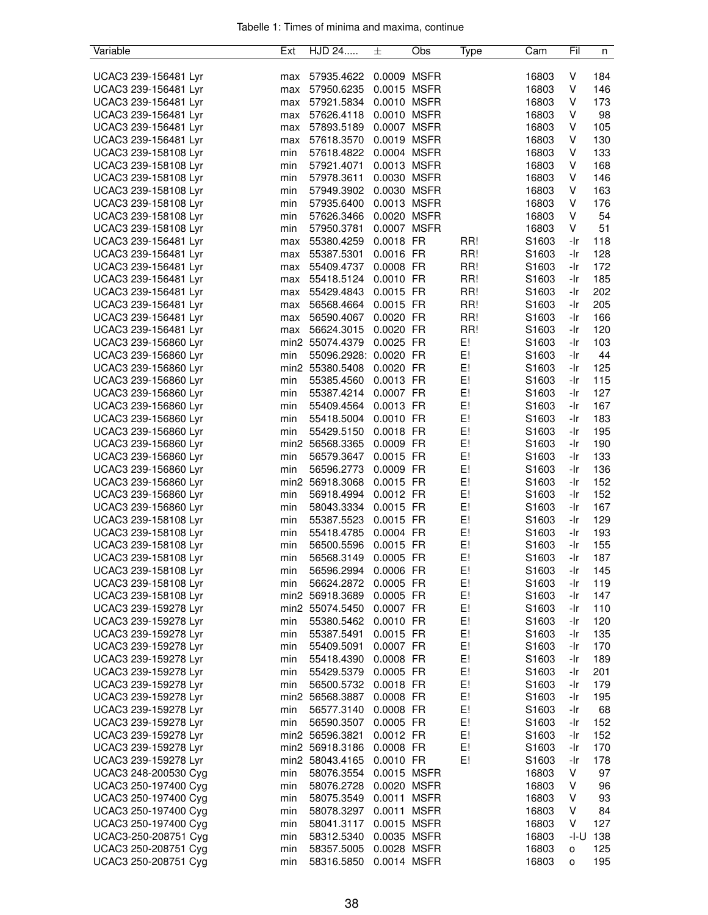Tabelle 1: Times of minima and maxima, continue

| Variable | Ext | HJD 24..... | ± | Obs | Type | Cam | Fil | n |
|---|---|---|---|---|---|---|---|---|
| UCAC3 239-156481 Lyr | max | 57935.4622 | 0.0009 | MSFR | | 16803 | V | 184 |
| UCAC3 239-156481 Lyr | max | 57950.6235 | 0.0015 | MSFR | | 16803 | V | 146 |
| UCAC3 239-156481 Lyr | max | 57921.5834 | 0.0010 | MSFR | | 16803 | V | 173 |
| UCAC3 239-156481 Lyr | max | 57626.4118 | 0.0010 | MSFR | | 16803 | V | 98 |
| UCAC3 239-156481 Lyr | max | 57893.5189 | 0.0007 | MSFR | | 16803 | V | 105 |
| UCAC3 239-156481 Lyr | max | 57618.3570 | 0.0019 | MSFR | | 16803 | V | 130 |
| UCAC3 239-158108 Lyr | min | 57618.4822 | 0.0004 | MSFR | | 16803 | V | 133 |
| UCAC3 239-158108 Lyr | min | 57921.4071 | 0.0013 | MSFR | | 16803 | V | 168 |
| UCAC3 239-158108 Lyr | min | 57978.3611 | 0.0030 | MSFR | | 16803 | V | 146 |
| UCAC3 239-158108 Lyr | min | 57949.3902 | 0.0030 | MSFR | | 16803 | V | 163 |
| UCAC3 239-158108 Lyr | min | 57935.6400 | 0.0013 | MSFR | | 16803 | V | 176 |
| UCAC3 239-158108 Lyr | min | 57626.3466 | 0.0020 | MSFR | | 16803 | V | 54 |
| UCAC3 239-158108 Lyr | min | 57950.3781 | 0.0007 | MSFR | | 16803 | V | 51 |
| UCAC3 239-156481 Lyr | max | 55380.4259 | 0.0018 | FR | RR! | S1603 | -Ir | 118 |
| UCAC3 239-156481 Lyr | max | 55387.5301 | 0.0016 | FR | RR! | S1603 | -Ir | 128 |
| UCAC3 239-156481 Lyr | max | 55409.4737 | 0.0008 | FR | RR! | S1603 | -Ir | 172 |
| UCAC3 239-156481 Lyr | max | 55418.5124 | 0.0010 | FR | RR! | S1603 | -Ir | 185 |
| UCAC3 239-156481 Lyr | max | 55429.4843 | 0.0015 | FR | RR! | S1603 | -Ir | 202 |
| UCAC3 239-156481 Lyr | max | 56568.4664 | 0.0015 | FR | RR! | S1603 | -Ir | 205 |
| UCAC3 239-156481 Lyr | max | 56590.4067 | 0.0020 | FR | RR! | S1603 | -Ir | 166 |
| UCAC3 239-156481 Lyr | max | 56624.3015 | 0.0020 | FR | RR! | S1603 | -Ir | 120 |
| UCAC3 239-156860 Lyr | min2 | 55074.4379 | 0.0025 | FR | E! | S1603 | -Ir | 103 |
| UCAC3 239-156860 Lyr | min | 55096.2928: | 0.0020 | FR | E! | S1603 | -Ir | 44 |
| UCAC3 239-156860 Lyr | min2 | 55380.5408 | 0.0020 | FR | E! | S1603 | -Ir | 125 |
| UCAC3 239-156860 Lyr | min | 55385.4560 | 0.0013 | FR | E! | S1603 | -Ir | 115 |
| UCAC3 239-156860 Lyr | min | 55387.4214 | 0.0007 | FR | E! | S1603 | -Ir | 127 |
| UCAC3 239-156860 Lyr | min | 55409.4564 | 0.0013 | FR | E! | S1603 | -Ir | 167 |
| UCAC3 239-156860 Lyr | min | 55418.5004 | 0.0010 | FR | E! | S1603 | -Ir | 183 |
| UCAC3 239-156860 Lyr | min | 55429.5150 | 0.0018 | FR | E! | S1603 | -Ir | 195 |
| UCAC3 239-156860 Lyr | min2 | 56568.3365 | 0.0009 | FR | E! | S1603 | -Ir | 190 |
| UCAC3 239-156860 Lyr | min | 56579.3647 | 0.0015 | FR | E! | S1603 | -Ir | 133 |
| UCAC3 239-156860 Lyr | min | 56596.2773 | 0.0009 | FR | E! | S1603 | -Ir | 136 |
| UCAC3 239-156860 Lyr | min2 | 56918.3068 | 0.0015 | FR | E! | S1603 | -Ir | 152 |
| UCAC3 239-156860 Lyr | min | 56918.4994 | 0.0012 | FR | E! | S1603 | -Ir | 152 |
| UCAC3 239-156860 Lyr | min | 58043.3334 | 0.0015 | FR | E! | S1603 | -Ir | 167 |
| UCAC3 239-158108 Lyr | min | 55387.5523 | 0.0015 | FR | E! | S1603 | -Ir | 129 |
| UCAC3 239-158108 Lyr | min | 55418.4785 | 0.0004 | FR | E! | S1603 | -Ir | 193 |
| UCAC3 239-158108 Lyr | min | 56500.5596 | 0.0015 | FR | E! | S1603 | -Ir | 155 |
| UCAC3 239-158108 Lyr | min | 56568.3149 | 0.0005 | FR | E! | S1603 | -Ir | 187 |
| UCAC3 239-158108 Lyr | min | 56596.2994 | 0.0006 | FR | E! | S1603 | -Ir | 145 |
| UCAC3 239-158108 Lyr | min | 56624.2872 | 0.0005 | FR | E! | S1603 | -Ir | 119 |
| UCAC3 239-158108 Lyr | min2 | 56918.3689 | 0.0005 | FR | E! | S1603 | -Ir | 147 |
| UCAC3 239-159278 Lyr | min2 | 55074.5450 | 0.0007 | FR | E! | S1603 | -Ir | 110 |
| UCAC3 239-159278 Lyr | min | 55380.5462 | 0.0010 | FR | E! | S1603 | -Ir | 120 |
| UCAC3 239-159278 Lyr | min | 55387.5491 | 0.0015 | FR | E! | S1603 | -Ir | 135 |
| UCAC3 239-159278 Lyr | min | 55409.5091 | 0.0007 | FR | E! | S1603 | -Ir | 170 |
| UCAC3 239-159278 Lyr | min | 55418.4390 | 0.0008 | FR | E! | S1603 | -Ir | 189 |
| UCAC3 239-159278 Lyr | min | 55429.5379 | 0.0005 | FR | E! | S1603 | -Ir | 201 |
| UCAC3 239-159278 Lyr | min | 56500.5732 | 0.0018 | FR | E! | S1603 | -Ir | 179 |
| UCAC3 239-159278 Lyr | min2 | 56568.3887 | 0.0008 | FR | E! | S1603 | -Ir | 195 |
| UCAC3 239-159278 Lyr | min | 56577.3140 | 0.0008 | FR | E! | S1603 | -Ir | 68 |
| UCAC3 239-159278 Lyr | min | 56590.3507 | 0.0005 | FR | E! | S1603 | -Ir | 152 |
| UCAC3 239-159278 Lyr | min2 | 56596.3821 | 0.0012 | FR | E! | S1603 | -Ir | 152 |
| UCAC3 239-159278 Lyr | min2 | 56918.3186 | 0.0008 | FR | E! | S1603 | -Ir | 170 |
| UCAC3 239-159278 Lyr | min2 | 58043.4165 | 0.0010 | FR | E! | S1603 | -Ir | 178 |
| UCAC3 248-200530 Cyg | min | 58076.3554 | 0.0015 | MSFR | | 16803 | V | 97 |
| UCAC3 250-197400 Cyg | min | 58076.2728 | 0.0020 | MSFR | | 16803 | V | 96 |
| UCAC3 250-197400 Cyg | min | 58075.3549 | 0.0011 | MSFR | | 16803 | V | 93 |
| UCAC3 250-197400 Cyg | min | 58078.3297 | 0.0011 | MSFR | | 16803 | V | 84 |
| UCAC3 250-197400 Cyg | min | 58041.3117 | 0.0015 | MSFR | | 16803 | V | 127 |
| UCAC3-250-208751 Cyg | min | 58312.5340 | 0.0035 | MSFR | | 16803 | -I-U | 138 |
| UCAC3 250-208751 Cyg | min | 58357.5005 | 0.0028 | MSFR | | 16803 | o | 125 |
| UCAC3 250-208751 Cyg | min | 58316.5850 | 0.0014 | MSFR | | 16803 | o | 195 |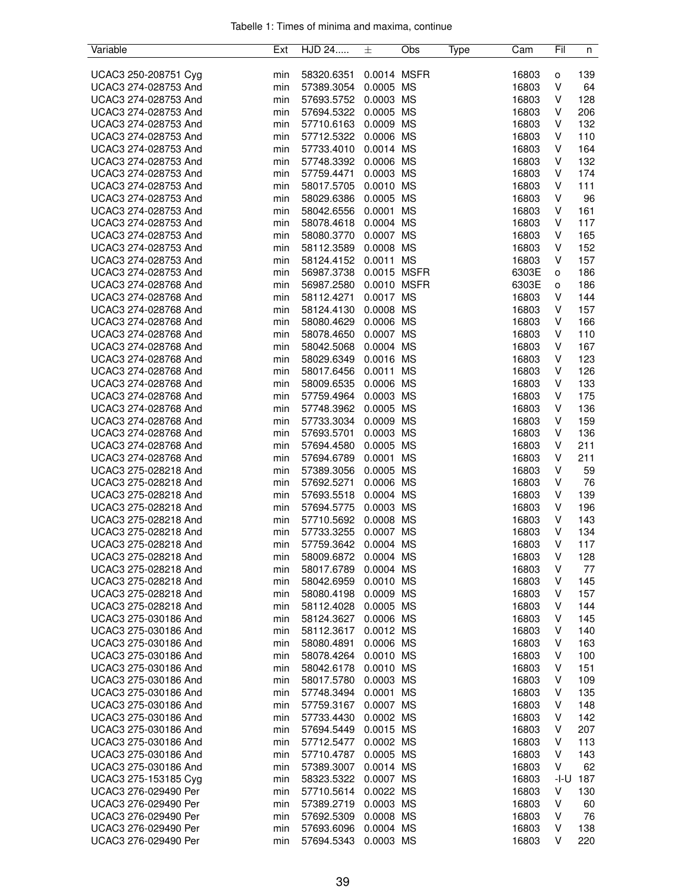Tabelle 1: Times of minima and maxima, continue

| Variable | Ext | HJD 24..... | ± | Obs | Type | Cam | Fil | n |
|---|---|---|---|---|---|---|---|---|
| UCAC3 250-208751 Cyg | min | 58320.6351 | 0.0014 | MSFR | | 16803 | o | 139 |
| UCAC3 274-028753 And | min | 57389.3054 | 0.0005 | MS | | 16803 | V | 64 |
| UCAC3 274-028753 And | min | 57693.5752 | 0.0003 | MS | | 16803 | V | 128 |
| UCAC3 274-028753 And | min | 57694.5322 | 0.0005 | MS | | 16803 | V | 206 |
| UCAC3 274-028753 And | min | 57710.6163 | 0.0009 | MS | | 16803 | V | 132 |
| UCAC3 274-028753 And | min | 57712.5322 | 0.0006 | MS | | 16803 | V | 110 |
| UCAC3 274-028753 And | min | 57733.4010 | 0.0014 | MS | | 16803 | V | 164 |
| UCAC3 274-028753 And | min | 57748.3392 | 0.0006 | MS | | 16803 | V | 132 |
| UCAC3 274-028753 And | min | 57759.4471 | 0.0003 | MS | | 16803 | V | 174 |
| UCAC3 274-028753 And | min | 58017.5705 | 0.0010 | MS | | 16803 | V | 111 |
| UCAC3 274-028753 And | min | 58029.6386 | 0.0005 | MS | | 16803 | V | 96 |
| UCAC3 274-028753 And | min | 58042.6556 | 0.0001 | MS | | 16803 | V | 161 |
| UCAC3 274-028753 And | min | 58078.4618 | 0.0004 | MS | | 16803 | V | 117 |
| UCAC3 274-028753 And | min | 58080.3770 | 0.0007 | MS | | 16803 | V | 165 |
| UCAC3 274-028753 And | min | 58112.3589 | 0.0008 | MS | | 16803 | V | 152 |
| UCAC3 274-028753 And | min | 58124.4152 | 0.0011 | MS | | 16803 | V | 157 |
| UCAC3 274-028753 And | min | 56987.3738 | 0.0015 | MSFR | | 6303E | o | 186 |
| UCAC3 274-028768 And | min | 56987.2580 | 0.0010 | MSFR | | 6303E | o | 186 |
| UCAC3 274-028768 And | min | 58112.4271 | 0.0017 | MS | | 16803 | V | 144 |
| UCAC3 274-028768 And | min | 58124.4130 | 0.0008 | MS | | 16803 | V | 157 |
| UCAC3 274-028768 And | min | 58080.4629 | 0.0006 | MS | | 16803 | V | 166 |
| UCAC3 274-028768 And | min | 58078.4650 | 0.0007 | MS | | 16803 | V | 110 |
| UCAC3 274-028768 And | min | 58042.5068 | 0.0004 | MS | | 16803 | V | 167 |
| UCAC3 274-028768 And | min | 58029.6349 | 0.0016 | MS | | 16803 | V | 123 |
| UCAC3 274-028768 And | min | 58017.6456 | 0.0011 | MS | | 16803 | V | 126 |
| UCAC3 274-028768 And | min | 58009.6535 | 0.0006 | MS | | 16803 | V | 133 |
| UCAC3 274-028768 And | min | 57759.4964 | 0.0003 | MS | | 16803 | V | 175 |
| UCAC3 274-028768 And | min | 57748.3962 | 0.0005 | MS | | 16803 | V | 136 |
| UCAC3 274-028768 And | min | 57733.3034 | 0.0009 | MS | | 16803 | V | 159 |
| UCAC3 274-028768 And | min | 57693.5701 | 0.0003 | MS | | 16803 | V | 136 |
| UCAC3 274-028768 And | min | 57694.4580 | 0.0005 | MS | | 16803 | V | 211 |
| UCAC3 274-028768 And | min | 57694.6789 | 0.0001 | MS | | 16803 | V | 211 |
| UCAC3 275-028218 And | min | 57389.3056 | 0.0005 | MS | | 16803 | V | 59 |
| UCAC3 275-028218 And | min | 57692.5271 | 0.0006 | MS | | 16803 | V | 76 |
| UCAC3 275-028218 And | min | 57693.5518 | 0.0004 | MS | | 16803 | V | 139 |
| UCAC3 275-028218 And | min | 57694.5775 | 0.0003 | MS | | 16803 | V | 196 |
| UCAC3 275-028218 And | min | 57710.5692 | 0.0008 | MS | | 16803 | V | 143 |
| UCAC3 275-028218 And | min | 57733.3255 | 0.0007 | MS | | 16803 | V | 134 |
| UCAC3 275-028218 And | min | 57759.3642 | 0.0004 | MS | | 16803 | V | 117 |
| UCAC3 275-028218 And | min | 58009.6872 | 0.0004 | MS | | 16803 | V | 128 |
| UCAC3 275-028218 And | min | 58017.6789 | 0.0004 | MS | | 16803 | V | 77 |
| UCAC3 275-028218 And | min | 58042.6959 | 0.0010 | MS | | 16803 | V | 145 |
| UCAC3 275-028218 And | min | 58080.4198 | 0.0009 | MS | | 16803 | V | 157 |
| UCAC3 275-028218 And | min | 58112.4028 | 0.0005 | MS | | 16803 | V | 144 |
| UCAC3 275-030186 And | min | 58124.3627 | 0.0006 | MS | | 16803 | V | 145 |
| UCAC3 275-030186 And | min | 58112.3617 | 0.0012 | MS | | 16803 | V | 140 |
| UCAC3 275-030186 And | min | 58080.4891 | 0.0006 | MS | | 16803 | V | 163 |
| UCAC3 275-030186 And | min | 58078.4264 | 0.0010 | MS | | 16803 | V | 100 |
| UCAC3 275-030186 And | min | 58042.6178 | 0.0010 | MS | | 16803 | V | 151 |
| UCAC3 275-030186 And | min | 58017.5780 | 0.0003 | MS | | 16803 | V | 109 |
| UCAC3 275-030186 And | min | 57748.3494 | 0.0001 | MS | | 16803 | V | 135 |
| UCAC3 275-030186 And | min | 57759.3167 | 0.0007 | MS | | 16803 | V | 148 |
| UCAC3 275-030186 And | min | 57733.4430 | 0.0002 | MS | | 16803 | V | 142 |
| UCAC3 275-030186 And | min | 57694.5449 | 0.0015 | MS | | 16803 | V | 207 |
| UCAC3 275-030186 And | min | 57712.5477 | 0.0002 | MS | | 16803 | V | 113 |
| UCAC3 275-030186 And | min | 57710.4787 | 0.0005 | MS | | 16803 | V | 143 |
| UCAC3 275-030186 And | min | 57389.3007 | 0.0014 | MS | | 16803 | V | 62 |
| UCAC3 275-153185 Cyg | min | 58323.5322 | 0.0007 | MS | | 16803 | -I-U | 187 |
| UCAC3 276-029490 Per | min | 57710.5614 | 0.0022 | MS | | 16803 | V | 130 |
| UCAC3 276-029490 Per | min | 57389.2719 | 0.0003 | MS | | 16803 | V | 60 |
| UCAC3 276-029490 Per | min | 57692.5309 | 0.0008 | MS | | 16803 | V | 76 |
| UCAC3 276-029490 Per | min | 57693.6096 | 0.0004 | MS | | 16803 | V | 138 |
| UCAC3 276-029490 Per | min | 57694.5343 | 0.0003 | MS | | 16803 | V | 220 |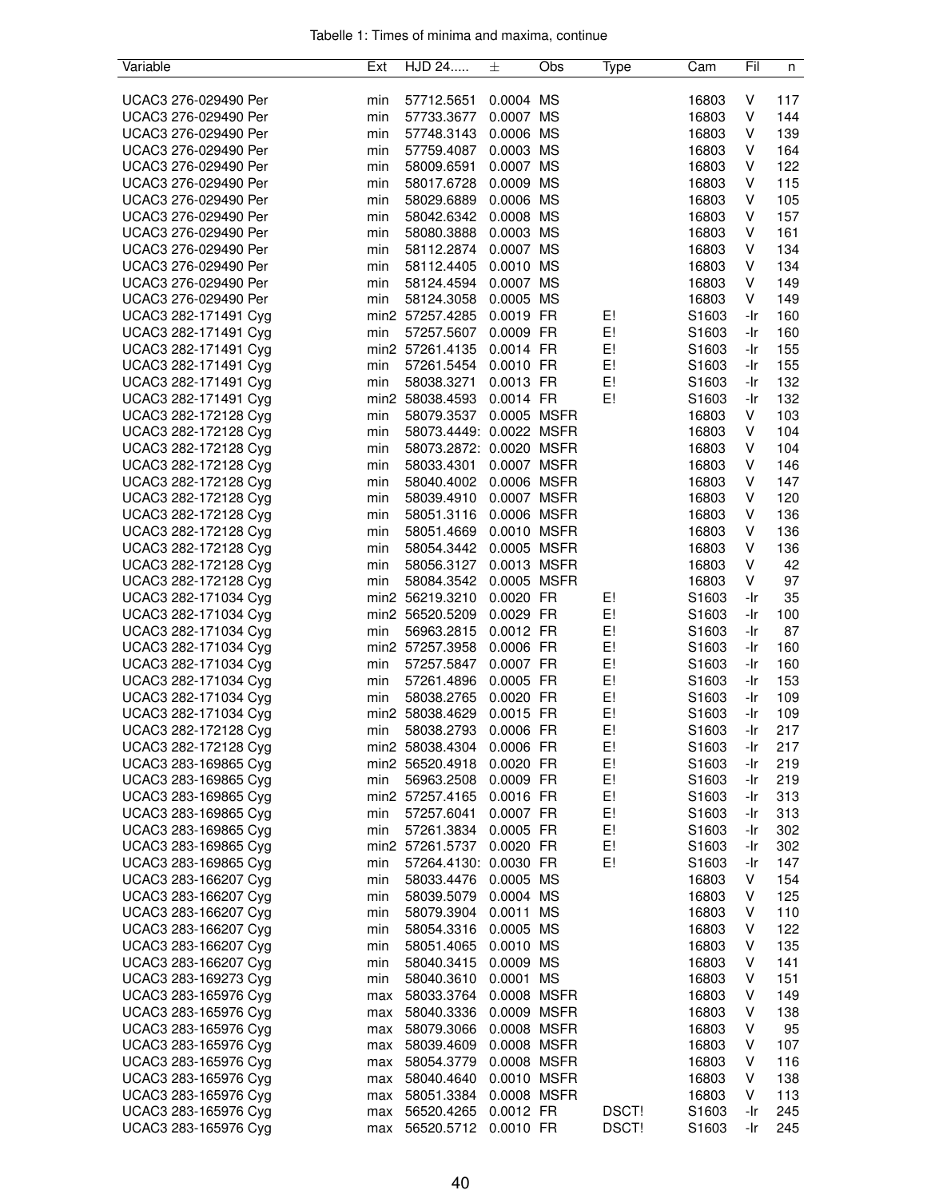Tabelle 1: Times of minima and maxima, continue

| Variable | Ext | HJD 24..... | ± | Obs | Type | Cam | Fil | n |
|---|---|---|---|---|---|---|---|---|
| UCAC3 276-029490 Per | min | 57712.5651 | 0.0004 | MS | | 16803 | V | 117 |
| UCAC3 276-029490 Per | min | 57733.3677 | 0.0007 | MS | | 16803 | V | 144 |
| UCAC3 276-029490 Per | min | 57748.3143 | 0.0006 | MS | | 16803 | V | 139 |
| UCAC3 276-029490 Per | min | 57759.4087 | 0.0003 | MS | | 16803 | V | 164 |
| UCAC3 276-029490 Per | min | 58009.6591 | 0.0007 | MS | | 16803 | V | 122 |
| UCAC3 276-029490 Per | min | 58017.6728 | 0.0009 | MS | | 16803 | V | 115 |
| UCAC3 276-029490 Per | min | 58029.6889 | 0.0006 | MS | | 16803 | V | 105 |
| UCAC3 276-029490 Per | min | 58042.6342 | 0.0008 | MS | | 16803 | V | 157 |
| UCAC3 276-029490 Per | min | 58080.3888 | 0.0003 | MS | | 16803 | V | 161 |
| UCAC3 276-029490 Per | min | 58112.2874 | 0.0007 | MS | | 16803 | V | 134 |
| UCAC3 276-029490 Per | min | 58112.4405 | 0.0010 | MS | | 16803 | V | 134 |
| UCAC3 276-029490 Per | min | 58124.4594 | 0.0007 | MS | | 16803 | V | 149 |
| UCAC3 276-029490 Per | min | 58124.3058 | 0.0005 | MS | | 16803 | V | 149 |
| UCAC3 282-171491 Cyg | min2 | 57257.4285 | 0.0019 | FR | E! | S1603 | -Ir | 160 |
| UCAC3 282-171491 Cyg | min | 57257.5607 | 0.0009 | FR | E! | S1603 | -Ir | 160 |
| UCAC3 282-171491 Cyg | min2 | 57261.4135 | 0.0014 | FR | E! | S1603 | -Ir | 155 |
| UCAC3 282-171491 Cyg | min | 57261.5454 | 0.0010 | FR | E! | S1603 | -Ir | 155 |
| UCAC3 282-171491 Cyg | min | 58038.3271 | 0.0013 | FR | E! | S1603 | -Ir | 132 |
| UCAC3 282-171491 Cyg | min2 | 58038.4593 | 0.0014 | FR | E! | S1603 | -Ir | 132 |
| UCAC3 282-172128 Cyg | min | 58079.3537 | 0.0005 | MSFR | | 16803 | V | 103 |
| UCAC3 282-172128 Cyg | min | 58073.4449: | 0.0022 | MSFR | | 16803 | V | 104 |
| UCAC3 282-172128 Cyg | min | 58073.2872: | 0.0020 | MSFR | | 16803 | V | 104 |
| UCAC3 282-172128 Cyg | min | 58033.4301 | 0.0007 | MSFR | | 16803 | V | 146 |
| UCAC3 282-172128 Cyg | min | 58040.4002 | 0.0006 | MSFR | | 16803 | V | 147 |
| UCAC3 282-172128 Cyg | min | 58039.4910 | 0.0007 | MSFR | | 16803 | V | 120 |
| UCAC3 282-172128 Cyg | min | 58051.3116 | 0.0006 | MSFR | | 16803 | V | 136 |
| UCAC3 282-172128 Cyg | min | 58051.4669 | 0.0010 | MSFR | | 16803 | V | 136 |
| UCAC3 282-172128 Cyg | min | 58054.3442 | 0.0005 | MSFR | | 16803 | V | 136 |
| UCAC3 282-172128 Cyg | min | 58056.3127 | 0.0013 | MSFR | | 16803 | V | 42 |
| UCAC3 282-172128 Cyg | min | 58084.3542 | 0.0005 | MSFR | | 16803 | V | 97 |
| UCAC3 282-171034 Cyg | min2 | 56219.3210 | 0.0020 | FR | E! | S1603 | -Ir | 35 |
| UCAC3 282-171034 Cyg | min2 | 56520.5209 | 0.0029 | FR | E! | S1603 | -Ir | 100 |
| UCAC3 282-171034 Cyg | min | 56963.2815 | 0.0012 | FR | E! | S1603 | -Ir | 87 |
| UCAC3 282-171034 Cyg | min2 | 57257.3958 | 0.0006 | FR | E! | S1603 | -Ir | 160 |
| UCAC3 282-171034 Cyg | min | 57257.5847 | 0.0007 | FR | E! | S1603 | -Ir | 160 |
| UCAC3 282-171034 Cyg | min | 57261.4896 | 0.0005 | FR | E! | S1603 | -Ir | 153 |
| UCAC3 282-171034 Cyg | min | 58038.2765 | 0.0020 | FR | E! | S1603 | -Ir | 109 |
| UCAC3 282-171034 Cyg | min2 | 58038.4629 | 0.0015 | FR | E! | S1603 | -Ir | 109 |
| UCAC3 282-172128 Cyg | min | 58038.2793 | 0.0006 | FR | E! | S1603 | -Ir | 217 |
| UCAC3 282-172128 Cyg | min2 | 58038.4304 | 0.0006 | FR | E! | S1603 | -Ir | 217 |
| UCAC3 283-169865 Cyg | min2 | 56520.4918 | 0.0020 | FR | E! | S1603 | -Ir | 219 |
| UCAC3 283-169865 Cyg | min | 56963.2508 | 0.0009 | FR | E! | S1603 | -Ir | 219 |
| UCAC3 283-169865 Cyg | min2 | 57257.4165 | 0.0016 | FR | E! | S1603 | -Ir | 313 |
| UCAC3 283-169865 Cyg | min | 57257.6041 | 0.0007 | FR | E! | S1603 | -Ir | 313 |
| UCAC3 283-169865 Cyg | min | 57261.3834 | 0.0005 | FR | E! | S1603 | -Ir | 302 |
| UCAC3 283-169865 Cyg | min2 | 57261.5737 | 0.0020 | FR | E! | S1603 | -Ir | 302 |
| UCAC3 283-169865 Cyg | min | 57264.4130: | 0.0030 | FR | E! | S1603 | -Ir | 147 |
| UCAC3 283-166207 Cyg | min | 58033.4476 | 0.0005 | MS | | 16803 | V | 154 |
| UCAC3 283-166207 Cyg | min | 58039.5079 | 0.0004 | MS | | 16803 | V | 125 |
| UCAC3 283-166207 Cyg | min | 58079.3904 | 0.0011 | MS | | 16803 | V | 110 |
| UCAC3 283-166207 Cyg | min | 58054.3316 | 0.0005 | MS | | 16803 | V | 122 |
| UCAC3 283-166207 Cyg | min | 58051.4065 | 0.0010 | MS | | 16803 | V | 135 |
| UCAC3 283-166207 Cyg | min | 58040.3415 | 0.0009 | MS | | 16803 | V | 141 |
| UCAC3 283-169273 Cyg | min | 58040.3610 | 0.0001 | MS | | 16803 | V | 151 |
| UCAC3 283-165976 Cyg | max | 58033.3764 | 0.0008 | MSFR | | 16803 | V | 149 |
| UCAC3 283-165976 Cyg | max | 58040.3336 | 0.0009 | MSFR | | 16803 | V | 138 |
| UCAC3 283-165976 Cyg | max | 58079.3066 | 0.0008 | MSFR | | 16803 | V | 95 |
| UCAC3 283-165976 Cyg | max | 58039.4609 | 0.0008 | MSFR | | 16803 | V | 107 |
| UCAC3 283-165976 Cyg | max | 58054.3779 | 0.0008 | MSFR | | 16803 | V | 116 |
| UCAC3 283-165976 Cyg | max | 58040.4640 | 0.0010 | MSFR | | 16803 | V | 138 |
| UCAC3 283-165976 Cyg | max | 58051.3384 | 0.0008 | MSFR | | 16803 | V | 113 |
| UCAC3 283-165976 Cyg | max | 56520.4265 | 0.0012 | FR | DSCT! | S1603 | -Ir | 245 |
| UCAC3 283-165976 Cyg | max | 56520.5712 | 0.0010 | FR | DSCT! | S1603 | -Ir | 245 |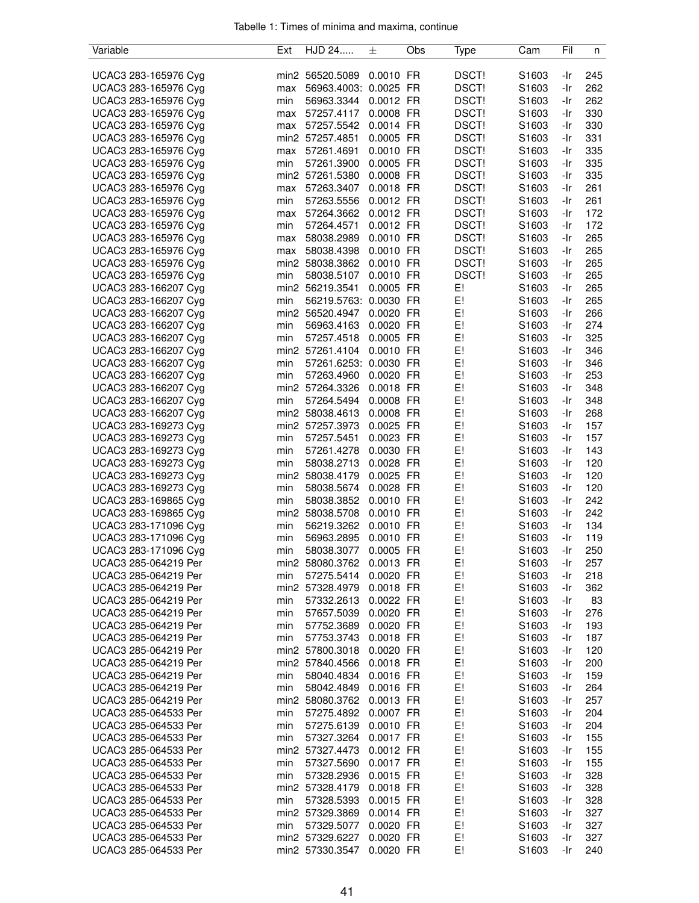Tabelle 1: Times of minima and maxima, continue

| Variable | Ext | HJD 24..... | ± | Obs | Type | Cam | Fil | n |
|---|---|---|---|---|---|---|---|---|
| UCAC3 283-165976 Cyg | min2 | 56520.5089 | 0.0010 | FR | DSCT! | S1603 | -Ir | 245 |
| UCAC3 283-165976 Cyg | max | 56963.4003: | 0.0025 | FR | DSCT! | S1603 | -Ir | 262 |
| UCAC3 283-165976 Cyg | min | 56963.3344 | 0.0012 | FR | DSCT! | S1603 | -Ir | 262 |
| UCAC3 283-165976 Cyg | max | 57257.4117 | 0.0008 | FR | DSCT! | S1603 | -Ir | 330 |
| UCAC3 283-165976 Cyg | max | 57257.5542 | 0.0014 | FR | DSCT! | S1603 | -Ir | 330 |
| UCAC3 283-165976 Cyg | min2 | 57257.4851 | 0.0005 | FR | DSCT! | S1603 | -Ir | 331 |
| UCAC3 283-165976 Cyg | max | 57261.4691 | 0.0010 | FR | DSCT! | S1603 | -Ir | 335 |
| UCAC3 283-165976 Cyg | min | 57261.3900 | 0.0005 | FR | DSCT! | S1603 | -Ir | 335 |
| UCAC3 283-165976 Cyg | min2 | 57261.5380 | 0.0008 | FR | DSCT! | S1603 | -Ir | 335 |
| UCAC3 283-165976 Cyg | max | 57263.3407 | 0.0018 | FR | DSCT! | S1603 | -Ir | 261 |
| UCAC3 283-165976 Cyg | min | 57263.5556 | 0.0012 | FR | DSCT! | S1603 | -Ir | 261 |
| UCAC3 283-165976 Cyg | max | 57264.3662 | 0.0012 | FR | DSCT! | S1603 | -Ir | 172 |
| UCAC3 283-165976 Cyg | min | 57264.4571 | 0.0012 | FR | DSCT! | S1603 | -Ir | 172 |
| UCAC3 283-165976 Cyg | max | 58038.2989 | 0.0010 | FR | DSCT! | S1603 | -Ir | 265 |
| UCAC3 283-165976 Cyg | max | 58038.4398 | 0.0010 | FR | DSCT! | S1603 | -Ir | 265 |
| UCAC3 283-165976 Cyg | min2 | 58038.3862 | 0.0010 | FR | DSCT! | S1603 | -Ir | 265 |
| UCAC3 283-165976 Cyg | min | 58038.5107 | 0.0010 | FR | DSCT! | S1603 | -Ir | 265 |
| UCAC3 283-166207 Cyg | min2 | 56219.3541 | 0.0005 | FR | E! | S1603 | -Ir | 265 |
| UCAC3 283-166207 Cyg | min | 56219.5763: | 0.0030 | FR | E! | S1603 | -Ir | 265 |
| UCAC3 283-166207 Cyg | min2 | 56520.4947 | 0.0020 | FR | E! | S1603 | -Ir | 266 |
| UCAC3 283-166207 Cyg | min | 56963.4163 | 0.0020 | FR | E! | S1603 | -Ir | 274 |
| UCAC3 283-166207 Cyg | min | 57257.4518 | 0.0005 | FR | E! | S1603 | -Ir | 325 |
| UCAC3 283-166207 Cyg | min2 | 57261.4104 | 0.0010 | FR | E! | S1603 | -Ir | 346 |
| UCAC3 283-166207 Cyg | min | 57261.6253: | 0.0030 | FR | E! | S1603 | -Ir | 346 |
| UCAC3 283-166207 Cyg | min | 57263.4960 | 0.0020 | FR | E! | S1603 | -Ir | 253 |
| UCAC3 283-166207 Cyg | min2 | 57264.3326 | 0.0018 | FR | E! | S1603 | -Ir | 348 |
| UCAC3 283-166207 Cyg | min | 57264.5494 | 0.0008 | FR | E! | S1603 | -Ir | 348 |
| UCAC3 283-166207 Cyg | min2 | 58038.4613 | 0.0008 | FR | E! | S1603 | -Ir | 268 |
| UCAC3 283-169273 Cyg | min2 | 57257.3973 | 0.0025 | FR | E! | S1603 | -Ir | 157 |
| UCAC3 283-169273 Cyg | min | 57257.5451 | 0.0023 | FR | E! | S1603 | -Ir | 157 |
| UCAC3 283-169273 Cyg | min | 57261.4278 | 0.0030 | FR | E! | S1603 | -Ir | 143 |
| UCAC3 283-169273 Cyg | min | 58038.2713 | 0.0028 | FR | E! | S1603 | -Ir | 120 |
| UCAC3 283-169273 Cyg | min2 | 58038.4179 | 0.0025 | FR | E! | S1603 | -Ir | 120 |
| UCAC3 283-169273 Cyg | min | 58038.5674 | 0.0028 | FR | E! | S1603 | -Ir | 120 |
| UCAC3 283-169865 Cyg | min | 58038.3852 | 0.0010 | FR | E! | S1603 | -Ir | 242 |
| UCAC3 283-169865 Cyg | min2 | 58038.5708 | 0.0010 | FR | E! | S1603 | -Ir | 242 |
| UCAC3 283-171096 Cyg | min | 56219.3262 | 0.0010 | FR | E! | S1603 | -Ir | 134 |
| UCAC3 283-171096 Cyg | min | 56963.2895 | 0.0010 | FR | E! | S1603 | -Ir | 119 |
| UCAC3 283-171096 Cyg | min | 58038.3077 | 0.0005 | FR | E! | S1603 | -Ir | 250 |
| UCAC3 285-064219 Per | min2 | 58080.3762 | 0.0013 | FR | E! | S1603 | -Ir | 257 |
| UCAC3 285-064219 Per | min | 57275.5414 | 0.0020 | FR | E! | S1603 | -Ir | 218 |
| UCAC3 285-064219 Per | min2 | 57328.4979 | 0.0018 | FR | E! | S1603 | -Ir | 362 |
| UCAC3 285-064219 Per | min | 57332.2613 | 0.0022 | FR | E! | S1603 | -Ir | 83 |
| UCAC3 285-064219 Per | min | 57657.5039 | 0.0020 | FR | E! | S1603 | -Ir | 276 |
| UCAC3 285-064219 Per | min | 57752.3689 | 0.0020 | FR | E! | S1603 | -Ir | 193 |
| UCAC3 285-064219 Per | min | 57753.3743 | 0.0018 | FR | E! | S1603 | -Ir | 187 |
| UCAC3 285-064219 Per | min2 | 57800.3018 | 0.0020 | FR | E! | S1603 | -Ir | 120 |
| UCAC3 285-064219 Per | min2 | 57840.4566 | 0.0018 | FR | E! | S1603 | -Ir | 200 |
| UCAC3 285-064219 Per | min | 58040.4834 | 0.0016 | FR | E! | S1603 | -Ir | 159 |
| UCAC3 285-064219 Per | min | 58042.4849 | 0.0016 | FR | E! | S1603 | -Ir | 264 |
| UCAC3 285-064219 Per | min2 | 58080.3762 | 0.0013 | FR | E! | S1603 | -Ir | 257 |
| UCAC3 285-064533 Per | min | 57275.4892 | 0.0007 | FR | E! | S1603 | -Ir | 204 |
| UCAC3 285-064533 Per | min | 57275.6139 | 0.0010 | FR | E! | S1603 | -Ir | 204 |
| UCAC3 285-064533 Per | min | 57327.3264 | 0.0017 | FR | E! | S1603 | -Ir | 155 |
| UCAC3 285-064533 Per | min2 | 57327.4473 | 0.0012 | FR | E! | S1603 | -Ir | 155 |
| UCAC3 285-064533 Per | min | 57327.5690 | 0.0017 | FR | E! | S1603 | -Ir | 155 |
| UCAC3 285-064533 Per | min | 57328.2936 | 0.0015 | FR | E! | S1603 | -Ir | 328 |
| UCAC3 285-064533 Per | min2 | 57328.4179 | 0.0018 | FR | E! | S1603 | -Ir | 328 |
| UCAC3 285-064533 Per | min | 57328.5393 | 0.0015 | FR | E! | S1603 | -Ir | 328 |
| UCAC3 285-064533 Per | min2 | 57329.3869 | 0.0014 | FR | E! | S1603 | -Ir | 327 |
| UCAC3 285-064533 Per | min | 57329.5077 | 0.0020 | FR | E! | S1603 | -Ir | 327 |
| UCAC3 285-064533 Per | min2 | 57329.6227 | 0.0020 | FR | E! | S1603 | -Ir | 327 |
| UCAC3 285-064533 Per | min2 | 57330.3547 | 0.0020 | FR | E! | S1603 | -Ir | 240 |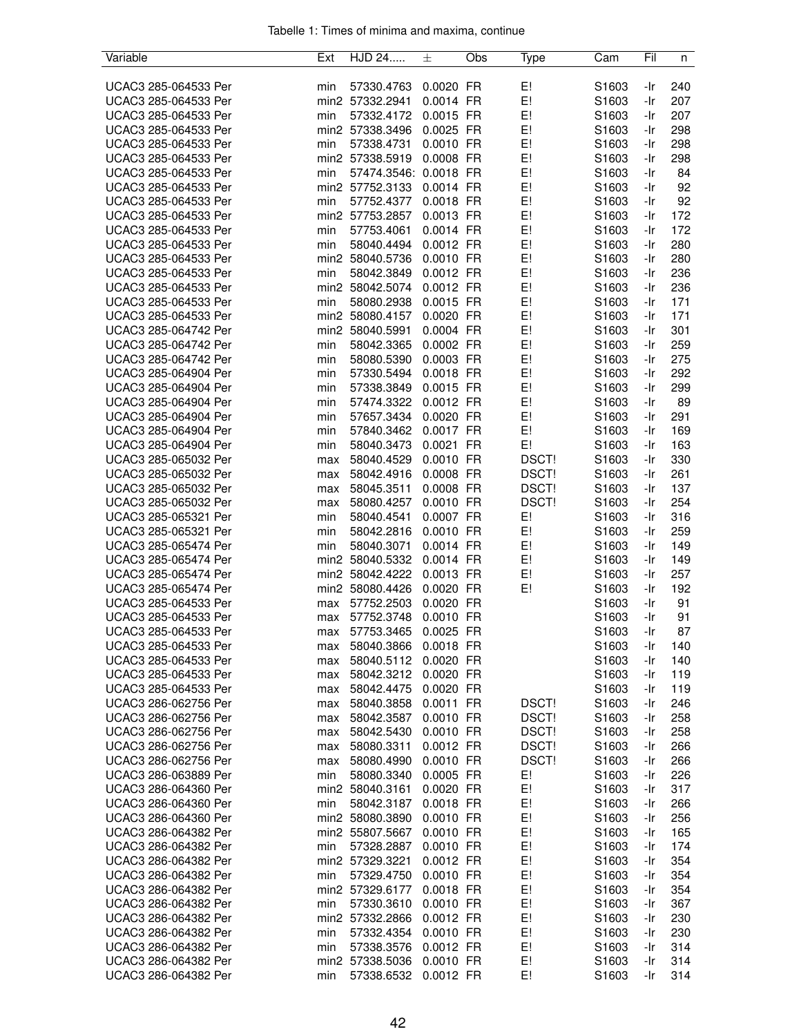Tabelle 1: Times of minima and maxima, continue

| Variable | Ext | HJD 24..... | ± | Obs | Type | Cam | Fil | n |
|---|---|---|---|---|---|---|---|---|
| UCAC3 285-064533 Per | min | 57330.4763 | 0.0020 | FR | E! | S1603 | -Ir | 240 |
| UCAC3 285-064533 Per | min2 | 57332.2941 | 0.0014 | FR | E! | S1603 | -Ir | 207 |
| UCAC3 285-064533 Per | min | 57332.4172 | 0.0015 | FR | E! | S1603 | -Ir | 207 |
| UCAC3 285-064533 Per | min2 | 57338.3496 | 0.0025 | FR | E! | S1603 | -Ir | 298 |
| UCAC3 285-064533 Per | min | 57338.4731 | 0.0010 | FR | E! | S1603 | -Ir | 298 |
| UCAC3 285-064533 Per | min2 | 57338.5919 | 0.0008 | FR | E! | S1603 | -Ir | 298 |
| UCAC3 285-064533 Per | min | 57474.3546: | 0.0018 | FR | E! | S1603 | -Ir | 84 |
| UCAC3 285-064533 Per | min2 | 57752.3133 | 0.0014 | FR | E! | S1603 | -Ir | 92 |
| UCAC3 285-064533 Per | min | 57752.4377 | 0.0018 | FR | E! | S1603 | -Ir | 92 |
| UCAC3 285-064533 Per | min2 | 57753.2857 | 0.0013 | FR | E! | S1603 | -Ir | 172 |
| UCAC3 285-064533 Per | min | 57753.4061 | 0.0014 | FR | E! | S1603 | -Ir | 172 |
| UCAC3 285-064533 Per | min | 58040.4494 | 0.0012 | FR | E! | S1603 | -Ir | 280 |
| UCAC3 285-064533 Per | min2 | 58040.5736 | 0.0010 | FR | E! | S1603 | -Ir | 280 |
| UCAC3 285-064533 Per | min | 58042.3849 | 0.0012 | FR | E! | S1603 | -Ir | 236 |
| UCAC3 285-064533 Per | min2 | 58042.5074 | 0.0012 | FR | E! | S1603 | -Ir | 236 |
| UCAC3 285-064533 Per | min | 58080.2938 | 0.0015 | FR | E! | S1603 | -Ir | 171 |
| UCAC3 285-064533 Per | min2 | 58080.4157 | 0.0020 | FR | E! | S1603 | -Ir | 171 |
| UCAC3 285-064742 Per | min2 | 58040.5991 | 0.0004 | FR | E! | S1603 | -Ir | 301 |
| UCAC3 285-064742 Per | min | 58042.3365 | 0.0002 | FR | E! | S1603 | -Ir | 259 |
| UCAC3 285-064742 Per | min | 58080.5390 | 0.0003 | FR | E! | S1603 | -Ir | 275 |
| UCAC3 285-064904 Per | min | 57330.5494 | 0.0018 | FR | E! | S1603 | -Ir | 292 |
| UCAC3 285-064904 Per | min | 57338.3849 | 0.0015 | FR | E! | S1603 | -Ir | 299 |
| UCAC3 285-064904 Per | min | 57474.3322 | 0.0012 | FR | E! | S1603 | -Ir | 89 |
| UCAC3 285-064904 Per | min | 57657.3434 | 0.0020 | FR | E! | S1603 | -Ir | 291 |
| UCAC3 285-064904 Per | min | 57840.3462 | 0.0017 | FR | E! | S1603 | -Ir | 169 |
| UCAC3 285-064904 Per | min | 58040.3473 | 0.0021 | FR | E! | S1603 | -Ir | 163 |
| UCAC3 285-065032 Per | max | 58040.4529 | 0.0010 | FR | DSCT! | S1603 | -Ir | 330 |
| UCAC3 285-065032 Per | max | 58042.4916 | 0.0008 | FR | DSCT! | S1603 | -Ir | 261 |
| UCAC3 285-065032 Per | max | 58045.3511 | 0.0008 | FR | DSCT! | S1603 | -Ir | 137 |
| UCAC3 285-065032 Per | max | 58080.4257 | 0.0010 | FR | DSCT! | S1603 | -Ir | 254 |
| UCAC3 285-065321 Per | min | 58040.4541 | 0.0007 | FR | E! | S1603 | -Ir | 316 |
| UCAC3 285-065321 Per | min | 58042.2816 | 0.0010 | FR | E! | S1603 | -Ir | 259 |
| UCAC3 285-065474 Per | min | 58040.3071 | 0.0014 | FR | E! | S1603 | -Ir | 149 |
| UCAC3 285-065474 Per | min2 | 58040.5332 | 0.0014 | FR | E! | S1603 | -Ir | 149 |
| UCAC3 285-065474 Per | min2 | 58042.4222 | 0.0013 | FR | E! | S1603 | -Ir | 257 |
| UCAC3 285-065474 Per | min2 | 58080.4426 | 0.0020 | FR | E! | S1603 | -Ir | 192 |
| UCAC3 285-064533 Per | max | 57752.2503 | 0.0020 | FR | | S1603 | -Ir | 91 |
| UCAC3 285-064533 Per | max | 57752.3748 | 0.0010 | FR | | S1603 | -Ir | 91 |
| UCAC3 285-064533 Per | max | 57753.3465 | 0.0025 | FR | | S1603 | -Ir | 87 |
| UCAC3 285-064533 Per | max | 58040.3866 | 0.0018 | FR | | S1603 | -Ir | 140 |
| UCAC3 285-064533 Per | max | 58040.5112 | 0.0020 | FR | | S1603 | -Ir | 140 |
| UCAC3 285-064533 Per | max | 58042.3212 | 0.0020 | FR | | S1603 | -Ir | 119 |
| UCAC3 285-064533 Per | max | 58042.4475 | 0.0020 | FR | | S1603 | -Ir | 119 |
| UCAC3 286-062756 Per | max | 58040.3858 | 0.0011 | FR | DSCT! | S1603 | -Ir | 246 |
| UCAC3 286-062756 Per | max | 58042.3587 | 0.0010 | FR | DSCT! | S1603 | -Ir | 258 |
| UCAC3 286-062756 Per | max | 58042.5430 | 0.0010 | FR | DSCT! | S1603 | -Ir | 258 |
| UCAC3 286-062756 Per | max | 58080.3311 | 0.0012 | FR | DSCT! | S1603 | -Ir | 266 |
| UCAC3 286-062756 Per | max | 58080.4990 | 0.0010 | FR | DSCT! | S1603 | -Ir | 266 |
| UCAC3 286-063889 Per | min | 58080.3340 | 0.0005 | FR | E! | S1603 | -Ir | 226 |
| UCAC3 286-064360 Per | min2 | 58040.3161 | 0.0020 | FR | E! | S1603 | -Ir | 317 |
| UCAC3 286-064360 Per | min | 58042.3187 | 0.0018 | FR | E! | S1603 | -Ir | 266 |
| UCAC3 286-064360 Per | min2 | 58080.3890 | 0.0010 | FR | E! | S1603 | -Ir | 256 |
| UCAC3 286-064382 Per | min2 | 55807.5667 | 0.0010 | FR | E! | S1603 | -Ir | 165 |
| UCAC3 286-064382 Per | min | 57328.2887 | 0.0010 | FR | E! | S1603 | -Ir | 174 |
| UCAC3 286-064382 Per | min2 | 57329.3221 | 0.0012 | FR | E! | S1603 | -Ir | 354 |
| UCAC3 286-064382 Per | min | 57329.4750 | 0.0010 | FR | E! | S1603 | -Ir | 354 |
| UCAC3 286-064382 Per | min2 | 57329.6177 | 0.0018 | FR | E! | S1603 | -Ir | 354 |
| UCAC3 286-064382 Per | min | 57330.3610 | 0.0010 | FR | E! | S1603 | -Ir | 367 |
| UCAC3 286-064382 Per | min2 | 57332.2866 | 0.0012 | FR | E! | S1603 | -Ir | 230 |
| UCAC3 286-064382 Per | min | 57332.4354 | 0.0010 | FR | E! | S1603 | -Ir | 230 |
| UCAC3 286-064382 Per | min | 57338.3576 | 0.0012 | FR | E! | S1603 | -Ir | 314 |
| UCAC3 286-064382 Per | min2 | 57338.5036 | 0.0010 | FR | E! | S1603 | -Ir | 314 |
| UCAC3 286-064382 Per | min | 57338.6532 | 0.0012 | FR | E! | S1603 | -Ir | 314 |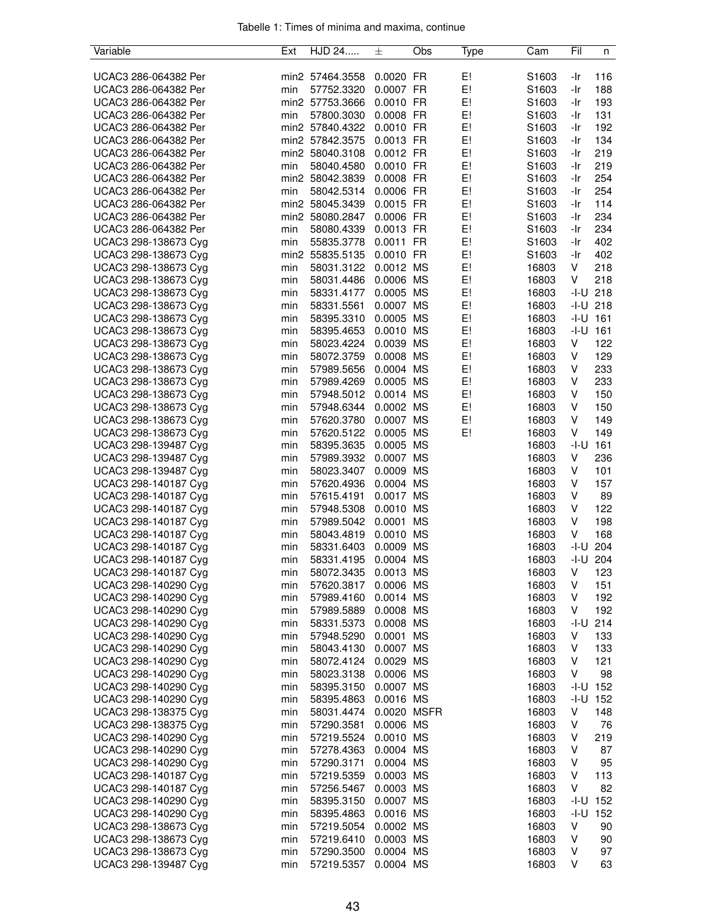Tabelle 1: Times of minima and maxima, continue

| Variable | Ext | HJD 24..... | ± | Obs | Type | Cam | Fil | n |
|---|---|---|---|---|---|---|---|---|
| UCAC3 286-064382 Per | min2 | 57464.3558 | 0.0020 | FR | E! | S1603 | -Ir | 116 |
| UCAC3 286-064382 Per | min | 57752.3320 | 0.0007 | FR | E! | S1603 | -Ir | 188 |
| UCAC3 286-064382 Per | min2 | 57753.3666 | 0.0010 | FR | E! | S1603 | -Ir | 193 |
| UCAC3 286-064382 Per | min | 57800.3030 | 0.0008 | FR | E! | S1603 | -Ir | 131 |
| UCAC3 286-064382 Per | min2 | 57840.4322 | 0.0010 | FR | E! | S1603 | -Ir | 192 |
| UCAC3 286-064382 Per | min2 | 57842.3575 | 0.0013 | FR | E! | S1603 | -Ir | 134 |
| UCAC3 286-064382 Per | min2 | 58040.3108 | 0.0012 | FR | E! | S1603 | -Ir | 219 |
| UCAC3 286-064382 Per | min | 58040.4580 | 0.0010 | FR | E! | S1603 | -Ir | 219 |
| UCAC3 286-064382 Per | min2 | 58042.3839 | 0.0008 | FR | E! | S1603 | -Ir | 254 |
| UCAC3 286-064382 Per | min | 58042.5314 | 0.0006 | FR | E! | S1603 | -Ir | 254 |
| UCAC3 286-064382 Per | min2 | 58045.3439 | 0.0015 | FR | E! | S1603 | -Ir | 114 |
| UCAC3 286-064382 Per | min2 | 58080.2847 | 0.0006 | FR | E! | S1603 | -Ir | 234 |
| UCAC3 286-064382 Per | min | 58080.4339 | 0.0013 | FR | E! | S1603 | -Ir | 234 |
| UCAC3 298-138673 Cyg | min | 55835.3778 | 0.0011 | FR | E! | S1603 | -Ir | 402 |
| UCAC3 298-138673 Cyg | min2 | 55835.5135 | 0.0010 | FR | E! | S1603 | -Ir | 402 |
| UCAC3 298-138673 Cyg | min | 58031.3122 | 0.0012 | MS | E! | 16803 | V | 218 |
| UCAC3 298-138673 Cyg | min | 58031.4486 | 0.0006 | MS | E! | 16803 | V | 218 |
| UCAC3 298-138673 Cyg | min | 58331.4177 | 0.0005 | MS | E! | 16803 | -I-U | 218 |
| UCAC3 298-138673 Cyg | min | 58331.5561 | 0.0007 | MS | E! | 16803 | -I-U | 218 |
| UCAC3 298-138673 Cyg | min | 58395.3310 | 0.0005 | MS | E! | 16803 | -I-U | 161 |
| UCAC3 298-138673 Cyg | min | 58395.4653 | 0.0010 | MS | E! | 16803 | -I-U | 161 |
| UCAC3 298-138673 Cyg | min | 58023.4224 | 0.0039 | MS | E! | 16803 | V | 122 |
| UCAC3 298-138673 Cyg | min | 58072.3759 | 0.0008 | MS | E! | 16803 | V | 129 |
| UCAC3 298-138673 Cyg | min | 57989.5656 | 0.0004 | MS | E! | 16803 | V | 233 |
| UCAC3 298-138673 Cyg | min | 57989.4269 | 0.0005 | MS | E! | 16803 | V | 233 |
| UCAC3 298-138673 Cyg | min | 57948.5012 | 0.0014 | MS | E! | 16803 | V | 150 |
| UCAC3 298-138673 Cyg | min | 57948.6344 | 0.0002 | MS | E! | 16803 | V | 150 |
| UCAC3 298-138673 Cyg | min | 57620.3780 | 0.0007 | MS | E! | 16803 | V | 149 |
| UCAC3 298-138673 Cyg | min | 57620.5122 | 0.0005 | MS | E! | 16803 | V | 149 |
| UCAC3 298-139487 Cyg | min | 58395.3635 | 0.0005 | MS | | 16803 | -I-U | 161 |
| UCAC3 298-139487 Cyg | min | 57989.3932 | 0.0007 | MS | | 16803 | V | 236 |
| UCAC3 298-139487 Cyg | min | 58023.3407 | 0.0009 | MS | | 16803 | V | 101 |
| UCAC3 298-140187 Cyg | min | 57620.4936 | 0.0004 | MS | | 16803 | V | 157 |
| UCAC3 298-140187 Cyg | min | 57615.4191 | 0.0017 | MS | | 16803 | V | 89 |
| UCAC3 298-140187 Cyg | min | 57948.5308 | 0.0010 | MS | | 16803 | V | 122 |
| UCAC3 298-140187 Cyg | min | 57989.5042 | 0.0001 | MS | | 16803 | V | 198 |
| UCAC3 298-140187 Cyg | min | 58043.4819 | 0.0010 | MS | | 16803 | V | 168 |
| UCAC3 298-140187 Cyg | min | 58331.6403 | 0.0009 | MS | | 16803 | -I-U | 204 |
| UCAC3 298-140187 Cyg | min | 58331.4195 | 0.0004 | MS | | 16803 | -I-U | 204 |
| UCAC3 298-140187 Cyg | min | 58072.3435 | 0.0013 | MS | | 16803 | V | 123 |
| UCAC3 298-140290 Cyg | min | 57620.3817 | 0.0006 | MS | | 16803 | V | 151 |
| UCAC3 298-140290 Cyg | min | 57989.4160 | 0.0014 | MS | | 16803 | V | 192 |
| UCAC3 298-140290 Cyg | min | 57989.5889 | 0.0008 | MS | | 16803 | V | 192 |
| UCAC3 298-140290 Cyg | min | 58331.5373 | 0.0008 | MS | | 16803 | -I-U | 214 |
| UCAC3 298-140290 Cyg | min | 57948.5290 | 0.0001 | MS | | 16803 | V | 133 |
| UCAC3 298-140290 Cyg | min | 58043.4130 | 0.0007 | MS | | 16803 | V | 133 |
| UCAC3 298-140290 Cyg | min | 58072.4124 | 0.0029 | MS | | 16803 | V | 121 |
| UCAC3 298-140290 Cyg | min | 58023.3138 | 0.0006 | MS | | 16803 | V | 98 |
| UCAC3 298-140290 Cyg | min | 58395.3150 | 0.0007 | MS | | 16803 | -I-U | 152 |
| UCAC3 298-140290 Cyg | min | 58395.4863 | 0.0016 | MS | | 16803 | -I-U | 152 |
| UCAC3 298-138375 Cyg | min | 58031.4474 | 0.0020 | MSFR | | 16803 | V | 148 |
| UCAC3 298-138375 Cyg | min | 57290.3581 | 0.0006 | MS | | 16803 | V | 76 |
| UCAC3 298-140290 Cyg | min | 57219.5524 | 0.0010 | MS | | 16803 | V | 219 |
| UCAC3 298-140290 Cyg | min | 57278.4363 | 0.0004 | MS | | 16803 | V | 87 |
| UCAC3 298-140290 Cyg | min | 57290.3171 | 0.0004 | MS | | 16803 | V | 95 |
| UCAC3 298-140187 Cyg | min | 57219.5359 | 0.0003 | MS | | 16803 | V | 113 |
| UCAC3 298-140187 Cyg | min | 57256.5467 | 0.0003 | MS | | 16803 | V | 82 |
| UCAC3 298-140290 Cyg | min | 58395.3150 | 0.0007 | MS | | 16803 | -I-U | 152 |
| UCAC3 298-140290 Cyg | min | 58395.4863 | 0.0016 | MS | | 16803 | -I-U | 152 |
| UCAC3 298-138673 Cyg | min | 57219.5054 | 0.0002 | MS | | 16803 | V | 90 |
| UCAC3 298-138673 Cyg | min | 57219.6410 | 0.0003 | MS | | 16803 | V | 90 |
| UCAC3 298-138673 Cyg | min | 57290.3500 | 0.0004 | MS | | 16803 | V | 97 |
| UCAC3 298-139487 Cyg | min | 57219.5357 | 0.0004 | MS | | 16803 | V | 63 |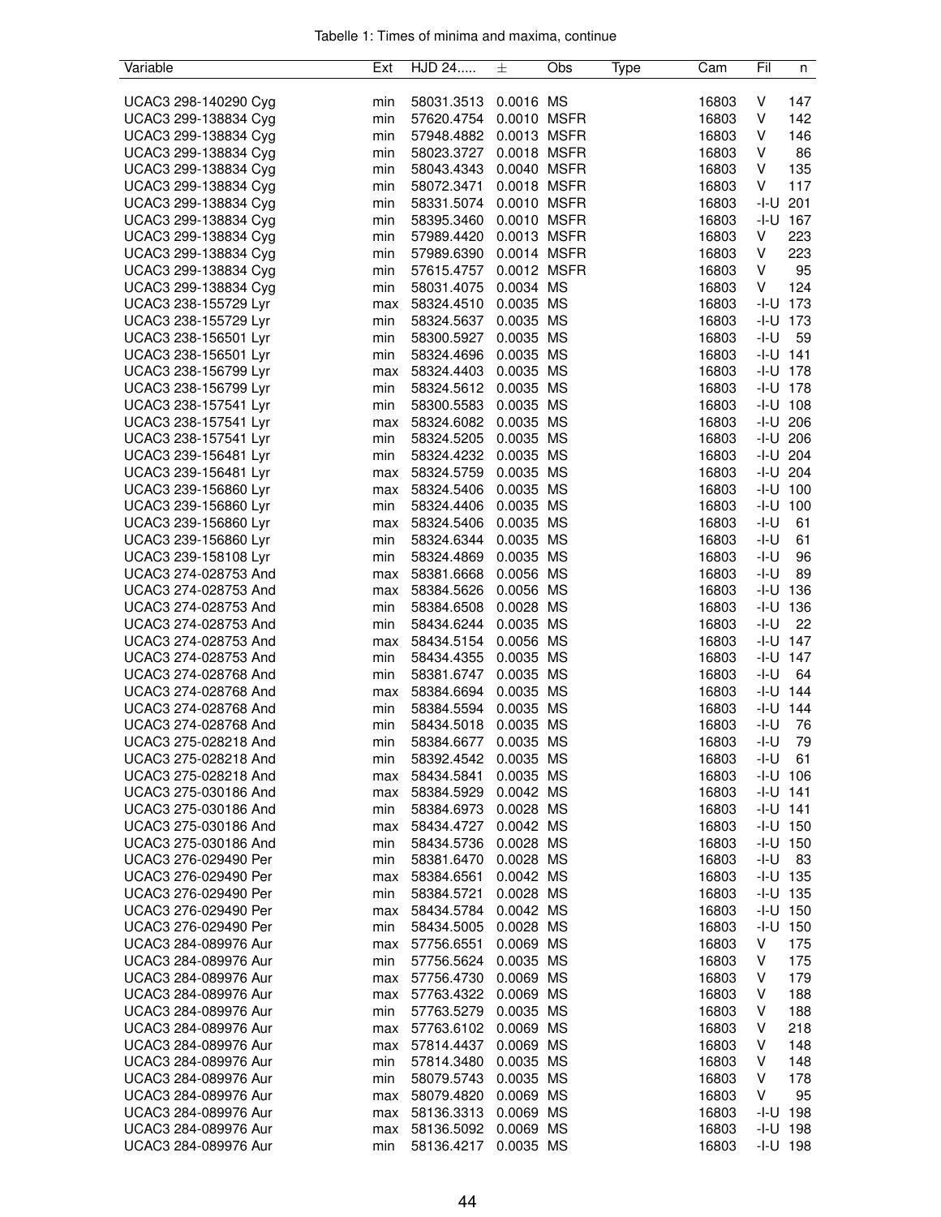Tabelle 1: Times of minima and maxima, continue

| Variable | Ext | HJD 24..... | ± | Obs | Type | Cam | Fil | n |
|---|---|---|---|---|---|---|---|---|
| UCAC3 298-140290 Cyg | min | 58031.3513 | 0.0016 | MS | | 16803 | V | 147 |
| UCAC3 299-138834 Cyg | min | 57620.4754 | 0.0010 | MSFR | | 16803 | V | 142 |
| UCAC3 299-138834 Cyg | min | 57948.4882 | 0.0013 | MSFR | | 16803 | V | 146 |
| UCAC3 299-138834 Cyg | min | 58023.3727 | 0.0018 | MSFR | | 16803 | V | 86 |
| UCAC3 299-138834 Cyg | min | 58043.4343 | 0.0040 | MSFR | | 16803 | V | 135 |
| UCAC3 299-138834 Cyg | min | 58072.3471 | 0.0018 | MSFR | | 16803 | V | 117 |
| UCAC3 299-138834 Cyg | min | 58331.5074 | 0.0010 | MSFR | | 16803 | -I-U | 201 |
| UCAC3 299-138834 Cyg | min | 58395.3460 | 0.0010 | MSFR | | 16803 | -I-U | 167 |
| UCAC3 299-138834 Cyg | min | 57989.4420 | 0.0013 | MSFR | | 16803 | V | 223 |
| UCAC3 299-138834 Cyg | min | 57989.6390 | 0.0014 | MSFR | | 16803 | V | 223 |
| UCAC3 299-138834 Cyg | min | 57615.4757 | 0.0012 | MSFR | | 16803 | V | 95 |
| UCAC3 299-138834 Cyg | min | 58031.4075 | 0.0034 | MS | | 16803 | V | 124 |
| UCAC3 238-155729 Lyr | max | 58324.4510 | 0.0035 | MS | | 16803 | -I-U | 173 |
| UCAC3 238-155729 Lyr | min | 58324.5637 | 0.0035 | MS | | 16803 | -I-U | 173 |
| UCAC3 238-156501 Lyr | min | 58300.5927 | 0.0035 | MS | | 16803 | -I-U | 59 |
| UCAC3 238-156501 Lyr | min | 58324.4696 | 0.0035 | MS | | 16803 | -I-U | 141 |
| UCAC3 238-156799 Lyr | max | 58324.4403 | 0.0035 | MS | | 16803 | -I-U | 178 |
| UCAC3 238-156799 Lyr | min | 58324.5612 | 0.0035 | MS | | 16803 | -I-U | 178 |
| UCAC3 238-157541 Lyr | min | 58300.5583 | 0.0035 | MS | | 16803 | -I-U | 108 |
| UCAC3 238-157541 Lyr | max | 58324.6082 | 0.0035 | MS | | 16803 | -I-U | 206 |
| UCAC3 238-157541 Lyr | min | 58324.5205 | 0.0035 | MS | | 16803 | -I-U | 206 |
| UCAC3 239-156481 Lyr | min | 58324.4232 | 0.0035 | MS | | 16803 | -I-U | 204 |
| UCAC3 239-156481 Lyr | max | 58324.5759 | 0.0035 | MS | | 16803 | -I-U | 204 |
| UCAC3 239-156860 Lyr | max | 58324.5406 | 0.0035 | MS | | 16803 | -I-U | 100 |
| UCAC3 239-156860 Lyr | min | 58324.4406 | 0.0035 | MS | | 16803 | -I-U | 100 |
| UCAC3 239-156860 Lyr | max | 58324.5406 | 0.0035 | MS | | 16803 | -I-U | 61 |
| UCAC3 239-156860 Lyr | min | 58324.6344 | 0.0035 | MS | | 16803 | -I-U | 61 |
| UCAC3 239-158108 Lyr | min | 58324.4869 | 0.0035 | MS | | 16803 | -I-U | 96 |
| UCAC3 274-028753 And | max | 58381.6668 | 0.0056 | MS | | 16803 | -I-U | 89 |
| UCAC3 274-028753 And | max | 58384.5626 | 0.0056 | MS | | 16803 | -I-U | 136 |
| UCAC3 274-028753 And | min | 58384.6508 | 0.0028 | MS | | 16803 | -I-U | 136 |
| UCAC3 274-028753 And | min | 58434.6244 | 0.0035 | MS | | 16803 | -I-U | 22 |
| UCAC3 274-028753 And | max | 58434.5154 | 0.0056 | MS | | 16803 | -I-U | 147 |
| UCAC3 274-028753 And | min | 58434.4355 | 0.0035 | MS | | 16803 | -I-U | 147 |
| UCAC3 274-028768 And | min | 58381.6747 | 0.0035 | MS | | 16803 | -I-U | 64 |
| UCAC3 274-028768 And | max | 58384.6694 | 0.0035 | MS | | 16803 | -I-U | 144 |
| UCAC3 274-028768 And | min | 58384.5594 | 0.0035 | MS | | 16803 | -I-U | 144 |
| UCAC3 274-028768 And | min | 58434.5018 | 0.0035 | MS | | 16803 | -I-U | 76 |
| UCAC3 275-028218 And | min | 58384.6677 | 0.0035 | MS | | 16803 | -I-U | 79 |
| UCAC3 275-028218 And | min | 58392.4542 | 0.0035 | MS | | 16803 | -I-U | 61 |
| UCAC3 275-028218 And | max | 58434.5841 | 0.0035 | MS | | 16803 | -I-U | 106 |
| UCAC3 275-030186 And | max | 58384.5929 | 0.0042 | MS | | 16803 | -I-U | 141 |
| UCAC3 275-030186 And | min | 58384.6973 | 0.0028 | MS | | 16803 | -I-U | 141 |
| UCAC3 275-030186 And | max | 58434.4727 | 0.0042 | MS | | 16803 | -I-U | 150 |
| UCAC3 275-030186 And | min | 58434.5736 | 0.0028 | MS | | 16803 | -I-U | 150 |
| UCAC3 276-029490 Per | min | 58381.6470 | 0.0028 | MS | | 16803 | -I-U | 83 |
| UCAC3 276-029490 Per | max | 58384.6561 | 0.0042 | MS | | 16803 | -I-U | 135 |
| UCAC3 276-029490 Per | min | 58384.5721 | 0.0028 | MS | | 16803 | -I-U | 135 |
| UCAC3 276-029490 Per | max | 58434.5784 | 0.0042 | MS | | 16803 | -I-U | 150 |
| UCAC3 276-029490 Per | min | 58434.5005 | 0.0028 | MS | | 16803 | -I-U | 150 |
| UCAC3 284-089976 Aur | max | 57756.6551 | 0.0069 | MS | | 16803 | V | 175 |
| UCAC3 284-089976 Aur | min | 57756.5624 | 0.0035 | MS | | 16803 | V | 175 |
| UCAC3 284-089976 Aur | max | 57756.4730 | 0.0069 | MS | | 16803 | V | 179 |
| UCAC3 284-089976 Aur | max | 57763.4322 | 0.0069 | MS | | 16803 | V | 188 |
| UCAC3 284-089976 Aur | min | 57763.5279 | 0.0035 | MS | | 16803 | V | 188 |
| UCAC3 284-089976 Aur | max | 57763.6102 | 0.0069 | MS | | 16803 | V | 218 |
| UCAC3 284-089976 Aur | max | 57814.4437 | 0.0069 | MS | | 16803 | V | 148 |
| UCAC3 284-089976 Aur | min | 57814.3480 | 0.0035 | MS | | 16803 | V | 148 |
| UCAC3 284-089976 Aur | min | 58079.5743 | 0.0035 | MS | | 16803 | V | 178 |
| UCAC3 284-089976 Aur | max | 58079.4820 | 0.0069 | MS | | 16803 | V | 95 |
| UCAC3 284-089976 Aur | max | 58136.3313 | 0.0069 | MS | | 16803 | -I-U | 198 |
| UCAC3 284-089976 Aur | max | 58136.5092 | 0.0069 | MS | | 16803 | -I-U | 198 |
| UCAC3 284-089976 Aur | min | 58136.4217 | 0.0035 | MS | | 16803 | -I-U | 198 |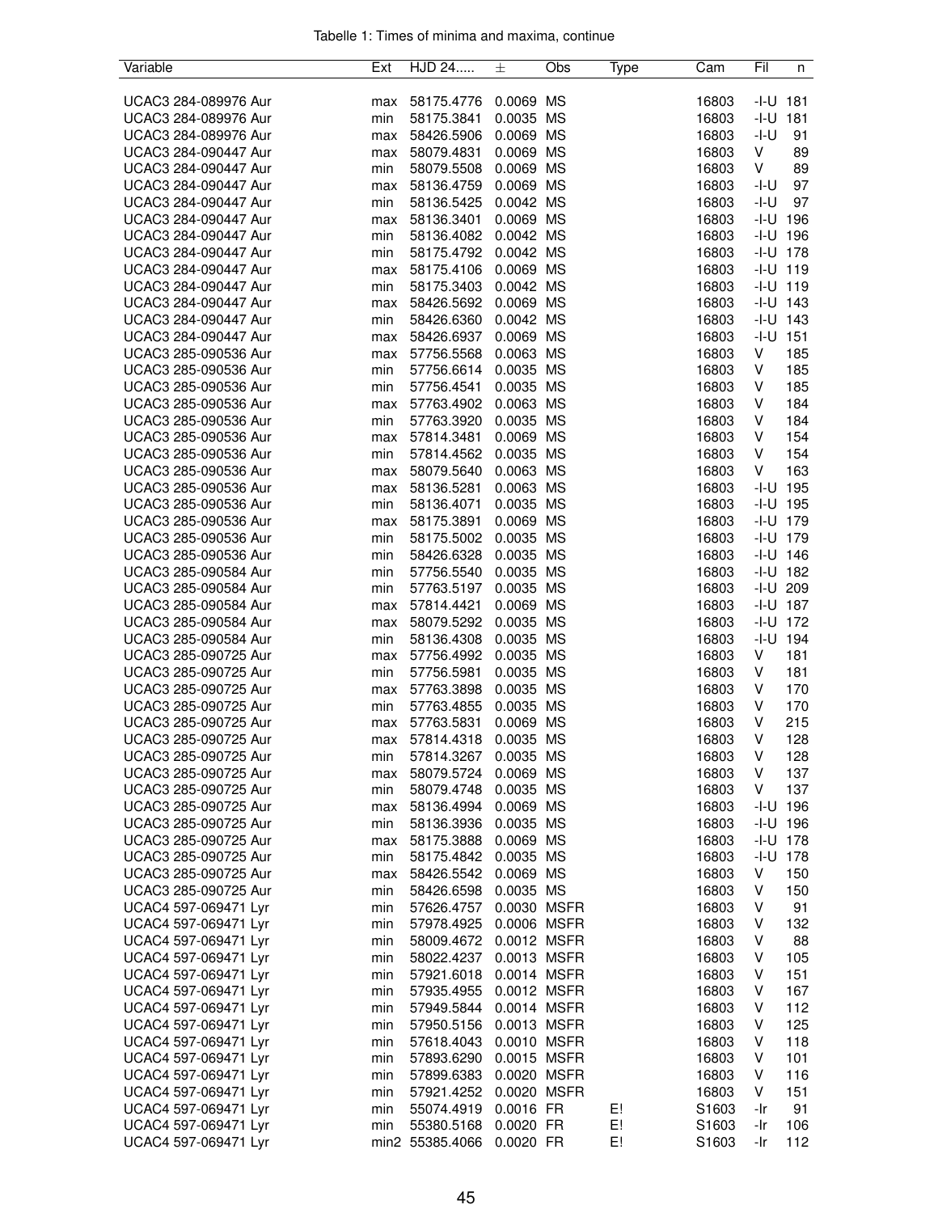Tabelle 1: Times of minima and maxima, continue

| Variable | Ext | HJD 24..... | ± | Obs | Type | Cam | Fil | n |
|---|---|---|---|---|---|---|---|---|
| UCAC3 284-089976 Aur | max | 58175.4776 | 0.0069 | MS | | 16803 | -I-U | 181 |
| UCAC3 284-089976 Aur | min | 58175.3841 | 0.0035 | MS | | 16803 | -I-U | 181 |
| UCAC3 284-089976 Aur | max | 58426.5906 | 0.0069 | MS | | 16803 | -I-U | 91 |
| UCAC3 284-090447 Aur | max | 58079.4831 | 0.0069 | MS | | 16803 | V | 89 |
| UCAC3 284-090447 Aur | min | 58079.5508 | 0.0069 | MS | | 16803 | V | 89 |
| UCAC3 284-090447 Aur | max | 58136.4759 | 0.0069 | MS | | 16803 | -I-U | 97 |
| UCAC3 284-090447 Aur | min | 58136.5425 | 0.0042 | MS | | 16803 | -I-U | 97 |
| UCAC3 284-090447 Aur | max | 58136.3401 | 0.0069 | MS | | 16803 | -I-U | 196 |
| UCAC3 284-090447 Aur | min | 58136.4082 | 0.0042 | MS | | 16803 | -I-U | 196 |
| UCAC3 284-090447 Aur | min | 58175.4792 | 0.0042 | MS | | 16803 | -I-U | 178 |
| UCAC3 284-090447 Aur | max | 58175.4106 | 0.0069 | MS | | 16803 | -I-U | 119 |
| UCAC3 284-090447 Aur | min | 58175.3403 | 0.0042 | MS | | 16803 | -I-U | 119 |
| UCAC3 284-090447 Aur | max | 58426.5692 | 0.0069 | MS | | 16803 | -I-U | 143 |
| UCAC3 284-090447 Aur | min | 58426.6360 | 0.0042 | MS | | 16803 | -I-U | 143 |
| UCAC3 284-090447 Aur | max | 58426.6937 | 0.0069 | MS | | 16803 | -I-U | 151 |
| UCAC3 285-090536 Aur | max | 57756.5568 | 0.0063 | MS | | 16803 | V | 185 |
| UCAC3 285-090536 Aur | min | 57756.6614 | 0.0035 | MS | | 16803 | V | 185 |
| UCAC3 285-090536 Aur | min | 57756.4541 | 0.0035 | MS | | 16803 | V | 185 |
| UCAC3 285-090536 Aur | max | 57763.4902 | 0.0063 | MS | | 16803 | V | 184 |
| UCAC3 285-090536 Aur | min | 57763.3920 | 0.0035 | MS | | 16803 | V | 184 |
| UCAC3 285-090536 Aur | max | 57814.3481 | 0.0069 | MS | | 16803 | V | 154 |
| UCAC3 285-090536 Aur | min | 57814.4562 | 0.0035 | MS | | 16803 | V | 154 |
| UCAC3 285-090536 Aur | max | 58079.5640 | 0.0063 | MS | | 16803 | V | 163 |
| UCAC3 285-090536 Aur | max | 58136.5281 | 0.0063 | MS | | 16803 | -I-U | 195 |
| UCAC3 285-090536 Aur | min | 58136.4071 | 0.0035 | MS | | 16803 | -I-U | 195 |
| UCAC3 285-090536 Aur | max | 58175.3891 | 0.0069 | MS | | 16803 | -I-U | 179 |
| UCAC3 285-090536 Aur | min | 58175.5002 | 0.0035 | MS | | 16803 | -I-U | 179 |
| UCAC3 285-090536 Aur | min | 58426.6328 | 0.0035 | MS | | 16803 | -I-U | 146 |
| UCAC3 285-090584 Aur | min | 57756.5540 | 0.0035 | MS | | 16803 | -I-U | 182 |
| UCAC3 285-090584 Aur | min | 57763.5197 | 0.0035 | MS | | 16803 | -I-U | 209 |
| UCAC3 285-090584 Aur | max | 57814.4421 | 0.0069 | MS | | 16803 | -I-U | 187 |
| UCAC3 285-090584 Aur | max | 58079.5292 | 0.0035 | MS | | 16803 | -I-U | 172 |
| UCAC3 285-090584 Aur | min | 58136.4308 | 0.0035 | MS | | 16803 | -I-U | 194 |
| UCAC3 285-090725 Aur | max | 57756.4992 | 0.0035 | MS | | 16803 | V | 181 |
| UCAC3 285-090725 Aur | min | 57756.5981 | 0.0035 | MS | | 16803 | V | 181 |
| UCAC3 285-090725 Aur | max | 57763.3898 | 0.0035 | MS | | 16803 | V | 170 |
| UCAC3 285-090725 Aur | min | 57763.4855 | 0.0035 | MS | | 16803 | V | 170 |
| UCAC3 285-090725 Aur | max | 57763.5831 | 0.0069 | MS | | 16803 | V | 215 |
| UCAC3 285-090725 Aur | max | 57814.4318 | 0.0035 | MS | | 16803 | V | 128 |
| UCAC3 285-090725 Aur | min | 57814.3267 | 0.0035 | MS | | 16803 | V | 128 |
| UCAC3 285-090725 Aur | max | 58079.5724 | 0.0069 | MS | | 16803 | V | 137 |
| UCAC3 285-090725 Aur | min | 58079.4748 | 0.0035 | MS | | 16803 | V | 137 |
| UCAC3 285-090725 Aur | max | 58136.4994 | 0.0069 | MS | | 16803 | -I-U | 196 |
| UCAC3 285-090725 Aur | min | 58136.3936 | 0.0035 | MS | | 16803 | -I-U | 196 |
| UCAC3 285-090725 Aur | max | 58175.3888 | 0.0069 | MS | | 16803 | -I-U | 178 |
| UCAC3 285-090725 Aur | min | 58175.4842 | 0.0035 | MS | | 16803 | -I-U | 178 |
| UCAC3 285-090725 Aur | max | 58426.5542 | 0.0069 | MS | | 16803 | V | 150 |
| UCAC3 285-090725 Aur | min | 58426.6598 | 0.0035 | MS | | 16803 | V | 150 |
| UCAC4 597-069471 Lyr | min | 57626.4757 | 0.0030 | MSFR | | 16803 | V | 91 |
| UCAC4 597-069471 Lyr | min | 57978.4925 | 0.0006 | MSFR | | 16803 | V | 132 |
| UCAC4 597-069471 Lyr | min | 58009.4672 | 0.0012 | MSFR | | 16803 | V | 88 |
| UCAC4 597-069471 Lyr | min | 58022.4237 | 0.0013 | MSFR | | 16803 | V | 105 |
| UCAC4 597-069471 Lyr | min | 57921.6018 | 0.0014 | MSFR | | 16803 | V | 151 |
| UCAC4 597-069471 Lyr | min | 57935.4955 | 0.0012 | MSFR | | 16803 | V | 167 |
| UCAC4 597-069471 Lyr | min | 57949.5844 | 0.0014 | MSFR | | 16803 | V | 112 |
| UCAC4 597-069471 Lyr | min | 57950.5156 | 0.0013 | MSFR | | 16803 | V | 125 |
| UCAC4 597-069471 Lyr | min | 57618.4043 | 0.0010 | MSFR | | 16803 | V | 118 |
| UCAC4 597-069471 Lyr | min | 57893.6290 | 0.0015 | MSFR | | 16803 | V | 101 |
| UCAC4 597-069471 Lyr | min | 57899.6383 | 0.0020 | MSFR | | 16803 | V | 116 |
| UCAC4 597-069471 Lyr | min | 57921.4252 | 0.0020 | MSFR | | 16803 | V | 151 |
| UCAC4 597-069471 Lyr | min | 55074.4919 | 0.0016 | FR | E! | S1603 | -Ir | 91 |
| UCAC4 597-069471 Lyr | min | 55380.5168 | 0.0020 | FR | E! | S1603 | -Ir | 106 |
| UCAC4 597-069471 Lyr | min2 | 55385.4066 | 0.0020 | FR | E! | S1603 | -Ir | 112 |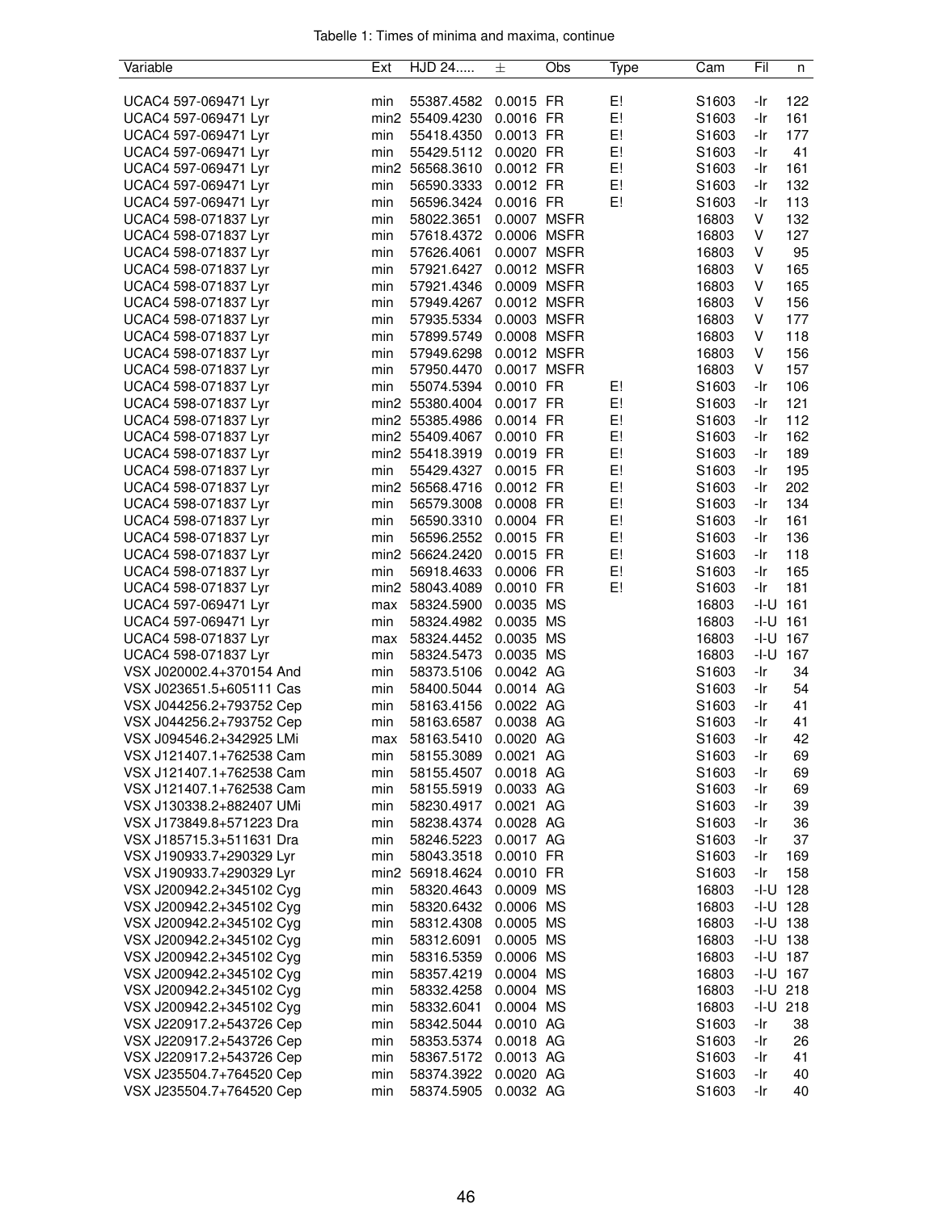Tabelle 1: Times of minima and maxima, continue

| Variable | Ext | HJD 24..... | ± | Obs | Type | Cam | Fil | n |
|---|---|---|---|---|---|---|---|---|
| UCAC4 597-069471 Lyr | min | 55387.4582 | 0.0015 | FR | E! | S1603 | -Ir | 122 |
| UCAC4 597-069471 Lyr | min2 | 55409.4230 | 0.0016 | FR | E! | S1603 | -Ir | 161 |
| UCAC4 597-069471 Lyr | min | 55418.4350 | 0.0013 | FR | E! | S1603 | -Ir | 177 |
| UCAC4 597-069471 Lyr | min | 55429.5112 | 0.0020 | FR | E! | S1603 | -Ir | 41 |
| UCAC4 597-069471 Lyr | min2 | 56568.3610 | 0.0012 | FR | E! | S1603 | -Ir | 161 |
| UCAC4 597-069471 Lyr | min | 56590.3333 | 0.0012 | FR | E! | S1603 | -Ir | 132 |
| UCAC4 597-069471 Lyr | min | 56596.3424 | 0.0016 | FR | E! | S1603 | -Ir | 113 |
| UCAC4 598-071837 Lyr | min | 58022.3651 | 0.0007 | MSFR | | 16803 | V | 132 |
| UCAC4 598-071837 Lyr | min | 57618.4372 | 0.0006 | MSFR | | 16803 | V | 127 |
| UCAC4 598-071837 Lyr | min | 57626.4061 | 0.0007 | MSFR | | 16803 | V | 95 |
| UCAC4 598-071837 Lyr | min | 57921.6427 | 0.0012 | MSFR | | 16803 | V | 165 |
| UCAC4 598-071837 Lyr | min | 57921.4346 | 0.0009 | MSFR | | 16803 | V | 165 |
| UCAC4 598-071837 Lyr | min | 57949.4267 | 0.0012 | MSFR | | 16803 | V | 156 |
| UCAC4 598-071837 Lyr | min | 57935.5334 | 0.0003 | MSFR | | 16803 | V | 177 |
| UCAC4 598-071837 Lyr | min | 57899.5749 | 0.0008 | MSFR | | 16803 | V | 118 |
| UCAC4 598-071837 Lyr | min | 57949.6298 | 0.0012 | MSFR | | 16803 | V | 156 |
| UCAC4 598-071837 Lyr | min | 57950.4470 | 0.0017 | MSFR | | 16803 | V | 157 |
| UCAC4 598-071837 Lyr | min | 55074.5394 | 0.0010 | FR | E! | S1603 | -Ir | 106 |
| UCAC4 598-071837 Lyr | min2 | 55380.4004 | 0.0017 | FR | E! | S1603 | -Ir | 121 |
| UCAC4 598-071837 Lyr | min2 | 55385.4986 | 0.0014 | FR | E! | S1603 | -Ir | 112 |
| UCAC4 598-071837 Lyr | min2 | 55409.4067 | 0.0010 | FR | E! | S1603 | -Ir | 162 |
| UCAC4 598-071837 Lyr | min2 | 55418.3919 | 0.0019 | FR | E! | S1603 | -Ir | 189 |
| UCAC4 598-071837 Lyr | min | 55429.4327 | 0.0015 | FR | E! | S1603 | -Ir | 195 |
| UCAC4 598-071837 Lyr | min2 | 56568.4716 | 0.0012 | FR | E! | S1603 | -Ir | 202 |
| UCAC4 598-071837 Lyr | min | 56579.3008 | 0.0008 | FR | E! | S1603 | -Ir | 134 |
| UCAC4 598-071837 Lyr | min | 56590.3310 | 0.0004 | FR | E! | S1603 | -Ir | 161 |
| UCAC4 598-071837 Lyr | min | 56596.2552 | 0.0015 | FR | E! | S1603 | -Ir | 136 |
| UCAC4 598-071837 Lyr | min2 | 56624.2420 | 0.0015 | FR | E! | S1603 | -Ir | 118 |
| UCAC4 598-071837 Lyr | min | 56918.4633 | 0.0006 | FR | E! | S1603 | -Ir | 165 |
| UCAC4 598-071837 Lyr | min2 | 58043.4089 | 0.0010 | FR | E! | S1603 | -Ir | 181 |
| UCAC4 597-069471 Lyr | max | 58324.5900 | 0.0035 | MS | | 16803 | -I-U | 161 |
| UCAC4 597-069471 Lyr | min | 58324.4982 | 0.0035 | MS | | 16803 | -I-U | 161 |
| UCAC4 598-071837 Lyr | max | 58324.4452 | 0.0035 | MS | | 16803 | -I-U | 167 |
| UCAC4 598-071837 Lyr | min | 58324.5473 | 0.0035 | MS | | 16803 | -I-U | 167 |
| VSX J020002.4+370154 And | min | 58373.5106 | 0.0042 | AG | | S1603 | -Ir | 34 |
| VSX J023651.5+605111 Cas | min | 58400.5044 | 0.0014 | AG | | S1603 | -Ir | 54 |
| VSX J044256.2+793752 Cep | min | 58163.4156 | 0.0022 | AG | | S1603 | -Ir | 41 |
| VSX J044256.2+793752 Cep | min | 58163.6587 | 0.0038 | AG | | S1603 | -Ir | 41 |
| VSX J094546.2+342925 LMi | max | 58163.5410 | 0.0020 | AG | | S1603 | -Ir | 42 |
| VSX J121407.1+762538 Cam | min | 58155.3089 | 0.0021 | AG | | S1603 | -Ir | 69 |
| VSX J121407.1+762538 Cam | min | 58155.4507 | 0.0018 | AG | | S1603 | -Ir | 69 |
| VSX J121407.1+762538 Cam | min | 58155.5919 | 0.0033 | AG | | S1603 | -Ir | 69 |
| VSX J130338.2+882407 UMi | min | 58230.4917 | 0.0021 | AG | | S1603 | -Ir | 39 |
| VSX J173849.8+571223 Dra | min | 58238.4374 | 0.0028 | AG | | S1603 | -Ir | 36 |
| VSX J185715.3+511631 Dra | min | 58246.5223 | 0.0017 | AG | | S1603 | -Ir | 37 |
| VSX J190933.7+290329 Lyr | min | 58043.3518 | 0.0010 | FR | | S1603 | -Ir | 169 |
| VSX J190933.7+290329 Lyr | min2 | 56918.4624 | 0.0010 | FR | | S1603 | -Ir | 158 |
| VSX J200942.2+345102 Cyg | min | 58320.4643 | 0.0009 | MS | | 16803 | -I-U | 128 |
| VSX J200942.2+345102 Cyg | min | 58320.6432 | 0.0006 | MS | | 16803 | -I-U | 128 |
| VSX J200942.2+345102 Cyg | min | 58312.4308 | 0.0005 | MS | | 16803 | -I-U | 138 |
| VSX J200942.2+345102 Cyg | min | 58312.6091 | 0.0005 | MS | | 16803 | -I-U | 138 |
| VSX J200942.2+345102 Cyg | min | 58316.5359 | 0.0006 | MS | | 16803 | -I-U | 187 |
| VSX J200942.2+345102 Cyg | min | 58357.4219 | 0.0004 | MS | | 16803 | -I-U | 167 |
| VSX J200942.2+345102 Cyg | min | 58332.4258 | 0.0004 | MS | | 16803 | -I-U | 218 |
| VSX J200942.2+345102 Cyg | min | 58332.6041 | 0.0004 | MS | | 16803 | -I-U | 218 |
| VSX J220917.2+543726 Cep | min | 58342.5044 | 0.0010 | AG | | S1603 | -Ir | 38 |
| VSX J220917.2+543726 Cep | min | 58353.5374 | 0.0018 | AG | | S1603 | -Ir | 26 |
| VSX J220917.2+543726 Cep | min | 58367.5172 | 0.0013 | AG | | S1603 | -Ir | 41 |
| VSX J235504.7+764520 Cep | min | 58374.3922 | 0.0020 | AG | | S1603 | -Ir | 40 |
| VSX J235504.7+764520 Cep | min | 58374.5905 | 0.0032 | AG | | S1603 | -Ir | 40 |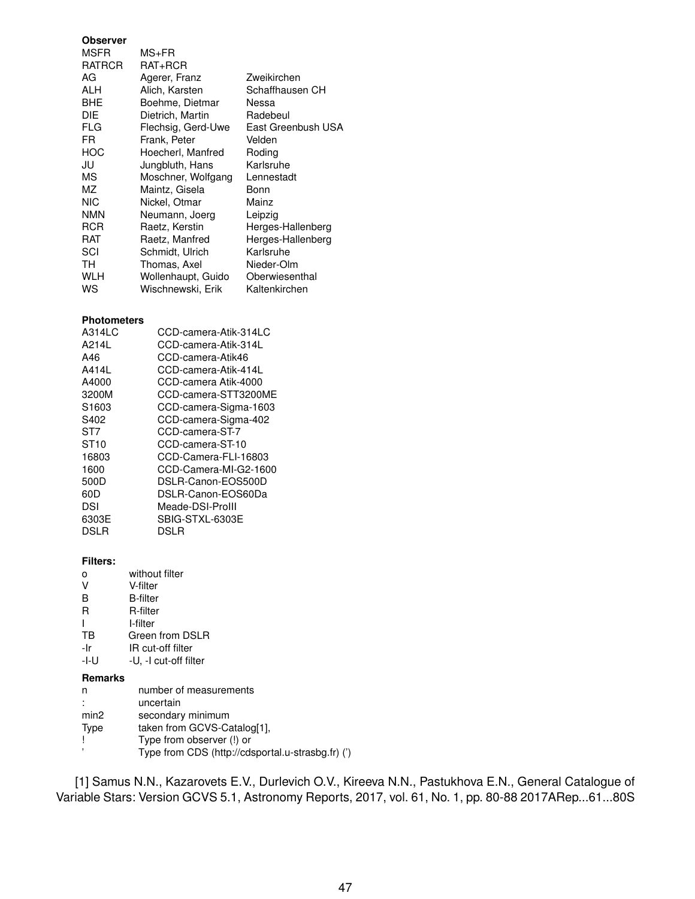**Observer**

| | | |
|---|---|---|
| MSFR | MS+FR | |
| RATRCR | RAT+RCR | |
| AG | Agerer, Franz | Zweikirchen |
| ALH | Alich, Karsten | Schaffhausen CH |
| BHE | Boehme, Dietmar | Nessa |
| DIE | Dietrich, Martin | Radebeul |
| FLG | Flechsig, Gerd-Uwe | East Greenbush USA |
| FR | Frank, Peter | Velden |
| HOC | Hoecherl, Manfred | Roding |
| JU | Jungbluth, Hans | Karlsruhe |
| MS | Moschner, Wolfgang | Lennestadt |
| MZ | Maintz, Gisela | Bonn |
| NIC | Nickel, Otmar | Mainz |
| NMN | Neumann, Joerg | Leipzig |
| RCR | Raetz, Kerstin | Herges-Hallenberg |
| RAT | Raetz, Manfred | Herges-Hallenberg |
| SCI | Schmidt, Ulrich | Karlsruhe |
| TH | Thomas, Axel | Nieder-Olm |
| WLH | Wollenhaupt, Guido | Oberwiesenthal |
| WS | Wischnewski, Erik | Kaltenkirchen |

**Photometers**

| | |
|---|---|
| A314LC | CCD-camera-Atik-314LC |
| A214L | CCD-camera-Atik-314L |
| A46 | CCD-camera-Atik46 |
| A414L | CCD-camera-Atik-414L |
| A4000 | CCD-camera Atik-4000 |
| 3200M | CCD-camera-STT3200ME |
| S1603 | CCD-camera-Sigma-1603 |
| S402 | CCD-camera-Sigma-402 |
| ST7 | CCD-camera-ST-7 |
| ST10 | CCD-camera-ST-10 |
| 16803 | CCD-Camera-FLI-16803 |
| 1600 | CCD-Camera-MI-G2-1600 |
| 500D | DSLR-Canon-EOS500D |
| 60D | DSLR-Canon-EOS60Da |
| DSI | Meade-DSI-ProIII |
| 6303E | SBIG-STXL-6303E |
| DSLR | DSLR |

**Filters:**

| | |
|---|---|
| o | without filter |
| V | V-filter |
| B | B-filter |
| R | R-filter |
| I | I-filter |
| TB | Green from DSLR |
| -Ir | IR cut-off filter |
| -I-U | -U, -I cut-off filter |

**Remarks**

| | |
|---|---|
| n | number of measurements |
| : | uncertain |
| min2 | secondary minimum |
| Type | taken from GCVS-Catalog[1], |
| ! | Type from observer (!) or |
| ' | Type from CDS (http://cdsportal.u-strasbg.fr) (') |

[1] Samus N.N., Kazarovets E.V., Durlevich O.V., Kireeva N.N., Pastukhova E.N., General Catalogue of Variable Stars: Version GCVS 5.1, Astronomy Reports, 2017, vol. 61, No. 1, pp. 80-88 2017ARep...61...80S